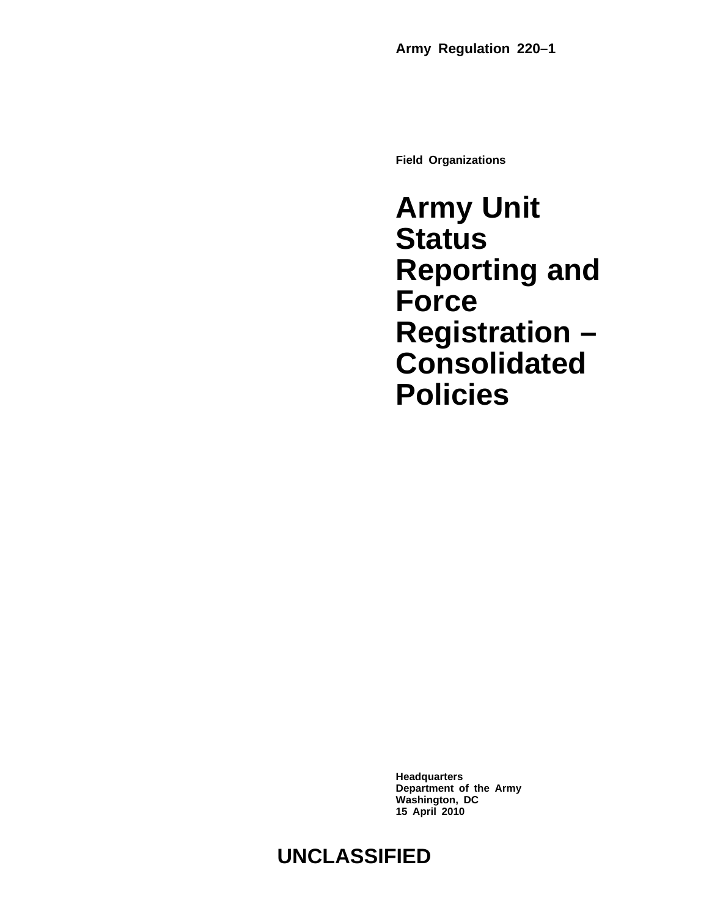**Army Regulation 220–1**

**Field Organizations**

# Army Unit Status Reporting and Force Registration – Consolidated Policies

**Headquarters**
**Department of the Army**
**Washington, DC**
**15 April 2010**

**UNCLASSIFIED**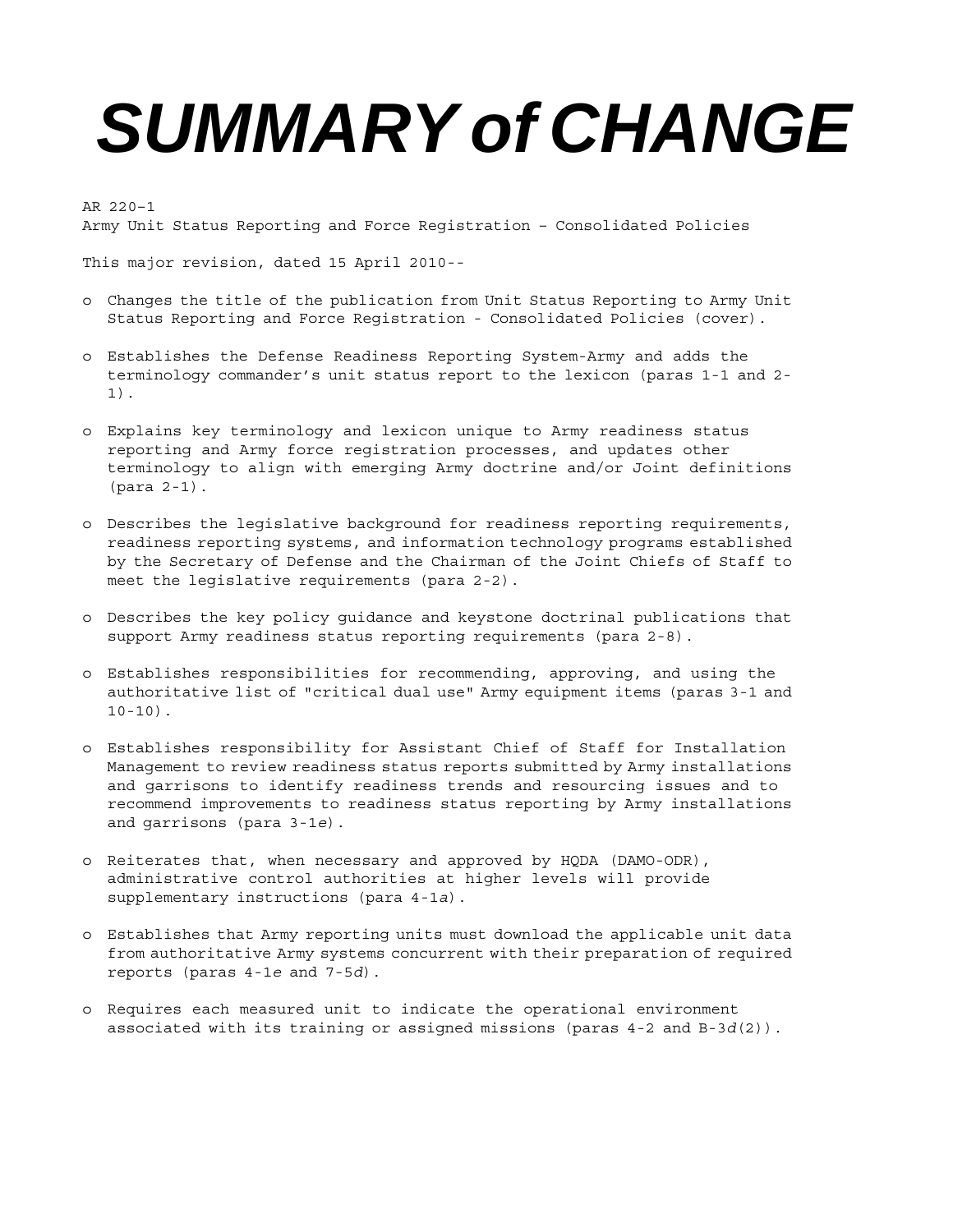# *SUMMARY of CHANGE*

AR 220–1
Army Unit Status Reporting and Force Registration – Consolidated Policies

This major revision, dated 15 April 2010--

- o Changes the title of the publication from Unit Status Reporting to Army Unit Status Reporting and Force Registration - Consolidated Policies (cover).

- o Establishes the Defense Readiness Reporting System-Army and adds the terminology commander's unit status report to the lexicon (paras 1-1 and 2-1).

- o Explains key terminology and lexicon unique to Army readiness status reporting and Army force registration processes, and updates other terminology to align with emerging Army doctrine and/or Joint definitions (para 2-1).

- o Describes the legislative background for readiness reporting requirements, readiness reporting systems, and information technology programs established by the Secretary of Defense and the Chairman of the Joint Chiefs of Staff to meet the legislative requirements (para 2-2).

- o Describes the key policy guidance and keystone doctrinal publications that support Army readiness status reporting requirements (para 2-8).

- o Establishes responsibilities for recommending, approving, and using the authoritative list of "critical dual use" Army equipment items (paras 3-1 and 10-10).

- o Establishes responsibility for Assistant Chief of Staff for Installation Management to review readiness status reports submitted by Army installations and garrisons to identify readiness trends and resourcing issues and to recommend improvements to readiness status reporting by Army installations and garrisons (para 3-1*e*).

- o Reiterates that, when necessary and approved by HQDA (DAMO-ODR), administrative control authorities at higher levels will provide supplementary instructions (para 4-1*a*).

- o Establishes that Army reporting units must download the applicable unit data from authoritative Army systems concurrent with their preparation of required reports (paras 4-1*e* and 7-5*d*).

- o Requires each measured unit to indicate the operational environment associated with its training or assigned missions (paras 4-2 and B-3*d*(2)).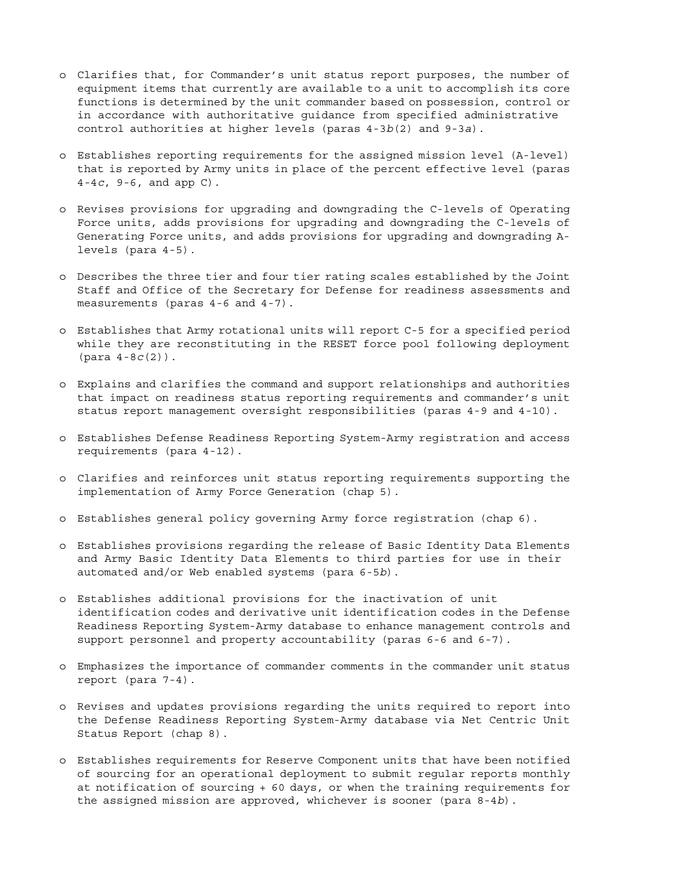- Clarifies that, for Commander's unit status report purposes, the number of equipment items that currently are available to a unit to accomplish its core functions is determined by the unit commander based on possession, control or in accordance with authoritative guidance from specified administrative control authorities at higher levels (paras 4-3*b*(2) and 9-3*a*).

- Establishes reporting requirements for the assigned mission level (A-level) that is reported by Army units in place of the percent effective level (paras 4-4*c*, 9-6, and app C).

- Revises provisions for upgrading and downgrading the C-levels of Operating Force units, adds provisions for upgrading and downgrading the C-levels of Generating Force units, and adds provisions for upgrading and downgrading A-levels (para 4-5).

- Describes the three tier and four tier rating scales established by the Joint Staff and Office of the Secretary for Defense for readiness assessments and measurements (paras 4-6 and 4-7).

- Establishes that Army rotational units will report C-5 for a specified period while they are reconstituting in the RESET force pool following deployment (para 4-8*c*(2)).

- Explains and clarifies the command and support relationships and authorities that impact on readiness status reporting requirements and commander's unit status report management oversight responsibilities (paras 4-9 and 4-10).

- Establishes Defense Readiness Reporting System-Army registration and access requirements (para 4-12).

- Clarifies and reinforces unit status reporting requirements supporting the implementation of Army Force Generation (chap 5).

- Establishes general policy governing Army force registration (chap 6).

- Establishes provisions regarding the release of Basic Identity Data Elements and Army Basic Identity Data Elements to third parties for use in their automated and/or Web enabled systems (para 6-5*b*).

- Establishes additional provisions for the inactivation of unit identification codes and derivative unit identification codes in the Defense Readiness Reporting System-Army database to enhance management controls and support personnel and property accountability (paras 6-6 and 6-7).

- Emphasizes the importance of commander comments in the commander unit status report (para 7-4).

- Revises and updates provisions regarding the units required to report into the Defense Readiness Reporting System-Army database via Net Centric Unit Status Report (chap 8).

- Establishes requirements for Reserve Component units that have been notified of sourcing for an operational deployment to submit regular reports monthly at notification of sourcing + 60 days, or when the training requirements for the assigned mission are approved, whichever is sooner (para 8-4*b*).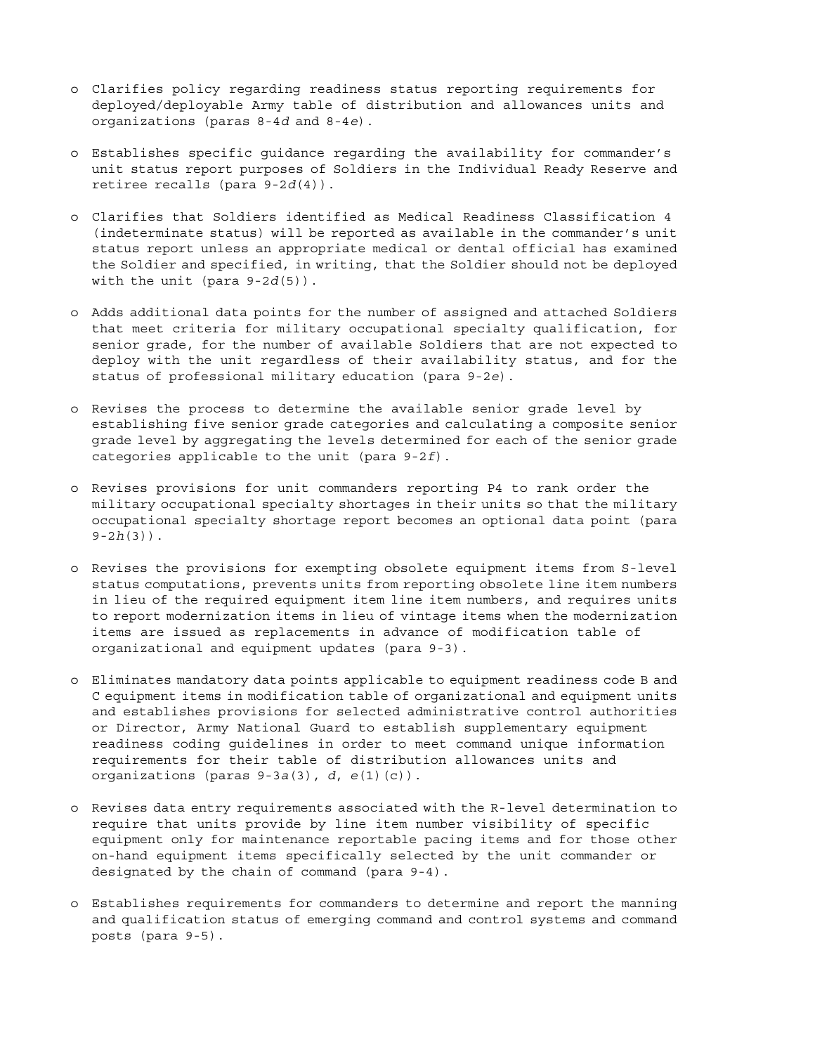- Clarifies policy regarding readiness status reporting requirements for deployed/deployable Army table of distribution and allowances units and organizations (paras 8-4*d* and 8-4*e*).

- Establishes specific guidance regarding the availability for commander's unit status report purposes of Soldiers in the Individual Ready Reserve and retiree recalls (para 9-2*d*(4)).

- Clarifies that Soldiers identified as Medical Readiness Classification 4 (indeterminate status) will be reported as available in the commander's unit status report unless an appropriate medical or dental official has examined the Soldier and specified, in writing, that the Soldier should not be deployed with the unit (para 9-2*d*(5)).

- Adds additional data points for the number of assigned and attached Soldiers that meet criteria for military occupational specialty qualification, for senior grade, for the number of available Soldiers that are not expected to deploy with the unit regardless of their availability status, and for the status of professional military education (para 9-2*e*).

- Revises the process to determine the available senior grade level by establishing five senior grade categories and calculating a composite senior grade level by aggregating the levels determined for each of the senior grade categories applicable to the unit (para 9-2*f*).

- Revises provisions for unit commanders reporting P4 to rank order the military occupational specialty shortages in their units so that the military occupational specialty shortage report becomes an optional data point (para 9-2*h*(3)).

- Revises the provisions for exempting obsolete equipment items from S-level status computations, prevents units from reporting obsolete line item numbers in lieu of the required equipment item line item numbers, and requires units to report modernization items in lieu of vintage items when the modernization items are issued as replacements in advance of modification table of organizational and equipment updates (para 9-3).

- Eliminates mandatory data points applicable to equipment readiness code B and C equipment items in modification table of organizational and equipment units and establishes provisions for selected administrative control authorities or Director, Army National Guard to establish supplementary equipment readiness coding guidelines in order to meet command unique information requirements for their table of distribution allowances units and organizations (paras 9-3*a*(3), *d*, *e*(1)(c)).

- Revises data entry requirements associated with the R-level determination to require that units provide by line item number visibility of specific equipment only for maintenance reportable pacing items and for those other on-hand equipment items specifically selected by the unit commander or designated by the chain of command (para 9-4).

- Establishes requirements for commanders to determine and report the manning and qualification status of emerging command and control systems and command posts (para 9-5).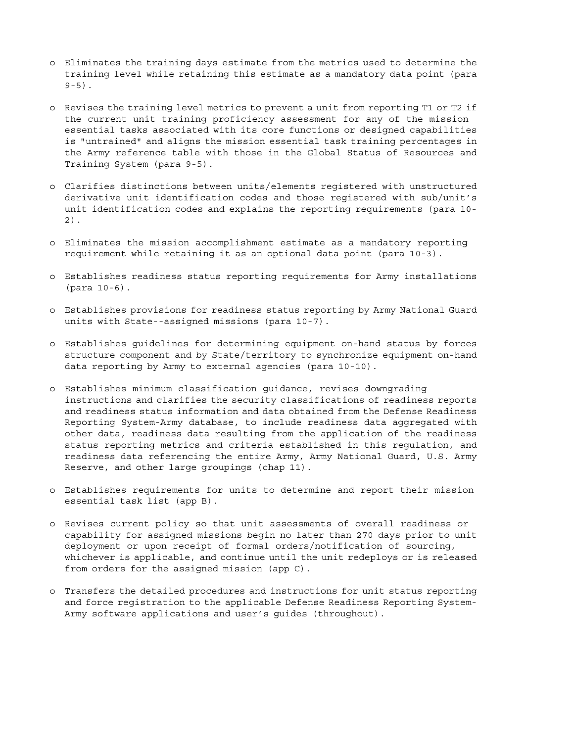- Eliminates the training days estimate from the metrics used to determine the training level while retaining this estimate as a mandatory data point (para 9-5).

- Revises the training level metrics to prevent a unit from reporting T1 or T2 if the current unit training proficiency assessment for any of the mission essential tasks associated with its core functions or designed capabilities is "untrained" and aligns the mission essential task training percentages in the Army reference table with those in the Global Status of Resources and Training System (para 9-5).

- Clarifies distinctions between units/elements registered with unstructured derivative unit identification codes and those registered with sub/unit's unit identification codes and explains the reporting requirements (para 10-2).

- Eliminates the mission accomplishment estimate as a mandatory reporting requirement while retaining it as an optional data point (para 10-3).

- Establishes readiness status reporting requirements for Army installations (para 10-6).

- Establishes provisions for readiness status reporting by Army National Guard units with State--assigned missions (para 10-7).

- Establishes guidelines for determining equipment on-hand status by forces structure component and by State/territory to synchronize equipment on-hand data reporting by Army to external agencies (para 10-10).

- Establishes minimum classification guidance, revises downgrading instructions and clarifies the security classifications of readiness reports and readiness status information and data obtained from the Defense Readiness Reporting System-Army database, to include readiness data aggregated with other data, readiness data resulting from the application of the readiness status reporting metrics and criteria established in this regulation, and readiness data referencing the entire Army, Army National Guard, U.S. Army Reserve, and other large groupings (chap 11).

- Establishes requirements for units to determine and report their mission essential task list (app B).

- Revises current policy so that unit assessments of overall readiness or capability for assigned missions begin no later than 270 days prior to unit deployment or upon receipt of formal orders/notification of sourcing, whichever is applicable, and continue until the unit redeploys or is released from orders for the assigned mission (app C).

- Transfers the detailed procedures and instructions for unit status reporting and force registration to the applicable Defense Readiness Reporting System-Army software applications and user's guides (throughout).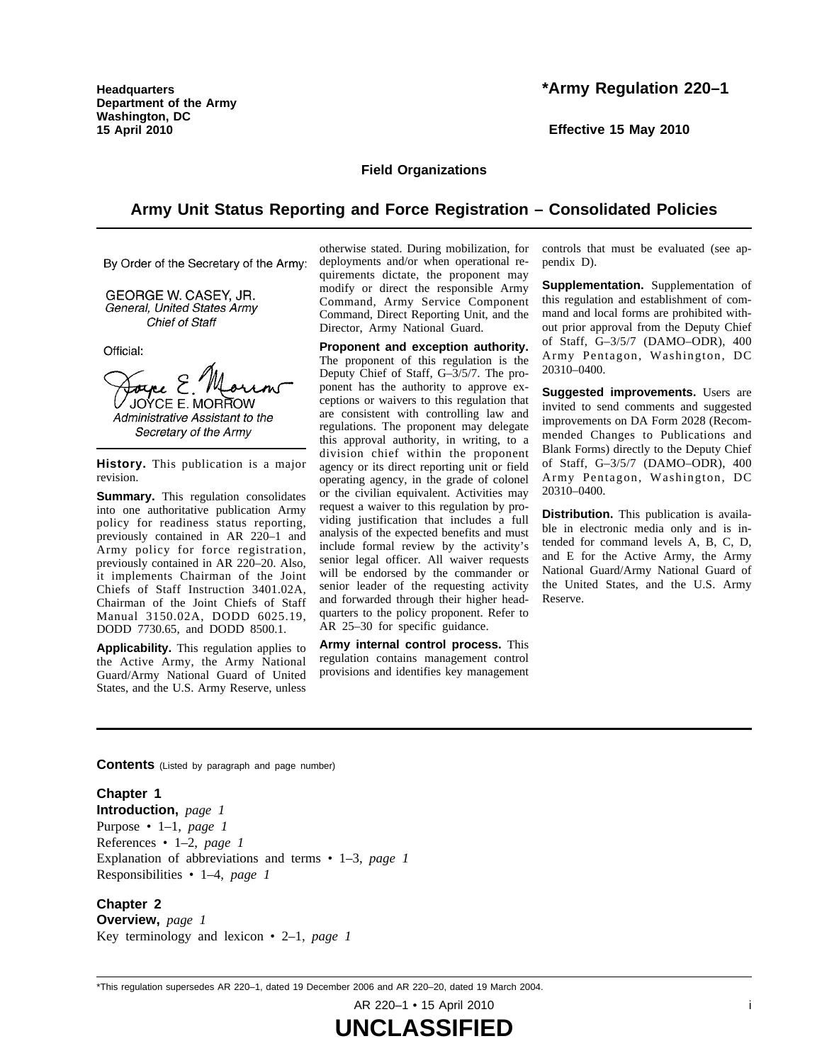Headquarters
Department of the Army
Washington, DC
15 April 2010

**\*Army Regulation 220–1**

**Effective 15 May 2010**

**Field Organizations**

# Army Unit Status Reporting and Force Registration – Consolidated Policies

By Order of the Secretary of the Army:

GEORGE W. CASEY, JR.
*General, United States Army*
*Chief of Staff*

Official:

JOYCE E. MORROW
*Administrative Assistant to the*
*Secretary of the Army*

**History.** This publication is a major revision.

**Summary.** This regulation consolidates into one authoritative publication Army policy for readiness status reporting, previously contained in AR 220–1 and Army policy for force registration, previously contained in AR 220–20. Also, it implements Chairman of the Joint Chiefs of Staff Instruction 3401.02A, Chairman of the Joint Chiefs of Staff Manual 3150.02A, DODD 6025.19, DODD 7730.65, and DODD 8500.1.

**Applicability.** This regulation applies to the Active Army, the Army National Guard/Army National Guard of United States, and the U.S. Army Reserve, unless otherwise stated. During mobilization, for deployments and/or when operational requirements dictate, the proponent may modify or direct the responsible Army Command, Army Service Component Command, Direct Reporting Unit, and the Director, Army National Guard.

**Proponent and exception authority.** The proponent of this regulation is the Deputy Chief of Staff, G–3/5/7. The proponent has the authority to approve exceptions or waivers to this regulation that are consistent with controlling law and regulations. The proponent may delegate this approval authority, in writing, to a division chief within the proponent agency or its direct reporting unit or field operating agency, in the grade of colonel or the civilian equivalent. Activities may request a waiver to this regulation by providing justification that includes a full analysis of the expected benefits and must include formal review by the activity's senior legal officer. All waiver requests will be endorsed by the commander or senior leader of the requesting activity and forwarded through their higher headquarters to the policy proponent. Refer to AR 25–30 for specific guidance.

**Army internal control process.** This regulation contains management control provisions and identifies key management controls that must be evaluated (see appendix D).

**Supplementation.** Supplementation of this regulation and establishment of command and local forms are prohibited without prior approval from the Deputy Chief of Staff, G–3/5/7 (DAMO–ODR), 400 Army Pentagon, Washington, DC 20310–0400.

**Suggested improvements.** Users are invited to send comments and suggested improvements on DA Form 2028 (Recommended Changes to Publications and Blank Forms) directly to the Deputy Chief of Staff, G–3/5/7 (DAMO–ODR), 400 Army Pentagon, Washington, DC 20310–0400.

**Distribution.** This publication is available in electronic media only and is intended for command levels A, B, C, D, and E for the Active Army, the Army National Guard/Army National Guard of the United States, and the U.S. Army Reserve.

**Contents** (Listed by paragraph and page number)

**Chapter 1**
**Introduction,** *page 1*
Purpose • 1–1, *page 1*
References • 1–2, *page 1*
Explanation of abbreviations and terms • 1–3, *page 1*
Responsibilities • 1–4, *page 1*

**Chapter 2**
**Overview,** *page 1*
Key terminology and lexicon • 2–1, *page 1*

\*This regulation supersedes AR 220–1, dated 19 December 2006 and AR 220–20, dated 19 March 2004.

**UNCLASSIFIED**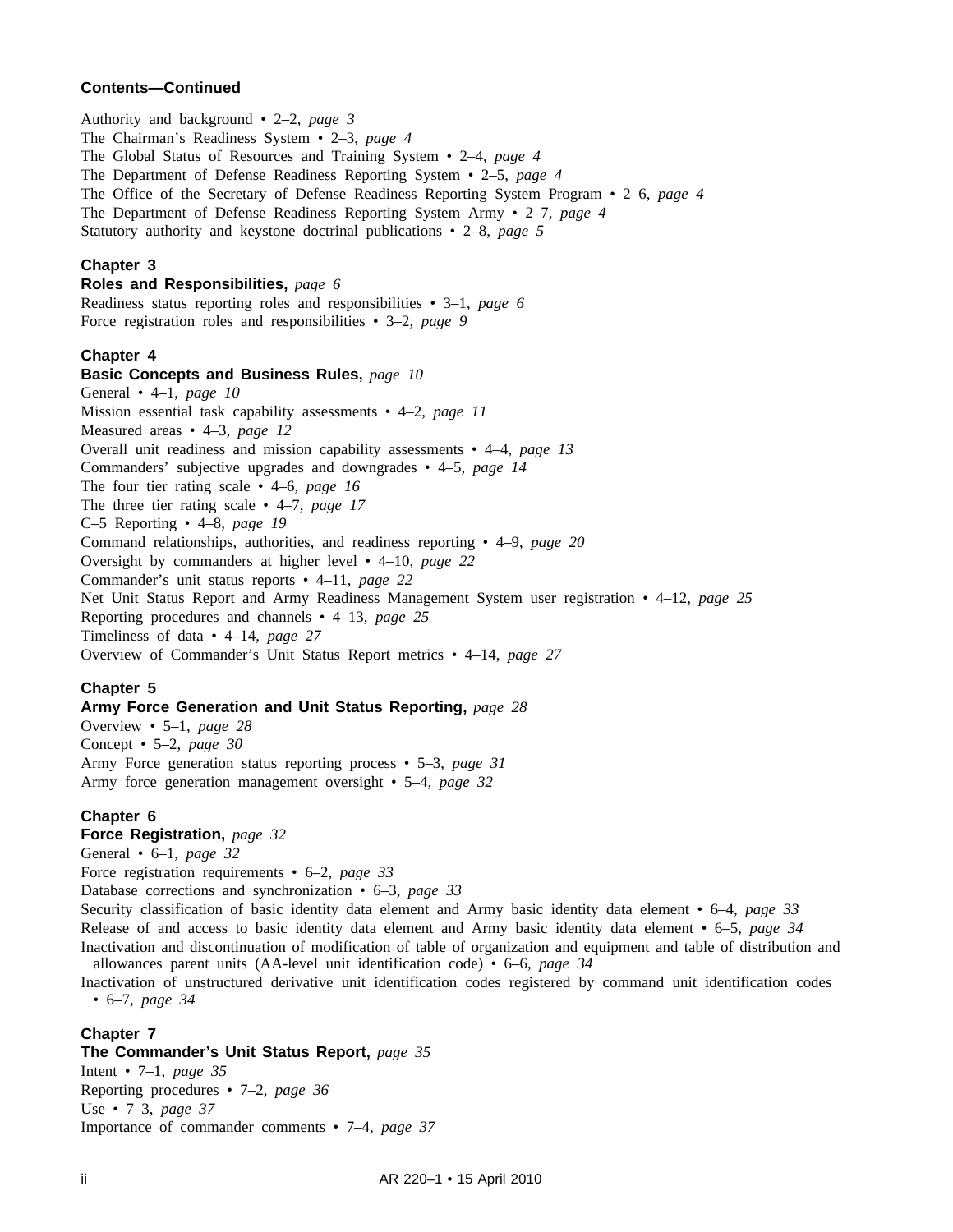**Contents—Continued**

Authority and background • 2–2, *page 3*
The Chairman's Readiness System • 2–3, *page 4*
The Global Status of Resources and Training System • 2–4, *page 4*
The Department of Defense Readiness Reporting System • 2–5, *page 4*
The Office of the Secretary of Defense Readiness Reporting System Program • 2–6, *page 4*
The Department of Defense Readiness Reporting System–Army • 2–7, *page 4*
Statutory authority and keystone doctrinal publications • 2–8, *page 5*

**Chapter 3**
**Roles and Responsibilities,** *page 6*
Readiness status reporting roles and responsibilities • 3–1, *page 6*
Force registration roles and responsibilities • 3–2, *page 9*

**Chapter 4**
**Basic Concepts and Business Rules,** *page 10*
General • 4–1, *page 10*
Mission essential task capability assessments • 4–2, *page 11*
Measured areas • 4–3, *page 12*
Overall unit readiness and mission capability assessments • 4–4, *page 13*
Commanders' subjective upgrades and downgrades • 4–5, *page 14*
The four tier rating scale • 4–6, *page 16*
The three tier rating scale • 4–7, *page 17*
C–5 Reporting • 4–8, *page 19*
Command relationships, authorities, and readiness reporting • 4–9, *page 20*
Oversight by commanders at higher level • 4–10, *page 22*
Commander's unit status reports • 4–11, *page 22*
Net Unit Status Report and Army Readiness Management System user registration • 4–12, *page 25*
Reporting procedures and channels • 4–13, *page 25*
Timeliness of data • 4–14, *page 27*
Overview of Commander's Unit Status Report metrics • 4–14, *page 27*

**Chapter 5**
**Army Force Generation and Unit Status Reporting,** *page 28*
Overview • 5–1, *page 28*
Concept • 5–2, *page 30*
Army Force generation status reporting process • 5–3, *page 31*
Army force generation management oversight • 5–4, *page 32*

**Chapter 6**
**Force Registration,** *page 32*
General • 6–1, *page 32*
Force registration requirements • 6–2, *page 33*
Database corrections and synchronization • 6–3, *page 33*
Security classification of basic identity data element and Army basic identity data element • 6–4, *page 33*
Release of and access to basic identity data element and Army basic identity data element • 6–5, *page 34*
Inactivation and discontinuation of modification of table of organization and equipment and table of distribution and allowances parent units (AA-level unit identification code) • 6–6, *page 34*
Inactivation of unstructured derivative unit identification codes registered by command unit identification codes • 6–7, *page 34*

**Chapter 7**
**The Commander's Unit Status Report,** *page 35*
Intent • 7–1, *page 35*
Reporting procedures • 7–2, *page 36*
Use • 7–3, *page 37*
Importance of commander comments • 7–4, *page 37*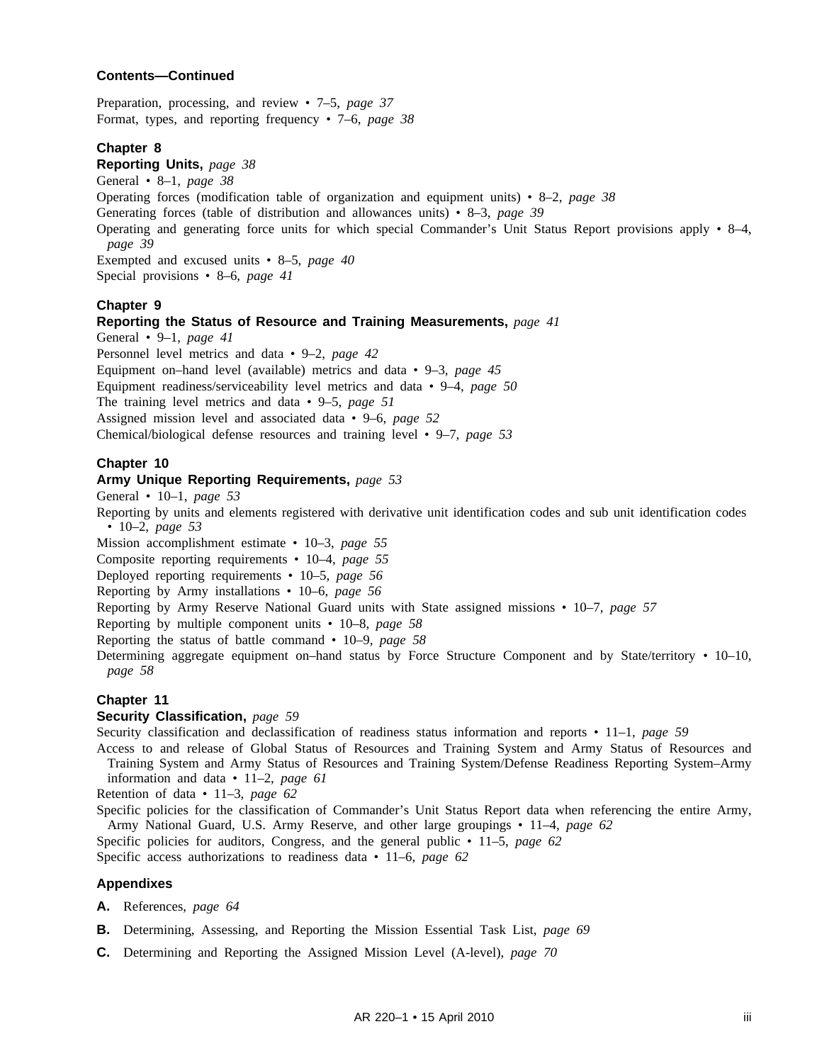**Contents—Continued**

Preparation, processing, and review • 7–5, *page 37*
Format, types, and reporting frequency • 7–6, *page 38*

**Chapter 8**
**Reporting Units,** *page 38*
General • 8–1, *page 38*
Operating forces (modification table of organization and equipment units) • 8–2, *page 38*
Generating forces (table of distribution and allowances units) • 8–3, *page 39*
Operating and generating force units for which special Commander's Unit Status Report provisions apply • 8–4, *page 39*
Exempted and excused units • 8–5, *page 40*
Special provisions • 8–6, *page 41*

**Chapter 9**
**Reporting the Status of Resource and Training Measurements,** *page 41*
General • 9–1, *page 41*
Personnel level metrics and data • 9–2, *page 42*
Equipment on–hand level (available) metrics and data • 9–3, *page 45*
Equipment readiness/serviceability level metrics and data • 9–4, *page 50*
The training level metrics and data • 9–5, *page 51*
Assigned mission level and associated data • 9–6, *page 52*
Chemical/biological defense resources and training level • 9–7, *page 53*

**Chapter 10**
**Army Unique Reporting Requirements,** *page 53*
General • 10–1, *page 53*
Reporting by units and elements registered with derivative unit identification codes and sub unit identification codes • 10–2, *page 53*
Mission accomplishment estimate • 10–3, *page 55*
Composite reporting requirements • 10–4, *page 55*
Deployed reporting requirements • 10–5, *page 56*
Reporting by Army installations • 10–6, *page 56*
Reporting by Army Reserve National Guard units with State assigned missions • 10–7, *page 57*
Reporting by multiple component units • 10–8, *page 58*
Reporting the status of battle command • 10–9, *page 58*
Determining aggregate equipment on–hand status by Force Structure Component and by State/territory • 10–10, *page 58*

**Chapter 11**
**Security Classification,** *page 59*
Security classification and declassification of readiness status information and reports • 11–1, *page 59*
Access to and release of Global Status of Resources and Training System and Army Status of Resources and Training System and Army Status of Resources and Training System/Defense Readiness Reporting System–Army information and data • 11–2, *page 61*
Retention of data • 11–3, *page 62*
Specific policies for the classification of Commander's Unit Status Report data when referencing the entire Army, Army National Guard, U.S. Army Reserve, and other large groupings • 11–4, *page 62*
Specific policies for auditors, Congress, and the general public • 11–5, *page 62*
Specific access authorizations to readiness data • 11–6, *page 62*

**Appendixes**

**A.** References, *page 64*

**B.** Determining, Assessing, and Reporting the Mission Essential Task List, *page 69*

**C.** Determining and Reporting the Assigned Mission Level (A-level), *page 70*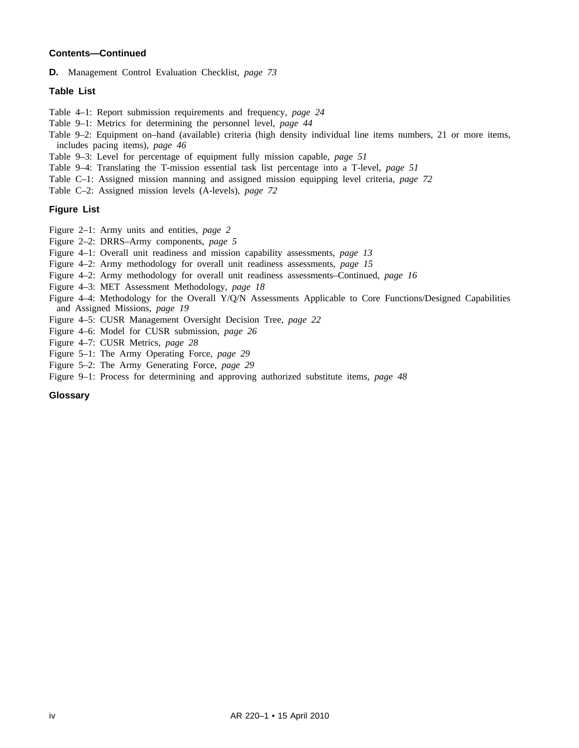**Contents—Continued**

**D.** Management Control Evaluation Checklist, *page 73*

**Table List**

Table 4–1: Report submission requirements and frequency, *page 24*
Table 9–1: Metrics for determining the personnel level, *page 44*
Table 9–2: Equipment on–hand (available) criteria (high density individual line items numbers, 21 or more items, includes pacing items), *page 46*
Table 9–3: Level for percentage of equipment fully mission capable, *page 51*
Table 9–4: Translating the T-mission essential task list percentage into a T-level, *page 51*
Table C–1: Assigned mission manning and assigned mission equipping level criteria, *page 72*
Table C–2: Assigned mission levels (A-levels), *page 72*

**Figure List**

Figure 2–1: Army units and entities, *page 2*
Figure 2–2: DRRS–Army components, *page 5*
Figure 4–1: Overall unit readiness and mission capability assessments, *page 13*
Figure 4–2: Army methodology for overall unit readiness assessments, *page 15*
Figure 4–2: Army methodology for overall unit readiness assessments–Continued, *page 16*
Figure 4–3: MET Assessment Methodology, *page 18*
Figure 4–4: Methodology for the Overall Y/Q/N Assessments Applicable to Core Functions/Designed Capabilities and Assigned Missions, *page 19*
Figure 4–5: CUSR Management Oversight Decision Tree, *page 22*
Figure 4–6: Model for CUSR submission, *page 26*
Figure 4–7: CUSR Metrics, *page 28*
Figure 5–1: The Army Operating Force, *page 29*
Figure 5–2: The Army Generating Force, *page 29*
Figure 9–1: Process for determining and approving authorized substitute items, *page 48*

**Glossary**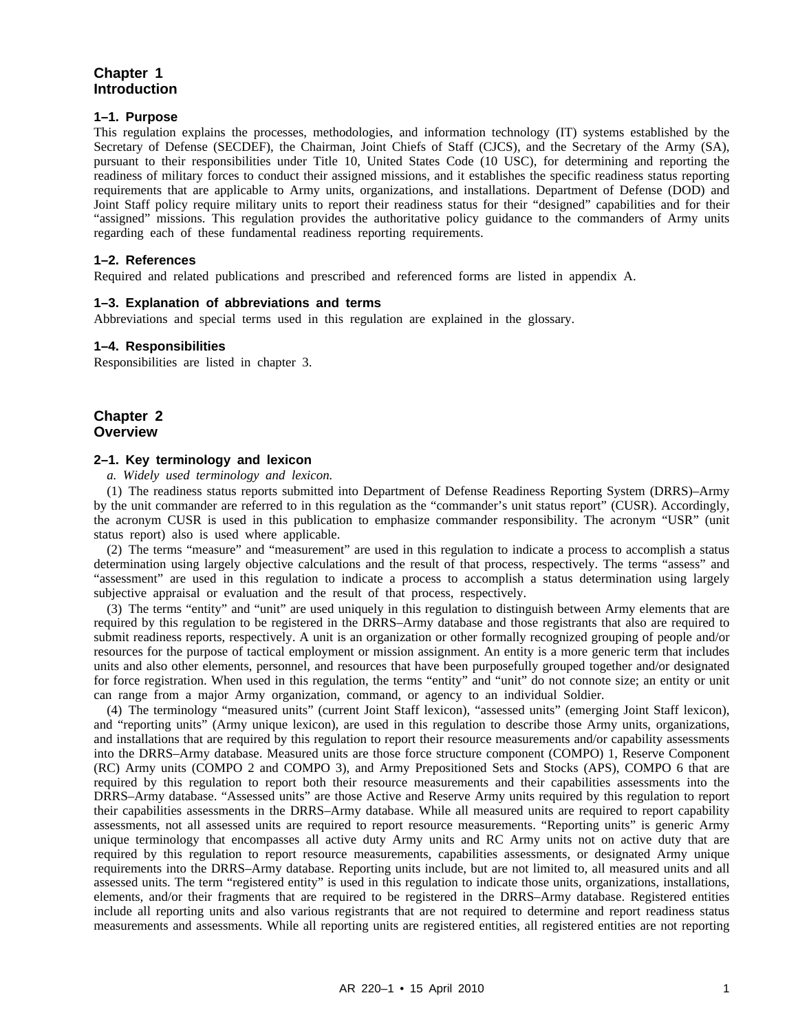# Chapter 1
# Introduction

### 1–1. Purpose

This regulation explains the processes, methodologies, and information technology (IT) systems established by the Secretary of Defense (SECDEF), the Chairman, Joint Chiefs of Staff (CJCS), and the Secretary of the Army (SA), pursuant to their responsibilities under Title 10, United States Code (10 USC), for determining and reporting the readiness of military forces to conduct their assigned missions, and it establishes the specific readiness status reporting requirements that are applicable to Army units, organizations, and installations. Department of Defense (DOD) and Joint Staff policy require military units to report their readiness status for their "designed" capabilities and for their "assigned" missions. This regulation provides the authoritative policy guidance to the commanders of Army units regarding each of these fundamental readiness reporting requirements.

### 1–2. References

Required and related publications and prescribed and referenced forms are listed in appendix A.

### 1–3. Explanation of abbreviations and terms

Abbreviations and special terms used in this regulation are explained in the glossary.

### 1–4. Responsibilities

Responsibilities are listed in chapter 3.

# Chapter 2
# Overview

### 2–1. Key terminology and lexicon

*a. Widely used terminology and lexicon.*

(1) The readiness status reports submitted into Department of Defense Readiness Reporting System (DRRS)–Army by the unit commander are referred to in this regulation as the "commander's unit status report" (CUSR). Accordingly, the acronym CUSR is used in this publication to emphasize commander responsibility. The acronym "USR" (unit status report) also is used where applicable.

(2) The terms "measure" and "measurement" are used in this regulation to indicate a process to accomplish a status determination using largely objective calculations and the result of that process, respectively. The terms "assess" and "assessment" are used in this regulation to indicate a process to accomplish a status determination using largely subjective appraisal or evaluation and the result of that process, respectively.

(3) The terms "entity" and "unit" are used uniquely in this regulation to distinguish between Army elements that are required by this regulation to be registered in the DRRS–Army database and those registrants that also are required to submit readiness reports, respectively. A unit is an organization or other formally recognized grouping of people and/or resources for the purpose of tactical employment or mission assignment. An entity is a more generic term that includes units and also other elements, personnel, and resources that have been purposefully grouped together and/or designated for force registration. When used in this regulation, the terms "entity" and "unit" do not connote size; an entity or unit can range from a major Army organization, command, or agency to an individual Soldier.

(4) The terminology "measured units" (current Joint Staff lexicon), "assessed units" (emerging Joint Staff lexicon), and "reporting units" (Army unique lexicon), are used in this regulation to describe those Army units, organizations, and installations that are required by this regulation to report their resource measurements and/or capability assessments into the DRRS–Army database. Measured units are those force structure component (COMPO) 1, Reserve Component (RC) Army units (COMPO 2 and COMPO 3), and Army Prepositioned Sets and Stocks (APS), COMPO 6 that are required by this regulation to report both their resource measurements and their capabilities assessments into the DRRS–Army database. "Assessed units" are those Active and Reserve Army units required by this regulation to report their capabilities assessments in the DRRS–Army database. While all measured units are required to report capability assessments, not all assessed units are required to report resource measurements. "Reporting units" is generic Army unique terminology that encompasses all active duty Army units and RC Army units not on active duty that are required by this regulation to report resource measurements, capabilities assessments, or designated Army unique requirements into the DRRS–Army database. Reporting units include, but are not limited to, all measured units and all assessed units. The term "registered entity" is used in this regulation to indicate those units, organizations, installations, elements, and/or their fragments that are required to be registered in the DRRS–Army database. Registered entities include all reporting units and also various registrants that are not required to determine and report readiness status measurements and assessments. While all reporting units are registered entities, all registered entities are not reporting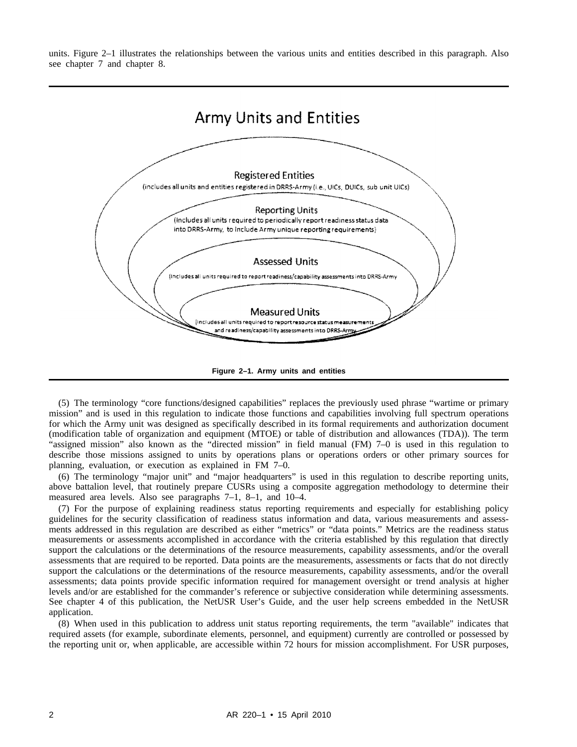units. Figure 2–1 illustrates the relationships between the various units and entities described in this paragraph. Also see chapter 7 and chapter 8.

Army Units and Entities

Registered Entities
(includes all units and entities registered in DRRS-Army (i.e., UICs, DUICs, sub unit UICs)

Reporting Units
(includes all units required to periodically report readiness status data into DRRS-Army, to include Army unique reporting requirements)

Assessed Units
(includes all units required to report readiness/capability assessments into DRRS-Army

Measured Units
(includes all units required to report resource status measurements and readiness/capability assessments into DRRS-Army

**Figure 2–1. Army units and entities**

(5) The terminology "core functions/designed capabilities" replaces the previously used phrase "wartime or primary mission" and is used in this regulation to indicate those functions and capabilities involving full spectrum operations for which the Army unit was designed as specifically described in its formal requirements and authorization document (modification table of organization and equipment (MTOE) or table of distribution and allowances (TDA)). The term "assigned mission" also known as the "directed mission" in field manual (FM) 7–0 is used in this regulation to describe those missions assigned to units by operations plans or operations orders or other primary sources for planning, evaluation, or execution as explained in FM 7–0.

(6) The terminology "major unit" and "major headquarters" is used in this regulation to describe reporting units, above battalion level, that routinely prepare CUSRs using a composite aggregation methodology to determine their measured area levels. Also see paragraphs 7–1, 8–1, and 10–4.

(7) For the purpose of explaining readiness status reporting requirements and especially for establishing policy guidelines for the security classification of readiness status information and data, various measurements and assessments addressed in this regulation are described as either "metrics" or "data points." Metrics are the readiness status measurements or assessments accomplished in accordance with the criteria established by this regulation that directly support the calculations or the determinations of the resource measurements, capability assessments, and/or the overall assessments that are required to be reported. Data points are the measurements, assessments or facts that do not directly support the calculations or the determinations of the resource measurements, capability assessments, and/or the overall assessments; data points provide specific information required for management oversight or trend analysis at higher levels and/or are established for the commander's reference or subjective consideration while determining assessments. See chapter 4 of this publication, the NetUSR User's Guide, and the user help screens embedded in the NetUSR application.

(8) When used in this publication to address unit status reporting requirements, the term "available" indicates that required assets (for example, subordinate elements, personnel, and equipment) currently are controlled or possessed by the reporting unit or, when applicable, are accessible within 72 hours for mission accomplishment. For USR purposes,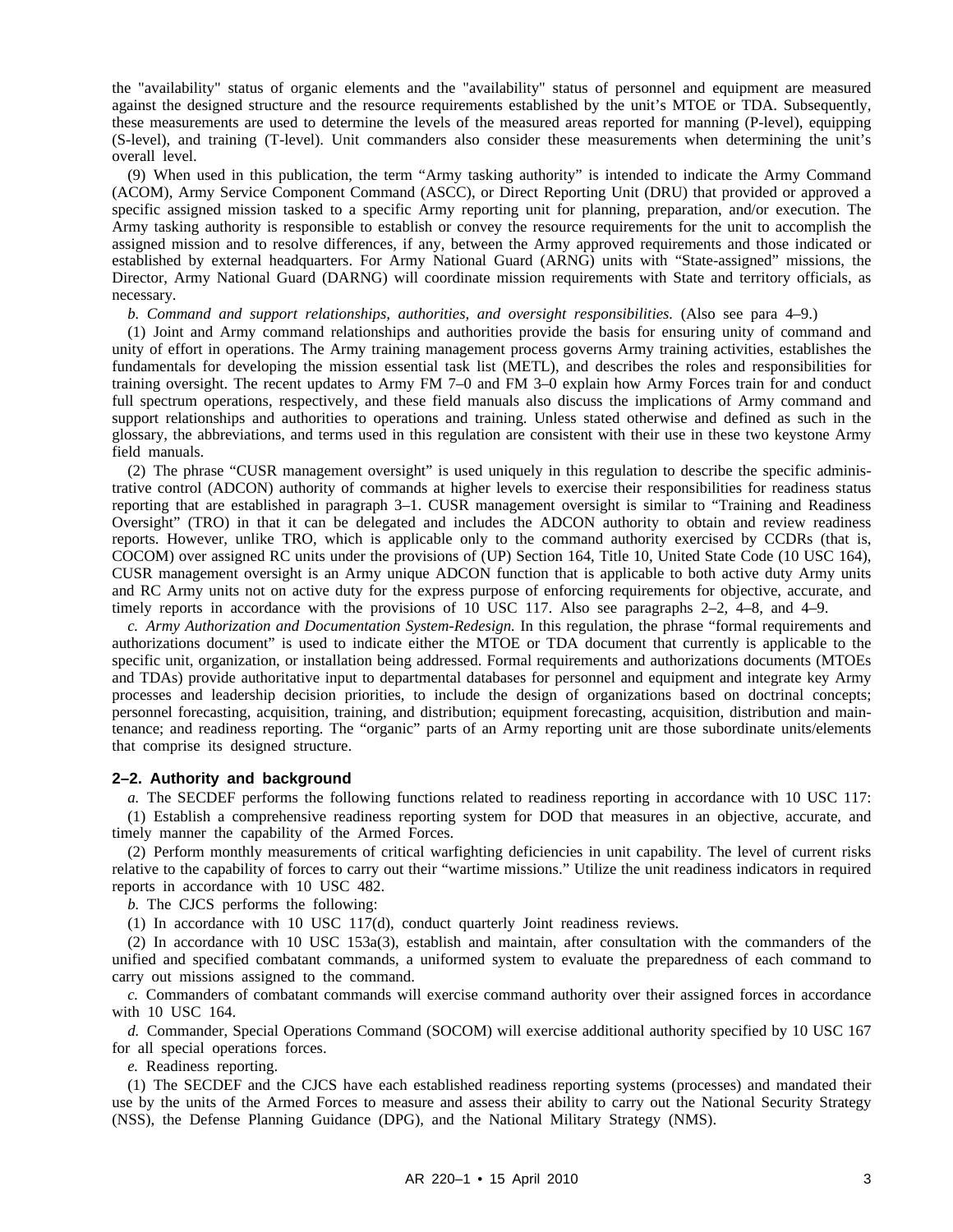the "availability" status of organic elements and the "availability" status of personnel and equipment are measured against the designed structure and the resource requirements established by the unit's MTOE or TDA. Subsequently, these measurements are used to determine the levels of the measured areas reported for manning (P-level), equipping (S-level), and training (T-level). Unit commanders also consider these measurements when determining the unit's overall level.

(9) When used in this publication, the term "Army tasking authority" is intended to indicate the Army Command (ACOM), Army Service Component Command (ASCC), or Direct Reporting Unit (DRU) that provided or approved a specific assigned mission tasked to a specific Army reporting unit for planning, preparation, and/or execution. The Army tasking authority is responsible to establish or convey the resource requirements for the unit to accomplish the assigned mission and to resolve differences, if any, between the Army approved requirements and those indicated or established by external headquarters. For Army National Guard (ARNG) units with "State-assigned" missions, the Director, Army National Guard (DARNG) will coordinate mission requirements with State and territory officials, as necessary.

*b. Command and support relationships, authorities, and oversight responsibilities.* (Also see para 4–9.)

(1) Joint and Army command relationships and authorities provide the basis for ensuring unity of command and unity of effort in operations. The Army training management process governs Army training activities, establishes the fundamentals for developing the mission essential task list (METL), and describes the roles and responsibilities for training oversight. The recent updates to Army FM 7–0 and FM 3–0 explain how Army Forces train for and conduct full spectrum operations, respectively, and these field manuals also discuss the implications of Army command and support relationships and authorities to operations and training. Unless stated otherwise and defined as such in the glossary, the abbreviations, and terms used in this regulation are consistent with their use in these two keystone Army field manuals.

(2) The phrase "CUSR management oversight" is used uniquely in this regulation to describe the specific administrative control (ADCON) authority of commands at higher levels to exercise their responsibilities for readiness status reporting that are established in paragraph 3–1. CUSR management oversight is similar to "Training and Readiness Oversight" (TRO) in that it can be delegated and includes the ADCON authority to obtain and review readiness reports. However, unlike TRO, which is applicable only to the command authority exercised by CCDRs (that is, COCOM) over assigned RC units under the provisions of (UP) Section 164, Title 10, United State Code (10 USC 164), CUSR management oversight is an Army unique ADCON function that is applicable to both active duty Army units and RC Army units not on active duty for the express purpose of enforcing requirements for objective, accurate, and timely reports in accordance with the provisions of 10 USC 117. Also see paragraphs 2–2, 4–8, and 4–9.

*c. Army Authorization and Documentation System-Redesign.* In this regulation, the phrase "formal requirements and authorizations document" is used to indicate either the MTOE or TDA document that currently is applicable to the specific unit, organization, or installation being addressed. Formal requirements and authorizations documents (MTOEs and TDAs) provide authoritative input to departmental databases for personnel and equipment and integrate key Army processes and leadership decision priorities, to include the design of organizations based on doctrinal concepts; personnel forecasting, acquisition, training, and distribution; equipment forecasting, acquisition, distribution and maintenance; and readiness reporting. The "organic" parts of an Army reporting unit are those subordinate units/elements that comprise its designed structure.

### 2–2. Authority and background

*a.* The SECDEF performs the following functions related to readiness reporting in accordance with 10 USC 117:

(1) Establish a comprehensive readiness reporting system for DOD that measures in an objective, accurate, and timely manner the capability of the Armed Forces.

(2) Perform monthly measurements of critical warfighting deficiencies in unit capability. The level of current risks relative to the capability of forces to carry out their "wartime missions." Utilize the unit readiness indicators in required reports in accordance with 10 USC 482.

*b.* The CJCS performs the following:

(1) In accordance with 10 USC 117(d), conduct quarterly Joint readiness reviews.

(2) In accordance with 10 USC 153a(3), establish and maintain, after consultation with the commanders of the unified and specified combatant commands, a uniformed system to evaluate the preparedness of each command to carry out missions assigned to the command.

*c.* Commanders of combatant commands will exercise command authority over their assigned forces in accordance with 10 USC 164.

*d.* Commander, Special Operations Command (SOCOM) will exercise additional authority specified by 10 USC 167 for all special operations forces.

*e.* Readiness reporting.

(1) The SECDEF and the CJCS have each established readiness reporting systems (processes) and mandated their use by the units of the Armed Forces to measure and assess their ability to carry out the National Security Strategy (NSS), the Defense Planning Guidance (DPG), and the National Military Strategy (NMS).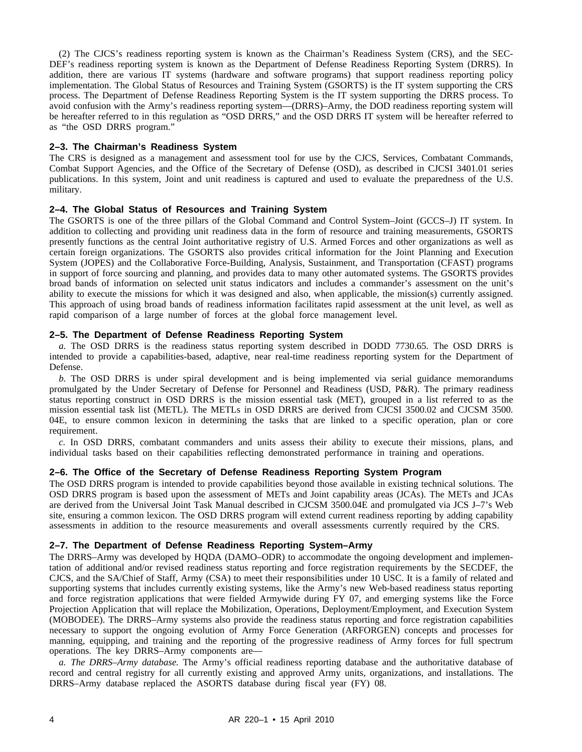(2) The CJCS's readiness reporting system is known as the Chairman's Readiness System (CRS), and the SECDEF's readiness reporting system is known as the Department of Defense Readiness Reporting System (DRRS). In addition, there are various IT systems (hardware and software programs) that support readiness reporting policy implementation. The Global Status of Resources and Training System (GSORTS) is the IT system supporting the CRS process. The Department of Defense Readiness Reporting System is the IT system supporting the DRRS process. To avoid confusion with the Army's readiness reporting system—(DRRS)–Army, the DOD readiness reporting system will be hereafter referred to in this regulation as "OSD DRRS," and the OSD DRRS IT system will be hereafter referred to as "the OSD DRRS program."

## 2–3. The Chairman's Readiness System

The CRS is designed as a management and assessment tool for use by the CJCS, Services, Combatant Commands, Combat Support Agencies, and the Office of the Secretary of Defense (OSD), as described in CJCSI 3401.01 series publications. In this system, Joint and unit readiness is captured and used to evaluate the preparedness of the U.S. military.

## 2–4. The Global Status of Resources and Training System

The GSORTS is one of the three pillars of the Global Command and Control System–Joint (GCCS–J) IT system. In addition to collecting and providing unit readiness data in the form of resource and training measurements, GSORTS presently functions as the central Joint authoritative registry of U.S. Armed Forces and other organizations as well as certain foreign organizations. The GSORTS also provides critical information for the Joint Planning and Execution System (JOPES) and the Collaborative Force-Building, Analysis, Sustainment, and Transportation (CFAST) programs in support of force sourcing and planning, and provides data to many other automated systems. The GSORTS provides broad bands of information on selected unit status indicators and includes a commander's assessment on the unit's ability to execute the missions for which it was designed and also, when applicable, the mission(s) currently assigned. This approach of using broad bands of readiness information facilitates rapid assessment at the unit level, as well as rapid comparison of a large number of forces at the global force management level.

## 2–5. The Department of Defense Readiness Reporting System

*a.* The OSD DRRS is the readiness status reporting system described in DODD 7730.65. The OSD DRRS is intended to provide a capabilities-based, adaptive, near real-time readiness reporting system for the Department of Defense.

*b.* The OSD DRRS is under spiral development and is being implemented via serial guidance memorandums promulgated by the Under Secretary of Defense for Personnel and Readiness (USD, P&R). The primary readiness status reporting construct in OSD DRRS is the mission essential task (MET), grouped in a list referred to as the mission essential task list (METL). The METLs in OSD DRRS are derived from CJCSI 3500.02 and CJCSM 3500.04E, to ensure common lexicon in determining the tasks that are linked to a specific operation, plan or core requirement.

*c.* In OSD DRRS, combatant commanders and units assess their ability to execute their missions, plans, and individual tasks based on their capabilities reflecting demonstrated performance in training and operations.

## 2–6. The Office of the Secretary of Defense Readiness Reporting System Program

The OSD DRRS program is intended to provide capabilities beyond those available in existing technical solutions. The OSD DRRS program is based upon the assessment of METs and Joint capability areas (JCAs). The METs and JCAs are derived from the Universal Joint Task Manual described in CJCSM 3500.04E and promulgated via JCS J–7's Web site, ensuring a common lexicon. The OSD DRRS program will extend current readiness reporting by adding capability assessments in addition to the resource measurements and overall assessments currently required by the CRS.

## 2–7. The Department of Defense Readiness Reporting System–Army

The DRRS–Army was developed by HQDA (DAMO–ODR) to accommodate the ongoing development and implementation of additional and/or revised readiness status reporting and force registration requirements by the SECDEF, the CJCS, and the SA/Chief of Staff, Army (CSA) to meet their responsibilities under 10 USC. It is a family of related and supporting systems that includes currently existing systems, like the Army's new Web-based readiness status reporting and force registration applications that were fielded Armywide during FY 07, and emerging systems like the Force Projection Application that will replace the Mobilization, Operations, Deployment/Employment, and Execution System (MOBODEE). The DRRS–Army systems also provide the readiness status reporting and force registration capabilities necessary to support the ongoing evolution of Army Force Generation (ARFORGEN) concepts and processes for manning, equipping, and training and the reporting of the progressive readiness of Army forces for full spectrum operations. The key DRRS–Army components are—

*a. The DRRS–Army database.* The Army's official readiness reporting database and the authoritative database of record and central registry for all currently existing and approved Army units, organizations, and installations. The DRRS–Army database replaced the ASORTS database during fiscal year (FY) 08.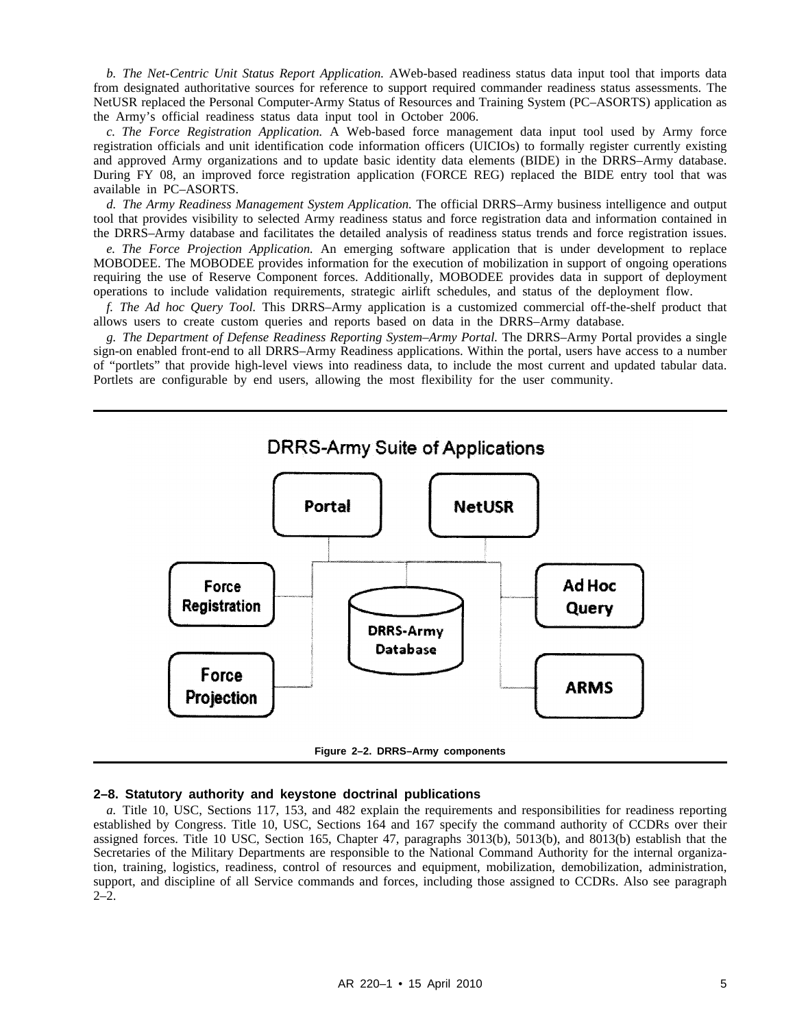*b. The Net-Centric Unit Status Report Application.* AWeb-based readiness status data input tool that imports data from designated authoritative sources for reference to support required commander readiness status assessments. The NetUSR replaced the Personal Computer-Army Status of Resources and Training System (PC–ASORTS) application as the Army's official readiness status data input tool in October 2006.

*c. The Force Registration Application.* A Web-based force management data input tool used by Army force registration officials and unit identification code information officers (UICIOs) to formally register currently existing and approved Army organizations and to update basic identity data elements (BIDE) in the DRRS–Army database. During FY 08, an improved force registration application (FORCE REG) replaced the BIDE entry tool that was available in PC–ASORTS.

*d. The Army Readiness Management System Application.* The official DRRS–Army business intelligence and output tool that provides visibility to selected Army readiness status and force registration data and information contained in the DRRS–Army database and facilitates the detailed analysis of readiness status trends and force registration issues.

*e. The Force Projection Application.* An emerging software application that is under development to replace MOBODEE. The MOBODEE provides information for the execution of mobilization in support of ongoing operations requiring the use of Reserve Component forces. Additionally, MOBODEE provides data in support of deployment operations to include validation requirements, strategic airlift schedules, and status of the deployment flow.

*f. The Ad hoc Query Tool.* This DRRS–Army application is a customized commercial off-the-shelf product that allows users to create custom queries and reports based on data in the DRRS–Army database.

*g. The Department of Defense Readiness Reporting System–Army Portal.* The DRRS–Army Portal provides a single sign-on enabled front-end to all DRRS–Army Readiness applications. Within the portal, users have access to a number of "portlets" that provide high-level views into readiness data, to include the most current and updated tabular data. Portlets are configurable by end users, allowing the most flexibility for the user community.

DRRS-Army Suite of Applications

Portal — NetUSR — Force Registration — DRRS-Army Database — Ad Hoc Query — Force Projection — ARMS

**Figure 2–2. DRRS–Army components**

### 2–8. Statutory authority and keystone doctrinal publications

*a.* Title 10, USC, Sections 117, 153, and 482 explain the requirements and responsibilities for readiness reporting established by Congress. Title 10, USC, Sections 164 and 167 specify the command authority of CCDRs over their assigned forces. Title 10 USC, Section 165, Chapter 47, paragraphs 3013(b), 5013(b), and 8013(b) establish that the Secretaries of the Military Departments are responsible to the National Command Authority for the internal organization, training, logistics, readiness, control of resources and equipment, mobilization, demobilization, administration, support, and discipline of all Service commands and forces, including those assigned to CCDRs. Also see paragraph 2–2.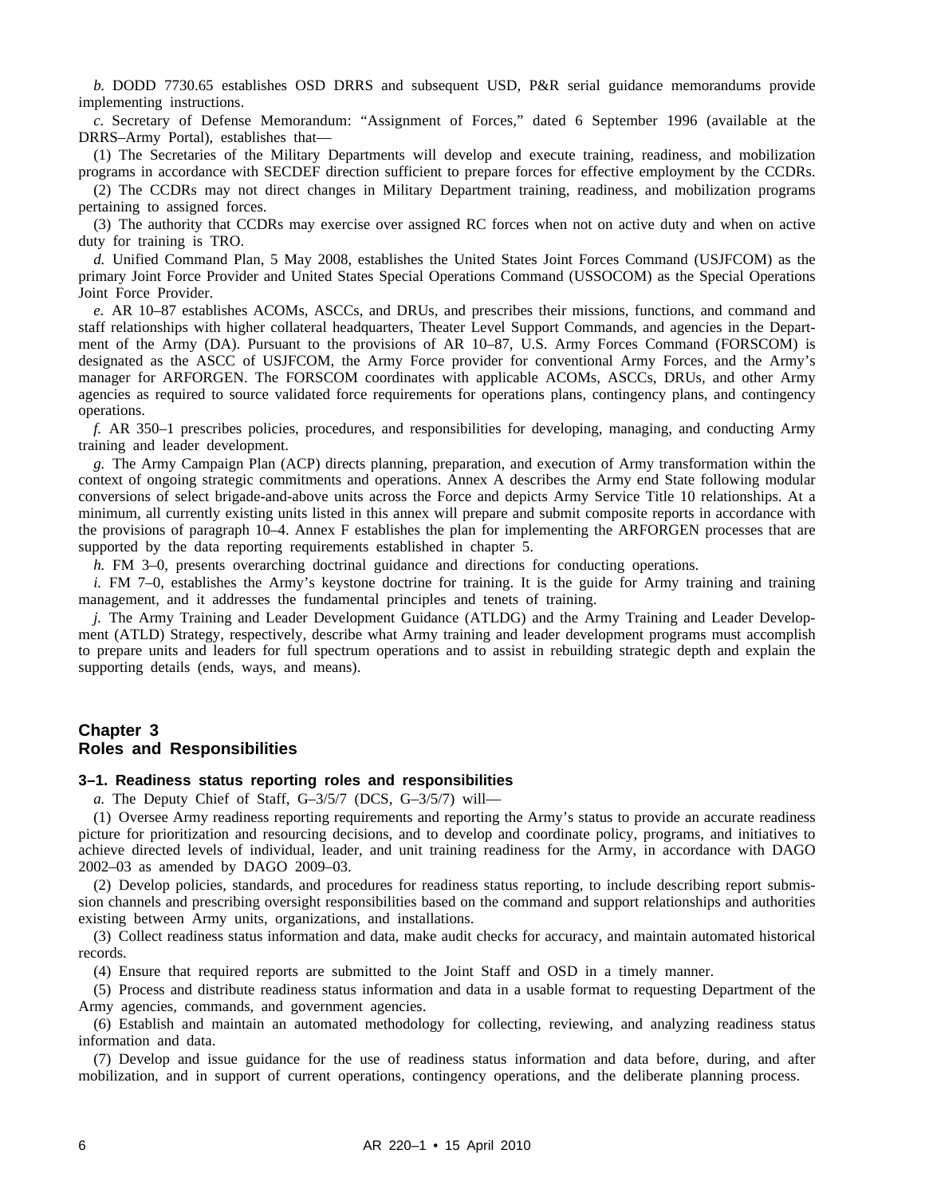*b.* DODD 7730.65 establishes OSD DRRS and subsequent USD, P&R serial guidance memorandums provide implementing instructions.

*c.* Secretary of Defense Memorandum: "Assignment of Forces," dated 6 September 1996 (available at the DRRS–Army Portal), establishes that—

(1) The Secretaries of the Military Departments will develop and execute training, readiness, and mobilization programs in accordance with SECDEF direction sufficient to prepare forces for effective employment by the CCDRs.

(2) The CCDRs may not direct changes in Military Department training, readiness, and mobilization programs pertaining to assigned forces.

(3) The authority that CCDRs may exercise over assigned RC forces when not on active duty and when on active duty for training is TRO.

*d.* Unified Command Plan, 5 May 2008, establishes the United States Joint Forces Command (USJFCOM) as the primary Joint Force Provider and United States Special Operations Command (USSOCOM) as the Special Operations Joint Force Provider.

*e.* AR 10–87 establishes ACOMs, ASCCs, and DRUs, and prescribes their missions, functions, and command and staff relationships with higher collateral headquarters, Theater Level Support Commands, and agencies in the Department of the Army (DA). Pursuant to the provisions of AR 10–87, U.S. Army Forces Command (FORSCOM) is designated as the ASCC of USJFCOM, the Army Force provider for conventional Army Forces, and the Army's manager for ARFORGEN. The FORSCOM coordinates with applicable ACOMs, ASCCs, DRUs, and other Army agencies as required to source validated force requirements for operations plans, contingency plans, and contingency operations.

*f.* AR 350–1 prescribes policies, procedures, and responsibilities for developing, managing, and conducting Army training and leader development.

*g.* The Army Campaign Plan (ACP) directs planning, preparation, and execution of Army transformation within the context of ongoing strategic commitments and operations. Annex A describes the Army end State following modular conversions of select brigade-and-above units across the Force and depicts Army Service Title 10 relationships. At a minimum, all currently existing units listed in this annex will prepare and submit composite reports in accordance with the provisions of paragraph 10–4. Annex F establishes the plan for implementing the ARFORGEN processes that are supported by the data reporting requirements established in chapter 5.

*h.* FM 3–0, presents overarching doctrinal guidance and directions for conducting operations.

*i.* FM 7–0, establishes the Army's keystone doctrine for training. It is the guide for Army training and training management, and it addresses the fundamental principles and tenets of training.

*j.* The Army Training and Leader Development Guidance (ATLDG) and the Army Training and Leader Development (ATLD) Strategy, respectively, describe what Army training and leader development programs must accomplish to prepare units and leaders for full spectrum operations and to assist in rebuilding strategic depth and explain the supporting details (ends, ways, and means).

## Chapter 3
## Roles and Responsibilities

### 3–1. Readiness status reporting roles and responsibilities

*a.* The Deputy Chief of Staff, G–3/5/7 (DCS, G–3/5/7) will—

(1) Oversee Army readiness reporting requirements and reporting the Army's status to provide an accurate readiness picture for prioritization and resourcing decisions, and to develop and coordinate policy, programs, and initiatives to achieve directed levels of individual, leader, and unit training readiness for the Army, in accordance with DAGO 2002–03 as amended by DAGO 2009–03.

(2) Develop policies, standards, and procedures for readiness status reporting, to include describing report submission channels and prescribing oversight responsibilities based on the command and support relationships and authorities existing between Army units, organizations, and installations.

(3) Collect readiness status information and data, make audit checks for accuracy, and maintain automated historical records.

(4) Ensure that required reports are submitted to the Joint Staff and OSD in a timely manner.

(5) Process and distribute readiness status information and data in a usable format to requesting Department of the Army agencies, commands, and government agencies.

(6) Establish and maintain an automated methodology for collecting, reviewing, and analyzing readiness status information and data.

(7) Develop and issue guidance for the use of readiness status information and data before, during, and after mobilization, and in support of current operations, contingency operations, and the deliberate planning process.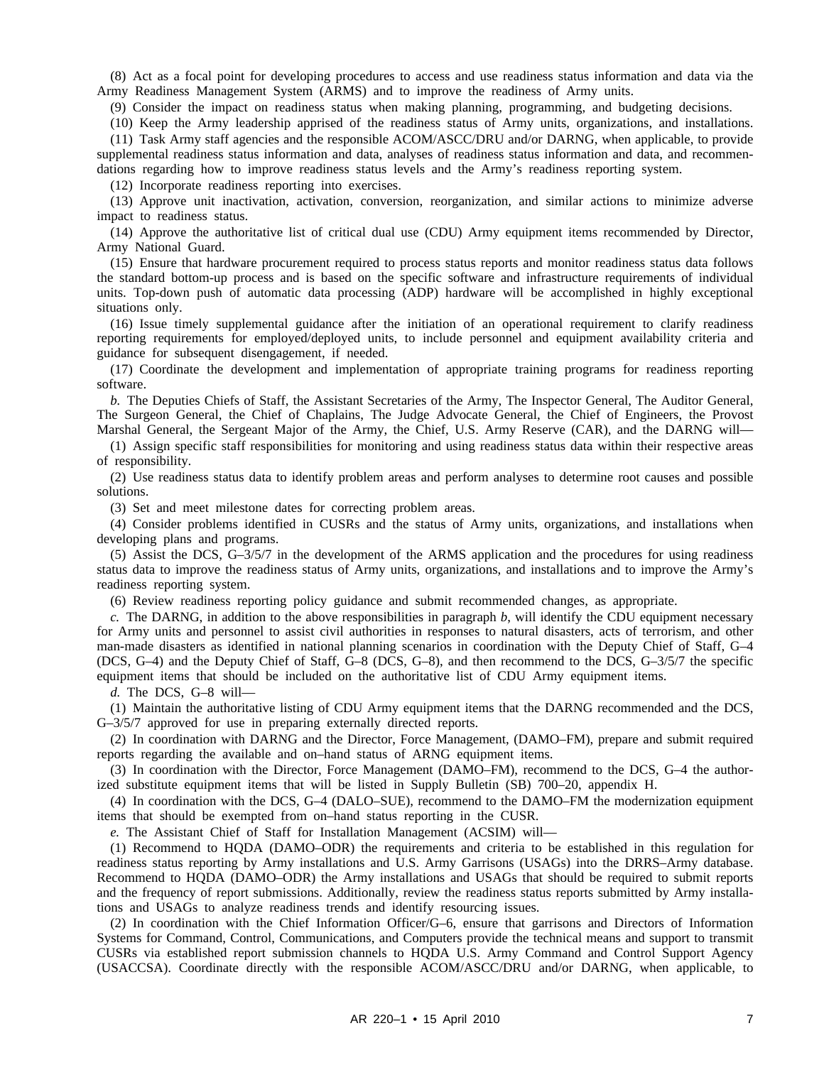(8) Act as a focal point for developing procedures to access and use readiness status information and data via the Army Readiness Management System (ARMS) and to improve the readiness of Army units.

(9) Consider the impact on readiness status when making planning, programming, and budgeting decisions.

(10) Keep the Army leadership apprised of the readiness status of Army units, organizations, and installations.

(11) Task Army staff agencies and the responsible ACOM/ASCC/DRU and/or DARNG, when applicable, to provide supplemental readiness status information and data, analyses of readiness status information and data, and recommendations regarding how to improve readiness status levels and the Army's readiness reporting system.

(12) Incorporate readiness reporting into exercises.

(13) Approve unit inactivation, activation, conversion, reorganization, and similar actions to minimize adverse impact to readiness status.

(14) Approve the authoritative list of critical dual use (CDU) Army equipment items recommended by Director, Army National Guard.

(15) Ensure that hardware procurement required to process status reports and monitor readiness status data follows the standard bottom-up process and is based on the specific software and infrastructure requirements of individual units. Top-down push of automatic data processing (ADP) hardware will be accomplished in highly exceptional situations only.

(16) Issue timely supplemental guidance after the initiation of an operational requirement to clarify readiness reporting requirements for employed/deployed units, to include personnel and equipment availability criteria and guidance for subsequent disengagement, if needed.

(17) Coordinate the development and implementation of appropriate training programs for readiness reporting software.

*b.* The Deputies Chiefs of Staff, the Assistant Secretaries of the Army, The Inspector General, The Auditor General, The Surgeon General, the Chief of Chaplains, The Judge Advocate General, the Chief of Engineers, the Provost Marshal General, the Sergeant Major of the Army, the Chief, U.S. Army Reserve (CAR), and the DARNG will—

(1) Assign specific staff responsibilities for monitoring and using readiness status data within their respective areas of responsibility.

(2) Use readiness status data to identify problem areas and perform analyses to determine root causes and possible solutions.

(3) Set and meet milestone dates for correcting problem areas.

(4) Consider problems identified in CUSRs and the status of Army units, organizations, and installations when developing plans and programs.

(5) Assist the DCS, G–3/5/7 in the development of the ARMS application and the procedures for using readiness status data to improve the readiness status of Army units, organizations, and installations and to improve the Army's readiness reporting system.

(6) Review readiness reporting policy guidance and submit recommended changes, as appropriate.

*c.* The DARNG, in addition to the above responsibilities in paragraph *b*, will identify the CDU equipment necessary for Army units and personnel to assist civil authorities in responses to natural disasters, acts of terrorism, and other man-made disasters as identified in national planning scenarios in coordination with the Deputy Chief of Staff, G–4 (DCS, G–4) and the Deputy Chief of Staff, G–8 (DCS, G–8), and then recommend to the DCS, G–3/5/7 the specific equipment items that should be included on the authoritative list of CDU Army equipment items.

*d.* The DCS, G–8 will—

(1) Maintain the authoritative listing of CDU Army equipment items that the DARNG recommended and the DCS, G–3/5/7 approved for use in preparing externally directed reports.

(2) In coordination with DARNG and the Director, Force Management, (DAMO–FM), prepare and submit required reports regarding the available and on–hand status of ARNG equipment items.

(3) In coordination with the Director, Force Management (DAMO–FM), recommend to the DCS, G–4 the authorized substitute equipment items that will be listed in Supply Bulletin (SB) 700–20, appendix H.

(4) In coordination with the DCS, G–4 (DALO–SUE), recommend to the DAMO–FM the modernization equipment items that should be exempted from on–hand status reporting in the CUSR.

*e.* The Assistant Chief of Staff for Installation Management (ACSIM) will—

(1) Recommend to HQDA (DAMO–ODR) the requirements and criteria to be established in this regulation for readiness status reporting by Army installations and U.S. Army Garrisons (USAGs) into the DRRS–Army database. Recommend to HQDA (DAMO–ODR) the Army installations and USAGs that should be required to submit reports and the frequency of report submissions. Additionally, review the readiness status reports submitted by Army installations and USAGs to analyze readiness trends and identify resourcing issues.

(2) In coordination with the Chief Information Officer/G–6, ensure that garrisons and Directors of Information Systems for Command, Control, Communications, and Computers provide the technical means and support to transmit CUSRs via established report submission channels to HQDA U.S. Army Command and Control Support Agency (USACCSA). Coordinate directly with the responsible ACOM/ASCC/DRU and/or DARNG, when applicable, to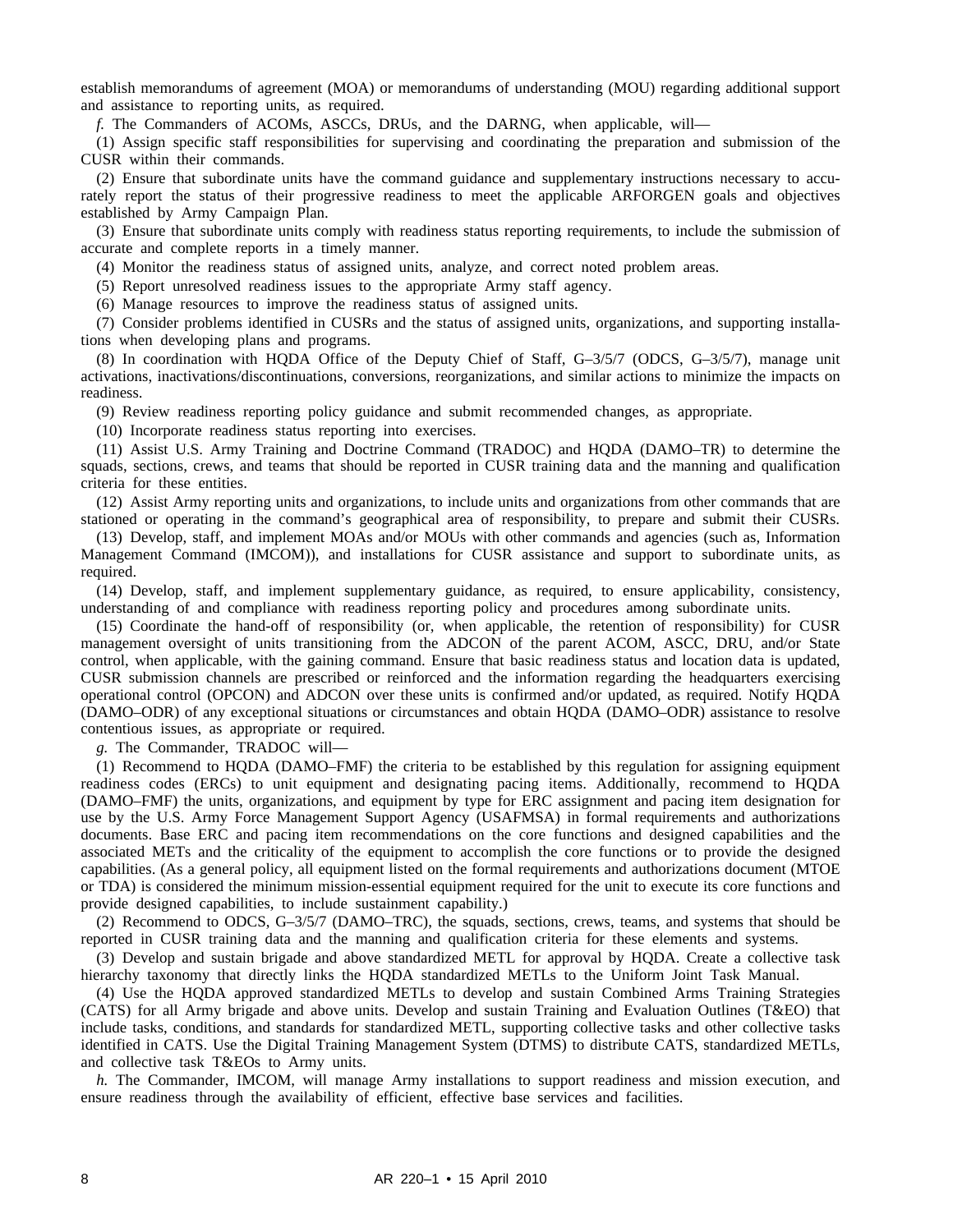establish memorandums of agreement (MOA) or memorandums of understanding (MOU) regarding additional support and assistance to reporting units, as required.

*f.* The Commanders of ACOMs, ASCCs, DRUs, and the DARNG, when applicable, will—

(1) Assign specific staff responsibilities for supervising and coordinating the preparation and submission of the CUSR within their commands.

(2) Ensure that subordinate units have the command guidance and supplementary instructions necessary to accurately report the status of their progressive readiness to meet the applicable ARFORGEN goals and objectives established by Army Campaign Plan.

(3) Ensure that subordinate units comply with readiness status reporting requirements, to include the submission of accurate and complete reports in a timely manner.

(4) Monitor the readiness status of assigned units, analyze, and correct noted problem areas.

(5) Report unresolved readiness issues to the appropriate Army staff agency.

(6) Manage resources to improve the readiness status of assigned units.

(7) Consider problems identified in CUSRs and the status of assigned units, organizations, and supporting installations when developing plans and programs.

(8) In coordination with HQDA Office of the Deputy Chief of Staff, G–3/5/7 (ODCS, G–3/5/7), manage unit activations, inactivations/discontinuations, conversions, reorganizations, and similar actions to minimize the impacts on readiness.

(9) Review readiness reporting policy guidance and submit recommended changes, as appropriate.

(10) Incorporate readiness status reporting into exercises.

(11) Assist U.S. Army Training and Doctrine Command (TRADOC) and HQDA (DAMO–TR) to determine the squads, sections, crews, and teams that should be reported in CUSR training data and the manning and qualification criteria for these entities.

(12) Assist Army reporting units and organizations, to include units and organizations from other commands that are stationed or operating in the command's geographical area of responsibility, to prepare and submit their CUSRs.

(13) Develop, staff, and implement MOAs and/or MOUs with other commands and agencies (such as, Information Management Command (IMCOM)), and installations for CUSR assistance and support to subordinate units, as required.

(14) Develop, staff, and implement supplementary guidance, as required, to ensure applicability, consistency, understanding of and compliance with readiness reporting policy and procedures among subordinate units.

(15) Coordinate the hand-off of responsibility (or, when applicable, the retention of responsibility) for CUSR management oversight of units transitioning from the ADCON of the parent ACOM, ASCC, DRU, and/or State control, when applicable, with the gaining command. Ensure that basic readiness status and location data is updated, CUSR submission channels are prescribed or reinforced and the information regarding the headquarters exercising operational control (OPCON) and ADCON over these units is confirmed and/or updated, as required. Notify HQDA (DAMO–ODR) of any exceptional situations or circumstances and obtain HQDA (DAMO–ODR) assistance to resolve contentious issues, as appropriate or required.

*g.* The Commander, TRADOC will—

(1) Recommend to HQDA (DAMO–FMF) the criteria to be established by this regulation for assigning equipment readiness codes (ERCs) to unit equipment and designating pacing items. Additionally, recommend to HQDA (DAMO–FMF) the units, organizations, and equipment by type for ERC assignment and pacing item designation for use by the U.S. Army Force Management Support Agency (USAFMSA) in formal requirements and authorizations documents. Base ERC and pacing item recommendations on the core functions and designed capabilities and the associated METs and the criticality of the equipment to accomplish the core functions or to provide the designed capabilities. (As a general policy, all equipment listed on the formal requirements and authorizations document (MTOE or TDA) is considered the minimum mission-essential equipment required for the unit to execute its core functions and provide designed capabilities, to include sustainment capability.)

(2) Recommend to ODCS, G–3/5/7 (DAMO–TRC), the squads, sections, crews, teams, and systems that should be reported in CUSR training data and the manning and qualification criteria for these elements and systems.

(3) Develop and sustain brigade and above standardized METL for approval by HQDA. Create a collective task hierarchy taxonomy that directly links the HQDA standardized METLs to the Uniform Joint Task Manual.

(4) Use the HQDA approved standardized METLs to develop and sustain Combined Arms Training Strategies (CATS) for all Army brigade and above units. Develop and sustain Training and Evaluation Outlines (T&EO) that include tasks, conditions, and standards for standardized METL, supporting collective tasks and other collective tasks identified in CATS. Use the Digital Training Management System (DTMS) to distribute CATS, standardized METLs, and collective task T&EOs to Army units.

*h.* The Commander, IMCOM, will manage Army installations to support readiness and mission execution, and ensure readiness through the availability of efficient, effective base services and facilities.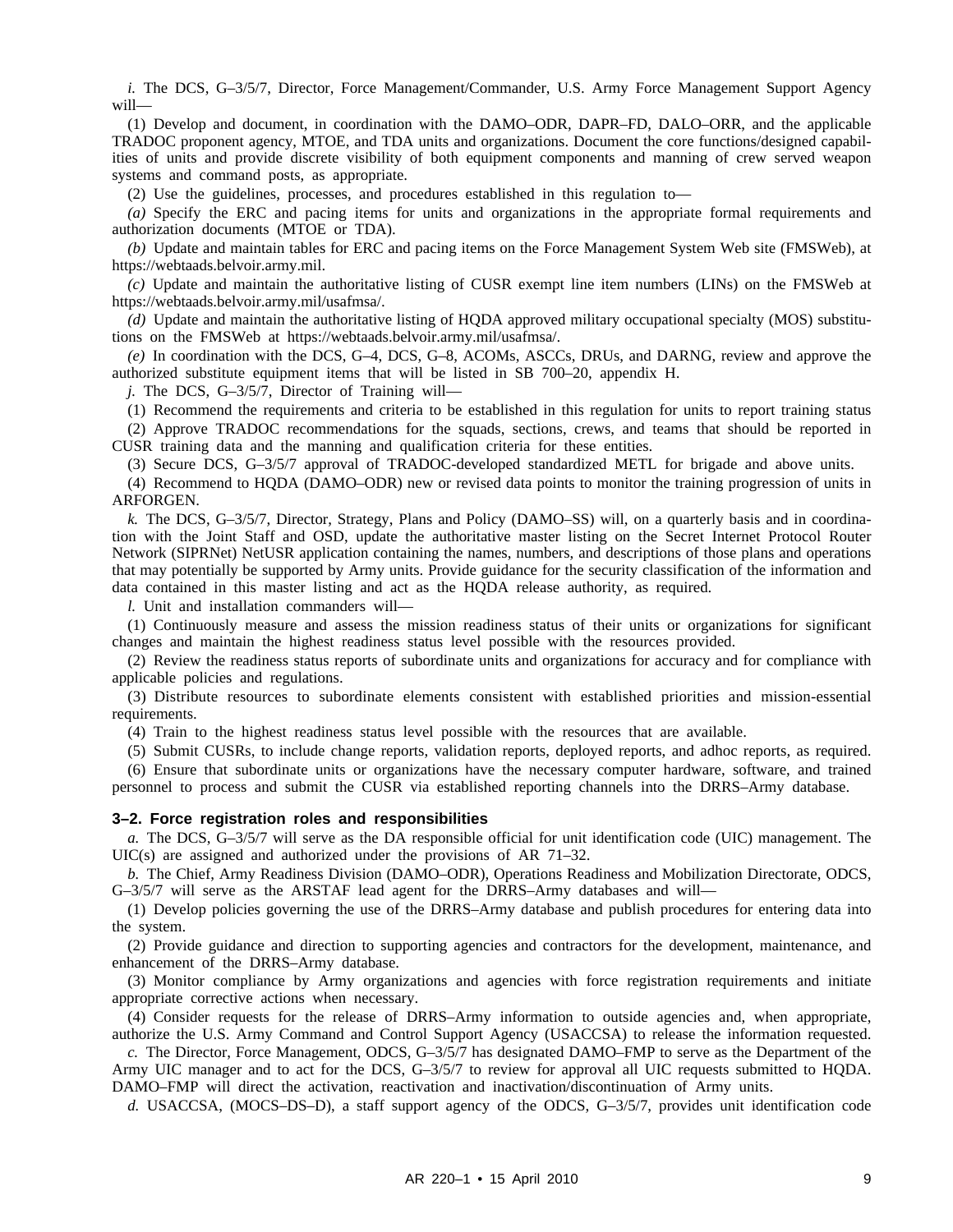*i.* The DCS, G–3/5/7, Director, Force Management/Commander, U.S. Army Force Management Support Agency will—

(1) Develop and document, in coordination with the DAMO–ODR, DAPR–FD, DALO–ORR, and the applicable TRADOC proponent agency, MTOE, and TDA units and organizations. Document the core functions/designed capabilities of units and provide discrete visibility of both equipment components and manning of crew served weapon systems and command posts, as appropriate.

(2) Use the guidelines, processes, and procedures established in this regulation to—

*(a)* Specify the ERC and pacing items for units and organizations in the appropriate formal requirements and authorization documents (MTOE or TDA).

*(b)* Update and maintain tables for ERC and pacing items on the Force Management System Web site (FMSWeb), at https://webtaads.belvoir.army.mil.

*(c)* Update and maintain the authoritative listing of CUSR exempt line item numbers (LINs) on the FMSWeb at https://webtaads.belvoir.army.mil/usafmsa/.

*(d)* Update and maintain the authoritative listing of HQDA approved military occupational specialty (MOS) substitutions on the FMSWeb at https://webtaads.belvoir.army.mil/usafmsa/.

*(e)* In coordination with the DCS, G–4, DCS, G–8, ACOMs, ASCCs, DRUs, and DARNG, review and approve the authorized substitute equipment items that will be listed in SB 700–20, appendix H.

*j.* The DCS, G–3/5/7, Director of Training will—

(1) Recommend the requirements and criteria to be established in this regulation for units to report training status

(2) Approve TRADOC recommendations for the squads, sections, crews, and teams that should be reported in CUSR training data and the manning and qualification criteria for these entities.

(3) Secure DCS, G–3/5/7 approval of TRADOC-developed standardized METL for brigade and above units.

(4) Recommend to HQDA (DAMO–ODR) new or revised data points to monitor the training progression of units in ARFORGEN.

*k.* The DCS, G–3/5/7, Director, Strategy, Plans and Policy (DAMO–SS) will, on a quarterly basis and in coordination with the Joint Staff and OSD, update the authoritative master listing on the Secret Internet Protocol Router Network (SIPRNet) NetUSR application containing the names, numbers, and descriptions of those plans and operations that may potentially be supported by Army units. Provide guidance for the security classification of the information and data contained in this master listing and act as the HQDA release authority, as required.

*l.* Unit and installation commanders will—

(1) Continuously measure and assess the mission readiness status of their units or organizations for significant changes and maintain the highest readiness status level possible with the resources provided.

(2) Review the readiness status reports of subordinate units and organizations for accuracy and for compliance with applicable policies and regulations.

(3) Distribute resources to subordinate elements consistent with established priorities and mission-essential requirements.

(4) Train to the highest readiness status level possible with the resources that are available.

(5) Submit CUSRs, to include change reports, validation reports, deployed reports, and adhoc reports, as required.

(6) Ensure that subordinate units or organizations have the necessary computer hardware, software, and trained personnel to process and submit the CUSR via established reporting channels into the DRRS–Army database.

### 3–2. Force registration roles and responsibilities

*a.* The DCS, G–3/5/7 will serve as the DA responsible official for unit identification code (UIC) management. The UIC(s) are assigned and authorized under the provisions of AR 71–32.

*b.* The Chief, Army Readiness Division (DAMO–ODR), Operations Readiness and Mobilization Directorate, ODCS, G–3/5/7 will serve as the ARSTAF lead agent for the DRRS–Army databases and will—

(1) Develop policies governing the use of the DRRS–Army database and publish procedures for entering data into the system.

(2) Provide guidance and direction to supporting agencies and contractors for the development, maintenance, and enhancement of the DRRS–Army database.

(3) Monitor compliance by Army organizations and agencies with force registration requirements and initiate appropriate corrective actions when necessary.

(4) Consider requests for the release of DRRS–Army information to outside agencies and, when appropriate, authorize the U.S. Army Command and Control Support Agency (USACCSA) to release the information requested.

*c.* The Director, Force Management, ODCS, G–3/5/7 has designated DAMO–FMP to serve as the Department of the Army UIC manager and to act for the DCS, G–3/5/7 to review for approval all UIC requests submitted to HQDA. DAMO–FMP will direct the activation, reactivation and inactivation/discontinuation of Army units.

*d.* USACCSA, (MOCS–DS–D), a staff support agency of the ODCS, G–3/5/7, provides unit identification code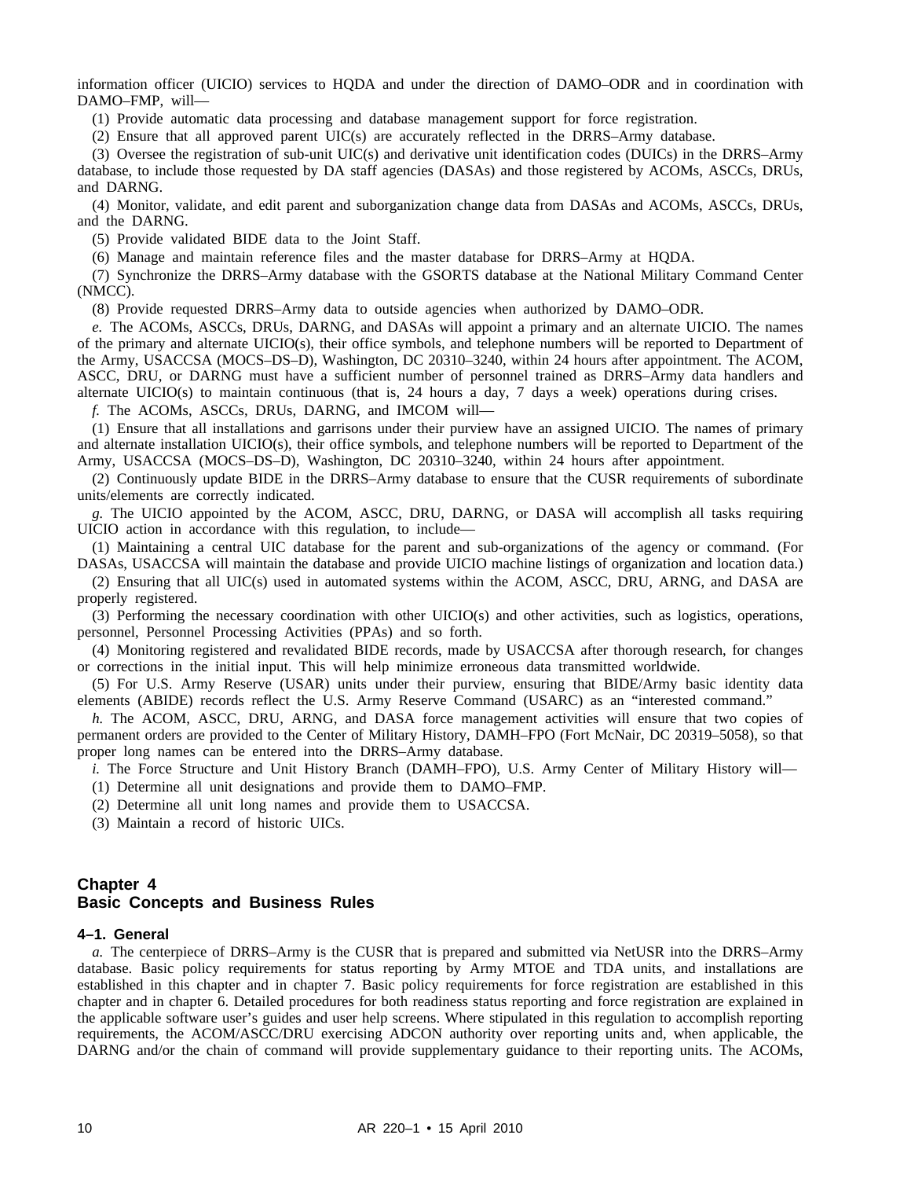information officer (UICIO) services to HQDA and under the direction of DAMO–ODR and in coordination with DAMO–FMP, will—

(1) Provide automatic data processing and database management support for force registration.

(2) Ensure that all approved parent UIC(s) are accurately reflected in the DRRS–Army database.

(3) Oversee the registration of sub-unit UIC(s) and derivative unit identification codes (DUICs) in the DRRS–Army database, to include those requested by DA staff agencies (DASAs) and those registered by ACOMs, ASCCs, DRUs, and DARNG.

(4) Monitor, validate, and edit parent and suborganization change data from DASAs and ACOMs, ASCCs, DRUs, and the DARNG.

(5) Provide validated BIDE data to the Joint Staff.

(6) Manage and maintain reference files and the master database for DRRS–Army at HQDA.

(7) Synchronize the DRRS–Army database with the GSORTS database at the National Military Command Center (NMCC).

(8) Provide requested DRRS–Army data to outside agencies when authorized by DAMO–ODR.

*e.* The ACOMs, ASCCs, DRUs, DARNG, and DASAs will appoint a primary and an alternate UICIO. The names of the primary and alternate UICIO(s), their office symbols, and telephone numbers will be reported to Department of the Army, USACCSA (MOCS–DS–D), Washington, DC 20310–3240, within 24 hours after appointment. The ACOM, ASCC, DRU, or DARNG must have a sufficient number of personnel trained as DRRS–Army data handlers and alternate UICIO(s) to maintain continuous (that is, 24 hours a day, 7 days a week) operations during crises.

*f.* The ACOMs, ASCCs, DRUs, DARNG, and IMCOM will—

(1) Ensure that all installations and garrisons under their purview have an assigned UICIO. The names of primary and alternate installation UICIO(s), their office symbols, and telephone numbers will be reported to Department of the Army, USACCSA (MOCS–DS–D), Washington, DC 20310–3240, within 24 hours after appointment.

(2) Continuously update BIDE in the DRRS–Army database to ensure that the CUSR requirements of subordinate units/elements are correctly indicated.

*g.* The UICIO appointed by the ACOM, ASCC, DRU, DARNG, or DASA will accomplish all tasks requiring UICIO action in accordance with this regulation, to include—

(1) Maintaining a central UIC database for the parent and sub-organizations of the agency or command. (For DASAs, USACCSA will maintain the database and provide UICIO machine listings of organization and location data.)

(2) Ensuring that all UIC(s) used in automated systems within the ACOM, ASCC, DRU, ARNG, and DASA are properly registered.

(3) Performing the necessary coordination with other UICIO(s) and other activities, such as logistics, operations, personnel, Personnel Processing Activities (PPAs) and so forth.

(4) Monitoring registered and revalidated BIDE records, made by USACCSA after thorough research, for changes or corrections in the initial input. This will help minimize erroneous data transmitted worldwide.

(5) For U.S. Army Reserve (USAR) units under their purview, ensuring that BIDE/Army basic identity data elements (ABIDE) records reflect the U.S. Army Reserve Command (USARC) as an "interested command."

*h.* The ACOM, ASCC, DRU, ARNG, and DASA force management activities will ensure that two copies of permanent orders are provided to the Center of Military History, DAMH–FPO (Fort McNair, DC 20319–5058), so that proper long names can be entered into the DRRS–Army database.

*i.* The Force Structure and Unit History Branch (DAMH–FPO), U.S. Army Center of Military History will—

(1) Determine all unit designations and provide them to DAMO–FMP.

(2) Determine all unit long names and provide them to USACCSA.

(3) Maintain a record of historic UICs.

## Chapter 4
## Basic Concepts and Business Rules

### 4–1. General

*a.* The centerpiece of DRRS–Army is the CUSR that is prepared and submitted via NetUSR into the DRRS–Army database. Basic policy requirements for status reporting by Army MTOE and TDA units, and installations are established in this chapter and in chapter 7. Basic policy requirements for force registration are established in this chapter and in chapter 6. Detailed procedures for both readiness status reporting and force registration are explained in the applicable software user's guides and user help screens. Where stipulated in this regulation to accomplish reporting requirements, the ACOM/ASCC/DRU exercising ADCON authority over reporting units and, when applicable, the DARNG and/or the chain of command will provide supplementary guidance to their reporting units. The ACOMs,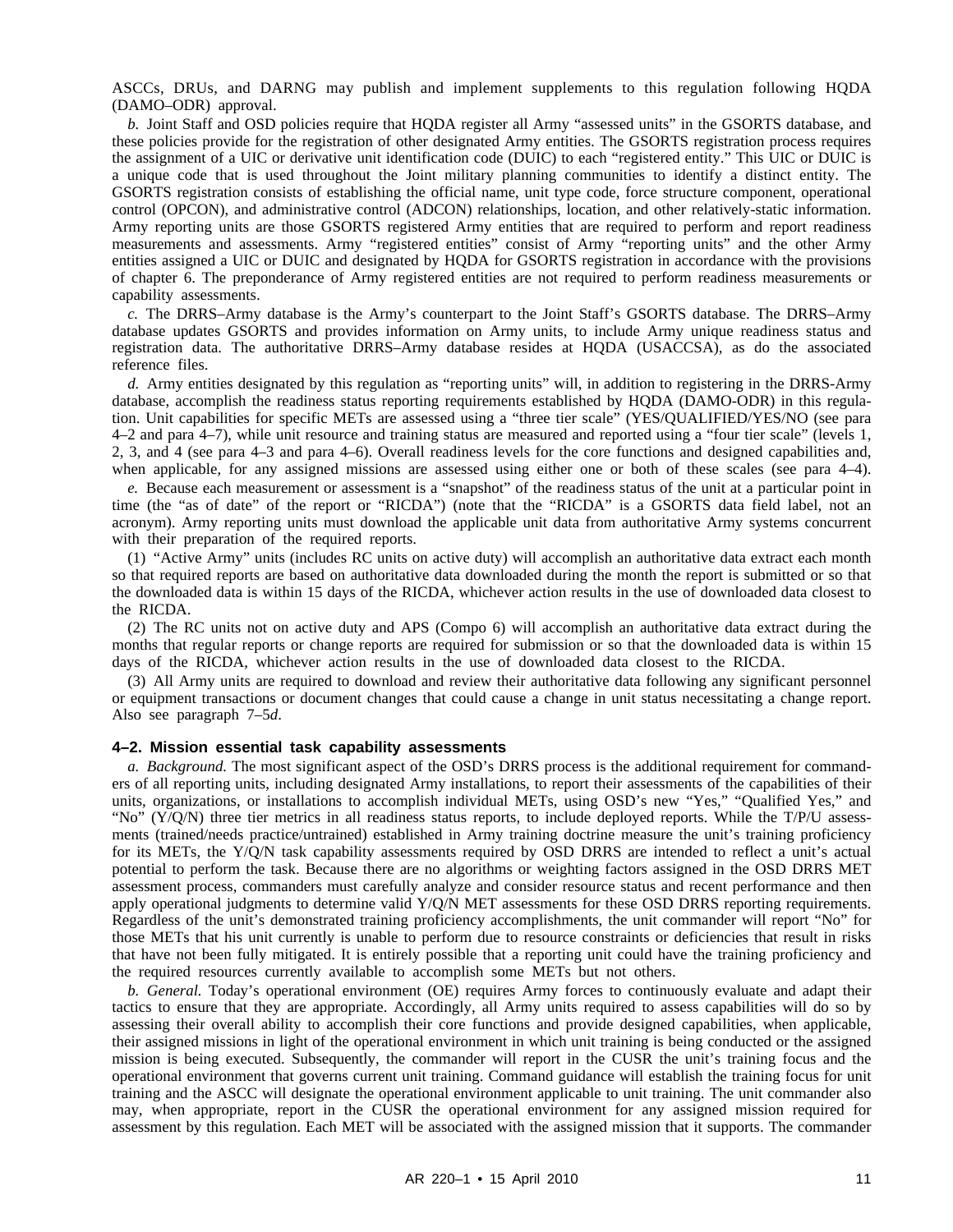ASCCs, DRUs, and DARNG may publish and implement supplements to this regulation following HQDA (DAMO–ODR) approval.

*b.* Joint Staff and OSD policies require that HQDA register all Army "assessed units" in the GSORTS database, and these policies provide for the registration of other designated Army entities. The GSORTS registration process requires the assignment of a UIC or derivative unit identification code (DUIC) to each "registered entity." This UIC or DUIC is a unique code that is used throughout the Joint military planning communities to identify a distinct entity. The GSORTS registration consists of establishing the official name, unit type code, force structure component, operational control (OPCON), and administrative control (ADCON) relationships, location, and other relatively-static information. Army reporting units are those GSORTS registered Army entities that are required to perform and report readiness measurements and assessments. Army "registered entities" consist of Army "reporting units" and the other Army entities assigned a UIC or DUIC and designated by HQDA for GSORTS registration in accordance with the provisions of chapter 6. The preponderance of Army registered entities are not required to perform readiness measurements or capability assessments.

*c.* The DRRS–Army database is the Army's counterpart to the Joint Staff's GSORTS database. The DRRS–Army database updates GSORTS and provides information on Army units, to include Army unique readiness status and registration data. The authoritative DRRS–Army database resides at HQDA (USACCSA), as do the associated reference files.

*d.* Army entities designated by this regulation as "reporting units" will, in addition to registering in the DRRS-Army database, accomplish the readiness status reporting requirements established by HQDA (DAMO-ODR) in this regulation. Unit capabilities for specific METs are assessed using a "three tier scale" (YES/QUALIFIED/YES/NO (see para 4–2 and para 4–7), while unit resource and training status are measured and reported using a "four tier scale" (levels 1, 2, 3, and 4 (see para 4–3 and para 4–6). Overall readiness levels for the core functions and designed capabilities and, when applicable, for any assigned missions are assessed using either one or both of these scales (see para 4–4).

*e.* Because each measurement or assessment is a "snapshot" of the readiness status of the unit at a particular point in time (the "as of date" of the report or "RICDA") (note that the "RICDA" is a GSORTS data field label, not an acronym). Army reporting units must download the applicable unit data from authoritative Army systems concurrent with their preparation of the required reports.

(1) "Active Army" units (includes RC units on active duty) will accomplish an authoritative data extract each month so that required reports are based on authoritative data downloaded during the month the report is submitted or so that the downloaded data is within 15 days of the RICDA, whichever action results in the use of downloaded data closest to the RICDA.

(2) The RC units not on active duty and APS (Compo 6) will accomplish an authoritative data extract during the months that regular reports or change reports are required for submission or so that the downloaded data is within 15 days of the RICDA, whichever action results in the use of downloaded data closest to the RICDA.

(3) All Army units are required to download and review their authoritative data following any significant personnel or equipment transactions or document changes that could cause a change in unit status necessitating a change report. Also see paragraph 7–5*d*.

### 4–2. Mission essential task capability assessments

*a. Background.* The most significant aspect of the OSD's DRRS process is the additional requirement for commanders of all reporting units, including designated Army installations, to report their assessments of the capabilities of their units, organizations, or installations to accomplish individual METs, using OSD's new "Yes," "Qualified Yes," and "No" (Y/Q/N) three tier metrics in all readiness status reports, to include deployed reports. While the T/P/U assessments (trained/needs practice/untrained) established in Army training doctrine measure the unit's training proficiency for its METs, the Y/Q/N task capability assessments required by OSD DRRS are intended to reflect a unit's actual potential to perform the task. Because there are no algorithms or weighting factors assigned in the OSD DRRS MET assessment process, commanders must carefully analyze and consider resource status and recent performance and then apply operational judgments to determine valid Y/Q/N MET assessments for these OSD DRRS reporting requirements. Regardless of the unit's demonstrated training proficiency accomplishments, the unit commander will report "No" for those METs that his unit currently is unable to perform due to resource constraints or deficiencies that result in risks that have not been fully mitigated. It is entirely possible that a reporting unit could have the training proficiency and the required resources currently available to accomplish some METs but not others.

*b. General.* Today's operational environment (OE) requires Army forces to continuously evaluate and adapt their tactics to ensure that they are appropriate. Accordingly, all Army units required to assess capabilities will do so by assessing their overall ability to accomplish their core functions and provide designed capabilities, when applicable, their assigned missions in light of the operational environment in which unit training is being conducted or the assigned mission is being executed. Subsequently, the commander will report in the CUSR the unit's training focus and the operational environment that governs current unit training. Command guidance will establish the training focus for unit training and the ASCC will designate the operational environment applicable to unit training. The unit commander also may, when appropriate, report in the CUSR the operational environment for any assigned mission required for assessment by this regulation. Each MET will be associated with the assigned mission that it supports. The commander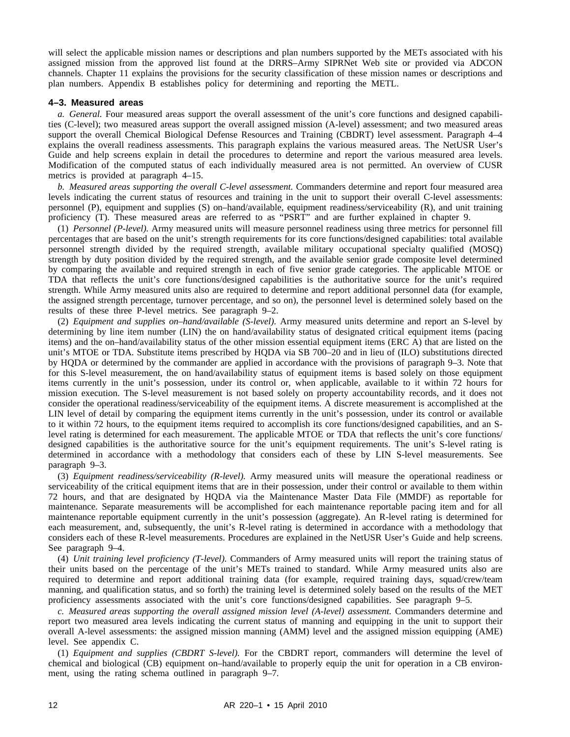will select the applicable mission names or descriptions and plan numbers supported by the METs associated with his assigned mission from the approved list found at the DRRS–Army SIPRNet Web site or provided via ADCON channels. Chapter 11 explains the provisions for the security classification of these mission names or descriptions and plan numbers. Appendix B establishes policy for determining and reporting the METL.

### 4–3. Measured areas

*a. General.* Four measured areas support the overall assessment of the unit's core functions and designed capabilities (C-level); two measured areas support the overall assigned mission (A-level) assessment; and two measured areas support the overall Chemical Biological Defense Resources and Training (CBDRT) level assessment. Paragraph 4–4 explains the overall readiness assessments. This paragraph explains the various measured areas. The NetUSR User's Guide and help screens explain in detail the procedures to determine and report the various measured area levels. Modification of the computed status of each individually measured area is not permitted. An overview of CUSR metrics is provided at paragraph 4–15.

*b. Measured areas supporting the overall C-level assessment.* Commanders determine and report four measured area levels indicating the current status of resources and training in the unit to support their overall C-level assessments: personnel (P), equipment and supplies (S) on–hand/available, equipment readiness/serviceability (R), and unit training proficiency (T). These measured areas are referred to as "PSRT" and are further explained in chapter 9.

(1) *Personnel (P-level).* Army measured units will measure personnel readiness using three metrics for personnel fill percentages that are based on the unit's strength requirements for its core functions/designed capabilities: total available personnel strength divided by the required strength, available military occupational specialty qualified (MOSQ) strength by duty position divided by the required strength, and the available senior grade composite level determined by comparing the available and required strength in each of five senior grade categories. The applicable MTOE or TDA that reflects the unit's core functions/designed capabilities is the authoritative source for the unit's required strength. While Army measured units also are required to determine and report additional personnel data (for example, the assigned strength percentage, turnover percentage, and so on), the personnel level is determined solely based on the results of these three P-level metrics. See paragraph 9–2.

(2) *Equipment and supplies on–hand/available (S-level).* Army measured units determine and report an S-level by determining by line item number (LIN) the on hand/availability status of designated critical equipment items (pacing items) and the on–hand/availability status of the other mission essential equipment items (ERC A) that are listed on the unit's MTOE or TDA. Substitute items prescribed by HQDA via SB 700–20 and in lieu of (ILO) substitutions directed by HQDA or determined by the commander are applied in accordance with the provisions of paragraph 9–3. Note that for this S-level measurement, the on hand/availability status of equipment items is based solely on those equipment items currently in the unit's possession, under its control or, when applicable, available to it within 72 hours for mission execution. The S-level measurement is not based solely on property accountability records, and it does not consider the operational readiness/serviceability of the equipment items. A discrete measurement is accomplished at the LIN level of detail by comparing the equipment items currently in the unit's possession, under its control or available to it within 72 hours, to the equipment items required to accomplish its core functions/designed capabilities, and an S-level rating is determined for each measurement. The applicable MTOE or TDA that reflects the unit's core functions/designed capabilities is the authoritative source for the unit's equipment requirements. The unit's S-level rating is determined in accordance with a methodology that considers each of these by LIN S-level measurements. See paragraph 9–3.

(3) *Equipment readiness/serviceability (R-level).* Army measured units will measure the operational readiness or serviceability of the critical equipment items that are in their possession, under their control or available to them within 72 hours, and that are designated by HQDA via the Maintenance Master Data File (MMDF) as reportable for maintenance. Separate measurements will be accomplished for each maintenance reportable pacing item and for all maintenance reportable equipment currently in the unit's possession (aggregate). An R-level rating is determined for each measurement, and, subsequently, the unit's R-level rating is determined in accordance with a methodology that considers each of these R-level measurements. Procedures are explained in the NetUSR User's Guide and help screens. See paragraph 9–4.

(4) *Unit training level proficiency (T-level).* Commanders of Army measured units will report the training status of their units based on the percentage of the unit's METs trained to standard. While Army measured units also are required to determine and report additional training data (for example, required training days, squad/crew/team manning, and qualification status, and so forth) the training level is determined solely based on the results of the MET proficiency assessments associated with the unit's core functions/designed capabilities. See paragraph 9–5.

*c. Measured areas supporting the overall assigned mission level (A-level) assessment.* Commanders determine and report two measured area levels indicating the current status of manning and equipping in the unit to support their overall A-level assessments: the assigned mission manning (AMM) level and the assigned mission equipping (AME) level. See appendix C.

(1) *Equipment and supplies (CBDRT S-level).* For the CBDRT report, commanders will determine the level of chemical and biological (CB) equipment on–hand/available to properly equip the unit for operation in a CB environment, using the rating schema outlined in paragraph 9–7.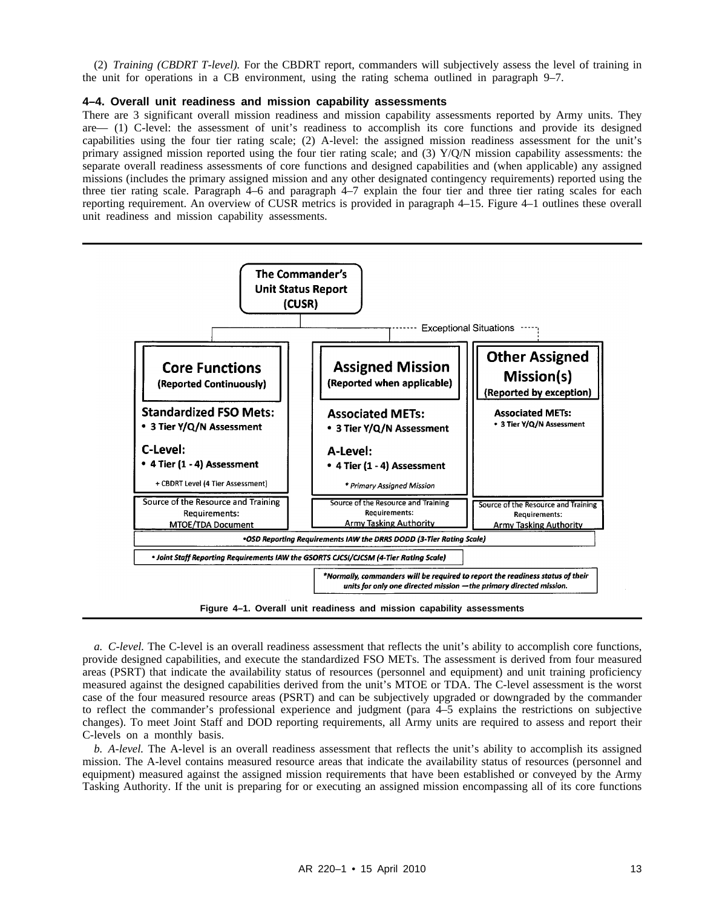(2) *Training (CBDRT T-level).* For the CBDRT report, commanders will subjectively assess the level of training in the unit for operations in a CB environment, using the rating schema outlined in paragraph 9–7.

### 4–4. Overall unit readiness and mission capability assessments

There are 3 significant overall mission readiness and mission capability assessments reported by Army units. They are— (1) C-level: the assessment of unit's readiness to accomplish its core functions and provide its designed capabilities using the four tier rating scale; (2) A-level: the assigned mission readiness assessment for the unit's primary assigned mission reported using the four tier rating scale; and (3) Y/Q/N mission capability assessments: the separate overall readiness assessments of core functions and designed capabilities and (when applicable) any assigned missions (includes the primary assigned mission and any other designated contingency requirements) reported using the three tier rating scale. Paragraph 4–6 and paragraph 4–7 explain the four tier and three tier rating scales for each reporting requirement. An overview of CUSR metrics is provided in paragraph 4–15. Figure 4–1 outlines these overall unit readiness and mission capability assessments.

**The Commander's Unit Status Report (CUSR)**

Exceptional Situations

| Core Functions (Reported Continuously) | Assigned Mission (Reported when applicable) | Other Assigned Mission(s) (Reported by exception) |
|---|---|---|
| Standardized FSO Mets: • 3 Tier Y/Q/N Assessment | Associated METs: • 3 Tier Y/Q/N Assessment | Associated METs: • 3 Tier Y/Q/N Assessment |
| C-Level: • 4 Tier (1 - 4) Assessment | A-Level: • 4 Tier (1 - 4) Assessment | |
| + CBDRT Level (4 Tier Assessment) | * Primary Assigned Mission | |
| Source of the Resource and Training Requirements: MTOE/TDA Document | Source of the Resource and Training Requirements: Army Tasking Authority | Source of the Resource and Training Requirements: Army Tasking Authority |

•*OSD Reporting Requirements IAW the DRRS DODD (3-Tier Rating Scale)*

• *Joint Staff Reporting Requirements IAW the GSORTS CJCSI/CJCSM (4-Tier Rating Scale)*

*\*Normally, commanders will be required to report the readiness status of their units for only one directed mission —the primary directed mission.*

**Figure 4–1. Overall unit readiness and mission capability assessments**

*a. C-level.* The C-level is an overall readiness assessment that reflects the unit's ability to accomplish core functions, provide designed capabilities, and execute the standardized FSO METs. The assessment is derived from four measured areas (PSRT) that indicate the availability status of resources (personnel and equipment) and unit training proficiency measured against the designed capabilities derived from the unit's MTOE or TDA. The C-level assessment is the worst case of the four measured resource areas (PSRT) and can be subjectively upgraded or downgraded by the commander to reflect the commander's professional experience and judgment (para 4–5 explains the restrictions on subjective changes). To meet Joint Staff and DOD reporting requirements, all Army units are required to assess and report their C-levels on a monthly basis.

*b. A-level.* The A-level is an overall readiness assessment that reflects the unit's ability to accomplish its assigned mission. The A-level contains measured resource areas that indicate the availability status of resources (personnel and equipment) measured against the assigned mission requirements that have been established or conveyed by the Army Tasking Authority. If the unit is preparing for or executing an assigned mission encompassing all of its core functions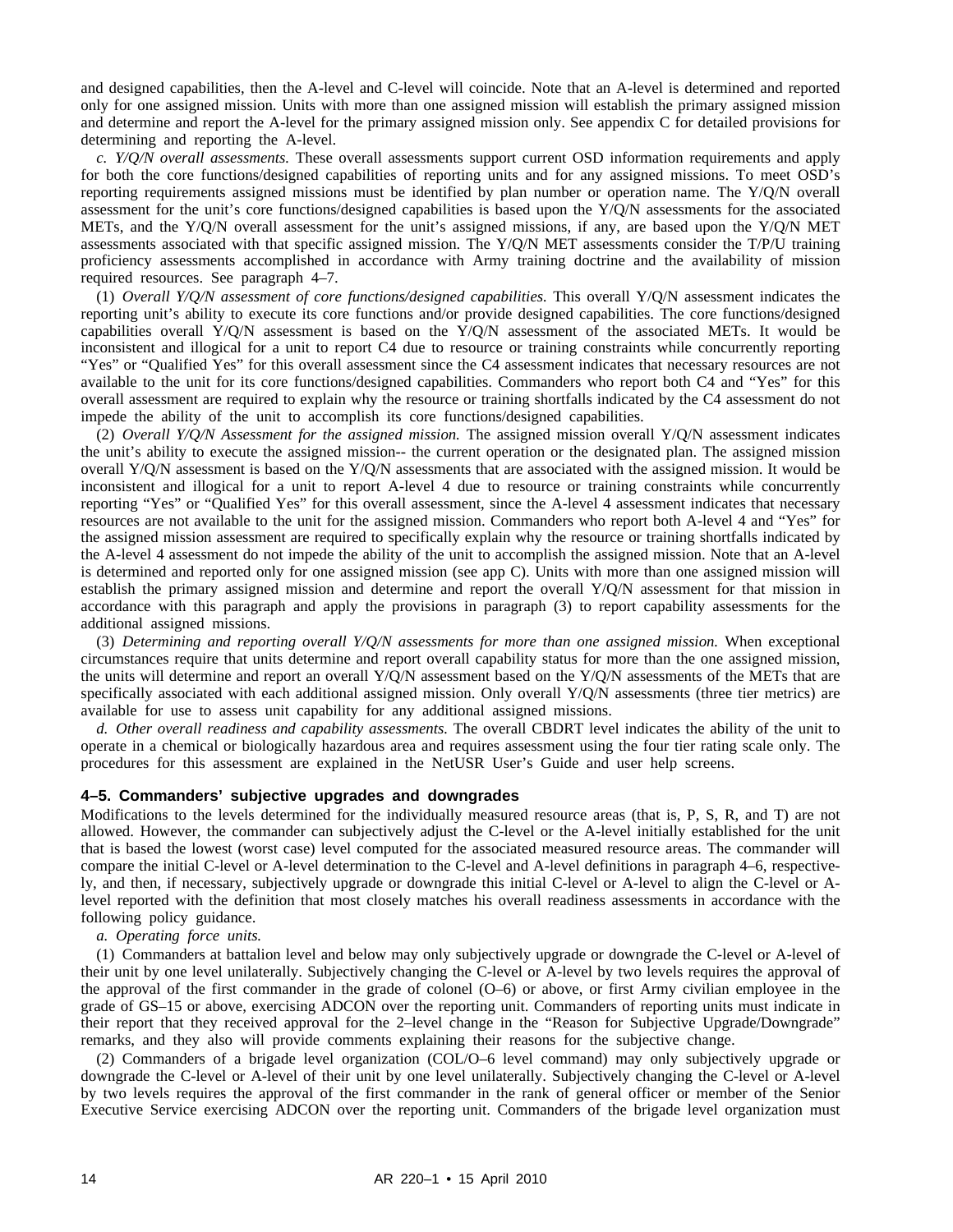and designed capabilities, then the A-level and C-level will coincide. Note that an A-level is determined and reported only for one assigned mission. Units with more than one assigned mission will establish the primary assigned mission and determine and report the A-level for the primary assigned mission only. See appendix C for detailed provisions for determining and reporting the A-level.

*c. Y/Q/N overall assessments.* These overall assessments support current OSD information requirements and apply for both the core functions/designed capabilities of reporting units and for any assigned missions. To meet OSD's reporting requirements assigned missions must be identified by plan number or operation name. The Y/Q/N overall assessment for the unit's core functions/designed capabilities is based upon the Y/Q/N assessments for the associated METs, and the Y/Q/N overall assessment for the unit's assigned missions, if any, are based upon the Y/Q/N MET assessments associated with that specific assigned mission. The Y/Q/N MET assessments consider the T/P/U training proficiency assessments accomplished in accordance with Army training doctrine and the availability of mission required resources. See paragraph 4–7.

(1) *Overall Y/Q/N assessment of core functions/designed capabilities.* This overall Y/Q/N assessment indicates the reporting unit's ability to execute its core functions and/or provide designed capabilities. The core functions/designed capabilities overall Y/Q/N assessment is based on the Y/Q/N assessment of the associated METs. It would be inconsistent and illogical for a unit to report C4 due to resource or training constraints while concurrently reporting "Yes" or "Qualified Yes" for this overall assessment since the C4 assessment indicates that necessary resources are not available to the unit for its core functions/designed capabilities. Commanders who report both C4 and "Yes" for this overall assessment are required to explain why the resource or training shortfalls indicated by the C4 assessment do not impede the ability of the unit to accomplish its core functions/designed capabilities.

(2) *Overall Y/Q/N Assessment for the assigned mission.* The assigned mission overall Y/Q/N assessment indicates the unit's ability to execute the assigned mission-- the current operation or the designated plan. The assigned mission overall Y/Q/N assessment is based on the Y/Q/N assessments that are associated with the assigned mission. It would be inconsistent and illogical for a unit to report A-level 4 due to resource or training constraints while concurrently reporting "Yes" or "Qualified Yes" for this overall assessment, since the A-level 4 assessment indicates that necessary resources are not available to the unit for the assigned mission. Commanders who report both A-level 4 and "Yes" for the assigned mission assessment are required to specifically explain why the resource or training shortfalls indicated by the A-level 4 assessment do not impede the ability of the unit to accomplish the assigned mission. Note that an A-level is determined and reported only for one assigned mission (see app C). Units with more than one assigned mission will establish the primary assigned mission and determine and report the overall Y/Q/N assessment for that mission in accordance with this paragraph and apply the provisions in paragraph (3) to report capability assessments for the additional assigned missions.

(3) *Determining and reporting overall Y/Q/N assessments for more than one assigned mission.* When exceptional circumstances require that units determine and report overall capability status for more than the one assigned mission, the units will determine and report an overall Y/Q/N assessment based on the Y/Q/N assessments of the METs that are specifically associated with each additional assigned mission. Only overall Y/Q/N assessments (three tier metrics) are available for use to assess unit capability for any additional assigned missions.

*d. Other overall readiness and capability assessments.* The overall CBDRT level indicates the ability of the unit to operate in a chemical or biologically hazardous area and requires assessment using the four tier rating scale only. The procedures for this assessment are explained in the NetUSR User's Guide and user help screens.

## 4–5. Commanders' subjective upgrades and downgrades

Modifications to the levels determined for the individually measured resource areas (that is, P, S, R, and T) are not allowed. However, the commander can subjectively adjust the C-level or the A-level initially established for the unit that is based the lowest (worst case) level computed for the associated measured resource areas. The commander will compare the initial C-level or A-level determination to the C-level and A-level definitions in paragraph 4–6, respectively, and then, if necessary, subjectively upgrade or downgrade this initial C-level or A-level to align the C-level or A-level reported with the definition that most closely matches his overall readiness assessments in accordance with the following policy guidance.

*a. Operating force units.*

(1) Commanders at battalion level and below may only subjectively upgrade or downgrade the C-level or A-level of their unit by one level unilaterally. Subjectively changing the C-level or A-level by two levels requires the approval of the approval of the first commander in the grade of colonel (O–6) or above, or first Army civilian employee in the grade of GS–15 or above, exercising ADCON over the reporting unit. Commanders of reporting units must indicate in their report that they received approval for the 2–level change in the "Reason for Subjective Upgrade/Downgrade" remarks, and they also will provide comments explaining their reasons for the subjective change.

(2) Commanders of a brigade level organization (COL/O–6 level command) may only subjectively upgrade or downgrade the C-level or A-level of their unit by one level unilaterally. Subjectively changing the C-level or A-level by two levels requires the approval of the first commander in the rank of general officer or member of the Senior Executive Service exercising ADCON over the reporting unit. Commanders of the brigade level organization must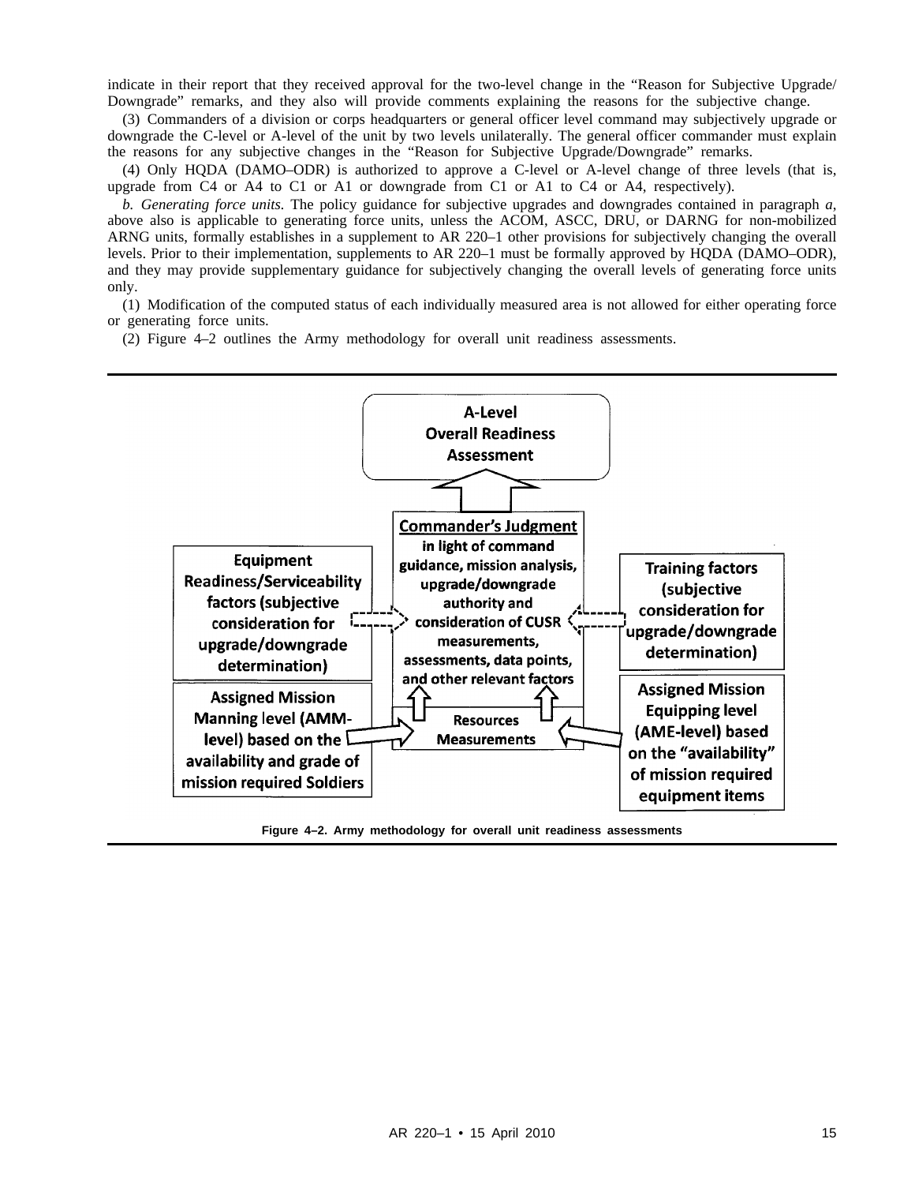indicate in their report that they received approval for the two-level change in the "Reason for Subjective Upgrade/ Downgrade" remarks, and they also will provide comments explaining the reasons for the subjective change.

(3) Commanders of a division or corps headquarters or general officer level command may subjectively upgrade or downgrade the C-level or A-level of the unit by two levels unilaterally. The general officer commander must explain the reasons for any subjective changes in the "Reason for Subjective Upgrade/Downgrade" remarks.

(4) Only HQDA (DAMO–ODR) is authorized to approve a C-level or A-level change of three levels (that is, upgrade from C4 or A4 to C1 or A1 or downgrade from C1 or A1 to C4 or A4, respectively).

*b. Generating force units.* The policy guidance for subjective upgrades and downgrades contained in paragraph *a*, above also is applicable to generating force units, unless the ACOM, ASCC, DRU, or DARNG for non-mobilized ARNG units, formally establishes in a supplement to AR 220–1 other provisions for subjectively changing the overall levels. Prior to their implementation, supplements to AR 220–1 must be formally approved by HQDA (DAMO–ODR), and they may provide supplementary guidance for subjectively changing the overall levels of generating force units only.

(1) Modification of the computed status of each individually measured area is not allowed for either operating force or generating force units.

(2) Figure 4–2 outlines the Army methodology for overall unit readiness assessments.

A-Level Overall Readiness Assessment

**Commander's Judgment** in light of command guidance, mission analysis, upgrade/downgrade authority and consideration of CUSR measurements, assessments, data points, and other relevant factors

Equipment Readiness/Serviceability factors (subjective consideration for upgrade/downgrade determination)

Training factors (subjective consideration for upgrade/downgrade determination)

Resources Measurements

Assigned Mission Manning level (AMM-level) based on the availability and grade of mission required Soldiers

Assigned Mission Equipping level (AME-level) based on the "availability" of mission required equipment items

**Figure 4–2. Army methodology for overall unit readiness assessments**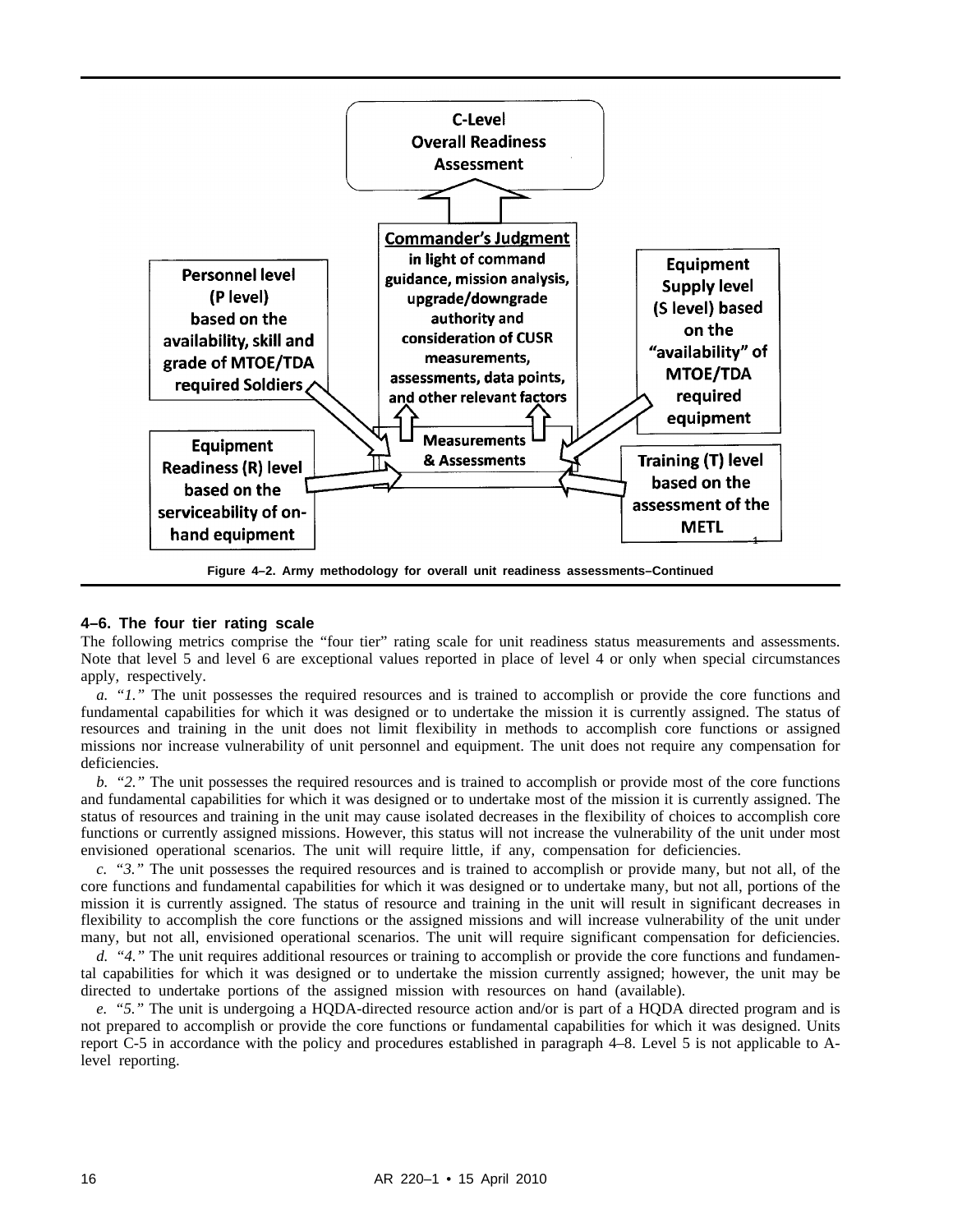C-Level
Overall Readiness
Assessment

**Commander's Judgment**
in light of command guidance, mission analysis, upgrade/downgrade authority and consideration of CUSR measurements, assessments, data points, and other relevant factors

Personnel level (P level) based on the availability, skill and grade of MTOE/TDA required Soldiers

Equipment Supply level (S level) based on the "availability" of MTOE/TDA required equipment

Measurements & Assessments

Equipment Readiness (R) level based on the serviceability of on-hand equipment

Training (T) level based on the assessment of the METL

Figure 4–2. Army methodology for overall unit readiness assessments–Continued

### 4–6. The four tier rating scale

The following metrics comprise the "four tier" rating scale for unit readiness status measurements and assessments. Note that level 5 and level 6 are exceptional values reported in place of level 4 or only when special circumstances apply, respectively.

*a. "1."* The unit possesses the required resources and is trained to accomplish or provide the core functions and fundamental capabilities for which it was designed or to undertake the mission it is currently assigned. The status of resources and training in the unit does not limit flexibility in methods to accomplish core functions or assigned missions nor increase vulnerability of unit personnel and equipment. The unit does not require any compensation for deficiencies.

*b. "2."* The unit possesses the required resources and is trained to accomplish or provide most of the core functions and fundamental capabilities for which it was designed or to undertake most of the mission it is currently assigned. The status of resources and training in the unit may cause isolated decreases in the flexibility of choices to accomplish core functions or currently assigned missions. However, this status will not increase the vulnerability of the unit under most envisioned operational scenarios. The unit will require little, if any, compensation for deficiencies.

*c. "3."* The unit possesses the required resources and is trained to accomplish or provide many, but not all, of the core functions and fundamental capabilities for which it was designed or to undertake many, but not all, portions of the mission it is currently assigned. The status of resource and training in the unit will result in significant decreases in flexibility to accomplish the core functions or the assigned missions and will increase vulnerability of the unit under many, but not all, envisioned operational scenarios. The unit will require significant compensation for deficiencies.

*d. "4."* The unit requires additional resources or training to accomplish or provide the core functions and fundamental capabilities for which it was designed or to undertake the mission currently assigned; however, the unit may be directed to undertake portions of the assigned mission with resources on hand (available).

*e. "5."* The unit is undergoing a HQDA-directed resource action and/or is part of a HQDA directed program and is not prepared to accomplish or provide the core functions or fundamental capabilities for which it was designed. Units report C-5 in accordance with the policy and procedures established in paragraph 4–8. Level 5 is not applicable to A-level reporting.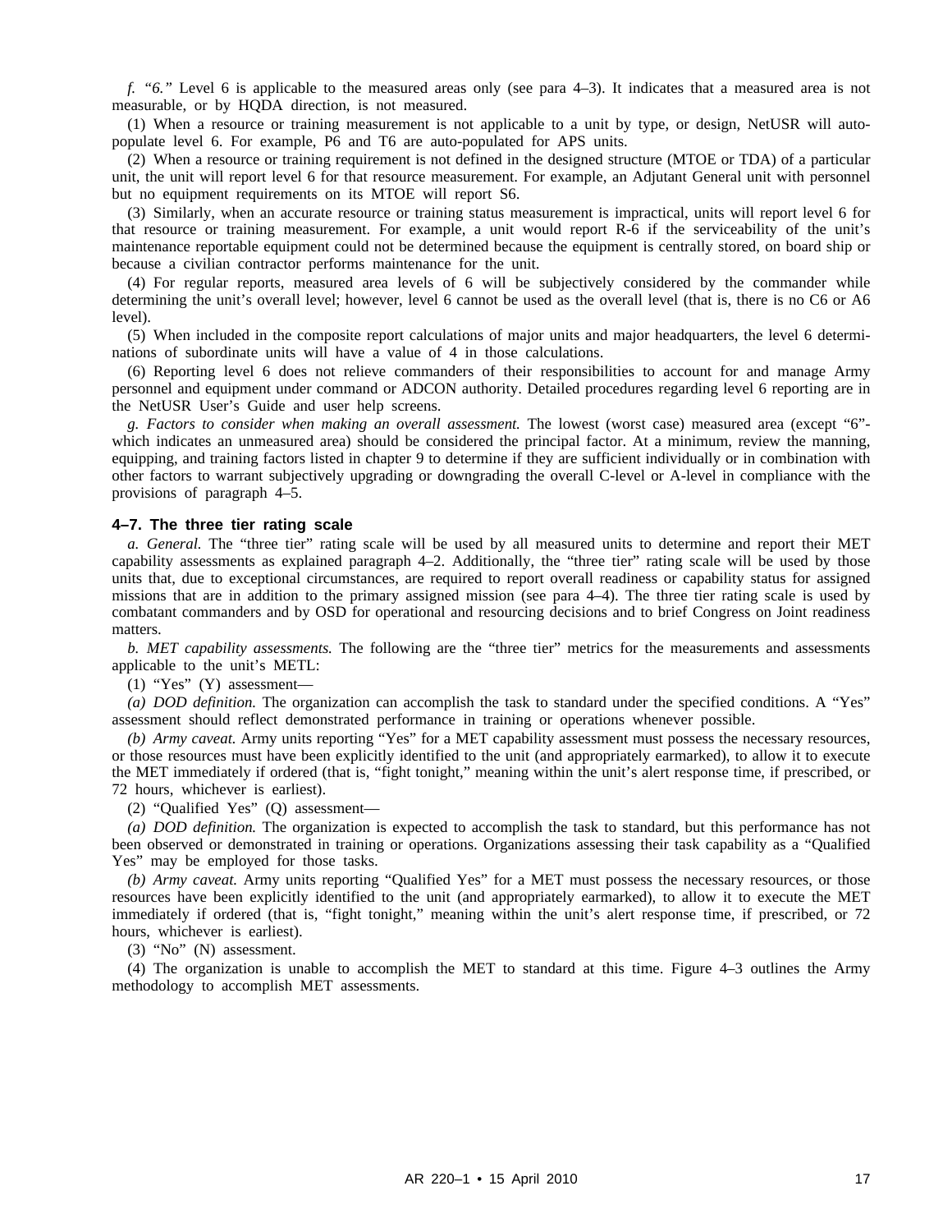*f. "6."* Level 6 is applicable to the measured areas only (see para 4–3). It indicates that a measured area is not measurable, or by HQDA direction, is not measured.

(1) When a resource or training measurement is not applicable to a unit by type, or design, NetUSR will auto-populate level 6. For example, P6 and T6 are auto-populated for APS units.

(2) When a resource or training requirement is not defined in the designed structure (MTOE or TDA) of a particular unit, the unit will report level 6 for that resource measurement. For example, an Adjutant General unit with personnel but no equipment requirements on its MTOE will report S6.

(3) Similarly, when an accurate resource or training status measurement is impractical, units will report level 6 for that resource or training measurement. For example, a unit would report R-6 if the serviceability of the unit's maintenance reportable equipment could not be determined because the equipment is centrally stored, on board ship or because a civilian contractor performs maintenance for the unit.

(4) For regular reports, measured area levels of 6 will be subjectively considered by the commander while determining the unit's overall level; however, level 6 cannot be used as the overall level (that is, there is no C6 or A6 level).

(5) When included in the composite report calculations of major units and major headquarters, the level 6 determinations of subordinate units will have a value of 4 in those calculations.

(6) Reporting level 6 does not relieve commanders of their responsibilities to account for and manage Army personnel and equipment under command or ADCON authority. Detailed procedures regarding level 6 reporting are in the NetUSR User's Guide and user help screens.

*g. Factors to consider when making an overall assessment.* The lowest (worst case) measured area (except "6"- which indicates an unmeasured area) should be considered the principal factor. At a minimum, review the manning, equipping, and training factors listed in chapter 9 to determine if they are sufficient individually or in combination with other factors to warrant subjectively upgrading or downgrading the overall C-level or A-level in compliance with the provisions of paragraph 4–5.

## 4–7. The three tier rating scale

*a. General.* The "three tier" rating scale will be used by all measured units to determine and report their MET capability assessments as explained paragraph 4–2. Additionally, the "three tier" rating scale will be used by those units that, due to exceptional circumstances, are required to report overall readiness or capability status for assigned missions that are in addition to the primary assigned mission (see para 4–4). The three tier rating scale is used by combatant commanders and by OSD for operational and resourcing decisions and to brief Congress on Joint readiness matters.

*b. MET capability assessments.* The following are the "three tier" metrics for the measurements and assessments applicable to the unit's METL:

(1) "Yes" (Y) assessment—

*(a) DOD definition.* The organization can accomplish the task to standard under the specified conditions. A "Yes" assessment should reflect demonstrated performance in training or operations whenever possible.

*(b) Army caveat.* Army units reporting "Yes" for a MET capability assessment must possess the necessary resources, or those resources must have been explicitly identified to the unit (and appropriately earmarked), to allow it to execute the MET immediately if ordered (that is, "fight tonight," meaning within the unit's alert response time, if prescribed, or 72 hours, whichever is earliest).

(2) "Qualified Yes" (Q) assessment—

*(a) DOD definition.* The organization is expected to accomplish the task to standard, but this performance has not been observed or demonstrated in training or operations. Organizations assessing their task capability as a "Qualified Yes" may be employed for those tasks.

*(b) Army caveat.* Army units reporting "Qualified Yes" for a MET must possess the necessary resources, or those resources have been explicitly identified to the unit (and appropriately earmarked), to allow it to execute the MET immediately if ordered (that is, "fight tonight," meaning within the unit's alert response time, if prescribed, or 72 hours, whichever is earliest).

(3) "No" (N) assessment.

(4) The organization is unable to accomplish the MET to standard at this time. Figure 4–3 outlines the Army methodology to accomplish MET assessments.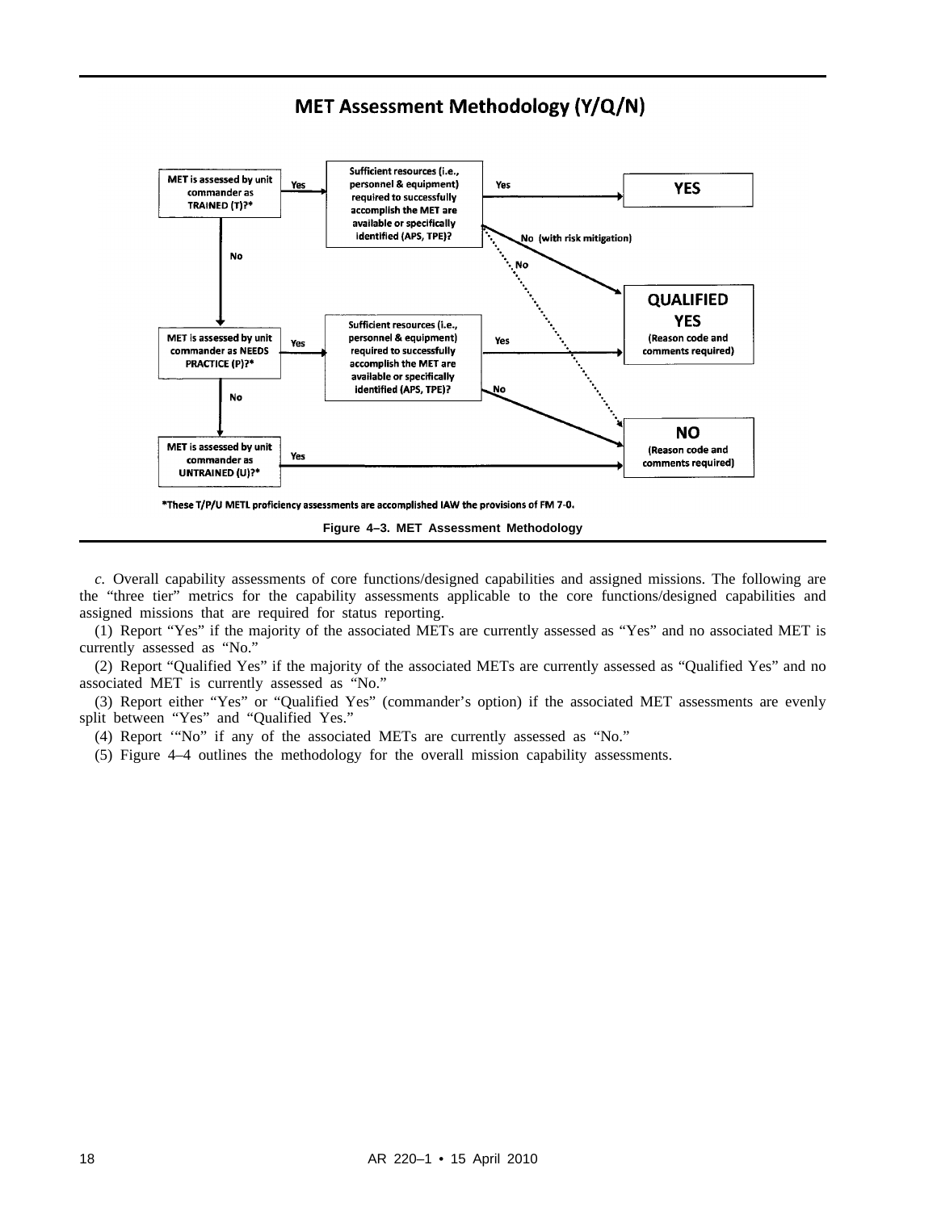## MET Assessment Methodology (Y/Q/N)

MET is assessed by unit commander as TRAINED (T)?* — Yes → Sufficient resources (i.e., personnel & equipment) required to successfully accomplish the MET are available or specifically identified (APS, TPE)? — Yes → **YES**

No (with risk mitigation) → **QUALIFIED YES** (Reason code and comments required)

No → **NO** (Reason code and comments required)

No ↓

MET is assessed by unit commander as NEEDS PRACTICE (P)?* — Yes → Sufficient resources (i.e., personnel & equipment) required to successfully accomplish the MET are available or specifically identified (APS, TPE)? — Yes → **QUALIFIED YES** (Reason code and comments required)

No → **NO** (Reason code and comments required)

No ↓

MET is assessed by unit commander as UNTRAINED (U)?* — Yes → **NO** (Reason code and comments required)

*These T/P/U METL proficiency assessments are accomplished IAW the provisions of FM 7-0.

**Figure 4–3. MET Assessment Methodology**

*c.* Overall capability assessments of core functions/designed capabilities and assigned missions. The following are the "three tier" metrics for the capability assessments applicable to the core functions/designed capabilities and assigned missions that are required for status reporting.

(1) Report "Yes" if the majority of the associated METs are currently assessed as "Yes" and no associated MET is currently assessed as "No."

(2) Report "Qualified Yes" if the majority of the associated METs are currently assessed as "Qualified Yes" and no associated MET is currently assessed as "No."

(3) Report either "Yes" or "Qualified Yes" (commander's option) if the associated MET assessments are evenly split between "Yes" and "Qualified Yes."

(4) Report '"No" if any of the associated METs are currently assessed as "No."

(5) Figure 4–4 outlines the methodology for the overall mission capability assessments.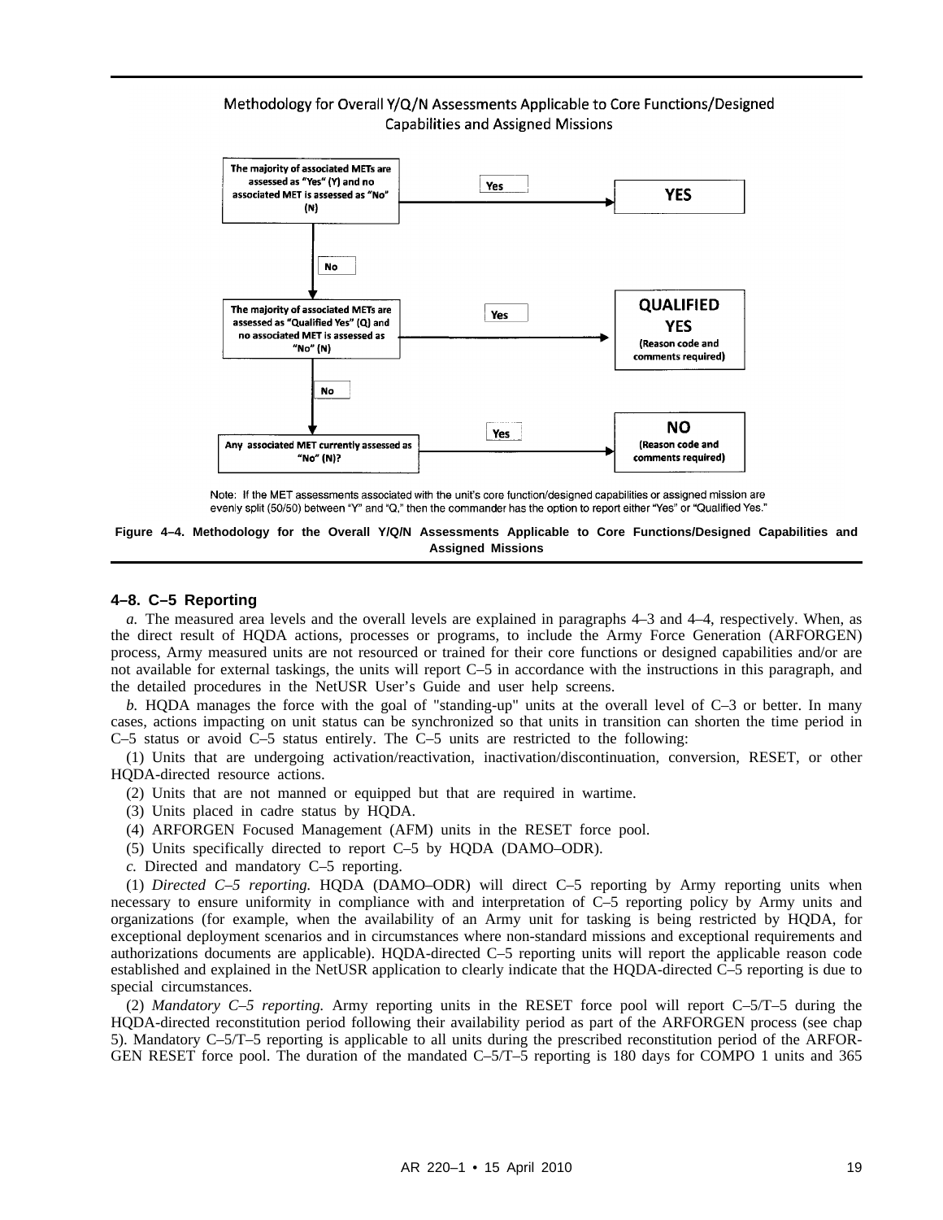Methodology for Overall Y/Q/N Assessments Applicable to Core Functions/Designed Capabilities and Assigned Missions

The majority of associated METs are assessed as "Yes" (Y) and no associated MET is assessed as "No" (N) → Yes → **YES**

No ↓

The majority of associated METs are assessed as "Qualified Yes" (Q) and no associated MET is assessed as "No" (N) → Yes → **QUALIFIED YES** (Reason code and comments required)

No ↓

Any associated MET currently assessed as "No" (N)? → Yes → **NO** (Reason code and comments required)

Note: If the MET assessments associated with the unit's core function/designed capabilities or assigned mission are evenly split (50/50) between "Y" and "Q," then the commander has the option to report either "Yes" or "Qualified Yes."

**Figure 4–4. Methodology for the Overall Y/Q/N Assessments Applicable to Core Functions/Designed Capabilities and Assigned Missions**

## 4–8. C–5 Reporting

*a.* The measured area levels and the overall levels are explained in paragraphs 4–3 and 4–4, respectively. When, as the direct result of HQDA actions, processes or programs, to include the Army Force Generation (ARFORGEN) process, Army measured units are not resourced or trained for their core functions or designed capabilities and/or are not available for external taskings, the units will report C–5 in accordance with the instructions in this paragraph, and the detailed procedures in the NetUSR User's Guide and user help screens.

*b.* HQDA manages the force with the goal of "standing-up" units at the overall level of C–3 or better. In many cases, actions impacting on unit status can be synchronized so that units in transition can shorten the time period in C–5 status or avoid C–5 status entirely. The C–5 units are restricted to the following:

(1) Units that are undergoing activation/reactivation, inactivation/discontinuation, conversion, RESET, or other HQDA-directed resource actions.

(2) Units that are not manned or equipped but that are required in wartime.

(3) Units placed in cadre status by HQDA.

(4) ARFORGEN Focused Management (AFM) units in the RESET force pool.

(5) Units specifically directed to report C–5 by HQDA (DAMO–ODR).

*c.* Directed and mandatory C–5 reporting.

(1) *Directed C–5 reporting.* HQDA (DAMO–ODR) will direct C–5 reporting by Army reporting units when necessary to ensure uniformity in compliance with and interpretation of C–5 reporting policy by Army units and organizations (for example, when the availability of an Army unit for tasking is being restricted by HQDA, for exceptional deployment scenarios and in circumstances where non-standard missions and exceptional requirements and authorizations documents are applicable). HQDA-directed C–5 reporting units will report the applicable reason code established and explained in the NetUSR application to clearly indicate that the HQDA-directed C–5 reporting is due to special circumstances.

(2) *Mandatory C–5 reporting.* Army reporting units in the RESET force pool will report C–5/T–5 during the HQDA-directed reconstitution period following their availability period as part of the ARFORGEN process (see chap 5). Mandatory C–5/T–5 reporting is applicable to all units during the prescribed reconstitution period of the ARFORGEN RESET force pool. The duration of the mandated C–5/T–5 reporting is 180 days for COMPO 1 units and 365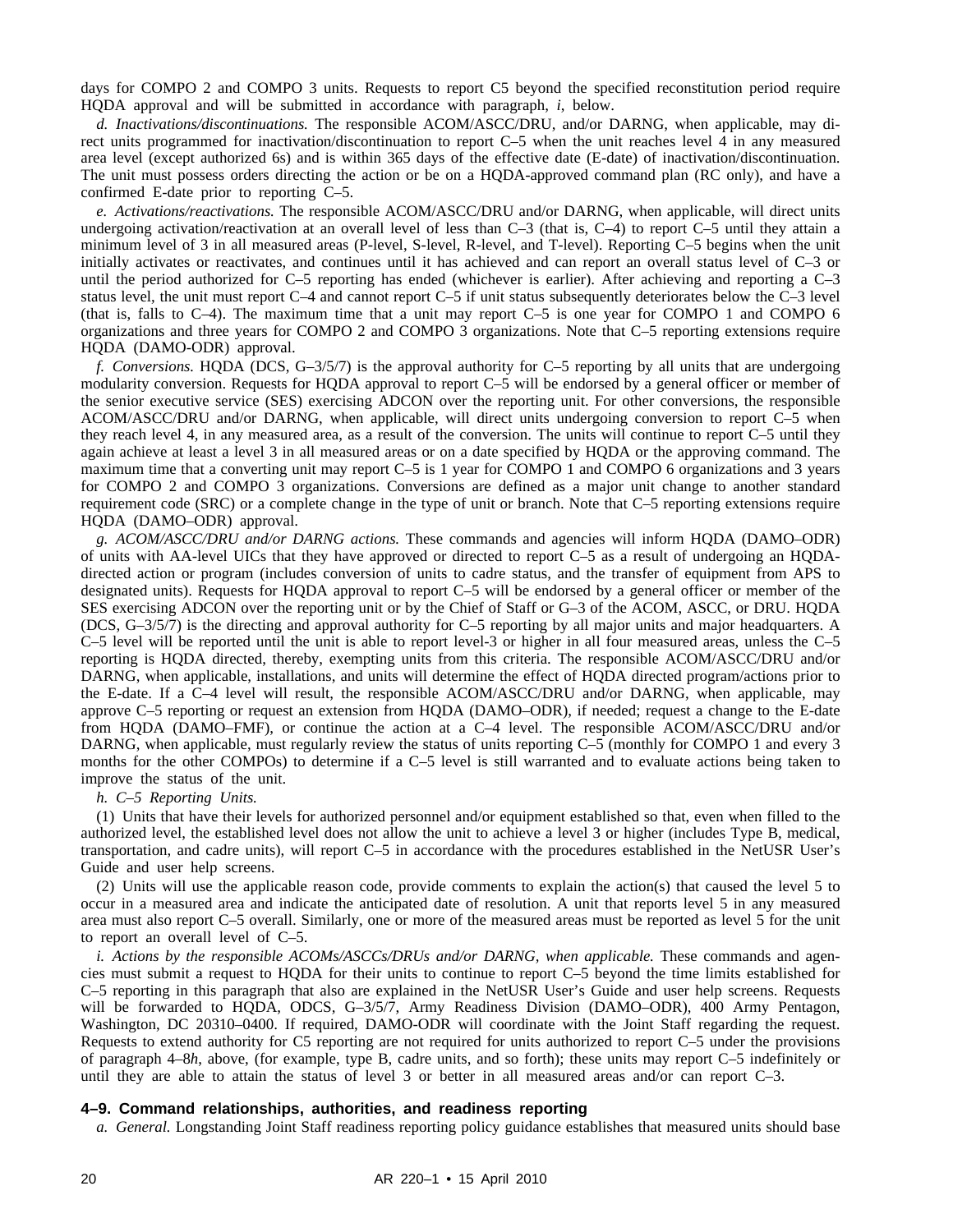days for COMPO 2 and COMPO 3 units. Requests to report C5 beyond the specified reconstitution period require HQDA approval and will be submitted in accordance with paragraph, *i*, below.

*d. Inactivations/discontinuations.* The responsible ACOM/ASCC/DRU, and/or DARNG, when applicable, may direct units programmed for inactivation/discontinuation to report C–5 when the unit reaches level 4 in any measured area level (except authorized 6s) and is within 365 days of the effective date (E-date) of inactivation/discontinuation. The unit must possess orders directing the action or be on a HQDA-approved command plan (RC only), and have a confirmed E-date prior to reporting C–5.

*e. Activations/reactivations.* The responsible ACOM/ASCC/DRU and/or DARNG, when applicable, will direct units undergoing activation/reactivation at an overall level of less than C–3 (that is, C–4) to report C–5 until they attain a minimum level of 3 in all measured areas (P-level, S-level, R-level, and T-level). Reporting C–5 begins when the unit initially activates or reactivates, and continues until it has achieved and can report an overall status level of C–3 or until the period authorized for C–5 reporting has ended (whichever is earlier). After achieving and reporting a C–3 status level, the unit must report C–4 and cannot report C–5 if unit status subsequently deteriorates below the C–3 level (that is, falls to C–4). The maximum time that a unit may report C–5 is one year for COMPO 1 and COMPO 6 organizations and three years for COMPO 2 and COMPO 3 organizations. Note that C–5 reporting extensions require HQDA (DAMO-ODR) approval.

*f. Conversions.* HQDA (DCS, G–3/5/7) is the approval authority for C–5 reporting by all units that are undergoing modularity conversion. Requests for HQDA approval to report C–5 will be endorsed by a general officer or member of the senior executive service (SES) exercising ADCON over the reporting unit. For other conversions, the responsible ACOM/ASCC/DRU and/or DARNG, when applicable, will direct units undergoing conversion to report C–5 when they reach level 4, in any measured area, as a result of the conversion. The units will continue to report C–5 until they again achieve at least a level 3 in all measured areas or on a date specified by HQDA or the approving command. The maximum time that a converting unit may report C–5 is 1 year for COMPO 1 and COMPO 6 organizations and 3 years for COMPO 2 and COMPO 3 organizations. Conversions are defined as a major unit change to another standard requirement code (SRC) or a complete change in the type of unit or branch. Note that C–5 reporting extensions require HQDA (DAMO–ODR) approval.

*g. ACOM/ASCC/DRU and/or DARNG actions.* These commands and agencies will inform HQDA (DAMO–ODR) of units with AA-level UICs that they have approved or directed to report C–5 as a result of undergoing an HQDA-directed action or program (includes conversion of units to cadre status, and the transfer of equipment from APS to designated units). Requests for HQDA approval to report C–5 will be endorsed by a general officer or member of the SES exercising ADCON over the reporting unit or by the Chief of Staff or G–3 of the ACOM, ASCC, or DRU. HQDA (DCS, G–3/5/7) is the directing and approval authority for C–5 reporting by all major units and major headquarters. A C–5 level will be reported until the unit is able to report level-3 or higher in all four measured areas, unless the C–5 reporting is HQDA directed, thereby, exempting units from this criteria. The responsible ACOM/ASCC/DRU and/or DARNG, when applicable, installations, and units will determine the effect of HQDA directed program/actions prior to the E-date. If a C–4 level will result, the responsible ACOM/ASCC/DRU and/or DARNG, when applicable, may approve C–5 reporting or request an extension from HQDA (DAMO–ODR), if needed; request a change to the E-date from HQDA (DAMO–FMF), or continue the action at a C–4 level. The responsible ACOM/ASCC/DRU and/or DARNG, when applicable, must regularly review the status of units reporting C–5 (monthly for COMPO 1 and every 3 months for the other COMPOs) to determine if a C–5 level is still warranted and to evaluate actions being taken to improve the status of the unit.

*h. C–5 Reporting Units.*

(1) Units that have their levels for authorized personnel and/or equipment established so that, even when filled to the authorized level, the established level does not allow the unit to achieve a level 3 or higher (includes Type B, medical, transportation, and cadre units), will report C–5 in accordance with the procedures established in the NetUSR User's Guide and user help screens.

(2) Units will use the applicable reason code, provide comments to explain the action(s) that caused the level 5 to occur in a measured area and indicate the anticipated date of resolution. A unit that reports level 5 in any measured area must also report C–5 overall. Similarly, one or more of the measured areas must be reported as level 5 for the unit to report an overall level of C–5.

*i. Actions by the responsible ACOMs/ASCCs/DRUs and/or DARNG, when applicable.* These commands and agencies must submit a request to HQDA for their units to continue to report C–5 beyond the time limits established for C–5 reporting in this paragraph that also are explained in the NetUSR User's Guide and user help screens. Requests will be forwarded to HQDA, ODCS, G–3/5/7, Army Readiness Division (DAMO–ODR), 400 Army Pentagon, Washington, DC 20310–0400. If required, DAMO-ODR will coordinate with the Joint Staff regarding the request. Requests to extend authority for C5 reporting are not required for units authorized to report C–5 under the provisions of paragraph 4–8*h*, above, (for example, type B, cadre units, and so forth); these units may report C–5 indefinitely or until they are able to attain the status of level 3 or better in all measured areas and/or can report C–3.

## 4–9. Command relationships, authorities, and readiness reporting

*a. General.* Longstanding Joint Staff readiness reporting policy guidance establishes that measured units should base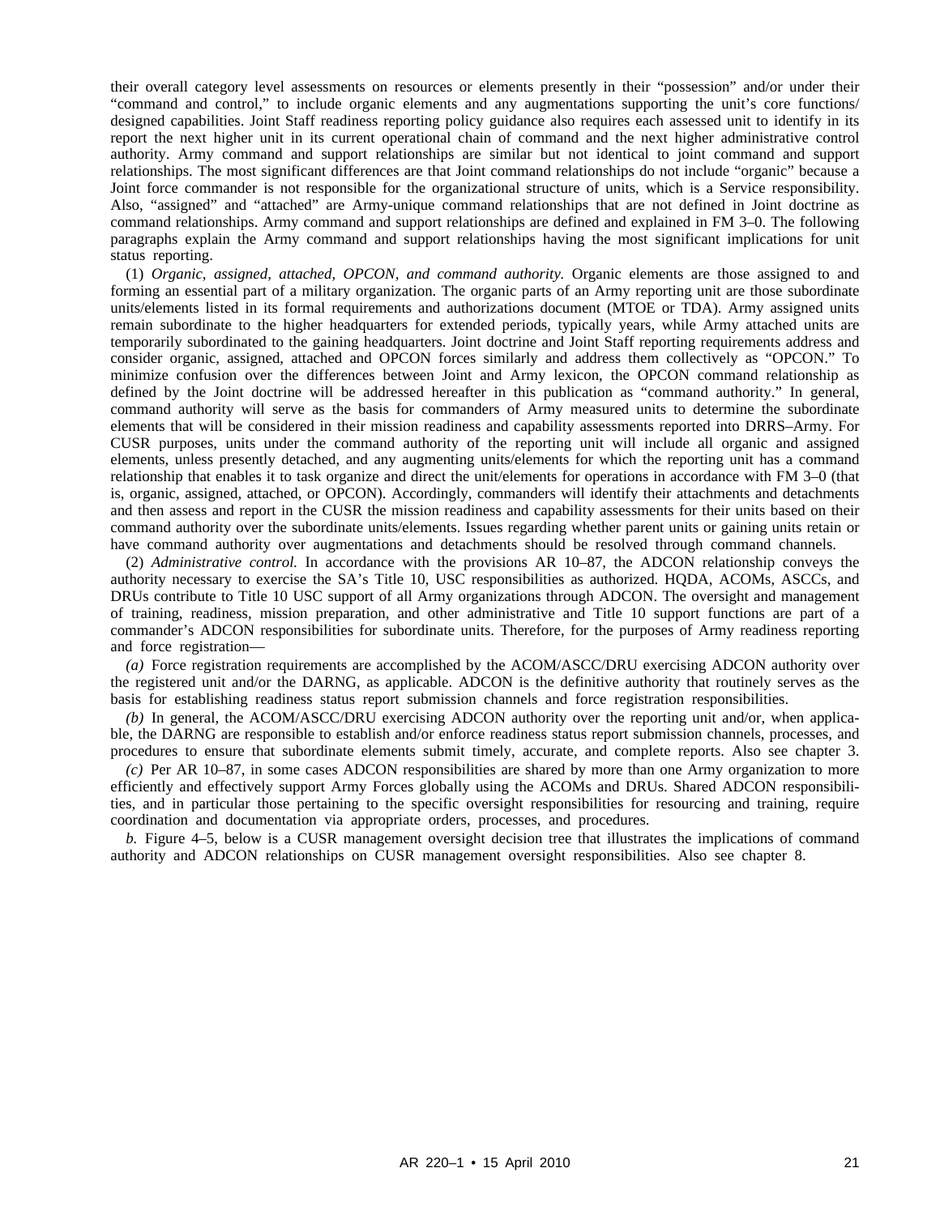their overall category level assessments on resources or elements presently in their "possession" and/or under their "command and control," to include organic elements and any augmentations supporting the unit's core functions/designed capabilities. Joint Staff readiness reporting policy guidance also requires each assessed unit to identify in its report the next higher unit in its current operational chain of command and the next higher administrative control authority. Army command and support relationships are similar but not identical to joint command and support relationships. The most significant differences are that Joint command relationships do not include "organic" because a Joint force commander is not responsible for the organizational structure of units, which is a Service responsibility. Also, "assigned" and "attached" are Army-unique command relationships that are not defined in Joint doctrine as command relationships. Army command and support relationships are defined and explained in FM 3–0. The following paragraphs explain the Army command and support relationships having the most significant implications for unit status reporting.

(1) *Organic, assigned, attached, OPCON, and command authority.* Organic elements are those assigned to and forming an essential part of a military organization. The organic parts of an Army reporting unit are those subordinate units/elements listed in its formal requirements and authorizations document (MTOE or TDA). Army assigned units remain subordinate to the higher headquarters for extended periods, typically years, while Army attached units are temporarily subordinated to the gaining headquarters. Joint doctrine and Joint Staff reporting requirements address and consider organic, assigned, attached and OPCON forces similarly and address them collectively as "OPCON." To minimize confusion over the differences between Joint and Army lexicon, the OPCON command relationship as defined by the Joint doctrine will be addressed hereafter in this publication as "command authority." In general, command authority will serve as the basis for commanders of Army measured units to determine the subordinate elements that will be considered in their mission readiness and capability assessments reported into DRRS–Army. For CUSR purposes, units under the command authority of the reporting unit will include all organic and assigned elements, unless presently detached, and any augmenting units/elements for which the reporting unit has a command relationship that enables it to task organize and direct the unit/elements for operations in accordance with FM 3–0 (that is, organic, assigned, attached, or OPCON). Accordingly, commanders will identify their attachments and detachments and then assess and report in the CUSR the mission readiness and capability assessments for their units based on their command authority over the subordinate units/elements. Issues regarding whether parent units or gaining units retain or have command authority over augmentations and detachments should be resolved through command channels.

(2) *Administrative control.* In accordance with the provisions AR 10–87, the ADCON relationship conveys the authority necessary to exercise the SA's Title 10, USC responsibilities as authorized. HQDA, ACOMs, ASCCs, and DRUs contribute to Title 10 USC support of all Army organizations through ADCON. The oversight and management of training, readiness, mission preparation, and other administrative and Title 10 support functions are part of a commander's ADCON responsibilities for subordinate units. Therefore, for the purposes of Army readiness reporting and force registration—

*(a)* Force registration requirements are accomplished by the ACOM/ASCC/DRU exercising ADCON authority over the registered unit and/or the DARNG, as applicable. ADCON is the definitive authority that routinely serves as the basis for establishing readiness status report submission channels and force registration responsibilities.

*(b)* In general, the ACOM/ASCC/DRU exercising ADCON authority over the reporting unit and/or, when applicable, the DARNG are responsible to establish and/or enforce readiness status report submission channels, processes, and procedures to ensure that subordinate elements submit timely, accurate, and complete reports. Also see chapter 3.

*(c)* Per AR 10–87, in some cases ADCON responsibilities are shared by more than one Army organization to more efficiently and effectively support Army Forces globally using the ACOMs and DRUs. Shared ADCON responsibilities, and in particular those pertaining to the specific oversight responsibilities for resourcing and training, require coordination and documentation via appropriate orders, processes, and procedures.

*b.* Figure 4–5, below is a CUSR management oversight decision tree that illustrates the implications of command authority and ADCON relationships on CUSR management oversight responsibilities. Also see chapter 8.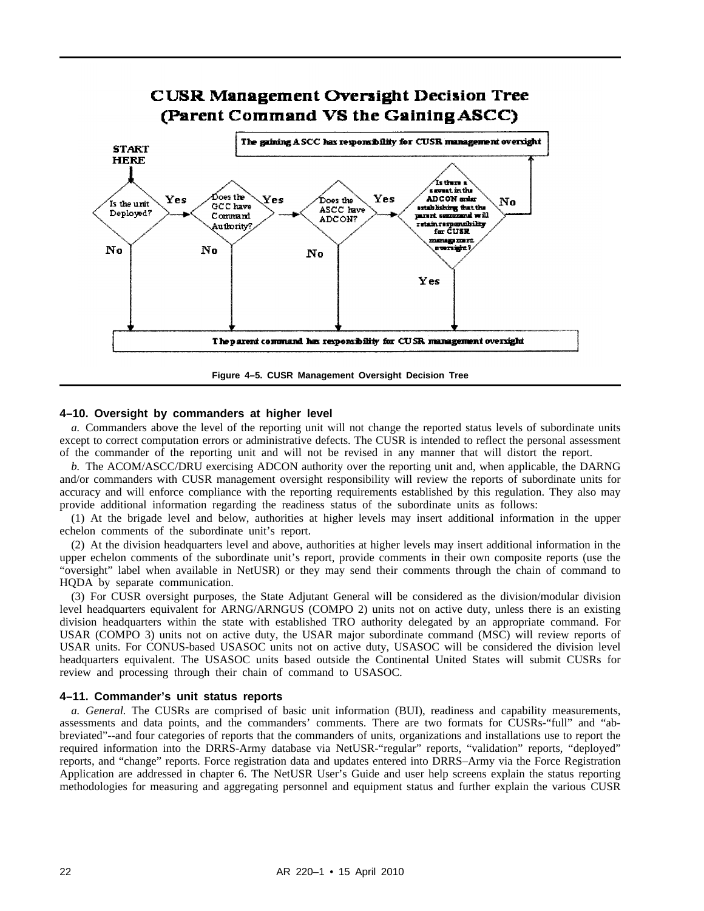**CUSR Management Oversight Decision Tree (Parent Command VS the Gaining ASCC)**

START HERE

- Is the unit Deployed? — No → The parent command has responsibility for CUSR management oversight; Yes → Does the GCC have Command Authority?
- Does the GCC have Command Authority? — No → The parent command has responsibility for CUSR management oversight; Yes → Does the ASCC have ADCON?
- Does the ASCC have ADCON? — No → The parent command has responsibility for CUSR management oversight; Yes → Is there a caveat in the ADCON order establishing that the parent command will retain responsibility for CUSR management oversight?
- Is there a caveat in the ADCON order establishing that the parent command will retain responsibility for CUSR management oversight? — Yes → The parent command has responsibility for CUSR management oversight; No → The gaining ASCC has responsibility for CUSR management oversight

**Figure 4–5. CUSR Management Oversight Decision Tree**

### 4–10. Oversight by commanders at higher level

*a.* Commanders above the level of the reporting unit will not change the reported status levels of subordinate units except to correct computation errors or administrative defects. The CUSR is intended to reflect the personal assessment of the commander of the reporting unit and will not be revised in any manner that will distort the report.

*b.* The ACOM/ASCC/DRU exercising ADCON authority over the reporting unit and, when applicable, the DARNG and/or commanders with CUSR management oversight responsibility will review the reports of subordinate units for accuracy and will enforce compliance with the reporting requirements established by this regulation. They also may provide additional information regarding the readiness status of the subordinate units as follows:

(1) At the brigade level and below, authorities at higher levels may insert additional information in the upper echelon comments of the subordinate unit's report.

(2) At the division headquarters level and above, authorities at higher levels may insert additional information in the upper echelon comments of the subordinate unit's report, provide comments in their own composite reports (use the "oversight" label when available in NetUSR) or they may send their comments through the chain of command to HQDA by separate communication.

(3) For CUSR oversight purposes, the State Adjutant General will be considered as the division/modular division level headquarters equivalent for ARNG/ARNGUS (COMPO 2) units not on active duty, unless there is an existing division headquarters within the state with established TRO authority delegated by an appropriate command. For USAR (COMPO 3) units not on active duty, the USAR major subordinate command (MSC) will review reports of USAR units. For CONUS-based USASOC units not on active duty, USASOC will be considered the division level headquarters equivalent. The USASOC units based outside the Continental United States will submit CUSRs for review and processing through their chain of command to USASOC.

### 4–11. Commander's unit status reports

*a. General.* The CUSRs are comprised of basic unit information (BUI), readiness and capability measurements, assessments and data points, and the commanders' comments. There are two formats for CUSRs-"full" and "abbreviated"--and four categories of reports that the commanders of units, organizations and installations use to report the required information into the DRRS-Army database via NetUSR-"regular" reports, "validation" reports, "deployed" reports, and "change" reports. Force registration data and updates entered into DRRS–Army via the Force Registration Application are addressed in chapter 6. The NetUSR User's Guide and user help screens explain the status reporting methodologies for measuring and aggregating personnel and equipment status and further explain the various CUSR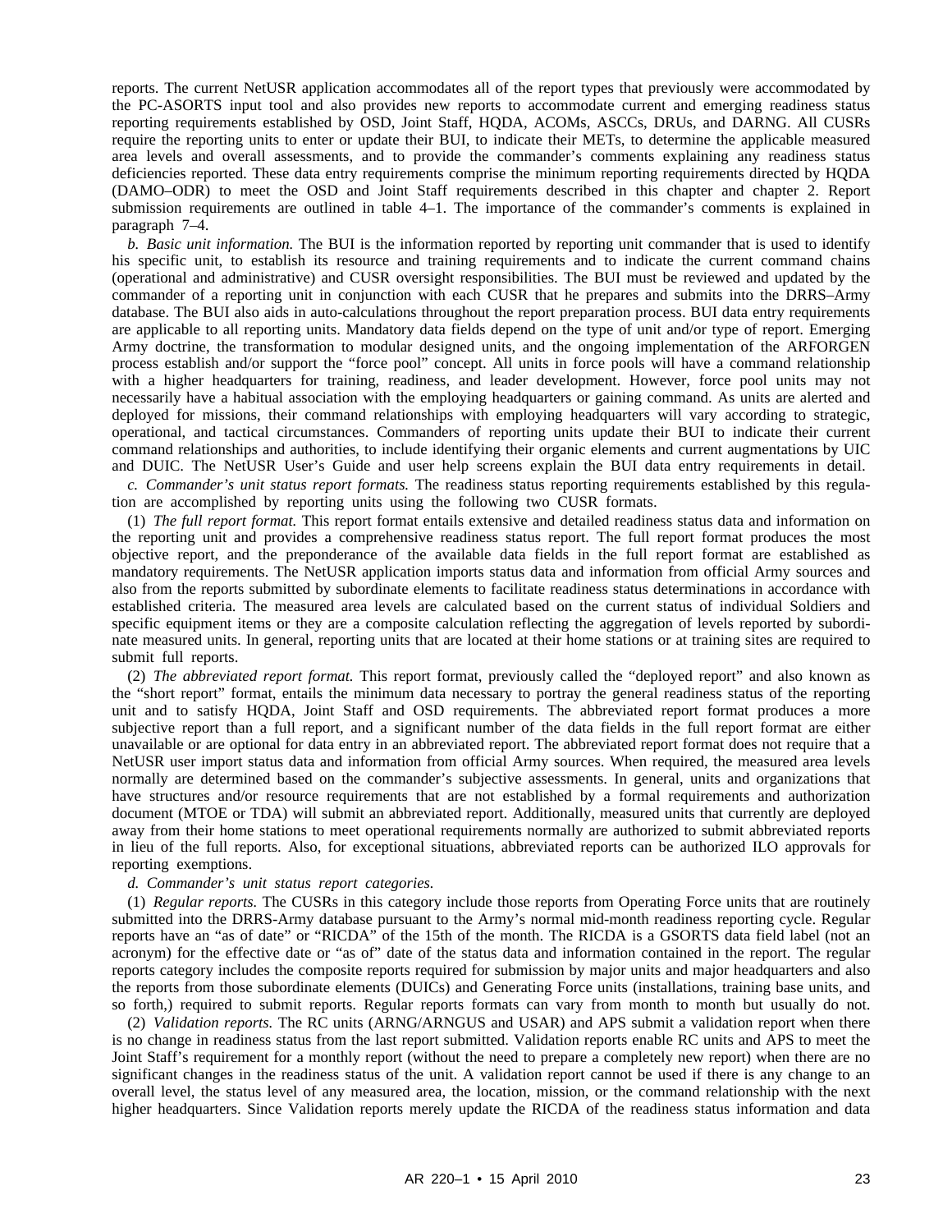reports. The current NetUSR application accommodates all of the report types that previously were accommodated by the PC-ASORTS input tool and also provides new reports to accommodate current and emerging readiness status reporting requirements established by OSD, Joint Staff, HQDA, ACOMs, ASCCs, DRUs, and DARNG. All CUSRs require the reporting units to enter or update their BUI, to indicate their METs, to determine the applicable measured area levels and overall assessments, and to provide the commander's comments explaining any readiness status deficiencies reported. These data entry requirements comprise the minimum reporting requirements directed by HQDA (DAMO–ODR) to meet the OSD and Joint Staff requirements described in this chapter and chapter 2. Report submission requirements are outlined in table 4–1. The importance of the commander's comments is explained in paragraph 7–4.

*b. Basic unit information.* The BUI is the information reported by reporting unit commander that is used to identify his specific unit, to establish its resource and training requirements and to indicate the current command chains (operational and administrative) and CUSR oversight responsibilities. The BUI must be reviewed and updated by the commander of a reporting unit in conjunction with each CUSR that he prepares and submits into the DRRS–Army database. The BUI also aids in auto-calculations throughout the report preparation process. BUI data entry requirements are applicable to all reporting units. Mandatory data fields depend on the type of unit and/or type of report. Emerging Army doctrine, the transformation to modular designed units, and the ongoing implementation of the ARFORGEN process establish and/or support the "force pool" concept. All units in force pools will have a command relationship with a higher headquarters for training, readiness, and leader development. However, force pool units may not necessarily have a habitual association with the employing headquarters or gaining command. As units are alerted and deployed for missions, their command relationships with employing headquarters will vary according to strategic, operational, and tactical circumstances. Commanders of reporting units update their BUI to indicate their current command relationships and authorities, to include identifying their organic elements and current augmentations by UIC and DUIC. The NetUSR User's Guide and user help screens explain the BUI data entry requirements in detail.

*c. Commander's unit status report formats.* The readiness status reporting requirements established by this regulation are accomplished by reporting units using the following two CUSR formats.

(1) *The full report format.* This report format entails extensive and detailed readiness status data and information on the reporting unit and provides a comprehensive readiness status report. The full report format produces the most objective report, and the preponderance of the available data fields in the full report format are established as mandatory requirements. The NetUSR application imports status data and information from official Army sources and also from the reports submitted by subordinate elements to facilitate readiness status determinations in accordance with established criteria. The measured area levels are calculated based on the current status of individual Soldiers and specific equipment items or they are a composite calculation reflecting the aggregation of levels reported by subordinate measured units. In general, reporting units that are located at their home stations or at training sites are required to submit full reports.

(2) *The abbreviated report format.* This report format, previously called the "deployed report" and also known as the "short report" format, entails the minimum data necessary to portray the general readiness status of the reporting unit and to satisfy HQDA, Joint Staff and OSD requirements. The abbreviated report format produces a more subjective report than a full report, and a significant number of the data fields in the full report format are either unavailable or are optional for data entry in an abbreviated report. The abbreviated report format does not require that a NetUSR user import status data and information from official Army sources. When required, the measured area levels normally are determined based on the commander's subjective assessments. In general, units and organizations that have structures and/or resource requirements that are not established by a formal requirements and authorization document (MTOE or TDA) will submit an abbreviated report. Additionally, measured units that currently are deployed away from their home stations to meet operational requirements normally are authorized to submit abbreviated reports in lieu of the full reports. Also, for exceptional situations, abbreviated reports can be authorized ILO approvals for reporting exemptions.

*d. Commander's unit status report categories.*

(1) *Regular reports.* The CUSRs in this category include those reports from Operating Force units that are routinely submitted into the DRRS-Army database pursuant to the Army's normal mid-month readiness reporting cycle. Regular reports have an "as of date" or "RICDA" of the 15th of the month. The RICDA is a GSORTS data field label (not an acronym) for the effective date or "as of" date of the status data and information contained in the report. The regular reports category includes the composite reports required for submission by major units and major headquarters and also the reports from those subordinate elements (DUICs) and Generating Force units (installations, training base units, and so forth,) required to submit reports. Regular reports formats can vary from month to month but usually do not.

(2) *Validation reports.* The RC units (ARNG/ARNGUS and USAR) and APS submit a validation report when there is no change in readiness status from the last report submitted. Validation reports enable RC units and APS to meet the Joint Staff's requirement for a monthly report (without the need to prepare a completely new report) when there are no significant changes in the readiness status of the unit. A validation report cannot be used if there is any change to an overall level, the status level of any measured area, the location, mission, or the command relationship with the next higher headquarters. Since Validation reports merely update the RICDA of the readiness status information and data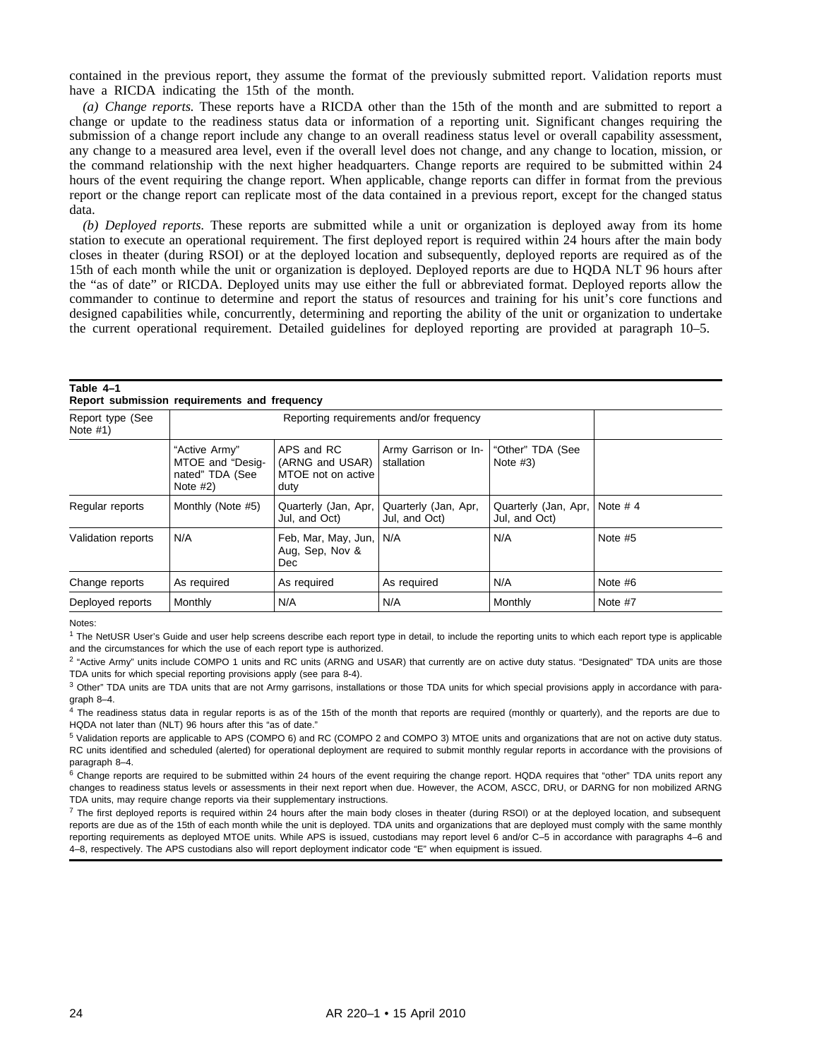contained in the previous report, they assume the format of the previously submitted report. Validation reports must have a RICDA indicating the 15th of the month.

*(a) Change reports.* These reports have a RICDA other than the 15th of the month and are submitted to report a change or update to the readiness status data or information of a reporting unit. Significant changes requiring the submission of a change report include any change to an overall readiness status level or overall capability assessment, any change to a measured area level, even if the overall level does not change, and any change to location, mission, or the command relationship with the next higher headquarters. Change reports are required to be submitted within 24 hours of the event requiring the change report. When applicable, change reports can differ in format from the previous report or the change report can replicate most of the data contained in a previous report, except for the changed status data.

*(b) Deployed reports.* These reports are submitted while a unit or organization is deployed away from its home station to execute an operational requirement. The first deployed report is required within 24 hours after the main body closes in theater (during RSOI) or at the deployed location and subsequently, deployed reports are required as of the 15th of each month while the unit or organization is deployed. Deployed reports are due to HQDA NLT 96 hours after the "as of date" or RICDA. Deployed units may use either the full or abbreviated format. Deployed reports allow the commander to continue to determine and report the status of resources and training for his unit's core functions and designed capabilities while, concurrently, determining and reporting the ability of the unit or organization to undertake the current operational requirement. Detailed guidelines for deployed reporting are provided at paragraph 10–5.

**Table 4–1**
**Report submission requirements and frequency**

| Report type (See Note #1) | Reporting requirements and/or frequency | | | | |
|---|---|---|---|---|---|
| | "Active Army" MTOE and "Designated" TDA (See Note #2) | APS and RC (ARNG and USAR) MTOE not on active duty | Army Garrison or Installation | "Other" TDA (See Note #3) | |
| Regular reports | Monthly (Note #5) | Quarterly (Jan, Apr, Jul, and Oct) | Quarterly (Jan, Apr, Jul, and Oct) | Quarterly (Jan, Apr, Jul, and Oct) | Note # 4 |
| Validation reports | N/A | Feb, Mar, May, Jun, Aug, Sep, Nov & Dec | N/A | N/A | Note #5 |
| Change reports | As required | As required | As required | N/A | Note #6 |
| Deployed reports | Monthly | N/A | N/A | Monthly | Note #7 |

Notes:

[1] The NetUSR User's Guide and user help screens describe each report type in detail, to include the reporting units to which each report type is applicable and the circumstances for which the use of each report type is authorized.

[2] "Active Army" units include COMPO 1 units and RC units (ARNG and USAR) that currently are on active duty status. "Designated" TDA units are those TDA units for which special reporting provisions apply (see para 8-4).

[3] Other" TDA units are TDA units that are not Army garrisons, installations or those TDA units for which special provisions apply in accordance with paragraph 8–4.

[4] The readiness status data in regular reports is as of the 15th of the month that reports are required (monthly or quarterly), and the reports are due to HQDA not later than (NLT) 96 hours after this "as of date."

[5] Validation reports are applicable to APS (COMPO 6) and RC (COMPO 2 and COMPO 3) MTOE units and organizations that are not on active duty status. RC units identified and scheduled (alerted) for operational deployment are required to submit monthly regular reports in accordance with the provisions of paragraph 8–4.

[6] Change reports are required to be submitted within 24 hours of the event requiring the change report. HQDA requires that "other" TDA units report any changes to readiness status levels or assessments in their next report when due. However, the ACOM, ASCC, DRU, or DARNG for non mobilized ARNG TDA units, may require change reports via their supplementary instructions.

[7] The first deployed reports is required within 24 hours after the main body closes in theater (during RSOI) or at the deployed location, and subsequent reports are due as of the 15th of each month while the unit is deployed. TDA units and organizations that are deployed must comply with the same monthly reporting requirements as deployed MTOE units. While APS is issued, custodians may report level 6 and/or C–5 in accordance with paragraphs 4–6 and 4–8, respectively. The APS custodians also will report deployment indicator code "E" when equipment is issued.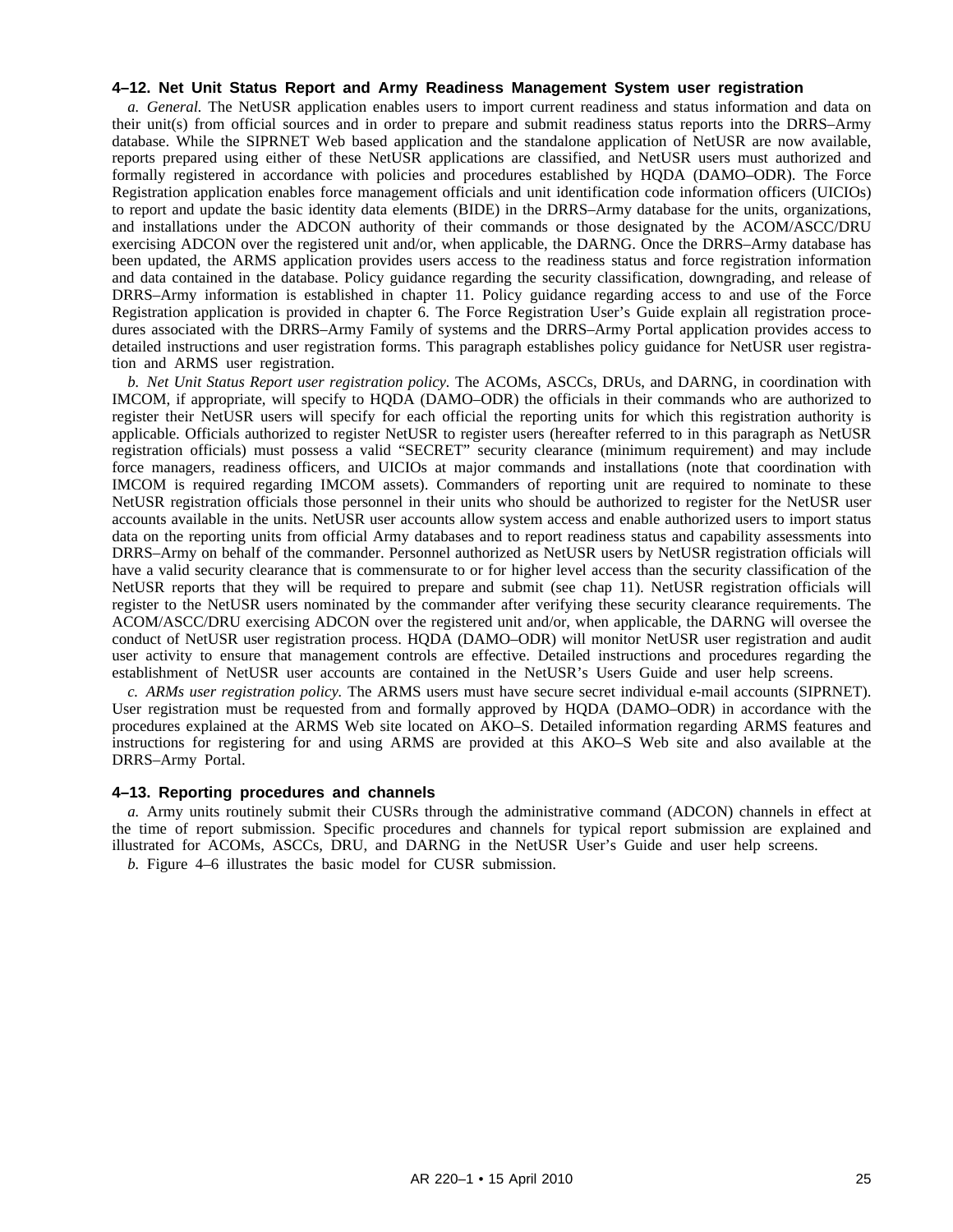## 4–12. Net Unit Status Report and Army Readiness Management System user registration

*a. General.* The NetUSR application enables users to import current readiness and status information and data on their unit(s) from official sources and in order to prepare and submit readiness status reports into the DRRS–Army database. While the SIPRNET Web based application and the standalone application of NetUSR are now available, reports prepared using either of these NetUSR applications are classified, and NetUSR users must authorized and formally registered in accordance with policies and procedures established by HQDA (DAMO–ODR). The Force Registration application enables force management officials and unit identification code information officers (UICIOs) to report and update the basic identity data elements (BIDE) in the DRRS–Army database for the units, organizations, and installations under the ADCON authority of their commands or those designated by the ACOM/ASCC/DRU exercising ADCON over the registered unit and/or, when applicable, the DARNG. Once the DRRS–Army database has been updated, the ARMS application provides users access to the readiness status and force registration information and data contained in the database. Policy guidance regarding the security classification, downgrading, and release of DRRS–Army information is established in chapter 11. Policy guidance regarding access to and use of the Force Registration application is provided in chapter 6. The Force Registration User's Guide explain all registration procedures associated with the DRRS–Army Family of systems and the DRRS–Army Portal application provides access to detailed instructions and user registration forms. This paragraph establishes policy guidance for NetUSR user registration and ARMS user registration.

*b. Net Unit Status Report user registration policy.* The ACOMs, ASCCs, DRUs, and DARNG, in coordination with IMCOM, if appropriate, will specify to HQDA (DAMO–ODR) the officials in their commands who are authorized to register their NetUSR users will specify for each official the reporting units for which this registration authority is applicable. Officials authorized to register NetUSR to register users (hereafter referred to in this paragraph as NetUSR registration officials) must possess a valid "SECRET" security clearance (minimum requirement) and may include force managers, readiness officers, and UICIOs at major commands and installations (note that coordination with IMCOM is required regarding IMCOM assets). Commanders of reporting unit are required to nominate to these NetUSR registration officials those personnel in their units who should be authorized to register for the NetUSR user accounts available in the units. NetUSR user accounts allow system access and enable authorized users to import status data on the reporting units from official Army databases and to report readiness status and capability assessments into DRRS–Army on behalf of the commander. Personnel authorized as NetUSR users by NetUSR registration officials will have a valid security clearance that is commensurate to or for higher level access than the security classification of the NetUSR reports that they will be required to prepare and submit (see chap 11). NetUSR registration officials will register to the NetUSR users nominated by the commander after verifying these security clearance requirements. The ACOM/ASCC/DRU exercising ADCON over the registered unit and/or, when applicable, the DARNG will oversee the conduct of NetUSR user registration process. HQDA (DAMO–ODR) will monitor NetUSR user registration and audit user activity to ensure that management controls are effective. Detailed instructions and procedures regarding the establishment of NetUSR user accounts are contained in the NetUSR's Users Guide and user help screens.

*c. ARMs user registration policy.* The ARMS users must have secure secret individual e-mail accounts (SIPRNET). User registration must be requested from and formally approved by HQDA (DAMO–ODR) in accordance with the procedures explained at the ARMS Web site located on AKO–S. Detailed information regarding ARMS features and instructions for registering for and using ARMS are provided at this AKO–S Web site and also available at the DRRS–Army Portal.

## 4–13. Reporting procedures and channels

*a.* Army units routinely submit their CUSRs through the administrative command (ADCON) channels in effect at the time of report submission. Specific procedures and channels for typical report submission are explained and illustrated for ACOMs, ASCCs, DRU, and DARNG in the NetUSR User's Guide and user help screens.

*b.* Figure 4–6 illustrates the basic model for CUSR submission.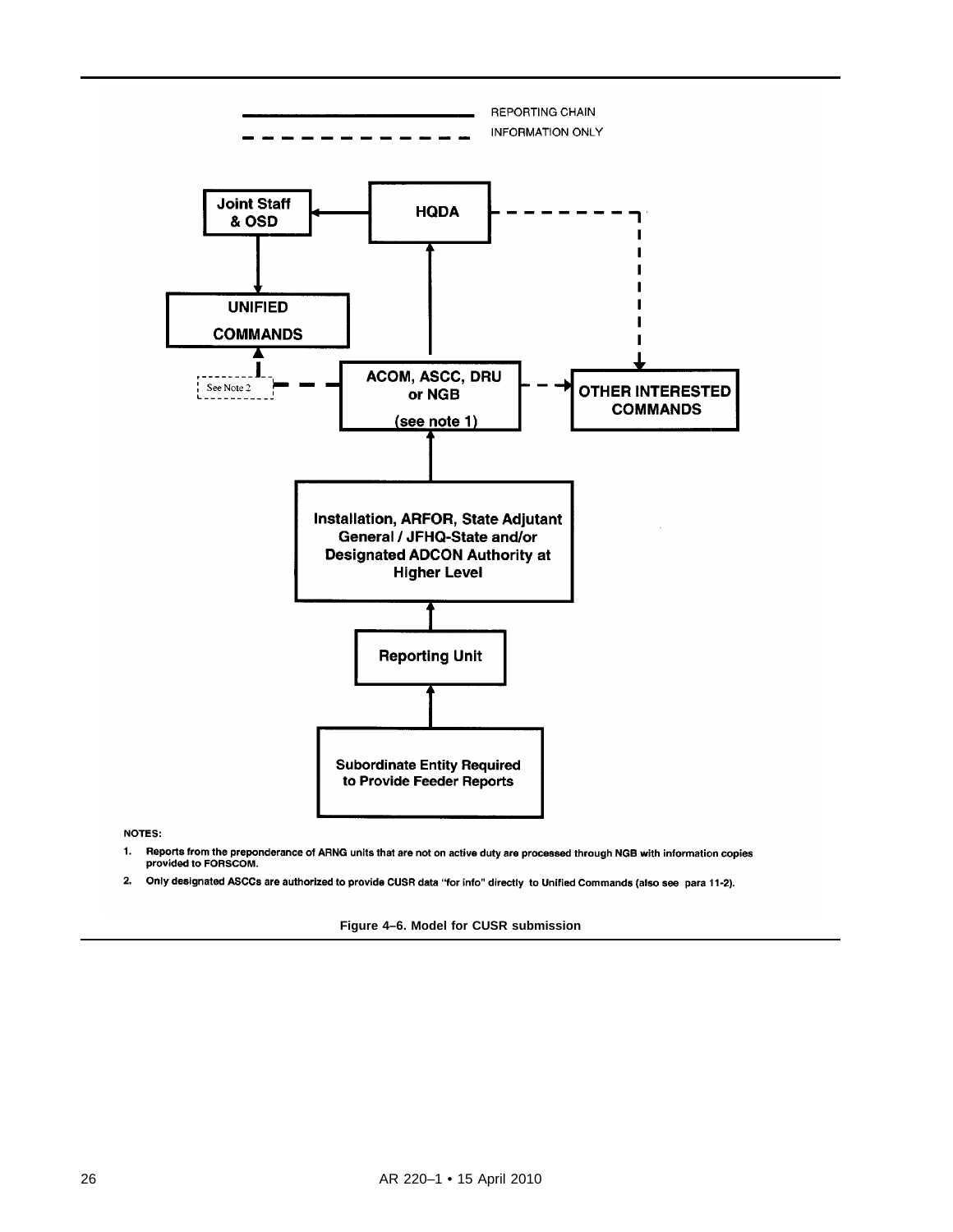REPORTING CHAIN

INFORMATION ONLY

Joint Staff & OSD

HQDA

UNIFIED COMMANDS

See Note 2

ACOM, ASCC, DRU or NGB (see note 1)

OTHER INTERESTED COMMANDS

Installation, ARFOR, State Adjutant General / JFHQ-State and/or Designated ADCON Authority at Higher Level

Reporting Unit

Subordinate Entity Required to Provide Feeder Reports

**NOTES:**

1. Reports from the preponderance of ARNG units that are not on active duty are processed through NGB with information copies provided to FORSCOM.
2. Only designated ASCCs are authorized to provide CUSR data "for info" directly to Unified Commands (also see para 11-2).

**Figure 4–6. Model for CUSR submission**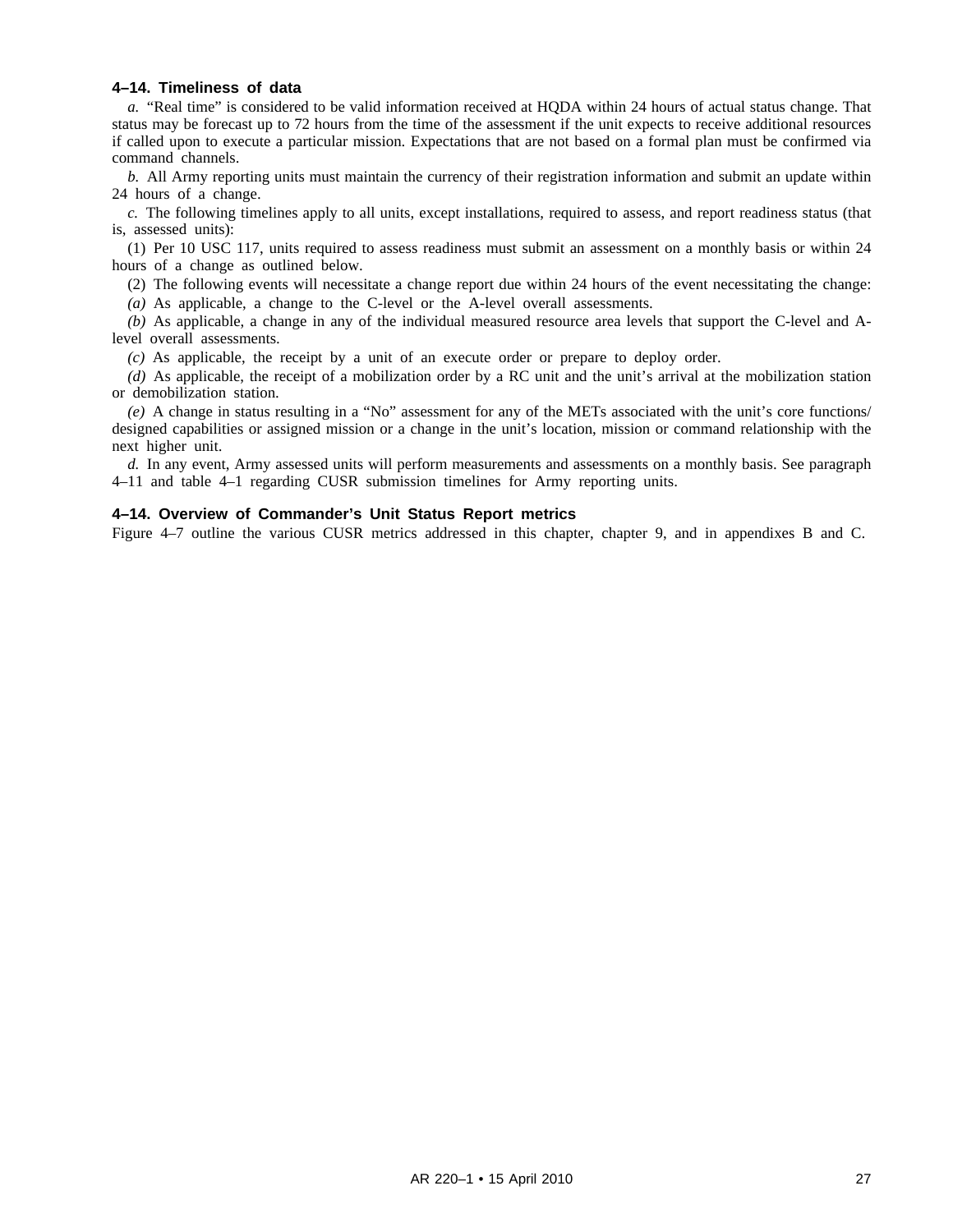### 4–14. Timeliness of data

*a.* "Real time" is considered to be valid information received at HQDA within 24 hours of actual status change. That status may be forecast up to 72 hours from the time of the assessment if the unit expects to receive additional resources if called upon to execute a particular mission. Expectations that are not based on a formal plan must be confirmed via command channels.

*b.* All Army reporting units must maintain the currency of their registration information and submit an update within 24 hours of a change.

*c.* The following timelines apply to all units, except installations, required to assess, and report readiness status (that is, assessed units):

(1) Per 10 USC 117, units required to assess readiness must submit an assessment on a monthly basis or within 24 hours of a change as outlined below.

(2) The following events will necessitate a change report due within 24 hours of the event necessitating the change:

*(a)* As applicable, a change to the C-level or the A-level overall assessments.

*(b)* As applicable, a change in any of the individual measured resource area levels that support the C-level and A-level overall assessments.

*(c)* As applicable, the receipt by a unit of an execute order or prepare to deploy order.

*(d)* As applicable, the receipt of a mobilization order by a RC unit and the unit's arrival at the mobilization station or demobilization station.

*(e)* A change in status resulting in a "No" assessment for any of the METs associated with the unit's core functions/ designed capabilities or assigned mission or a change in the unit's location, mission or command relationship with the next higher unit.

*d.* In any event, Army assessed units will perform measurements and assessments on a monthly basis. See paragraph 4–11 and table 4–1 regarding CUSR submission timelines for Army reporting units.

### 4–14. Overview of Commander's Unit Status Report metrics

Figure 4–7 outline the various CUSR metrics addressed in this chapter, chapter 9, and in appendixes B and C.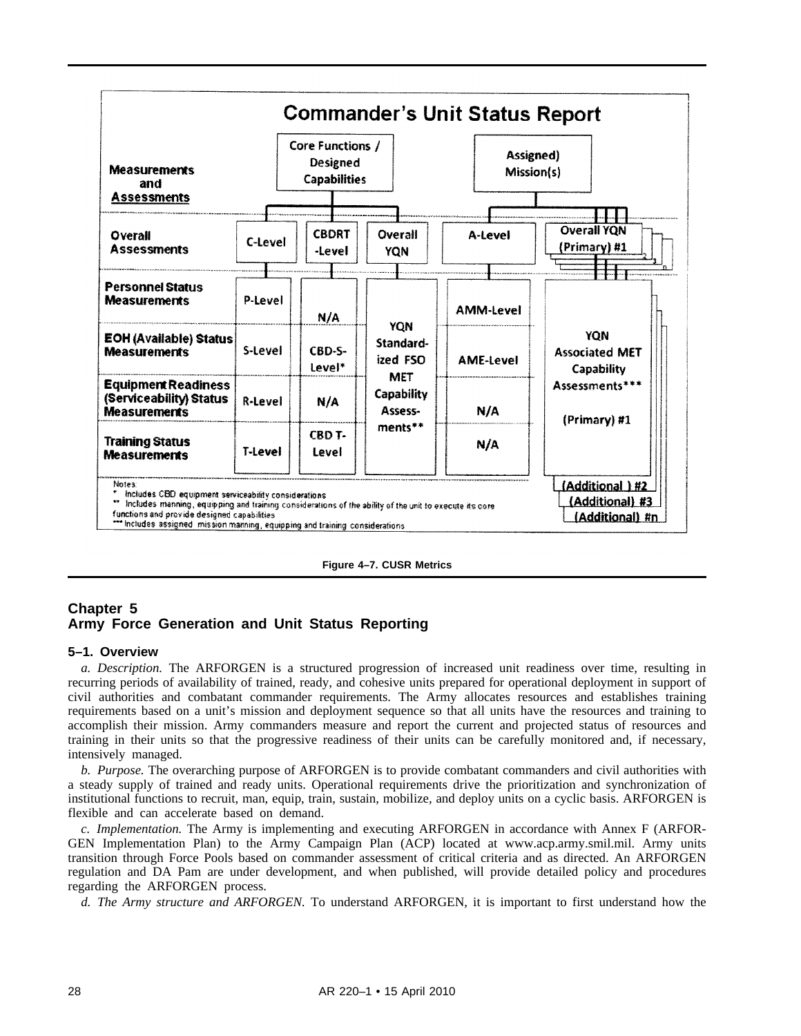**Commander's Unit Status Report**

| Measurements and Assessments | Core Functions / Designed Capabilities | | | Assigned) Mission(s) | |
|---|---|---|---|---|---|
| Overall Assessments | C-Level | CBDRT -Level | Overall YQN | A-Level | Overall YQN (Primary) #1 |
| Personnel Status Measurements | P-Level | N/A | YQN Standard-ized FSO MET Capability Assess-ments** | AMM-Level | YQN Associated MET Capability Assessments*** (Primary) #1 |
| EOH (Available) Status Measurements | S-Level | CBD-S-Level* | | AME-Level | |
| Equipment Readiness (Serviceability) Status Measurements | R-Level | N/A | | N/A | |
| Training Status Measurements | T-Level | CBD T-Level | | N/A | |
| | | | | | (Additional ) #2 |
| | | | | | (Additional) #3 |
| | | | | | (Additional) #n |

Notes:
\* Includes CBD equipment serviceability considerations
\*\* Includes manning, equipping and training considerations of the ability of the unit to execute its core functions and provide designed capabilities
\*\*\* Includes assigned mission manning, equipping and training considerations

**Figure 4–7. CUSR Metrics**

## Chapter 5
## Army Force Generation and Unit Status Reporting

### 5–1. Overview

*a. Description.* The ARFORGEN is a structured progression of increased unit readiness over time, resulting in recurring periods of availability of trained, ready, and cohesive units prepared for operational deployment in support of civil authorities and combatant commander requirements. The Army allocates resources and establishes training requirements based on a unit's mission and deployment sequence so that all units have the resources and training to accomplish their mission. Army commanders measure and report the current and projected status of resources and training in their units so that the progressive readiness of their units can be carefully monitored and, if necessary, intensively managed.

*b. Purpose.* The overarching purpose of ARFORGEN is to provide combatant commanders and civil authorities with a steady supply of trained and ready units. Operational requirements drive the prioritization and synchronization of institutional functions to recruit, man, equip, train, sustain, mobilize, and deploy units on a cyclic basis. ARFORGEN is flexible and can accelerate based on demand.

*c. Implementation.* The Army is implementing and executing ARFORGEN in accordance with Annex F (ARFORGEN Implementation Plan) to the Army Campaign Plan (ACP) located at www.acp.army.smil.mil. Army units transition through Force Pools based on commander assessment of critical criteria and as directed. An ARFORGEN regulation and DA Pam are under development, and when published, will provide detailed policy and procedures regarding the ARFORGEN process.

*d. The Army structure and ARFORGEN.* To understand ARFORGEN, it is important to first understand how the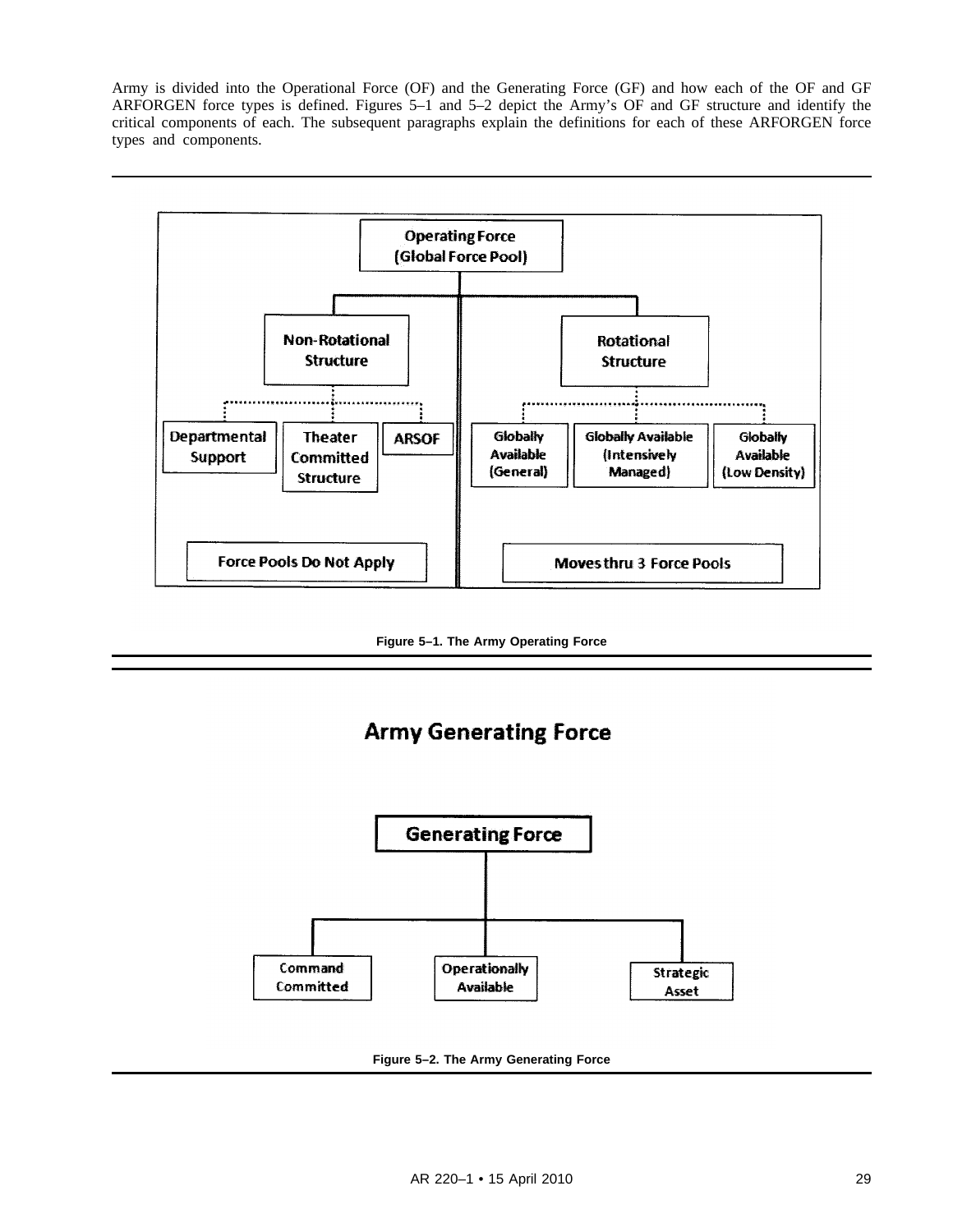Army is divided into the Operational Force (OF) and the Generating Force (GF) and how each of the OF and GF ARFORGEN force types is defined. Figures 5–1 and 5–2 depict the Army's OF and GF structure and identify the critical components of each. The subsequent paragraphs explain the definitions for each of these ARFORGEN force types and components.

Operating Force (Global Force Pool)

- Non-Rotational Structure
  - Departmental Support
  - Theater Committed Structure
  - ARSOF
  - Force Pools Do Not Apply
- Rotational Structure
  - Globally Available (General)
  - Globally Available (Intensively Managed)
  - Globally Available (Low Density)
  - Moves thru 3 Force Pools

**Figure 5–1. The Army Operating Force**

## Army Generating Force

Generating Force

- Command Committed
- Operationally Available
- Strategic Asset

**Figure 5–2. The Army Generating Force**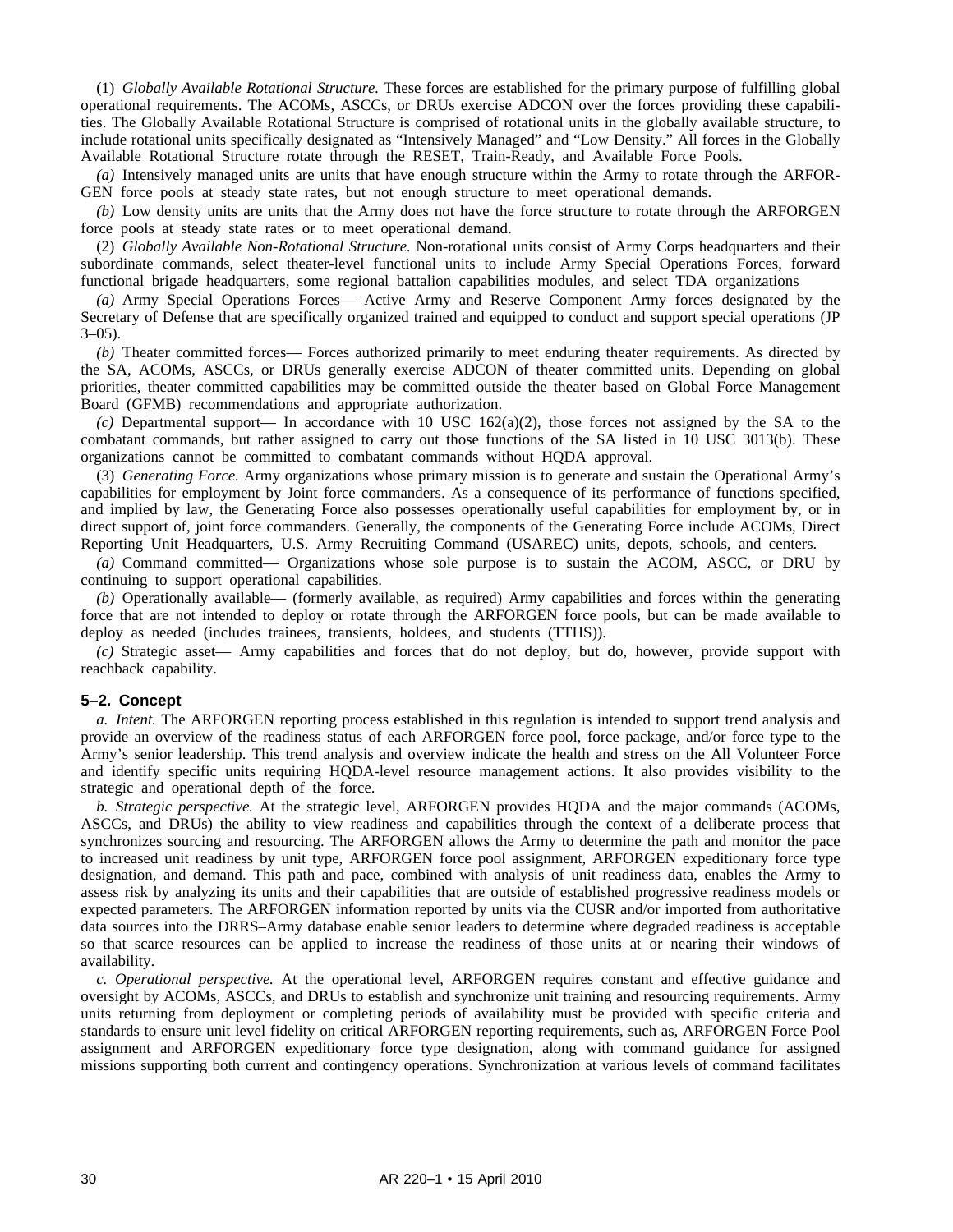(1) *Globally Available Rotational Structure.* These forces are established for the primary purpose of fulfilling global operational requirements. The ACOMs, ASCCs, or DRUs exercise ADCON over the forces providing these capabilities. The Globally Available Rotational Structure is comprised of rotational units in the globally available structure, to include rotational units specifically designated as "Intensively Managed" and "Low Density." All forces in the Globally Available Rotational Structure rotate through the RESET, Train-Ready, and Available Force Pools.

*(a)* Intensively managed units are units that have enough structure within the Army to rotate through the ARFORGEN force pools at steady state rates, but not enough structure to meet operational demands.

*(b)* Low density units are units that the Army does not have the force structure to rotate through the ARFORGEN force pools at steady state rates or to meet operational demand.

(2) *Globally Available Non-Rotational Structure.* Non-rotational units consist of Army Corps headquarters and their subordinate commands, select theater-level functional units to include Army Special Operations Forces, forward functional brigade headquarters, some regional battalion capabilities modules, and select TDA organizations

*(a)* Army Special Operations Forces— Active Army and Reserve Component Army forces designated by the Secretary of Defense that are specifically organized trained and equipped to conduct and support special operations (JP 3–05).

*(b)* Theater committed forces— Forces authorized primarily to meet enduring theater requirements. As directed by the SA, ACOMs, ASCCs, or DRUs generally exercise ADCON of theater committed units. Depending on global priorities, theater committed capabilities may be committed outside the theater based on Global Force Management Board (GFMB) recommendations and appropriate authorization.

*(c)* Departmental support— In accordance with 10 USC 162(a)(2), those forces not assigned by the SA to the combatant commands, but rather assigned to carry out those functions of the SA listed in 10 USC 3013(b). These organizations cannot be committed to combatant commands without HQDA approval.

(3) *Generating Force.* Army organizations whose primary mission is to generate and sustain the Operational Army's capabilities for employment by Joint force commanders. As a consequence of its performance of functions specified, and implied by law, the Generating Force also possesses operationally useful capabilities for employment by, or in direct support of, joint force commanders. Generally, the components of the Generating Force include ACOMs, Direct Reporting Unit Headquarters, U.S. Army Recruiting Command (USAREC) units, depots, schools, and centers.

*(a)* Command committed— Organizations whose sole purpose is to sustain the ACOM, ASCC, or DRU by continuing to support operational capabilities.

*(b)* Operationally available— (formerly available, as required) Army capabilities and forces within the generating force that are not intended to deploy or rotate through the ARFORGEN force pools, but can be made available to deploy as needed (includes trainees, transients, holdees, and students (TTHS)).

*(c)* Strategic asset— Army capabilities and forces that do not deploy, but do, however, provide support with reachback capability.

### 5–2. Concept

*a. Intent.* The ARFORGEN reporting process established in this regulation is intended to support trend analysis and provide an overview of the readiness status of each ARFORGEN force pool, force package, and/or force type to the Army's senior leadership. This trend analysis and overview indicate the health and stress on the All Volunteer Force and identify specific units requiring HQDA-level resource management actions. It also provides visibility to the strategic and operational depth of the force.

*b. Strategic perspective.* At the strategic level, ARFORGEN provides HQDA and the major commands (ACOMs, ASCCs, and DRUs) the ability to view readiness and capabilities through the context of a deliberate process that synchronizes sourcing and resourcing. The ARFORGEN allows the Army to determine the path and monitor the pace to increased unit readiness by unit type, ARFORGEN force pool assignment, ARFORGEN expeditionary force type designation, and demand. This path and pace, combined with analysis of unit readiness data, enables the Army to assess risk by analyzing its units and their capabilities that are outside of established progressive readiness models or expected parameters. The ARFORGEN information reported by units via the CUSR and/or imported from authoritative data sources into the DRRS–Army database enable senior leaders to determine where degraded readiness is acceptable so that scarce resources can be applied to increase the readiness of those units at or nearing their windows of availability.

*c. Operational perspective.* At the operational level, ARFORGEN requires constant and effective guidance and oversight by ACOMs, ASCCs, and DRUs to establish and synchronize unit training and resourcing requirements. Army units returning from deployment or completing periods of availability must be provided with specific criteria and standards to ensure unit level fidelity on critical ARFORGEN reporting requirements, such as, ARFORGEN Force Pool assignment and ARFORGEN expeditionary force type designation, along with command guidance for assigned missions supporting both current and contingency operations. Synchronization at various levels of command facilitates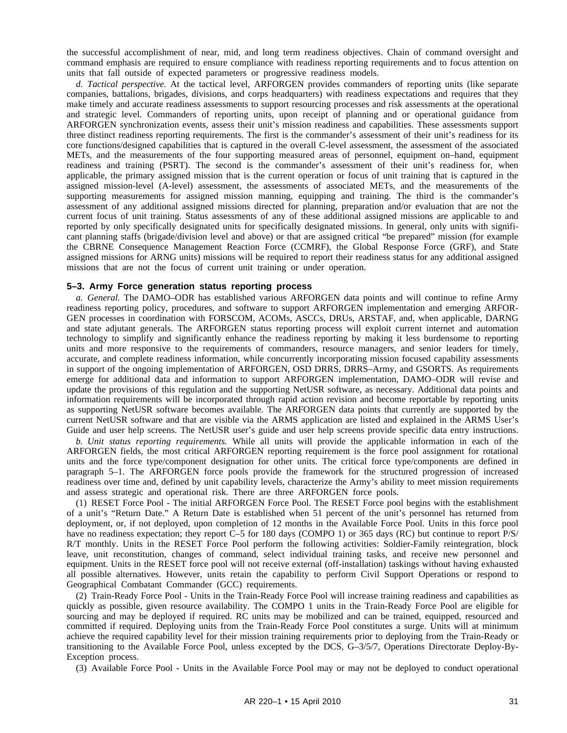the successful accomplishment of near, mid, and long term readiness objectives. Chain of command oversight and command emphasis are required to ensure compliance with readiness reporting requirements and to focus attention on units that fall outside of expected parameters or progressive readiness models.

*d. Tactical perspective.* At the tactical level, ARFORGEN provides commanders of reporting units (like separate companies, battalions, brigades, divisions, and corps headquarters) with readiness expectations and requires that they make timely and accurate readiness assessments to support resourcing processes and risk assessments at the operational and strategic level. Commanders of reporting units, upon receipt of planning and or operational guidance from ARFORGEN synchronization events, assess their unit's mission readiness and capabilities. These assessments support three distinct readiness reporting requirements. The first is the commander's assessment of their unit's readiness for its core functions/designed capabilities that is captured in the overall C-level assessment, the assessment of the associated METs, and the measurements of the four supporting measured areas of personnel, equipment on–hand, equipment readiness and training (PSRT). The second is the commander's assessment of their unit's readiness for, when applicable, the primary assigned mission that is the current operation or focus of unit training that is captured in the assigned mission-level (A-level) assessment, the assessments of associated METs, and the measurements of the supporting measurements for assigned mission manning, equipping and training. The third is the commander's assessment of any additional assigned missions directed for planning, preparation and/or evaluation that are not the current focus of unit training. Status assessments of any of these additional assigned missions are applicable to and reported by only specifically designated units for specifically designated missions. In general, only units with significant planning staffs (brigade/division level and above) or that are assigned critical "be prepared" mission (for example the CBRNE Consequence Management Reaction Force (CCMRF), the Global Response Force (GRF), and State assigned missions for ARNG units) missions will be required to report their readiness status for any additional assigned missions that are not the focus of current unit training or under operation.

### 5–3. Army Force generation status reporting process

*a. General.* The DAMO–ODR has established various ARFORGEN data points and will continue to refine Army readiness reporting policy, procedures, and software to support ARFORGEN implementation and emerging ARFORGEN processes in coordination with FORSCOM, ACOMs, ASCCs, DRUs, ARSTAF, and, when applicable, DARNG and state adjutant generals. The ARFORGEN status reporting process will exploit current internet and automation technology to simplify and significantly enhance the readiness reporting by making it less burdensome to reporting units and more responsive to the requirements of commanders, resource managers, and senior leaders for timely, accurate, and complete readiness information, while concurrently incorporating mission focused capability assessments in support of the ongoing implementation of ARFORGEN, OSD DRRS, DRRS–Army, and GSORTS. As requirements emerge for additional data and information to support ARFORGEN implementation, DAMO–ODR will revise and update the provisions of this regulation and the supporting NetUSR software, as necessary. Additional data points and information requirements will be incorporated through rapid action revision and become reportable by reporting units as supporting NetUSR software becomes available. The ARFORGEN data points that currently are supported by the current NetUSR software and that are visible via the ARMS application are listed and explained in the ARMS User's Guide and user help screens. The NetUSR user's guide and user help screens provide specific data entry instructions.

*b. Unit status reporting requirements.* While all units will provide the applicable information in each of the ARFORGEN fields, the most critical ARFORGEN reporting requirement is the force pool assignment for rotational units and the force type/component designation for other units. The critical force type/components are defined in paragraph 5–1. The ARFORGEN force pools provide the framework for the structured progression of increased readiness over time and, defined by unit capability levels, characterize the Army's ability to meet mission requirements and assess strategic and operational risk. There are three ARFORGEN force pools.

(1) RESET Force Pool - The initial ARFORGEN Force Pool. The RESET Force pool begins with the establishment of a unit's "Return Date." A Return Date is established when 51 percent of the unit's personnel has returned from deployment, or, if not deployed, upon completion of 12 months in the Available Force Pool. Units in this force pool have no readiness expectation; they report C–5 for 180 days (COMPO 1) or 365 days (RC) but continue to report P/S/R/T monthly. Units in the RESET Force Pool perform the following activities: Soldier-Family reintegration, block leave, unit reconstitution, changes of command, select individual training tasks, and receive new personnel and equipment. Units in the RESET force pool will not receive external (off-installation) taskings without having exhausted all possible alternatives. However, units retain the capability to perform Civil Support Operations or respond to Geographical Combatant Commander (GCC) requirements.

(2) Train-Ready Force Pool - Units in the Train-Ready Force Pool will increase training readiness and capabilities as quickly as possible, given resource availability. The COMPO 1 units in the Train-Ready Force Pool are eligible for sourcing and may be deployed if required. RC units may be mobilized and can be trained, equipped, resourced and committed if required. Deploying units from the Train-Ready Force Pool constitutes a surge. Units will at minimum achieve the required capability level for their mission training requirements prior to deploying from the Train-Ready or transitioning to the Available Force Pool, unless excepted by the DCS, G–3/5/7, Operations Directorate Deploy-By-Exception process.

(3) Available Force Pool - Units in the Available Force Pool may or may not be deployed to conduct operational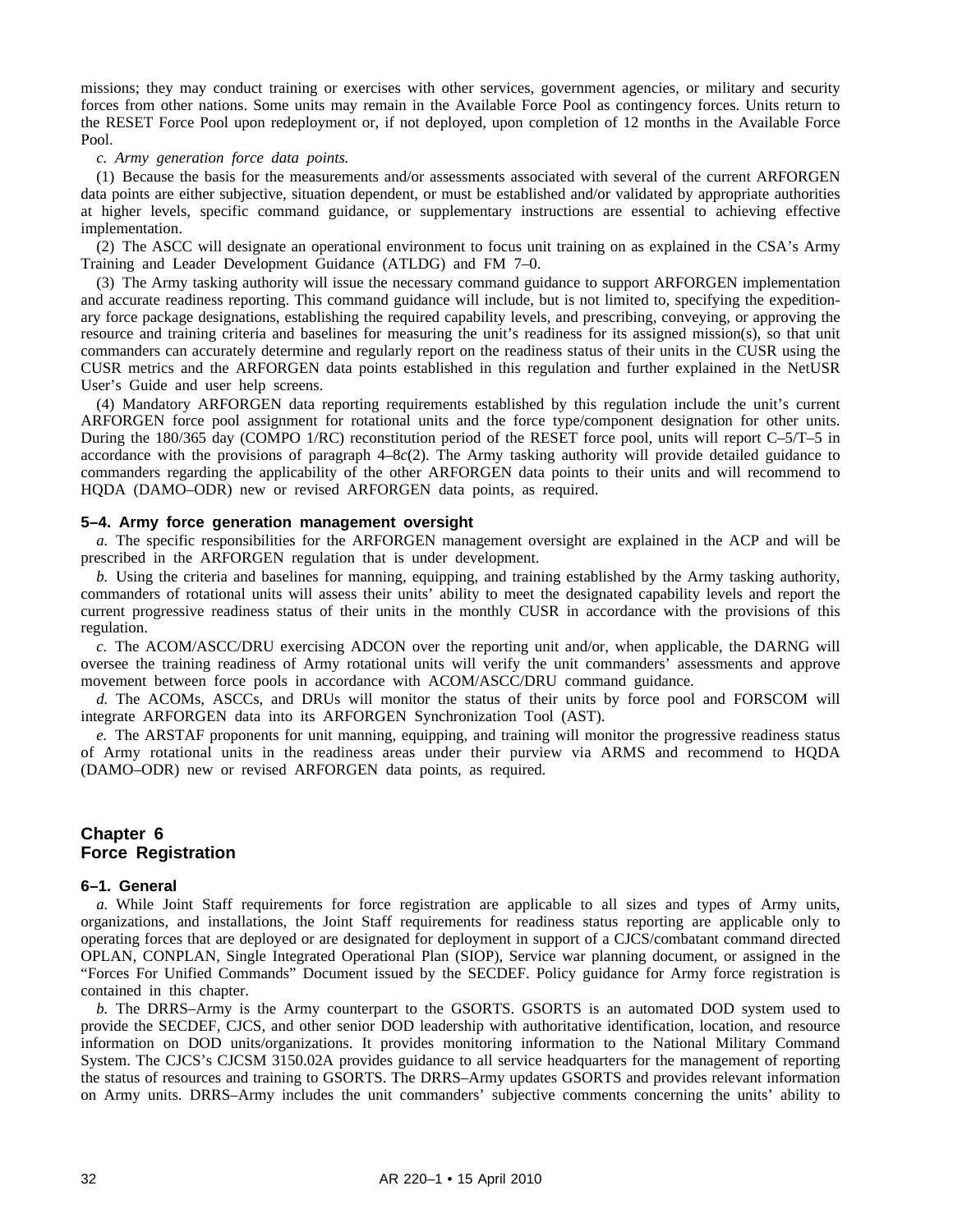missions; they may conduct training or exercises with other services, government agencies, or military and security forces from other nations. Some units may remain in the Available Force Pool as contingency forces. Units return to the RESET Force Pool upon redeployment or, if not deployed, upon completion of 12 months in the Available Force Pool.

*c. Army generation force data points.*

(1) Because the basis for the measurements and/or assessments associated with several of the current ARFORGEN data points are either subjective, situation dependent, or must be established and/or validated by appropriate authorities at higher levels, specific command guidance, or supplementary instructions are essential to achieving effective implementation.

(2) The ASCC will designate an operational environment to focus unit training on as explained in the CSA's Army Training and Leader Development Guidance (ATLDG) and FM 7–0.

(3) The Army tasking authority will issue the necessary command guidance to support ARFORGEN implementation and accurate readiness reporting. This command guidance will include, but is not limited to, specifying the expeditionary force package designations, establishing the required capability levels, and prescribing, conveying, or approving the resource and training criteria and baselines for measuring the unit's readiness for its assigned mission(s), so that unit commanders can accurately determine and regularly report on the readiness status of their units in the CUSR using the CUSR metrics and the ARFORGEN data points established in this regulation and further explained in the NetUSR User's Guide and user help screens.

(4) Mandatory ARFORGEN data reporting requirements established by this regulation include the unit's current ARFORGEN force pool assignment for rotational units and the force type/component designation for other units. During the 180/365 day (COMPO 1/RC) reconstitution period of the RESET force pool, units will report C–5/T–5 in accordance with the provisions of paragraph 4–8*c*(2). The Army tasking authority will provide detailed guidance to commanders regarding the applicability of the other ARFORGEN data points to their units and will recommend to HQDA (DAMO–ODR) new or revised ARFORGEN data points, as required.

### 5–4. Army force generation management oversight

*a.* The specific responsibilities for the ARFORGEN management oversight are explained in the ACP and will be prescribed in the ARFORGEN regulation that is under development.

*b.* Using the criteria and baselines for manning, equipping, and training established by the Army tasking authority, commanders of rotational units will assess their units' ability to meet the designated capability levels and report the current progressive readiness status of their units in the monthly CUSR in accordance with the provisions of this regulation.

*c.* The ACOM/ASCC/DRU exercising ADCON over the reporting unit and/or, when applicable, the DARNG will oversee the training readiness of Army rotational units will verify the unit commanders' assessments and approve movement between force pools in accordance with ACOM/ASCC/DRU command guidance.

*d.* The ACOMs, ASCCs, and DRUs will monitor the status of their units by force pool and FORSCOM will integrate ARFORGEN data into its ARFORGEN Synchronization Tool (AST).

*e.* The ARSTAF proponents for unit manning, equipping, and training will monitor the progressive readiness status of Army rotational units in the readiness areas under their purview via ARMS and recommend to HQDA (DAMO–ODR) new or revised ARFORGEN data points, as required.

## Chapter 6
## Force Registration

### 6–1. General

*a.* While Joint Staff requirements for force registration are applicable to all sizes and types of Army units, organizations, and installations, the Joint Staff requirements for readiness status reporting are applicable only to operating forces that are deployed or are designated for deployment in support of a CJCS/combatant command directed OPLAN, CONPLAN, Single Integrated Operational Plan (SIOP), Service war planning document, or assigned in the "Forces For Unified Commands" Document issued by the SECDEF. Policy guidance for Army force registration is contained in this chapter.

*b.* The DRRS–Army is the Army counterpart to the GSORTS. GSORTS is an automated DOD system used to provide the SECDEF, CJCS, and other senior DOD leadership with authoritative identification, location, and resource information on DOD units/organizations. It provides monitoring information to the National Military Command System. The CJCS's CJCSM 3150.02A provides guidance to all service headquarters for the management of reporting the status of resources and training to GSORTS. The DRRS–Army updates GSORTS and provides relevant information on Army units. DRRS–Army includes the unit commanders' subjective comments concerning the units' ability to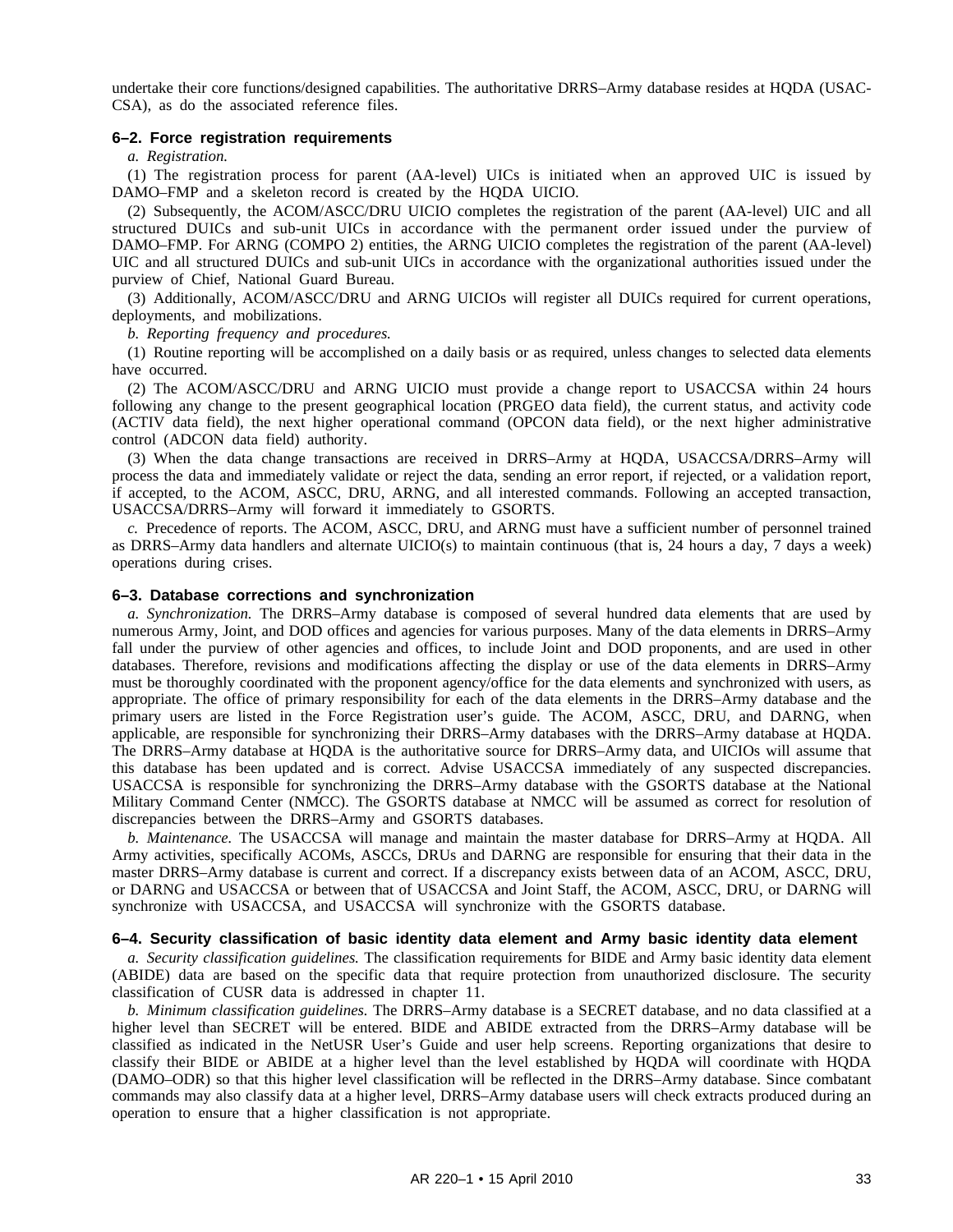undertake their core functions/designed capabilities. The authoritative DRRS–Army database resides at HQDA (USAC-CSA), as do the associated reference files.

### 6–2. Force registration requirements

*a. Registration.*

(1) The registration process for parent (AA-level) UICs is initiated when an approved UIC is issued by DAMO–FMP and a skeleton record is created by the HQDA UICIO.

(2) Subsequently, the ACOM/ASCC/DRU UICIO completes the registration of the parent (AA-level) UIC and all structured DUICs and sub-unit UICs in accordance with the permanent order issued under the purview of DAMO–FMP. For ARNG (COMPO 2) entities, the ARNG UICIO completes the registration of the parent (AA-level) UIC and all structured DUICs and sub-unit UICs in accordance with the organizational authorities issued under the purview of Chief, National Guard Bureau.

(3) Additionally, ACOM/ASCC/DRU and ARNG UICIOs will register all DUICs required for current operations, deployments, and mobilizations.

*b. Reporting frequency and procedures.*

(1) Routine reporting will be accomplished on a daily basis or as required, unless changes to selected data elements have occurred.

(2) The ACOM/ASCC/DRU and ARNG UICIO must provide a change report to USACCSA within 24 hours following any change to the present geographical location (PRGEO data field), the current status, and activity code (ACTIV data field), the next higher operational command (OPCON data field), or the next higher administrative control (ADCON data field) authority.

(3) When the data change transactions are received in DRRS–Army at HQDA, USACCSA/DRRS–Army will process the data and immediately validate or reject the data, sending an error report, if rejected, or a validation report, if accepted, to the ACOM, ASCC, DRU, ARNG, and all interested commands. Following an accepted transaction, USACCSA/DRRS–Army will forward it immediately to GSORTS.

*c.* Precedence of reports. The ACOM, ASCC, DRU, and ARNG must have a sufficient number of personnel trained as DRRS–Army data handlers and alternate UICIO(s) to maintain continuous (that is, 24 hours a day, 7 days a week) operations during crises.

### 6–3. Database corrections and synchronization

*a. Synchronization.* The DRRS–Army database is composed of several hundred data elements that are used by numerous Army, Joint, and DOD offices and agencies for various purposes. Many of the data elements in DRRS–Army fall under the purview of other agencies and offices, to include Joint and DOD proponents, and are used in other databases. Therefore, revisions and modifications affecting the display or use of the data elements in DRRS–Army must be thoroughly coordinated with the proponent agency/office for the data elements and synchronized with users, as appropriate. The office of primary responsibility for each of the data elements in the DRRS–Army database and the primary users are listed in the Force Registration user's guide. The ACOM, ASCC, DRU, and DARNG, when applicable, are responsible for synchronizing their DRRS–Army databases with the DRRS–Army database at HQDA. The DRRS–Army database at HQDA is the authoritative source for DRRS–Army data, and UICIOs will assume that this database has been updated and is correct. Advise USACCSA immediately of any suspected discrepancies. USACCSA is responsible for synchronizing the DRRS–Army database with the GSORTS database at the National Military Command Center (NMCC). The GSORTS database at NMCC will be assumed as correct for resolution of discrepancies between the DRRS–Army and GSORTS databases.

*b. Maintenance.* The USACCSA will manage and maintain the master database for DRRS–Army at HQDA. All Army activities, specifically ACOMs, ASCCs, DRUs and DARNG are responsible for ensuring that their data in the master DRRS–Army database is current and correct. If a discrepancy exists between data of an ACOM, ASCC, DRU, or DARNG and USACCSA or between that of USACCSA and Joint Staff, the ACOM, ASCC, DRU, or DARNG will synchronize with USACCSA, and USACCSA will synchronize with the GSORTS database.

### 6–4. Security classification of basic identity data element and Army basic identity data element

*a. Security classification guidelines.* The classification requirements for BIDE and Army basic identity data element (ABIDE) data are based on the specific data that require protection from unauthorized disclosure. The security classification of CUSR data is addressed in chapter 11.

*b. Minimum classification guidelines.* The DRRS–Army database is a SECRET database, and no data classified at a higher level than SECRET will be entered. BIDE and ABIDE extracted from the DRRS–Army database will be classified as indicated in the NetUSR User's Guide and user help screens. Reporting organizations that desire to classify their BIDE or ABIDE at a higher level than the level established by HQDA will coordinate with HQDA (DAMO–ODR) so that this higher level classification will be reflected in the DRRS–Army database. Since combatant commands may also classify data at a higher level, DRRS–Army database users will check extracts produced during an operation to ensure that a higher classification is not appropriate.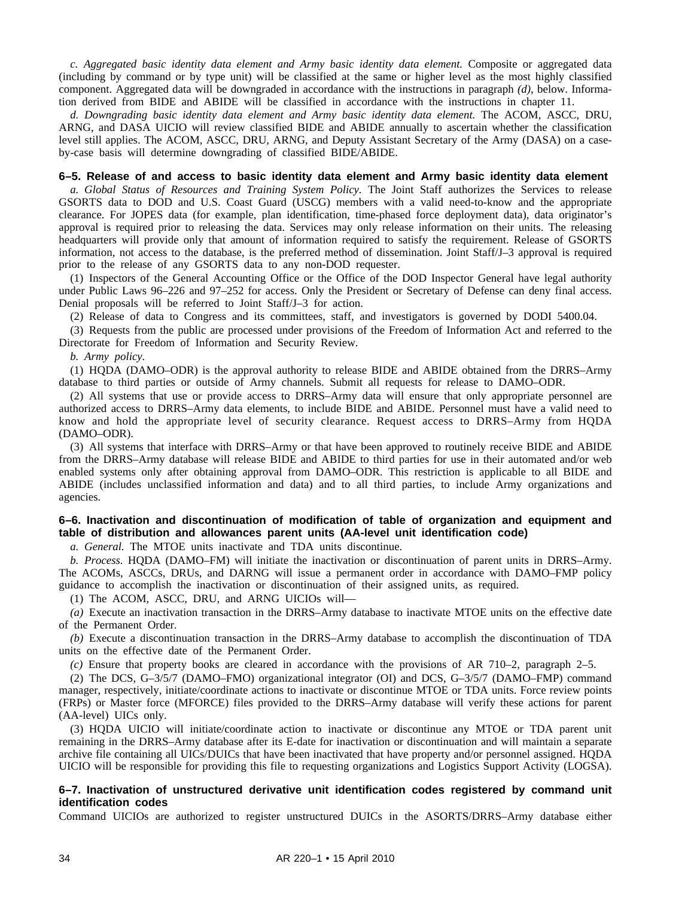*c. Aggregated basic identity data element and Army basic identity data element.* Composite or aggregated data (including by command or by type unit) will be classified at the same or higher level as the most highly classified component. Aggregated data will be downgraded in accordance with the instructions in paragraph *(d)*, below. Information derived from BIDE and ABIDE will be classified in accordance with the instructions in chapter 11.

*d. Downgrading basic identity data element and Army basic identity data element.* The ACOM, ASCC, DRU, ARNG, and DASA UICIO will review classified BIDE and ABIDE annually to ascertain whether the classification level still applies. The ACOM, ASCC, DRU, ARNG, and Deputy Assistant Secretary of the Army (DASA) on a case-by-case basis will determine downgrading of classified BIDE/ABIDE.

### 6–5. Release of and access to basic identity data element and Army basic identity data element

*a. Global Status of Resources and Training System Policy.* The Joint Staff authorizes the Services to release GSORTS data to DOD and U.S. Coast Guard (USCG) members with a valid need-to-know and the appropriate clearance. For JOPES data (for example, plan identification, time-phased force deployment data), data originator's approval is required prior to releasing the data. Services may only release information on their units. The releasing headquarters will provide only that amount of information required to satisfy the requirement. Release of GSORTS information, not access to the database, is the preferred method of dissemination. Joint Staff/J–3 approval is required prior to the release of any GSORTS data to any non-DOD requester.

(1) Inspectors of the General Accounting Office or the Office of the DOD Inspector General have legal authority under Public Laws 96–226 and 97–252 for access. Only the President or Secretary of Defense can deny final access. Denial proposals will be referred to Joint Staff/J–3 for action.

(2) Release of data to Congress and its committees, staff, and investigators is governed by DODI 5400.04.

(3) Requests from the public are processed under provisions of the Freedom of Information Act and referred to the Directorate for Freedom of Information and Security Review.

*b. Army policy.*

(1) HQDA (DAMO–ODR) is the approval authority to release BIDE and ABIDE obtained from the DRRS–Army database to third parties or outside of Army channels. Submit all requests for release to DAMO–ODR.

(2) All systems that use or provide access to DRRS–Army data will ensure that only appropriate personnel are authorized access to DRRS–Army data elements, to include BIDE and ABIDE. Personnel must have a valid need to know and hold the appropriate level of security clearance. Request access to DRRS–Army from HQDA (DAMO–ODR).

(3) All systems that interface with DRRS–Army or that have been approved to routinely receive BIDE and ABIDE from the DRRS–Army database will release BIDE and ABIDE to third parties for use in their automated and/or web enabled systems only after obtaining approval from DAMO–ODR. This restriction is applicable to all BIDE and ABIDE (includes unclassified information and data) and to all third parties, to include Army organizations and agencies.

### 6–6. Inactivation and discontinuation of modification of table of organization and equipment and table of distribution and allowances parent units (AA-level unit identification code)

*a. General.* The MTOE units inactivate and TDA units discontinue.

*b. Process.* HQDA (DAMO–FM) will initiate the inactivation or discontinuation of parent units in DRRS–Army. The ACOMs, ASCCs, DRUs, and DARNG will issue a permanent order in accordance with DAMO–FMP policy guidance to accomplish the inactivation or discontinuation of their assigned units, as required.

(1) The ACOM, ASCC, DRU, and ARNG UICIOs will—

*(a)* Execute an inactivation transaction in the DRRS–Army database to inactivate MTOE units on the effective date of the Permanent Order.

*(b)* Execute a discontinuation transaction in the DRRS–Army database to accomplish the discontinuation of TDA units on the effective date of the Permanent Order.

*(c)* Ensure that property books are cleared in accordance with the provisions of AR 710–2, paragraph 2–5.

(2) The DCS, G–3/5/7 (DAMO–FMO) organizational integrator (OI) and DCS, G–3/5/7 (DAMO–FMP) command manager, respectively, initiate/coordinate actions to inactivate or discontinue MTOE or TDA units. Force review points (FRPs) or Master force (MFORCE) files provided to the DRRS–Army database will verify these actions for parent (AA-level) UICs only.

(3) HQDA UICIO will initiate/coordinate action to inactivate or discontinue any MTOE or TDA parent unit remaining in the DRRS–Army database after its E-date for inactivation or discontinuation and will maintain a separate archive file containing all UICs/DUICs that have been inactivated that have property and/or personnel assigned. HQDA UICIO will be responsible for providing this file to requesting organizations and Logistics Support Activity (LOGSA).

### 6–7. Inactivation of unstructured derivative unit identification codes registered by command unit identification codes

Command UICIOs are authorized to register unstructured DUICs in the ASORTS/DRRS–Army database either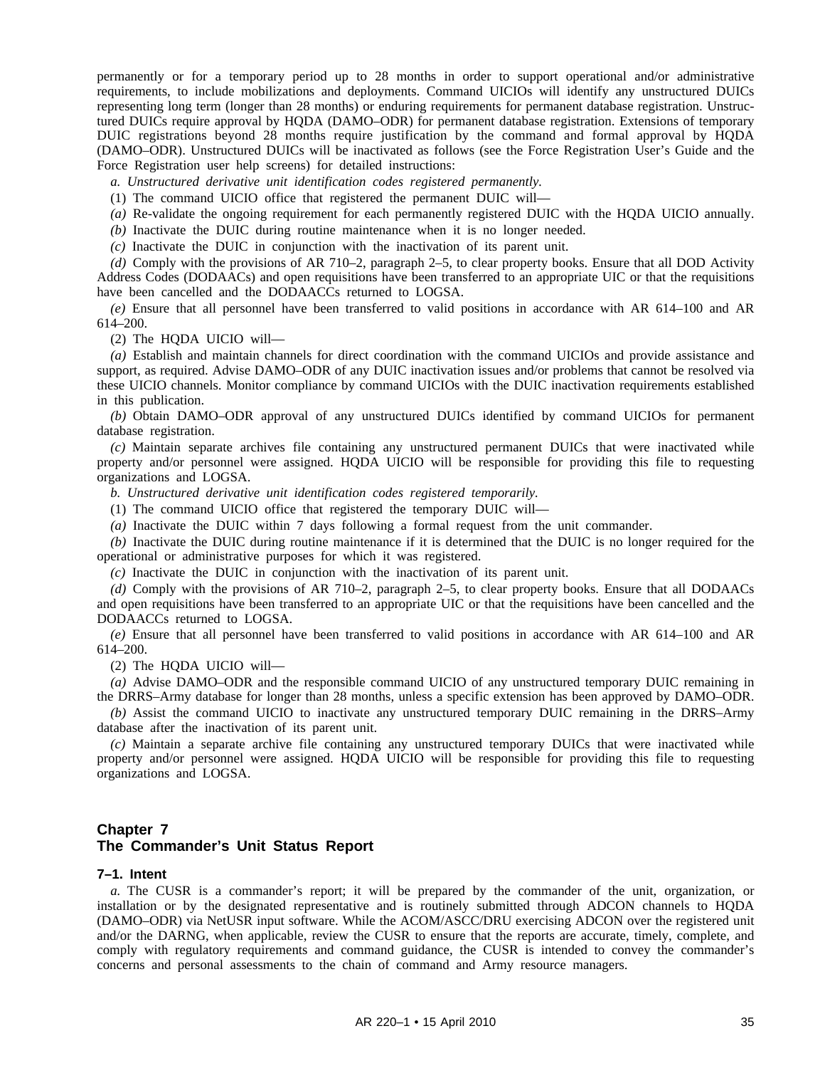permanently or for a temporary period up to 28 months in order to support operational and/or administrative requirements, to include mobilizations and deployments. Command UICIOs will identify any unstructured DUICs representing long term (longer than 28 months) or enduring requirements for permanent database registration. Unstructured DUICs require approval by HQDA (DAMO–ODR) for permanent database registration. Extensions of temporary DUIC registrations beyond 28 months require justification by the command and formal approval by HQDA (DAMO–ODR). Unstructured DUICs will be inactivated as follows (see the Force Registration User's Guide and the Force Registration user help screens) for detailed instructions:

*a. Unstructured derivative unit identification codes registered permanently.*

(1) The command UICIO office that registered the permanent DUIC will—

*(a)* Re-validate the ongoing requirement for each permanently registered DUIC with the HQDA UICIO annually.

*(b)* Inactivate the DUIC during routine maintenance when it is no longer needed.

*(c)* Inactivate the DUIC in conjunction with the inactivation of its parent unit.

*(d)* Comply with the provisions of AR 710–2, paragraph 2–5, to clear property books. Ensure that all DOD Activity Address Codes (DODAACs) and open requisitions have been transferred to an appropriate UIC or that the requisitions have been cancelled and the DODAACCs returned to LOGSA.

*(e)* Ensure that all personnel have been transferred to valid positions in accordance with AR 614–100 and AR 614–200.

(2) The HQDA UICIO will—

*(a)* Establish and maintain channels for direct coordination with the command UICIOs and provide assistance and support, as required. Advise DAMO–ODR of any DUIC inactivation issues and/or problems that cannot be resolved via these UICIO channels. Monitor compliance by command UICIOs with the DUIC inactivation requirements established in this publication.

*(b)* Obtain DAMO–ODR approval of any unstructured DUICs identified by command UICIOs for permanent database registration.

*(c)* Maintain separate archives file containing any unstructured permanent DUICs that were inactivated while property and/or personnel were assigned. HQDA UICIO will be responsible for providing this file to requesting organizations and LOGSA.

*b. Unstructured derivative unit identification codes registered temporarily.*

(1) The command UICIO office that registered the temporary DUIC will—

*(a)* Inactivate the DUIC within 7 days following a formal request from the unit commander.

*(b)* Inactivate the DUIC during routine maintenance if it is determined that the DUIC is no longer required for the operational or administrative purposes for which it was registered.

*(c)* Inactivate the DUIC in conjunction with the inactivation of its parent unit.

*(d)* Comply with the provisions of AR 710–2, paragraph 2–5, to clear property books. Ensure that all DODAACs and open requisitions have been transferred to an appropriate UIC or that the requisitions have been cancelled and the DODAACCs returned to LOGSA.

*(e)* Ensure that all personnel have been transferred to valid positions in accordance with AR 614–100 and AR 614–200.

(2) The HQDA UICIO will—

*(a)* Advise DAMO–ODR and the responsible command UICIO of any unstructured temporary DUIC remaining in the DRRS–Army database for longer than 28 months, unless a specific extension has been approved by DAMO–ODR.

*(b)* Assist the command UICIO to inactivate any unstructured temporary DUIC remaining in the DRRS–Army database after the inactivation of its parent unit.

*(c)* Maintain a separate archive file containing any unstructured temporary DUICs that were inactivated while property and/or personnel were assigned. HQDA UICIO will be responsible for providing this file to requesting organizations and LOGSA.

# Chapter 7
# The Commander's Unit Status Report

## 7–1. Intent

*a.* The CUSR is a commander's report; it will be prepared by the commander of the unit, organization, or installation or by the designated representative and is routinely submitted through ADCON channels to HQDA (DAMO–ODR) via NetUSR input software. While the ACOM/ASCC/DRU exercising ADCON over the registered unit and/or the DARNG, when applicable, review the CUSR to ensure that the reports are accurate, timely, complete, and comply with regulatory requirements and command guidance, the CUSR is intended to convey the commander's concerns and personal assessments to the chain of command and Army resource managers.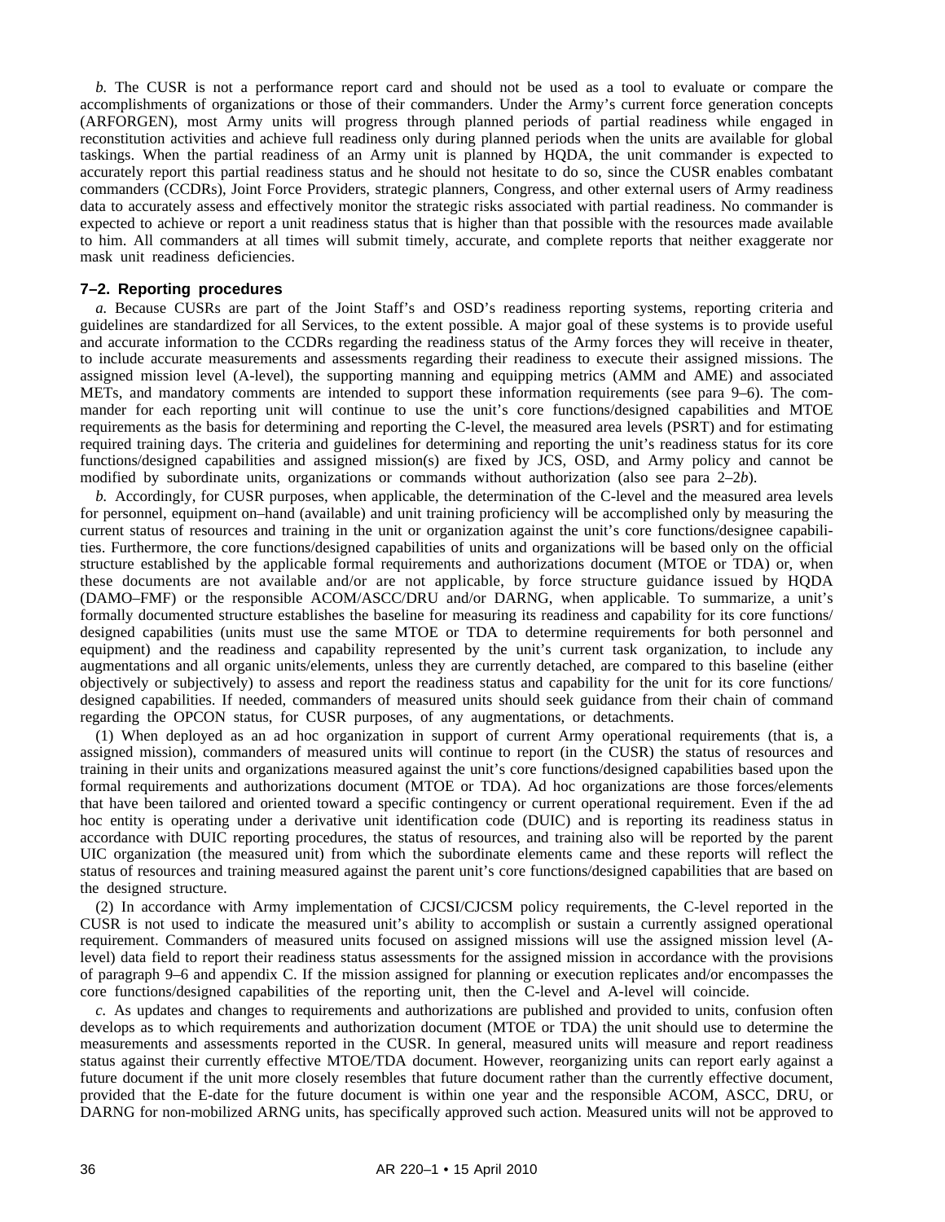*b.* The CUSR is not a performance report card and should not be used as a tool to evaluate or compare the accomplishments of organizations or those of their commanders. Under the Army's current force generation concepts (ARFORGEN), most Army units will progress through planned periods of partial readiness while engaged in reconstitution activities and achieve full readiness only during planned periods when the units are available for global taskings. When the partial readiness of an Army unit is planned by HQDA, the unit commander is expected to accurately report this partial readiness status and he should not hesitate to do so, since the CUSR enables combatant commanders (CCDRs), Joint Force Providers, strategic planners, Congress, and other external users of Army readiness data to accurately assess and effectively monitor the strategic risks associated with partial readiness. No commander is expected to achieve or report a unit readiness status that is higher than that possible with the resources made available to him. All commanders at all times will submit timely, accurate, and complete reports that neither exaggerate nor mask unit readiness deficiencies.

### 7–2. Reporting procedures

*a.* Because CUSRs are part of the Joint Staff's and OSD's readiness reporting systems, reporting criteria and guidelines are standardized for all Services, to the extent possible. A major goal of these systems is to provide useful and accurate information to the CCDRs regarding the readiness status of the Army forces they will receive in theater, to include accurate measurements and assessments regarding their readiness to execute their assigned missions. The assigned mission level (A-level), the supporting manning and equipping metrics (AMM and AME) and associated METs, and mandatory comments are intended to support these information requirements (see para 9–6). The commander for each reporting unit will continue to use the unit's core functions/designed capabilities and MTOE requirements as the basis for determining and reporting the C-level, the measured area levels (PSRT) and for estimating required training days. The criteria and guidelines for determining and reporting the unit's readiness status for its core functions/designed capabilities and assigned mission(s) are fixed by JCS, OSD, and Army policy and cannot be modified by subordinate units, organizations or commands without authorization (also see para 2–2*b*).

*b.* Accordingly, for CUSR purposes, when applicable, the determination of the C-level and the measured area levels for personnel, equipment on–hand (available) and unit training proficiency will be accomplished only by measuring the current status of resources and training in the unit or organization against the unit's core functions/designee capabilities. Furthermore, the core functions/designed capabilities of units and organizations will be based only on the official structure established by the applicable formal requirements and authorizations document (MTOE or TDA) or, when these documents are not available and/or are not applicable, by force structure guidance issued by HQDA (DAMO–FMF) or the responsible ACOM/ASCC/DRU and/or DARNG, when applicable. To summarize, a unit's formally documented structure establishes the baseline for measuring its readiness and capability for its core functions/designed capabilities (units must use the same MTOE or TDA to determine requirements for both personnel and equipment) and the readiness and capability represented by the unit's current task organization, to include any augmentations and all organic units/elements, unless they are currently detached, are compared to this baseline (either objectively or subjectively) to assess and report the readiness status and capability for the unit for its core functions/designed capabilities. If needed, commanders of measured units should seek guidance from their chain of command regarding the OPCON status, for CUSR purposes, of any augmentations, or detachments.

(1) When deployed as an ad hoc organization in support of current Army operational requirements (that is, a assigned mission), commanders of measured units will continue to report (in the CUSR) the status of resources and training in their units and organizations measured against the unit's core functions/designed capabilities based upon the formal requirements and authorizations document (MTOE or TDA). Ad hoc organizations are those forces/elements that have been tailored and oriented toward a specific contingency or current operational requirement. Even if the ad hoc entity is operating under a derivative unit identification code (DUIC) and is reporting its readiness status in accordance with DUIC reporting procedures, the status of resources, and training also will be reported by the parent UIC organization (the measured unit) from which the subordinate elements came and these reports will reflect the status of resources and training measured against the parent unit's core functions/designed capabilities that are based on the designed structure.

(2) In accordance with Army implementation of CJCSI/CJCSM policy requirements, the C-level reported in the CUSR is not used to indicate the measured unit's ability to accomplish or sustain a currently assigned operational requirement. Commanders of measured units focused on assigned missions will use the assigned mission level (A-level) data field to report their readiness status assessments for the assigned mission in accordance with the provisions of paragraph 9–6 and appendix C. If the mission assigned for planning or execution replicates and/or encompasses the core functions/designed capabilities of the reporting unit, then the C-level and A-level will coincide.

*c.* As updates and changes to requirements and authorizations are published and provided to units, confusion often develops as to which requirements and authorization document (MTOE or TDA) the unit should use to determine the measurements and assessments reported in the CUSR. In general, measured units will measure and report readiness status against their currently effective MTOE/TDA document. However, reorganizing units can report early against a future document if the unit more closely resembles that future document rather than the currently effective document, provided that the E-date for the future document is within one year and the responsible ACOM, ASCC, DRU, or DARNG for non-mobilized ARNG units, has specifically approved such action. Measured units will not be approved to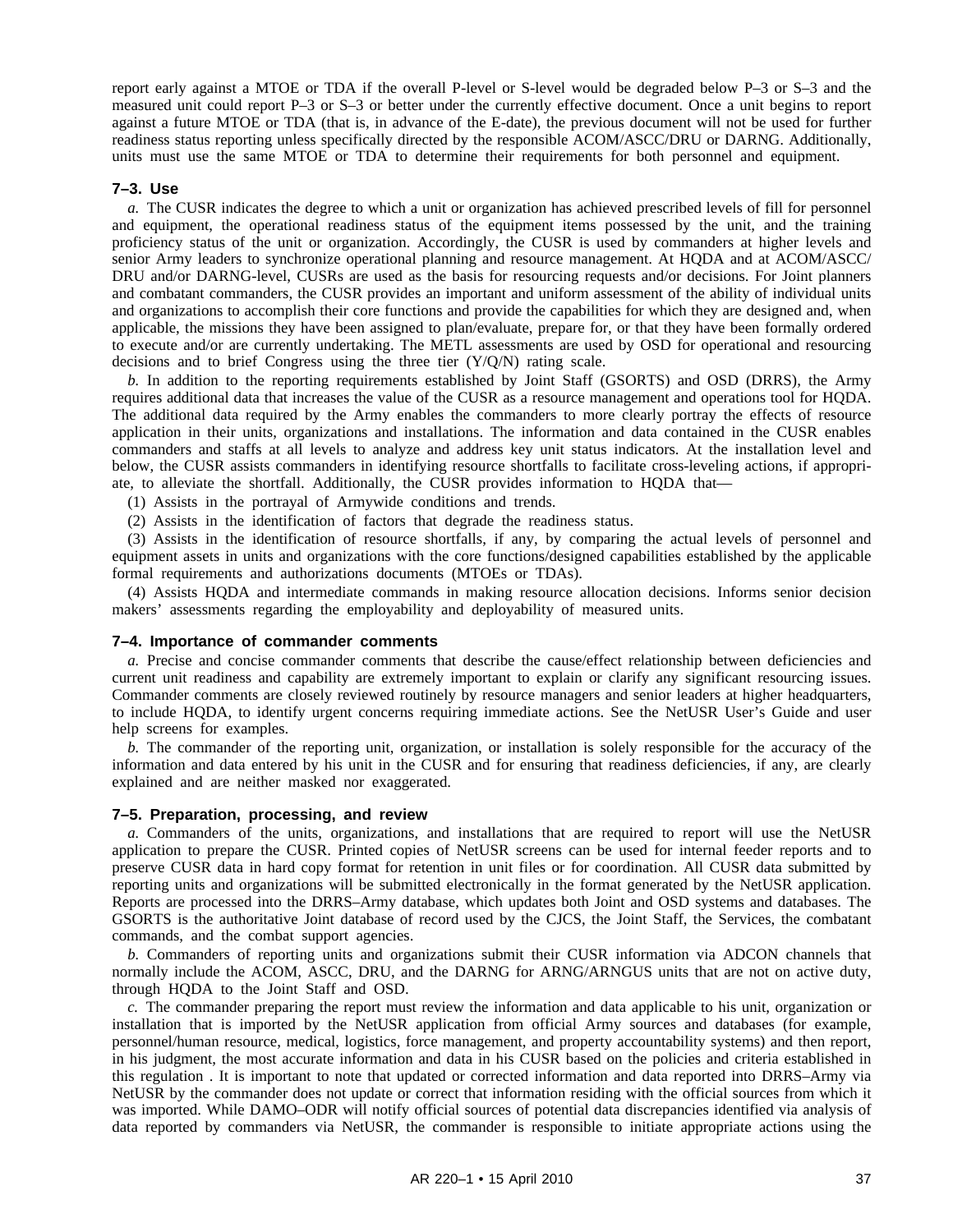report early against a MTOE or TDA if the overall P-level or S-level would be degraded below P–3 or S–3 and the measured unit could report P–3 or S–3 or better under the currently effective document. Once a unit begins to report against a future MTOE or TDA (that is, in advance of the E-date), the previous document will not be used for further readiness status reporting unless specifically directed by the responsible ACOM/ASCC/DRU or DARNG. Additionally, units must use the same MTOE or TDA to determine their requirements for both personnel and equipment.

### 7–3. Use

*a.* The CUSR indicates the degree to which a unit or organization has achieved prescribed levels of fill for personnel and equipment, the operational readiness status of the equipment items possessed by the unit, and the training proficiency status of the unit or organization. Accordingly, the CUSR is used by commanders at higher levels and senior Army leaders to synchronize operational planning and resource management. At HQDA and at ACOM/ASCC/DRU and/or DARNG-level, CUSRs are used as the basis for resourcing requests and/or decisions. For Joint planners and combatant commanders, the CUSR provides an important and uniform assessment of the ability of individual units and organizations to accomplish their core functions and provide the capabilities for which they are designed and, when applicable, the missions they have been assigned to plan/evaluate, prepare for, or that they have been formally ordered to execute and/or are currently undertaking. The METL assessments are used by OSD for operational and resourcing decisions and to brief Congress using the three tier (Y/Q/N) rating scale.

*b.* In addition to the reporting requirements established by Joint Staff (GSORTS) and OSD (DRRS), the Army requires additional data that increases the value of the CUSR as a resource management and operations tool for HQDA. The additional data required by the Army enables the commanders to more clearly portray the effects of resource application in their units, organizations and installations. The information and data contained in the CUSR enables commanders and staffs at all levels to analyze and address key unit status indicators. At the installation level and below, the CUSR assists commanders in identifying resource shortfalls to facilitate cross-leveling actions, if appropriate, to alleviate the shortfall. Additionally, the CUSR provides information to HQDA that—

(1) Assists in the portrayal of Armywide conditions and trends.

(2) Assists in the identification of factors that degrade the readiness status.

(3) Assists in the identification of resource shortfalls, if any, by comparing the actual levels of personnel and equipment assets in units and organizations with the core functions/designed capabilities established by the applicable formal requirements and authorizations documents (MTOEs or TDAs).

(4) Assists HQDA and intermediate commands in making resource allocation decisions. Informs senior decision makers' assessments regarding the employability and deployability of measured units.

### 7–4. Importance of commander comments

*a.* Precise and concise commander comments that describe the cause/effect relationship between deficiencies and current unit readiness and capability are extremely important to explain or clarify any significant resourcing issues. Commander comments are closely reviewed routinely by resource managers and senior leaders at higher headquarters, to include HQDA, to identify urgent concerns requiring immediate actions. See the NetUSR User's Guide and user help screens for examples.

*b.* The commander of the reporting unit, organization, or installation is solely responsible for the accuracy of the information and data entered by his unit in the CUSR and for ensuring that readiness deficiencies, if any, are clearly explained and are neither masked nor exaggerated.

### 7–5. Preparation, processing, and review

*a.* Commanders of the units, organizations, and installations that are required to report will use the NetUSR application to prepare the CUSR. Printed copies of NetUSR screens can be used for internal feeder reports and to preserve CUSR data in hard copy format for retention in unit files or for coordination. All CUSR data submitted by reporting units and organizations will be submitted electronically in the format generated by the NetUSR application. Reports are processed into the DRRS–Army database, which updates both Joint and OSD systems and databases. The GSORTS is the authoritative Joint database of record used by the CJCS, the Joint Staff, the Services, the combatant commands, and the combat support agencies.

*b.* Commanders of reporting units and organizations submit their CUSR information via ADCON channels that normally include the ACOM, ASCC, DRU, and the DARNG for ARNG/ARNGUS units that are not on active duty, through HQDA to the Joint Staff and OSD.

*c.* The commander preparing the report must review the information and data applicable to his unit, organization or installation that is imported by the NetUSR application from official Army sources and databases (for example, personnel/human resource, medical, logistics, force management, and property accountability systems) and then report, in his judgment, the most accurate information and data in his CUSR based on the policies and criteria established in this regulation . It is important to note that updated or corrected information and data reported into DRRS–Army via NetUSR by the commander does not update or correct that information residing with the official sources from which it was imported. While DAMO–ODR will notify official sources of potential data discrepancies identified via analysis of data reported by commanders via NetUSR, the commander is responsible to initiate appropriate actions using the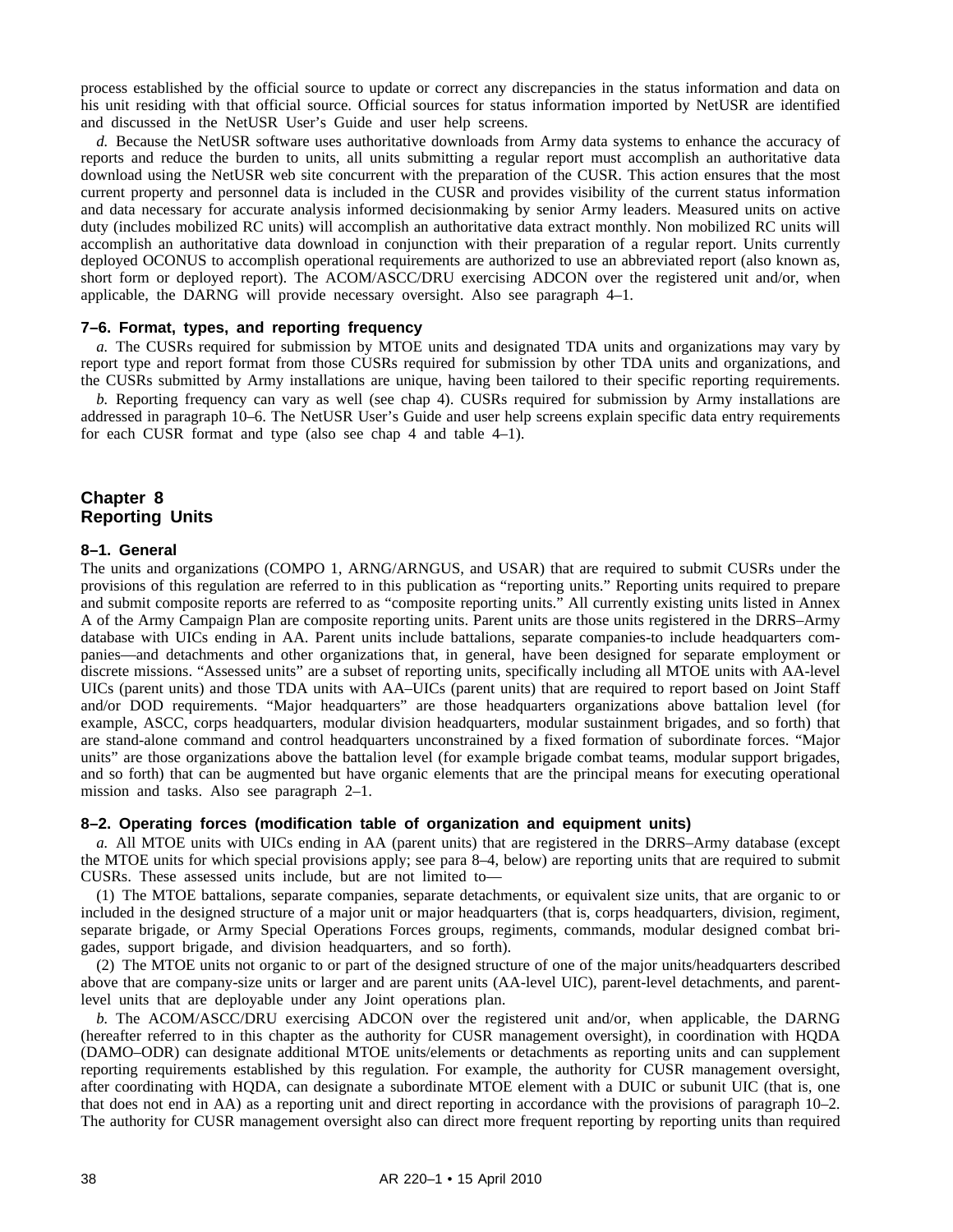process established by the official source to update or correct any discrepancies in the status information and data on his unit residing with that official source. Official sources for status information imported by NetUSR are identified and discussed in the NetUSR User's Guide and user help screens.

*d.* Because the NetUSR software uses authoritative downloads from Army data systems to enhance the accuracy of reports and reduce the burden to units, all units submitting a regular report must accomplish an authoritative data download using the NetUSR web site concurrent with the preparation of the CUSR. This action ensures that the most current property and personnel data is included in the CUSR and provides visibility of the current status information and data necessary for accurate analysis informed decisionmaking by senior Army leaders. Measured units on active duty (includes mobilized RC units) will accomplish an authoritative data extract monthly. Non mobilized RC units will accomplish an authoritative data download in conjunction with their preparation of a regular report. Units currently deployed OCONUS to accomplish operational requirements are authorized to use an abbreviated report (also known as, short form or deployed report). The ACOM/ASCC/DRU exercising ADCON over the registered unit and/or, when applicable, the DARNG will provide necessary oversight. Also see paragraph 4–1.

### 7–6. Format, types, and reporting frequency

*a.* The CUSRs required for submission by MTOE units and designated TDA units and organizations may vary by report type and report format from those CUSRs required for submission by other TDA units and organizations, and the CUSRs submitted by Army installations are unique, having been tailored to their specific reporting requirements.

*b.* Reporting frequency can vary as well (see chap 4). CUSRs required for submission by Army installations are addressed in paragraph 10–6. The NetUSR User's Guide and user help screens explain specific data entry requirements for each CUSR format and type (also see chap 4 and table 4–1).

## Chapter 8
## Reporting Units

### 8–1. General

The units and organizations (COMPO 1, ARNG/ARNGUS, and USAR) that are required to submit CUSRs under the provisions of this regulation are referred to in this publication as "reporting units." Reporting units required to prepare and submit composite reports are referred to as "composite reporting units." All currently existing units listed in Annex A of the Army Campaign Plan are composite reporting units. Parent units are those units registered in the DRRS–Army database with UICs ending in AA. Parent units include battalions, separate companies-to include headquarters companies—and detachments and other organizations that, in general, have been designed for separate employment or discrete missions. "Assessed units" are a subset of reporting units, specifically including all MTOE units with AA-level UICs (parent units) and those TDA units with AA–UICs (parent units) that are required to report based on Joint Staff and/or DOD requirements. "Major headquarters" are those headquarters organizations above battalion level (for example, ASCC, corps headquarters, modular division headquarters, modular sustainment brigades, and so forth) that are stand-alone command and control headquarters unconstrained by a fixed formation of subordinate forces. "Major units" are those organizations above the battalion level (for example brigade combat teams, modular support brigades, and so forth) that can be augmented but have organic elements that are the principal means for executing operational mission and tasks. Also see paragraph 2–1.

### 8–2. Operating forces (modification table of organization and equipment units)

*a.* All MTOE units with UICs ending in AA (parent units) that are registered in the DRRS–Army database (except the MTOE units for which special provisions apply; see para 8–4, below) are reporting units that are required to submit CUSRs. These assessed units include, but are not limited to—

(1) The MTOE battalions, separate companies, separate detachments, or equivalent size units, that are organic to or included in the designed structure of a major unit or major headquarters (that is, corps headquarters, division, regiment, separate brigade, or Army Special Operations Forces groups, regiments, commands, modular designed combat brigades, support brigade, and division headquarters, and so forth).

(2) The MTOE units not organic to or part of the designed structure of one of the major units/headquarters described above that are company-size units or larger and are parent units (AA-level UIC), parent-level detachments, and parent-level units that are deployable under any Joint operations plan.

*b.* The ACOM/ASCC/DRU exercising ADCON over the registered unit and/or, when applicable, the DARNG (hereafter referred to in this chapter as the authority for CUSR management oversight), in coordination with HQDA (DAMO–ODR) can designate additional MTOE units/elements or detachments as reporting units and can supplement reporting requirements established by this regulation. For example, the authority for CUSR management oversight, after coordinating with HQDA, can designate a subordinate MTOE element with a DUIC or subunit UIC (that is, one that does not end in AA) as a reporting unit and direct reporting in accordance with the provisions of paragraph 10–2. The authority for CUSR management oversight also can direct more frequent reporting by reporting units than required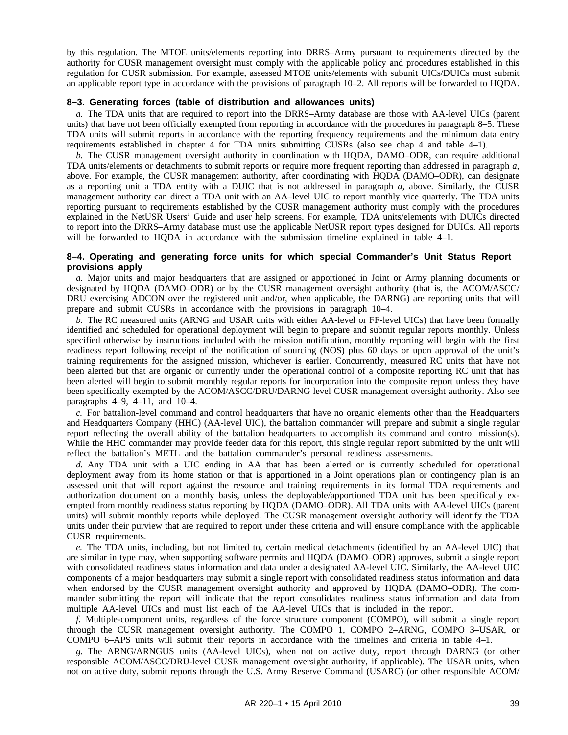by this regulation. The MTOE units/elements reporting into DRRS–Army pursuant to requirements directed by the authority for CUSR management oversight must comply with the applicable policy and procedures established in this regulation for CUSR submission. For example, assessed MTOE units/elements with subunit UICs/DUICs must submit an applicable report type in accordance with the provisions of paragraph 10–2. All reports will be forwarded to HQDA.

### 8–3. Generating forces (table of distribution and allowances units)

*a.* The TDA units that are required to report into the DRRS–Army database are those with AA-level UICs (parent units) that have not been officially exempted from reporting in accordance with the procedures in paragraph 8–5. These TDA units will submit reports in accordance with the reporting frequency requirements and the minimum data entry requirements established in chapter 4 for TDA units submitting CUSRs (also see chap 4 and table 4–1).

*b.* The CUSR management oversight authority in coordination with HQDA, DAMO–ODR, can require additional TDA units/elements or detachments to submit reports or require more frequent reporting than addressed in paragraph *a,* above. For example, the CUSR management authority, after coordinating with HQDA (DAMO–ODR), can designate as a reporting unit a TDA entity with a DUIC that is not addressed in paragraph *a,* above. Similarly, the CUSR management authority can direct a TDA unit with an AA–level UIC to report monthly vice quarterly. The TDA units reporting pursuant to requirements established by the CUSR management authority must comply with the procedures explained in the NetUSR Users' Guide and user help screens. For example, TDA units/elements with DUICs directed to report into the DRRS–Army database must use the applicable NetUSR report types designed for DUICs. All reports will be forwarded to HQDA in accordance with the submission timeline explained in table 4–1.

### 8–4. Operating and generating force units for which special Commander's Unit Status Report provisions apply

*a.* Major units and major headquarters that are assigned or apportioned in Joint or Army planning documents or designated by HQDA (DAMO–ODR) or by the CUSR management oversight authority (that is, the ACOM/ASCC/DRU exercising ADCON over the registered unit and/or, when applicable, the DARNG) are reporting units that will prepare and submit CUSRs in accordance with the provisions in paragraph 10–4.

*b.* The RC measured units (ARNG and USAR units with either AA-level or FF-level UICs) that have been formally identified and scheduled for operational deployment will begin to prepare and submit regular reports monthly. Unless specified otherwise by instructions included with the mission notification, monthly reporting will begin with the first readiness report following receipt of the notification of sourcing (NOS) plus 60 days or upon approval of the unit's training requirements for the assigned mission, whichever is earlier. Concurrently, measured RC units that have not been alerted but that are organic or currently under the operational control of a composite reporting RC unit that has been alerted will begin to submit monthly regular reports for incorporation into the composite report unless they have been specifically exempted by the ACOM/ASCC/DRU/DARNG level CUSR management oversight authority. Also see paragraphs 4–9, 4–11, and 10–4.

*c.* For battalion-level command and control headquarters that have no organic elements other than the Headquarters and Headquarters Company (HHC) (AA-level UIC), the battalion commander will prepare and submit a single regular report reflecting the overall ability of the battalion headquarters to accomplish its command and control mission(s). While the HHC commander may provide feeder data for this report, this single regular report submitted by the unit will reflect the battalion's METL and the battalion commander's personal readiness assessments.

*d.* Any TDA unit with a UIC ending in AA that has been alerted or is currently scheduled for operational deployment away from its home station or that is apportioned in a Joint operations plan or contingency plan is an assessed unit that will report against the resource and training requirements in its formal TDA requirements and authorization document on a monthly basis, unless the deployable/apportioned TDA unit has been specifically exempted from monthly readiness status reporting by HQDA (DAMO–ODR). All TDA units with AA-level UICs (parent units) will submit monthly reports while deployed. The CUSR management oversight authority will identify the TDA units under their purview that are required to report under these criteria and will ensure compliance with the applicable CUSR requirements.

*e.* The TDA units, including, but not limited to, certain medical detachments (identified by an AA-level UIC) that are similar in type may, when supporting software permits and HQDA (DAMO–ODR) approves, submit a single report with consolidated readiness status information and data under a designated AA-level UIC. Similarly, the AA-level UIC components of a major headquarters may submit a single report with consolidated readiness status information and data when endorsed by the CUSR management oversight authority and approved by HQDA (DAMO–ODR). The commander submitting the report will indicate that the report consolidates readiness status information and data from multiple AA-level UICs and must list each of the AA-level UICs that is included in the report.

*f.* Multiple-component units, regardless of the force structure component (COMPO), will submit a single report through the CUSR management oversight authority. The COMPO 1, COMPO 2–ARNG, COMPO 3–USAR, or COMPO 6–APS units will submit their reports in accordance with the timelines and criteria in table 4–1.

*g.* The ARNG/ARNGUS units (AA-level UICs), when not on active duty, report through DARNG (or other responsible ACOM/ASCC/DRU-level CUSR management oversight authority, if applicable). The USAR units, when not on active duty, submit reports through the U.S. Army Reserve Command (USARC) (or other responsible ACOM/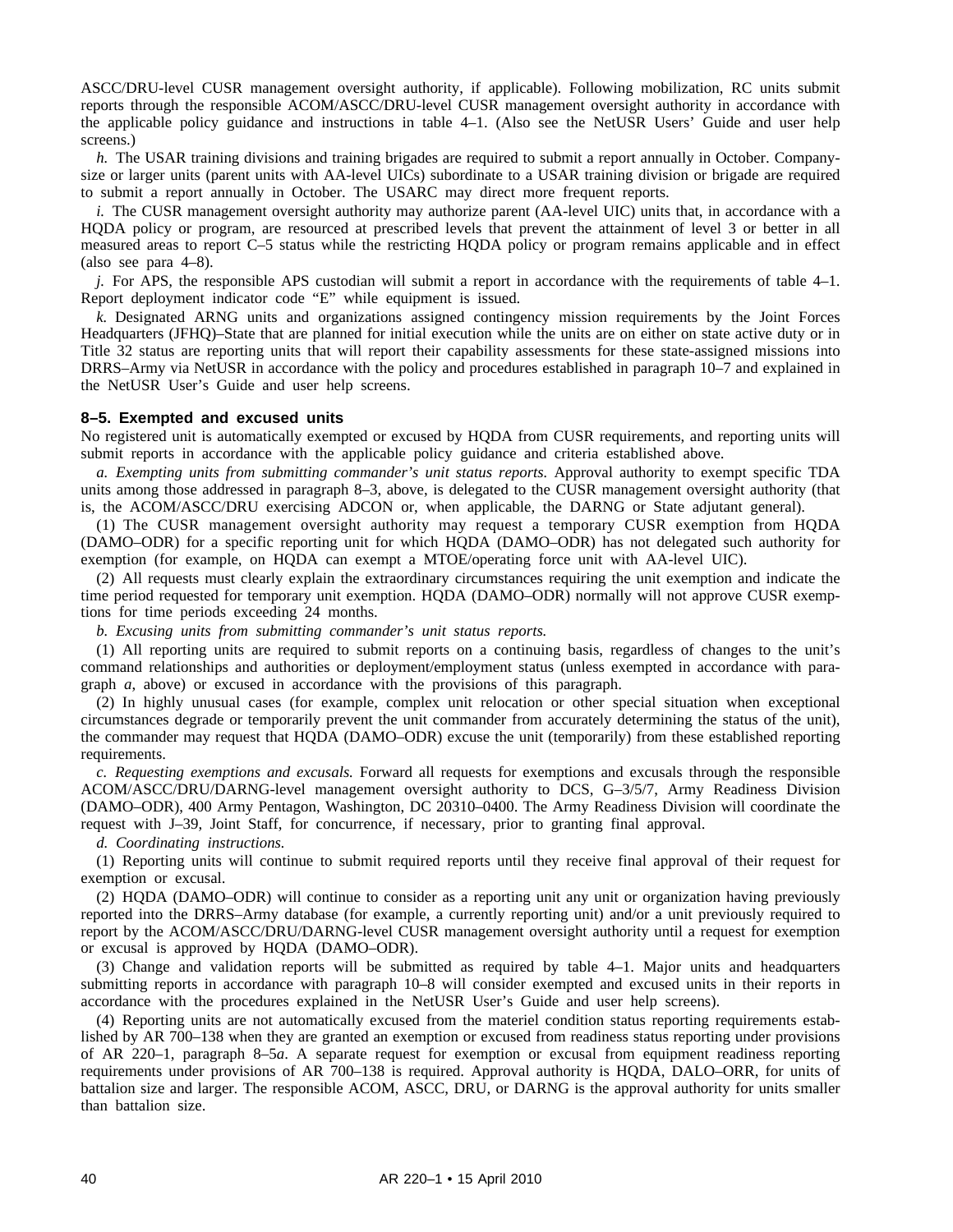ASCC/DRU-level CUSR management oversight authority, if applicable). Following mobilization, RC units submit reports through the responsible ACOM/ASCC/DRU-level CUSR management oversight authority in accordance with the applicable policy guidance and instructions in table 4–1. (Also see the NetUSR Users' Guide and user help screens.)

*h.* The USAR training divisions and training brigades are required to submit a report annually in October. Company-size or larger units (parent units with AA-level UICs) subordinate to a USAR training division or brigade are required to submit a report annually in October. The USARC may direct more frequent reports.

*i.* The CUSR management oversight authority may authorize parent (AA-level UIC) units that, in accordance with a HQDA policy or program, are resourced at prescribed levels that prevent the attainment of level 3 or better in all measured areas to report C–5 status while the restricting HQDA policy or program remains applicable and in effect (also see para 4–8).

*j.* For APS, the responsible APS custodian will submit a report in accordance with the requirements of table 4–1. Report deployment indicator code "E" while equipment is issued.

*k.* Designated ARNG units and organizations assigned contingency mission requirements by the Joint Forces Headquarters (JFHQ)–State that are planned for initial execution while the units are on either on state active duty or in Title 32 status are reporting units that will report their capability assessments for these state-assigned missions into DRRS–Army via NetUSR in accordance with the policy and procedures established in paragraph 10–7 and explained in the NetUSR User's Guide and user help screens.

### 8–5. Exempted and excused units

No registered unit is automatically exempted or excused by HQDA from CUSR requirements, and reporting units will submit reports in accordance with the applicable policy guidance and criteria established above.

*a. Exempting units from submitting commander's unit status reports.* Approval authority to exempt specific TDA units among those addressed in paragraph 8–3, above, is delegated to the CUSR management oversight authority (that is, the ACOM/ASCC/DRU exercising ADCON or, when applicable, the DARNG or State adjutant general).

(1) The CUSR management oversight authority may request a temporary CUSR exemption from HQDA (DAMO–ODR) for a specific reporting unit for which HQDA (DAMO–ODR) has not delegated such authority for exemption (for example, on HQDA can exempt a MTOE/operating force unit with AA-level UIC).

(2) All requests must clearly explain the extraordinary circumstances requiring the unit exemption and indicate the time period requested for temporary unit exemption. HQDA (DAMO–ODR) normally will not approve CUSR exemptions for time periods exceeding 24 months.

*b. Excusing units from submitting commander's unit status reports.*

(1) All reporting units are required to submit reports on a continuing basis, regardless of changes to the unit's command relationships and authorities or deployment/employment status (unless exempted in accordance with paragraph *a,* above) or excused in accordance with the provisions of this paragraph.

(2) In highly unusual cases (for example, complex unit relocation or other special situation when exceptional circumstances degrade or temporarily prevent the unit commander from accurately determining the status of the unit), the commander may request that HQDA (DAMO–ODR) excuse the unit (temporarily) from these established reporting requirements.

*c. Requesting exemptions and excusals.* Forward all requests for exemptions and excusals through the responsible ACOM/ASCC/DRU/DARNG-level management oversight authority to DCS, G–3/5/7, Army Readiness Division (DAMO–ODR), 400 Army Pentagon, Washington, DC 20310–0400. The Army Readiness Division will coordinate the request with J–39, Joint Staff, for concurrence, if necessary, prior to granting final approval.

*d. Coordinating instructions.*

(1) Reporting units will continue to submit required reports until they receive final approval of their request for exemption or excusal.

(2) HQDA (DAMO–ODR) will continue to consider as a reporting unit any unit or organization having previously reported into the DRRS–Army database (for example, a currently reporting unit) and/or a unit previously required to report by the ACOM/ASCC/DRU/DARNG-level CUSR management oversight authority until a request for exemption or excusal is approved by HQDA (DAMO–ODR).

(3) Change and validation reports will be submitted as required by table 4–1. Major units and headquarters submitting reports in accordance with paragraph 10–8 will consider exempted and excused units in their reports in accordance with the procedures explained in the NetUSR User's Guide and user help screens).

(4) Reporting units are not automatically excused from the materiel condition status reporting requirements established by AR 700–138 when they are granted an exemption or excused from readiness status reporting under provisions of AR 220–1, paragraph 8–5*a*. A separate request for exemption or excusal from equipment readiness reporting requirements under provisions of AR 700–138 is required. Approval authority is HQDA, DALO–ORR, for units of battalion size and larger. The responsible ACOM, ASCC, DRU, or DARNG is the approval authority for units smaller than battalion size.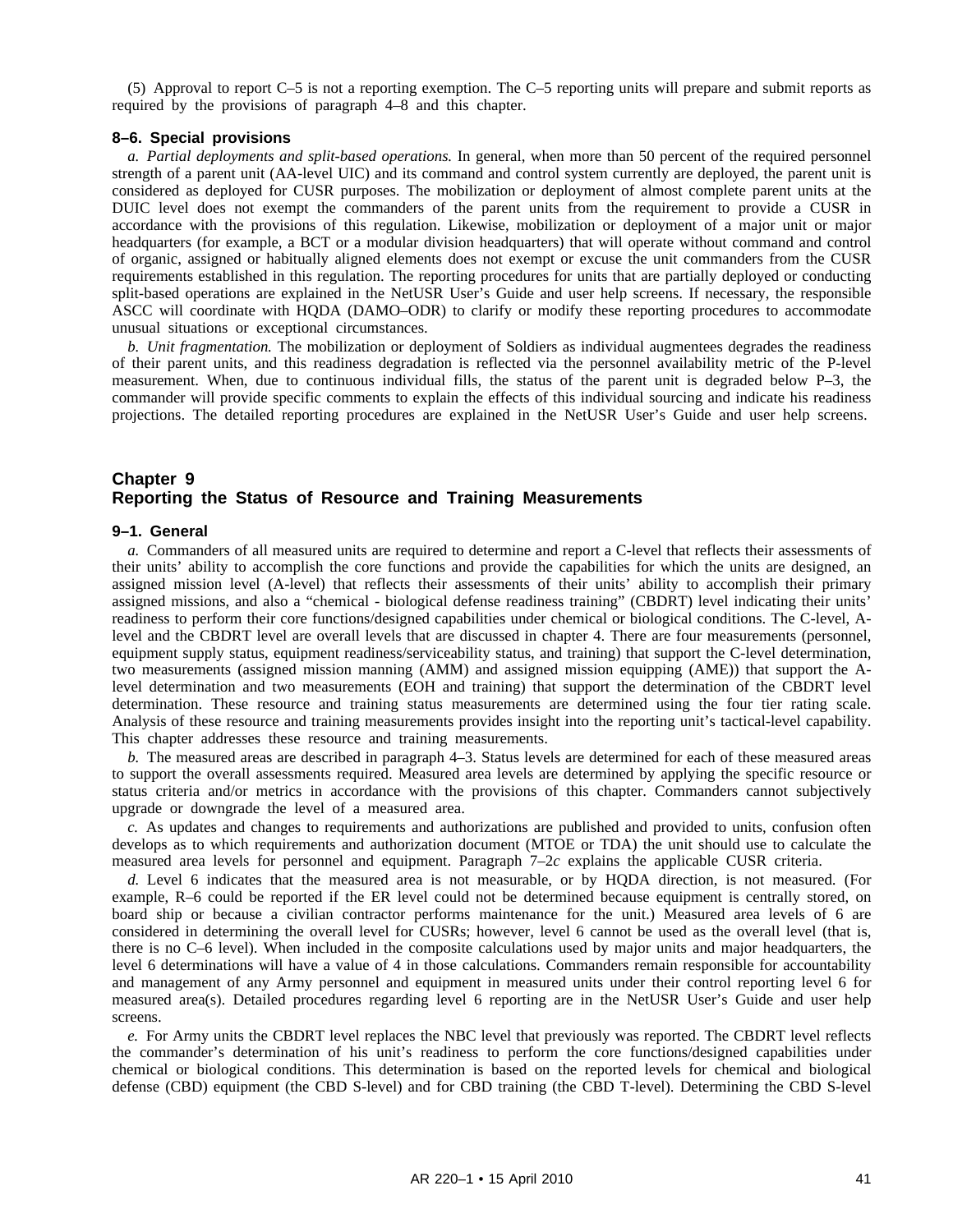(5) Approval to report C–5 is not a reporting exemption. The C–5 reporting units will prepare and submit reports as required by the provisions of paragraph 4–8 and this chapter.

### 8–6. Special provisions

*a. Partial deployments and split-based operations.* In general, when more than 50 percent of the required personnel strength of a parent unit (AA-level UIC) and its command and control system currently are deployed, the parent unit is considered as deployed for CUSR purposes. The mobilization or deployment of almost complete parent units at the DUIC level does not exempt the commanders of the parent units from the requirement to provide a CUSR in accordance with the provisions of this regulation. Likewise, mobilization or deployment of a major unit or major headquarters (for example, a BCT or a modular division headquarters) that will operate without command and control of organic, assigned or habitually aligned elements does not exempt or excuse the unit commanders from the CUSR requirements established in this regulation. The reporting procedures for units that are partially deployed or conducting split-based operations are explained in the NetUSR User's Guide and user help screens. If necessary, the responsible ASCC will coordinate with HQDA (DAMO–ODR) to clarify or modify these reporting procedures to accommodate unusual situations or exceptional circumstances.

*b. Unit fragmentation.* The mobilization or deployment of Soldiers as individual augmentees degrades the readiness of their parent units, and this readiness degradation is reflected via the personnel availability metric of the P-level measurement. When, due to continuous individual fills, the status of the parent unit is degraded below P–3, the commander will provide specific comments to explain the effects of this individual sourcing and indicate his readiness projections. The detailed reporting procedures are explained in the NetUSR User's Guide and user help screens.

## Chapter 9
## Reporting the Status of Resource and Training Measurements

### 9–1. General

*a.* Commanders of all measured units are required to determine and report a C-level that reflects their assessments of their units' ability to accomplish the core functions and provide the capabilities for which the units are designed, an assigned mission level (A-level) that reflects their assessments of their units' ability to accomplish their primary assigned missions, and also a "chemical - biological defense readiness training" (CBDRT) level indicating their units' readiness to perform their core functions/designed capabilities under chemical or biological conditions. The C-level, A-level and the CBDRT level are overall levels that are discussed in chapter 4. There are four measurements (personnel, equipment supply status, equipment readiness/serviceability status, and training) that support the C-level determination, two measurements (assigned mission manning (AMM) and assigned mission equipping (AME)) that support the A-level determination and two measurements (EOH and training) that support the determination of the CBDRT level determination. These resource and training status measurements are determined using the four tier rating scale. Analysis of these resource and training measurements provides insight into the reporting unit's tactical-level capability. This chapter addresses these resource and training measurements.

*b.* The measured areas are described in paragraph 4–3. Status levels are determined for each of these measured areas to support the overall assessments required. Measured area levels are determined by applying the specific resource or status criteria and/or metrics in accordance with the provisions of this chapter. Commanders cannot subjectively upgrade or downgrade the level of a measured area.

*c.* As updates and changes to requirements and authorizations are published and provided to units, confusion often develops as to which requirements and authorization document (MTOE or TDA) the unit should use to calculate the measured area levels for personnel and equipment. Paragraph 7–2*c* explains the applicable CUSR criteria.

*d.* Level 6 indicates that the measured area is not measurable, or by HQDA direction, is not measured. (For example, R–6 could be reported if the ER level could not be determined because equipment is centrally stored, on board ship or because a civilian contractor performs maintenance for the unit.) Measured area levels of 6 are considered in determining the overall level for CUSRs; however, level 6 cannot be used as the overall level (that is, there is no C–6 level). When included in the composite calculations used by major units and major headquarters, the level 6 determinations will have a value of 4 in those calculations. Commanders remain responsible for accountability and management of any Army personnel and equipment in measured units under their control reporting level 6 for measured area(s). Detailed procedures regarding level 6 reporting are in the NetUSR User's Guide and user help screens.

*e.* For Army units the CBDRT level replaces the NBC level that previously was reported. The CBDRT level reflects the commander's determination of his unit's readiness to perform the core functions/designed capabilities under chemical or biological conditions. This determination is based on the reported levels for chemical and biological defense (CBD) equipment (the CBD S-level) and for CBD training (the CBD T-level). Determining the CBD S-level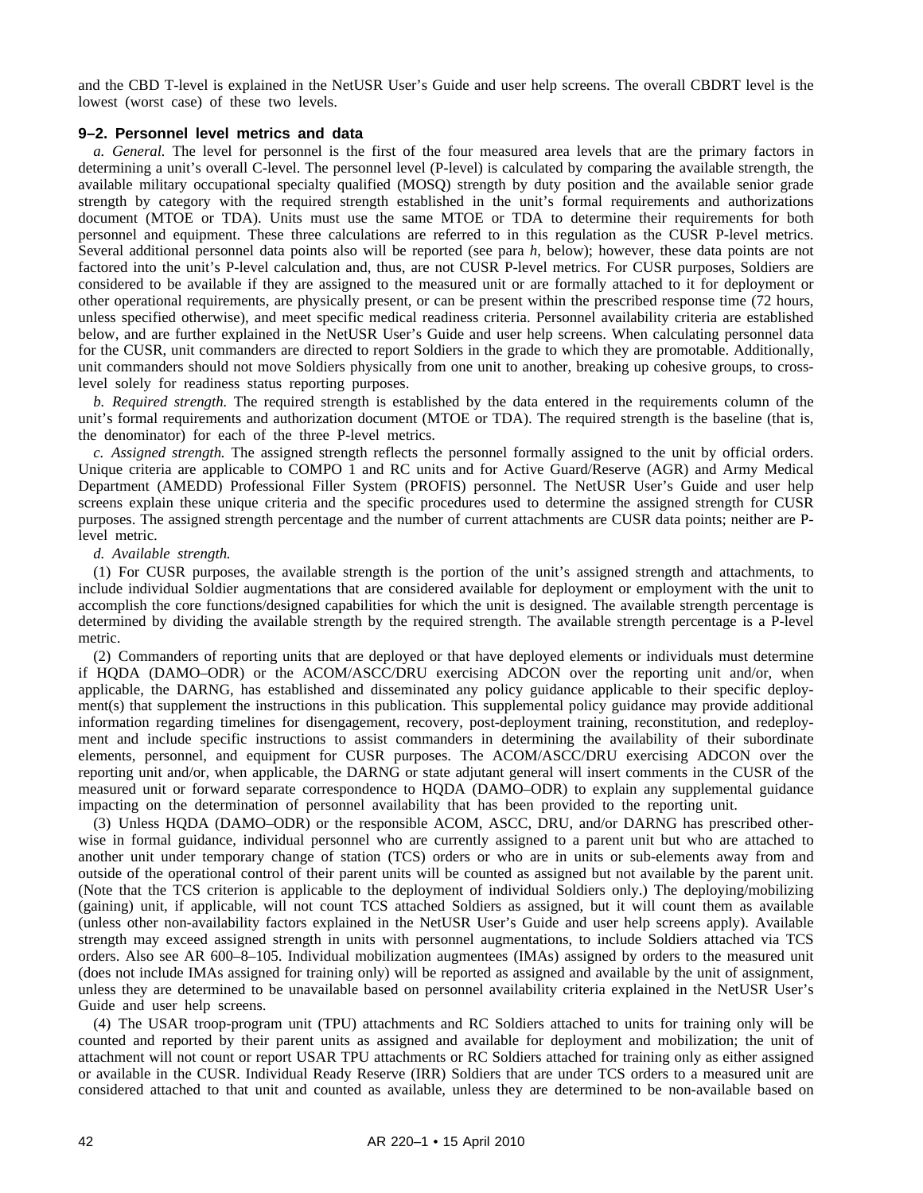and the CBD T-level is explained in the NetUSR User's Guide and user help screens. The overall CBDRT level is the lowest (worst case) of these two levels.

### 9–2. Personnel level metrics and data

*a. General.* The level for personnel is the first of the four measured area levels that are the primary factors in determining a unit's overall C-level. The personnel level (P-level) is calculated by comparing the available strength, the available military occupational specialty qualified (MOSQ) strength by duty position and the available senior grade strength by category with the required strength established in the unit's formal requirements and authorizations document (MTOE or TDA). Units must use the same MTOE or TDA to determine their requirements for both personnel and equipment. These three calculations are referred to in this regulation as the CUSR P-level metrics. Several additional personnel data points also will be reported (see para *h*, below); however, these data points are not factored into the unit's P-level calculation and, thus, are not CUSR P-level metrics. For CUSR purposes, Soldiers are considered to be available if they are assigned to the measured unit or are formally attached to it for deployment or other operational requirements, are physically present, or can be present within the prescribed response time (72 hours, unless specified otherwise), and meet specific medical readiness criteria. Personnel availability criteria are established below, and are further explained in the NetUSR User's Guide and user help screens. When calculating personnel data for the CUSR, unit commanders are directed to report Soldiers in the grade to which they are promotable. Additionally, unit commanders should not move Soldiers physically from one unit to another, breaking up cohesive groups, to cross-level solely for readiness status reporting purposes.

*b. Required strength.* The required strength is established by the data entered in the requirements column of the unit's formal requirements and authorization document (MTOE or TDA). The required strength is the baseline (that is, the denominator) for each of the three P-level metrics.

*c. Assigned strength.* The assigned strength reflects the personnel formally assigned to the unit by official orders. Unique criteria are applicable to COMPO 1 and RC units and for Active Guard/Reserve (AGR) and Army Medical Department (AMEDD) Professional Filler System (PROFIS) personnel. The NetUSR User's Guide and user help screens explain these unique criteria and the specific procedures used to determine the assigned strength for CUSR purposes. The assigned strength percentage and the number of current attachments are CUSR data points; neither are P-level metric.

*d. Available strength.*

(1) For CUSR purposes, the available strength is the portion of the unit's assigned strength and attachments, to include individual Soldier augmentations that are considered available for deployment or employment with the unit to accomplish the core functions/designed capabilities for which the unit is designed. The available strength percentage is determined by dividing the available strength by the required strength. The available strength percentage is a P-level metric.

(2) Commanders of reporting units that are deployed or that have deployed elements or individuals must determine if HQDA (DAMO–ODR) or the ACOM/ASCC/DRU exercising ADCON over the reporting unit and/or, when applicable, the DARNG, has established and disseminated any policy guidance applicable to their specific deployment(s) that supplement the instructions in this publication. This supplemental policy guidance may provide additional information regarding timelines for disengagement, recovery, post-deployment training, reconstitution, and redeployment and include specific instructions to assist commanders in determining the availability of their subordinate elements, personnel, and equipment for CUSR purposes. The ACOM/ASCC/DRU exercising ADCON over the reporting unit and/or, when applicable, the DARNG or state adjutant general will insert comments in the CUSR of the measured unit or forward separate correspondence to HQDA (DAMO–ODR) to explain any supplemental guidance impacting on the determination of personnel availability that has been provided to the reporting unit.

(3) Unless HQDA (DAMO–ODR) or the responsible ACOM, ASCC, DRU, and/or DARNG has prescribed otherwise in formal guidance, individual personnel who are currently assigned to a parent unit but who are attached to another unit under temporary change of station (TCS) orders or who are in units or sub-elements away from and outside of the operational control of their parent units will be counted as assigned but not available by the parent unit. (Note that the TCS criterion is applicable to the deployment of individual Soldiers only.) The deploying/mobilizing (gaining) unit, if applicable, will not count TCS attached Soldiers as assigned, but it will count them as available (unless other non-availability factors explained in the NetUSR User's Guide and user help screens apply). Available strength may exceed assigned strength in units with personnel augmentations, to include Soldiers attached via TCS orders. Also see AR 600–8–105. Individual mobilization augmentees (IMAs) assigned by orders to the measured unit (does not include IMAs assigned for training only) will be reported as assigned and available by the unit of assignment, unless they are determined to be unavailable based on personnel availability criteria explained in the NetUSR User's Guide and user help screens.

(4) The USAR troop-program unit (TPU) attachments and RC Soldiers attached to units for training only will be counted and reported by their parent units as assigned and available for deployment and mobilization; the unit of attachment will not count or report USAR TPU attachments or RC Soldiers attached for training only as either assigned or available in the CUSR. Individual Ready Reserve (IRR) Soldiers that are under TCS orders to a measured unit are considered attached to that unit and counted as available, unless they are determined to be non-available based on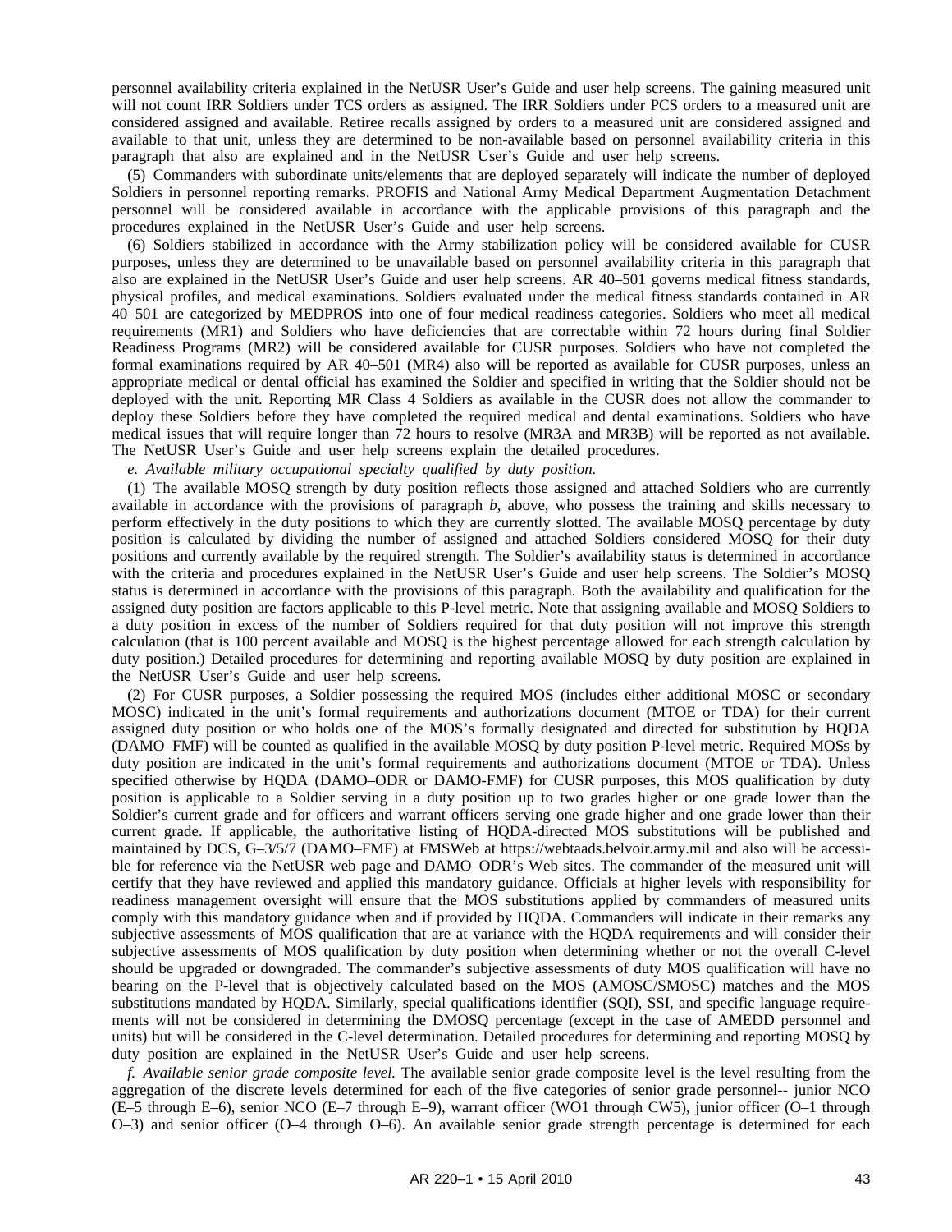personnel availability criteria explained in the NetUSR User's Guide and user help screens. The gaining measured unit will not count IRR Soldiers under TCS orders as assigned. The IRR Soldiers under PCS orders to a measured unit are considered assigned and available. Retiree recalls assigned by orders to a measured unit are considered assigned and available to that unit, unless they are determined to be non-available based on personnel availability criteria in this paragraph that also are explained and in the NetUSR User's Guide and user help screens.

(5) Commanders with subordinate units/elements that are deployed separately will indicate the number of deployed Soldiers in personnel reporting remarks. PROFIS and National Army Medical Department Augmentation Detachment personnel will be considered available in accordance with the applicable provisions of this paragraph and the procedures explained in the NetUSR User's Guide and user help screens.

(6) Soldiers stabilized in accordance with the Army stabilization policy will be considered available for CUSR purposes, unless they are determined to be unavailable based on personnel availability criteria in this paragraph that also are explained in the NetUSR User's Guide and user help screens. AR 40–501 governs medical fitness standards, physical profiles, and medical examinations. Soldiers evaluated under the medical fitness standards contained in AR 40–501 are categorized by MEDPROS into one of four medical readiness categories. Soldiers who meet all medical requirements (MR1) and Soldiers who have deficiencies that are correctable within 72 hours during final Soldier Readiness Programs (MR2) will be considered available for CUSR purposes. Soldiers who have not completed the formal examinations required by AR 40–501 (MR4) also will be reported as available for CUSR purposes, unless an appropriate medical or dental official has examined the Soldier and specified in writing that the Soldier should not be deployed with the unit. Reporting MR Class 4 Soldiers as available in the CUSR does not allow the commander to deploy these Soldiers before they have completed the required medical and dental examinations. Soldiers who have medical issues that will require longer than 72 hours to resolve (MR3A and MR3B) will be reported as not available. The NetUSR User's Guide and user help screens explain the detailed procedures.

*e. Available military occupational specialty qualified by duty position.*

(1) The available MOSQ strength by duty position reflects those assigned and attached Soldiers who are currently available in accordance with the provisions of paragraph *b*, above, who possess the training and skills necessary to perform effectively in the duty positions to which they are currently slotted. The available MOSQ percentage by duty position is calculated by dividing the number of assigned and attached Soldiers considered MOSQ for their duty positions and currently available by the required strength. The Soldier's availability status is determined in accordance with the criteria and procedures explained in the NetUSR User's Guide and user help screens. The Soldier's MOSQ status is determined in accordance with the provisions of this paragraph. Both the availability and qualification for the assigned duty position are factors applicable to this P-level metric. Note that assigning available and MOSQ Soldiers to a duty position in excess of the number of Soldiers required for that duty position will not improve this strength calculation (that is 100 percent available and MOSQ is the highest percentage allowed for each strength calculation by duty position.) Detailed procedures for determining and reporting available MOSQ by duty position are explained in the NetUSR User's Guide and user help screens.

(2) For CUSR purposes, a Soldier possessing the required MOS (includes either additional MOSC or secondary MOSC) indicated in the unit's formal requirements and authorizations document (MTOE or TDA) for their current assigned duty position or who holds one of the MOS's formally designated and directed for substitution by HQDA (DAMO–FMF) will be counted as qualified in the available MOSQ by duty position P-level metric. Required MOSs by duty position are indicated in the unit's formal requirements and authorizations document (MTOE or TDA). Unless specified otherwise by HQDA (DAMO–ODR or DAMO-FMF) for CUSR purposes, this MOS qualification by duty position is applicable to a Soldier serving in a duty position up to two grades higher or one grade lower than the Soldier's current grade and for officers and warrant officers serving one grade higher and one grade lower than their current grade. If applicable, the authoritative listing of HQDA-directed MOS substitutions will be published and maintained by DCS, G–3/5/7 (DAMO–FMF) at FMSWeb at https://webtaads.belvoir.army.mil and also will be accessible for reference via the NetUSR web page and DAMO–ODR's Web sites. The commander of the measured unit will certify that they have reviewed and applied this mandatory guidance. Officials at higher levels with responsibility for readiness management oversight will ensure that the MOS substitutions applied by commanders of measured units comply with this mandatory guidance when and if provided by HQDA. Commanders will indicate in their remarks any subjective assessments of MOS qualification that are at variance with the HQDA requirements and will consider their subjective assessments of MOS qualification by duty position when determining whether or not the overall C-level should be upgraded or downgraded. The commander's subjective assessments of duty MOS qualification will have no bearing on the P-level that is objectively calculated based on the MOS (AMOSC/SMOSC) matches and the MOS substitutions mandated by HQDA. Similarly, special qualifications identifier (SQI), SSI, and specific language requirements will not be considered in determining the DMOSQ percentage (except in the case of AMEDD personnel and units) but will be considered in the C-level determination. Detailed procedures for determining and reporting MOSQ by duty position are explained in the NetUSR User's Guide and user help screens.

*f. Available senior grade composite level.* The available senior grade composite level is the level resulting from the aggregation of the discrete levels determined for each of the five categories of senior grade personnel-- junior NCO (E–5 through E–6), senior NCO (E–7 through E–9), warrant officer (WO1 through CW5), junior officer (O–1 through O–3) and senior officer (O–4 through O–6). An available senior grade strength percentage is determined for each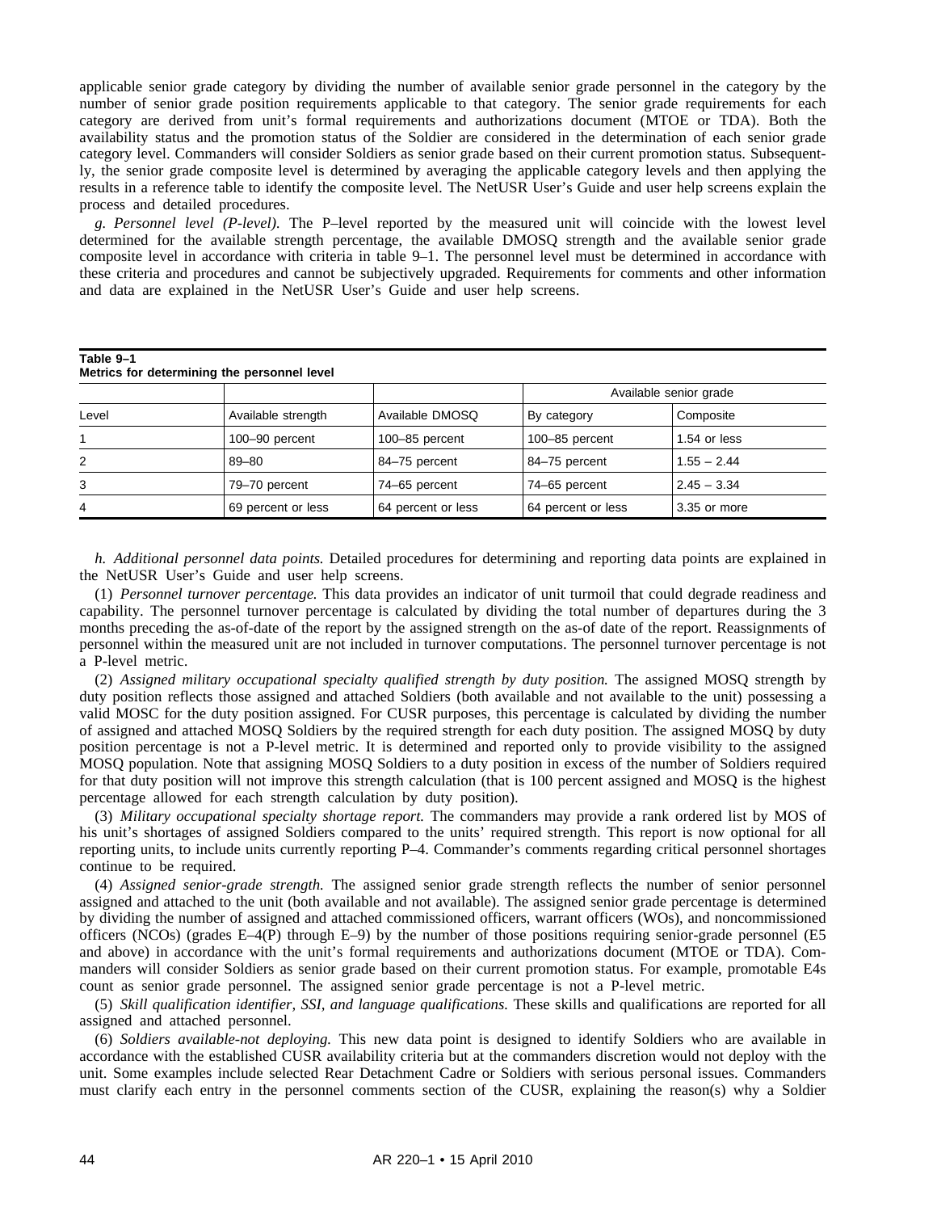applicable senior grade category by dividing the number of available senior grade personnel in the category by the number of senior grade position requirements applicable to that category. The senior grade requirements for each category are derived from unit's formal requirements and authorizations document (MTOE or TDA). Both the availability status and the promotion status of the Soldier are considered in the determination of each senior grade category level. Commanders will consider Soldiers as senior grade based on their current promotion status. Subsequently, the senior grade composite level is determined by averaging the applicable category levels and then applying the results in a reference table to identify the composite level. The NetUSR User's Guide and user help screens explain the process and detailed procedures.

*g. Personnel level (P-level).* The P–level reported by the measured unit will coincide with the lowest level determined for the available strength percentage, the available DMOSQ strength and the available senior grade composite level in accordance with criteria in table 9–1. The personnel level must be determined in accordance with these criteria and procedures and cannot be subjectively upgraded. Requirements for comments and other information and data are explained in the NetUSR User's Guide and user help screens.

**Table 9–1**
**Metrics for determining the personnel level**

| | | | Available senior grade | |
|---|---|---|---|---|
| Level | Available strength | Available DMOSQ | By category | Composite |
| 1 | 100–90 percent | 100–85 percent | 100–85 percent | 1.54 or less |
| 2 | 89–80 | 84–75 percent | 84–75 percent | 1.55 – 2.44 |
| 3 | 79–70 percent | 74–65 percent | 74–65 percent | 2.45 – 3.34 |
| 4 | 69 percent or less | 64 percent or less | 64 percent or less | 3.35 or more |

*h. Additional personnel data points.* Detailed procedures for determining and reporting data points are explained in the NetUSR User's Guide and user help screens.

(1) *Personnel turnover percentage.* This data provides an indicator of unit turmoil that could degrade readiness and capability. The personnel turnover percentage is calculated by dividing the total number of departures during the 3 months preceding the as-of-date of the report by the assigned strength on the as-of date of the report. Reassignments of personnel within the measured unit are not included in turnover computations. The personnel turnover percentage is not a P-level metric.

(2) *Assigned military occupational specialty qualified strength by duty position.* The assigned MOSQ strength by duty position reflects those assigned and attached Soldiers (both available and not available to the unit) possessing a valid MOSC for the duty position assigned. For CUSR purposes, this percentage is calculated by dividing the number of assigned and attached MOSQ Soldiers by the required strength for each duty position. The assigned MOSQ by duty position percentage is not a P-level metric. It is determined and reported only to provide visibility to the assigned MOSQ population. Note that assigning MOSQ Soldiers to a duty position in excess of the number of Soldiers required for that duty position will not improve this strength calculation (that is 100 percent assigned and MOSQ is the highest percentage allowed for each strength calculation by duty position).

(3) *Military occupational specialty shortage report.* The commanders may provide a rank ordered list by MOS of his unit's shortages of assigned Soldiers compared to the units' required strength. This report is now optional for all reporting units, to include units currently reporting P–4. Commander's comments regarding critical personnel shortages continue to be required.

(4) *Assigned senior-grade strength.* The assigned senior grade strength reflects the number of senior personnel assigned and attached to the unit (both available and not available). The assigned senior grade percentage is determined by dividing the number of assigned and attached commissioned officers, warrant officers (WOs), and noncommissioned officers (NCOs) (grades E–4(P) through E–9) by the number of those positions requiring senior-grade personnel (E5 and above) in accordance with the unit's formal requirements and authorizations document (MTOE or TDA). Commanders will consider Soldiers as senior grade based on their current promotion status. For example, promotable E4s count as senior grade personnel. The assigned senior grade percentage is not a P-level metric.

(5) *Skill qualification identifier, SSI, and language qualifications.* These skills and qualifications are reported for all assigned and attached personnel.

(6) *Soldiers available-not deploying.* This new data point is designed to identify Soldiers who are available in accordance with the established CUSR availability criteria but at the commanders discretion would not deploy with the unit. Some examples include selected Rear Detachment Cadre or Soldiers with serious personal issues. Commanders must clarify each entry in the personnel comments section of the CUSR, explaining the reason(s) why a Soldier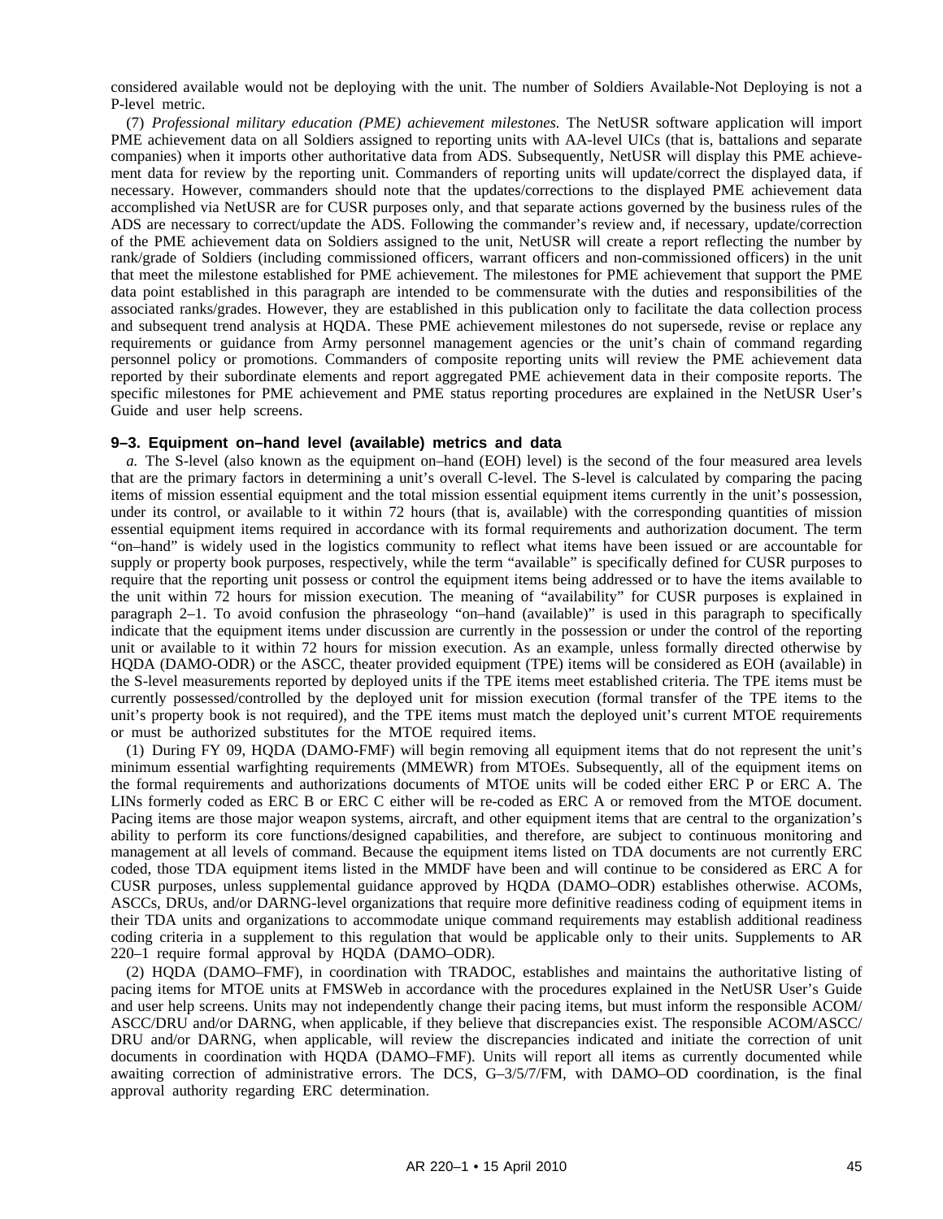considered available would not be deploying with the unit. The number of Soldiers Available-Not Deploying is not a P-level metric.

(7) *Professional military education (PME) achievement milestones.* The NetUSR software application will import PME achievement data on all Soldiers assigned to reporting units with AA-level UICs (that is, battalions and separate companies) when it imports other authoritative data from ADS. Subsequently, NetUSR will display this PME achievement data for review by the reporting unit. Commanders of reporting units will update/correct the displayed data, if necessary. However, commanders should note that the updates/corrections to the displayed PME achievement data accomplished via NetUSR are for CUSR purposes only, and that separate actions governed by the business rules of the ADS are necessary to correct/update the ADS. Following the commander's review and, if necessary, update/correction of the PME achievement data on Soldiers assigned to the unit, NetUSR will create a report reflecting the number by rank/grade of Soldiers (including commissioned officers, warrant officers and non-commissioned officers) in the unit that meet the milestone established for PME achievement. The milestones for PME achievement that support the PME data point established in this paragraph are intended to be commensurate with the duties and responsibilities of the associated ranks/grades. However, they are established in this publication only to facilitate the data collection process and subsequent trend analysis at HQDA. These PME achievement milestones do not supersede, revise or replace any requirements or guidance from Army personnel management agencies or the unit's chain of command regarding personnel policy or promotions. Commanders of composite reporting units will review the PME achievement data reported by their subordinate elements and report aggregated PME achievement data in their composite reports. The specific milestones for PME achievement and PME status reporting procedures are explained in the NetUSR User's Guide and user help screens.

### 9–3. Equipment on–hand level (available) metrics and data

*a.* The S-level (also known as the equipment on–hand (EOH) level) is the second of the four measured area levels that are the primary factors in determining a unit's overall C-level. The S-level is calculated by comparing the pacing items of mission essential equipment and the total mission essential equipment items currently in the unit's possession, under its control, or available to it within 72 hours (that is, available) with the corresponding quantities of mission essential equipment items required in accordance with its formal requirements and authorization document. The term "on–hand" is widely used in the logistics community to reflect what items have been issued or are accountable for supply or property book purposes, respectively, while the term "available" is specifically defined for CUSR purposes to require that the reporting unit possess or control the equipment items being addressed or to have the items available to the unit within 72 hours for mission execution. The meaning of "availability" for CUSR purposes is explained in paragraph 2–1. To avoid confusion the phraseology "on–hand (available)" is used in this paragraph to specifically indicate that the equipment items under discussion are currently in the possession or under the control of the reporting unit or available to it within 72 hours for mission execution. As an example, unless formally directed otherwise by HQDA (DAMO-ODR) or the ASCC, theater provided equipment (TPE) items will be considered as EOH (available) in the S-level measurements reported by deployed units if the TPE items meet established criteria. The TPE items must be currently possessed/controlled by the deployed unit for mission execution (formal transfer of the TPE items to the unit's property book is not required), and the TPE items must match the deployed unit's current MTOE requirements or must be authorized substitutes for the MTOE required items.

(1) During FY 09, HQDA (DAMO-FMF) will begin removing all equipment items that do not represent the unit's minimum essential warfighting requirements (MMEWR) from MTOEs. Subsequently, all of the equipment items on the formal requirements and authorizations documents of MTOE units will be coded either ERC P or ERC A. The LINs formerly coded as ERC B or ERC C either will be re-coded as ERC A or removed from the MTOE document. Pacing items are those major weapon systems, aircraft, and other equipment items that are central to the organization's ability to perform its core functions/designed capabilities, and therefore, are subject to continuous monitoring and management at all levels of command. Because the equipment items listed on TDA documents are not currently ERC coded, those TDA equipment items listed in the MMDF have been and will continue to be considered as ERC A for CUSR purposes, unless supplemental guidance approved by HQDA (DAMO–ODR) establishes otherwise. ACOMs, ASCCs, DRUs, and/or DARNG-level organizations that require more definitive readiness coding of equipment items in their TDA units and organizations to accommodate unique command requirements may establish additional readiness coding criteria in a supplement to this regulation that would be applicable only to their units. Supplements to AR 220–1 require formal approval by HQDA (DAMO–ODR).

(2) HQDA (DAMO–FMF), in coordination with TRADOC, establishes and maintains the authoritative listing of pacing items for MTOE units at FMSWeb in accordance with the procedures explained in the NetUSR User's Guide and user help screens. Units may not independently change their pacing items, but must inform the responsible ACOM/ASCC/DRU and/or DARNG, when applicable, if they believe that discrepancies exist. The responsible ACOM/ASCC/DRU and/or DARNG, when applicable, will review the discrepancies indicated and initiate the correction of unit documents in coordination with HQDA (DAMO–FMF). Units will report all items as currently documented while awaiting correction of administrative errors. The DCS, G–3/5/7/FM, with DAMO–OD coordination, is the final approval authority regarding ERC determination.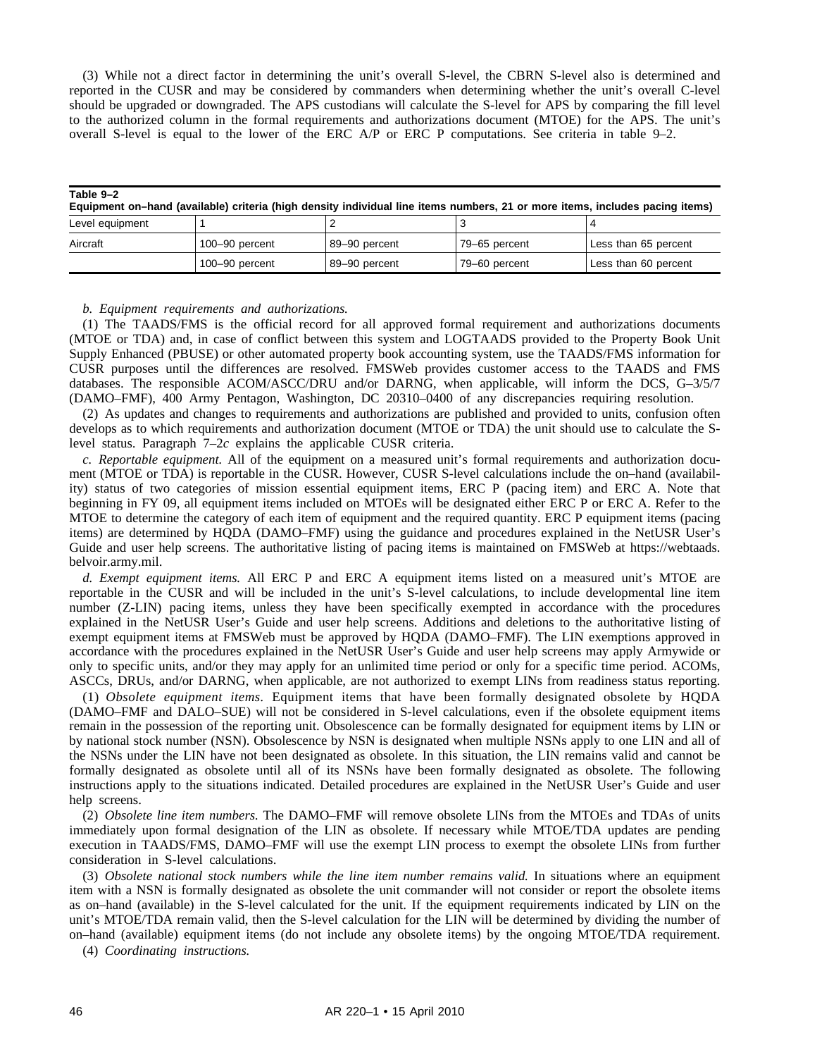(3) While not a direct factor in determining the unit's overall S-level, the CBRN S-level also is determined and reported in the CUSR and may be considered by commanders when determining whether the unit's overall C-level should be upgraded or downgraded. The APS custodians will calculate the S-level for APS by comparing the fill level to the authorized column in the formal requirements and authorizations document (MTOE) for the APS. The unit's overall S-level is equal to the lower of the ERC A/P or ERC P computations. See criteria in table 9–2.

**Table 9–2**
**Equipment on–hand (available) criteria (high density individual line items numbers, 21 or more items, includes pacing items)**

| Level equipment | 1 | 2 | 3 | 4 |
|---|---|---|---|---|
| Aircraft | 100–90 percent | 89–90 percent | 79–65 percent | Less than 65 percent |
| | 100–90 percent | 89–90 percent | 79–60 percent | Less than 60 percent |

*b. Equipment requirements and authorizations.*

(1) The TAADS/FMS is the official record for all approved formal requirement and authorizations documents (MTOE or TDA) and, in case of conflict between this system and LOGTAADS provided to the Property Book Unit Supply Enhanced (PBUSE) or other automated property book accounting system, use the TAADS/FMS information for CUSR purposes until the differences are resolved. FMSWeb provides customer access to the TAADS and FMS databases. The responsible ACOM/ASCC/DRU and/or DARNG, when applicable, will inform the DCS, G–3/5/7 (DAMO–FMF), 400 Army Pentagon, Washington, DC 20310–0400 of any discrepancies requiring resolution.

(2) As updates and changes to requirements and authorizations are published and provided to units, confusion often develops as to which requirements and authorization document (MTOE or TDA) the unit should use to calculate the S-level status. Paragraph 7–2*c* explains the applicable CUSR criteria.

*c. Reportable equipment.* All of the equipment on a measured unit's formal requirements and authorization document (MTOE or TDA) is reportable in the CUSR. However, CUSR S-level calculations include the on–hand (availability) status of two categories of mission essential equipment items, ERC P (pacing item) and ERC A. Note that beginning in FY 09, all equipment items included on MTOEs will be designated either ERC P or ERC A. Refer to the MTOE to determine the category of each item of equipment and the required quantity. ERC P equipment items (pacing items) are determined by HQDA (DAMO–FMF) using the guidance and procedures explained in the NetUSR User's Guide and user help screens. The authoritative listing of pacing items is maintained on FMSWeb at https://webtaads.belvoir.army.mil.

*d. Exempt equipment items.* All ERC P and ERC A equipment items listed on a measured unit's MTOE are reportable in the CUSR and will be included in the unit's S-level calculations, to include developmental line item number (Z-LIN) pacing items, unless they have been specifically exempted in accordance with the procedures explained in the NetUSR User's Guide and user help screens. Additions and deletions to the authoritative listing of exempt equipment items at FMSWeb must be approved by HQDA (DAMO–FMF). The LIN exemptions approved in accordance with the procedures explained in the NetUSR User's Guide and user help screens may apply Armywide or only to specific units, and/or they may apply for an unlimited time period or only for a specific time period. ACOMs, ASCCs, DRUs, and/or DARNG, when applicable, are not authorized to exempt LINs from readiness status reporting.

(1) *Obsolete equipment items*. Equipment items that have been formally designated obsolete by HQDA (DAMO–FMF and DALO–SUE) will not be considered in S-level calculations, even if the obsolete equipment items remain in the possession of the reporting unit. Obsolescence can be formally designated for equipment items by LIN or by national stock number (NSN). Obsolescence by NSN is designated when multiple NSNs apply to one LIN and all of the NSNs under the LIN have not been designated as obsolete. In this situation, the LIN remains valid and cannot be formally designated as obsolete until all of its NSNs have been formally designated as obsolete. The following instructions apply to the situations indicated. Detailed procedures are explained in the NetUSR User's Guide and user help screens.

(2) *Obsolete line item numbers.* The DAMO–FMF will remove obsolete LINs from the MTOEs and TDAs of units immediately upon formal designation of the LIN as obsolete. If necessary while MTOE/TDA updates are pending execution in TAADS/FMS, DAMO–FMF will use the exempt LIN process to exempt the obsolete LINs from further consideration in S-level calculations.

(3) *Obsolete national stock numbers while the line item number remains valid.* In situations where an equipment item with a NSN is formally designated as obsolete the unit commander will not consider or report the obsolete items as on–hand (available) in the S-level calculated for the unit. If the equipment requirements indicated by LIN on the unit's MTOE/TDA remain valid, then the S-level calculation for the LIN will be determined by dividing the number of on–hand (available) equipment items (do not include any obsolete items) by the ongoing MTOE/TDA requirement.

(4) *Coordinating instructions.*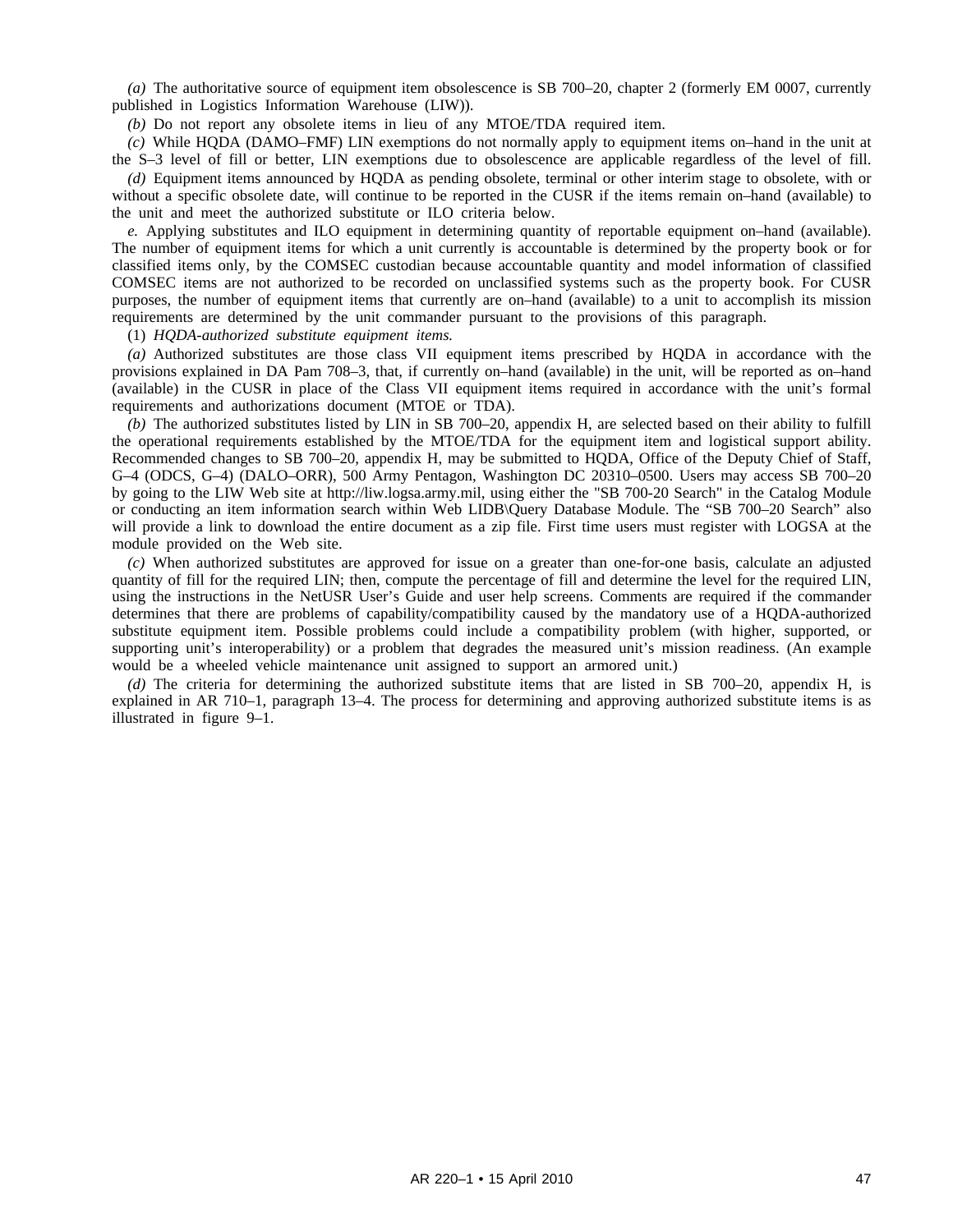*(a)* The authoritative source of equipment item obsolescence is SB 700–20, chapter 2 (formerly EM 0007, currently published in Logistics Information Warehouse (LIW)).

*(b)* Do not report any obsolete items in lieu of any MTOE/TDA required item.

*(c)* While HQDA (DAMO–FMF) LIN exemptions do not normally apply to equipment items on–hand in the unit at the S–3 level of fill or better, LIN exemptions due to obsolescence are applicable regardless of the level of fill.

*(d)* Equipment items announced by HQDA as pending obsolete, terminal or other interim stage to obsolete, with or without a specific obsolete date, will continue to be reported in the CUSR if the items remain on–hand (available) to the unit and meet the authorized substitute or ILO criteria below.

*e.* Applying substitutes and ILO equipment in determining quantity of reportable equipment on–hand (available). The number of equipment items for which a unit currently is accountable is determined by the property book or for classified items only, by the COMSEC custodian because accountable quantity and model information of classified COMSEC items are not authorized to be recorded on unclassified systems such as the property book. For CUSR purposes, the number of equipment items that currently are on–hand (available) to a unit to accomplish its mission requirements are determined by the unit commander pursuant to the provisions of this paragraph.

(1) *HQDA-authorized substitute equipment items.*

*(a)* Authorized substitutes are those class VII equipment items prescribed by HQDA in accordance with the provisions explained in DA Pam 708–3, that, if currently on–hand (available) in the unit, will be reported as on–hand (available) in the CUSR in place of the Class VII equipment items required in accordance with the unit's formal requirements and authorizations document (MTOE or TDA).

*(b)* The authorized substitutes listed by LIN in SB 700–20, appendix H, are selected based on their ability to fulfill the operational requirements established by the MTOE/TDA for the equipment item and logistical support ability. Recommended changes to SB 700–20, appendix H, may be submitted to HQDA, Office of the Deputy Chief of Staff, G–4 (ODCS, G–4) (DALO–ORR), 500 Army Pentagon, Washington DC 20310–0500. Users may access SB 700–20 by going to the LIW Web site at http://liw.logsa.army.mil, using either the "SB 700-20 Search" in the Catalog Module or conducting an item information search within Web LIDB\Query Database Module. The "SB 700–20 Search" also will provide a link to download the entire document as a zip file. First time users must register with LOGSA at the module provided on the Web site.

*(c)* When authorized substitutes are approved for issue on a greater than one-for-one basis, calculate an adjusted quantity of fill for the required LIN; then, compute the percentage of fill and determine the level for the required LIN, using the instructions in the NetUSR User's Guide and user help screens. Comments are required if the commander determines that there are problems of capability/compatibility caused by the mandatory use of a HQDA-authorized substitute equipment item. Possible problems could include a compatibility problem (with higher, supported, or supporting unit's interoperability) or a problem that degrades the measured unit's mission readiness. (An example would be a wheeled vehicle maintenance unit assigned to support an armored unit.)

*(d)* The criteria for determining the authorized substitute items that are listed in SB 700–20, appendix H, is explained in AR 710–1, paragraph 13–4. The process for determining and approving authorized substitute items is as illustrated in figure 9–1.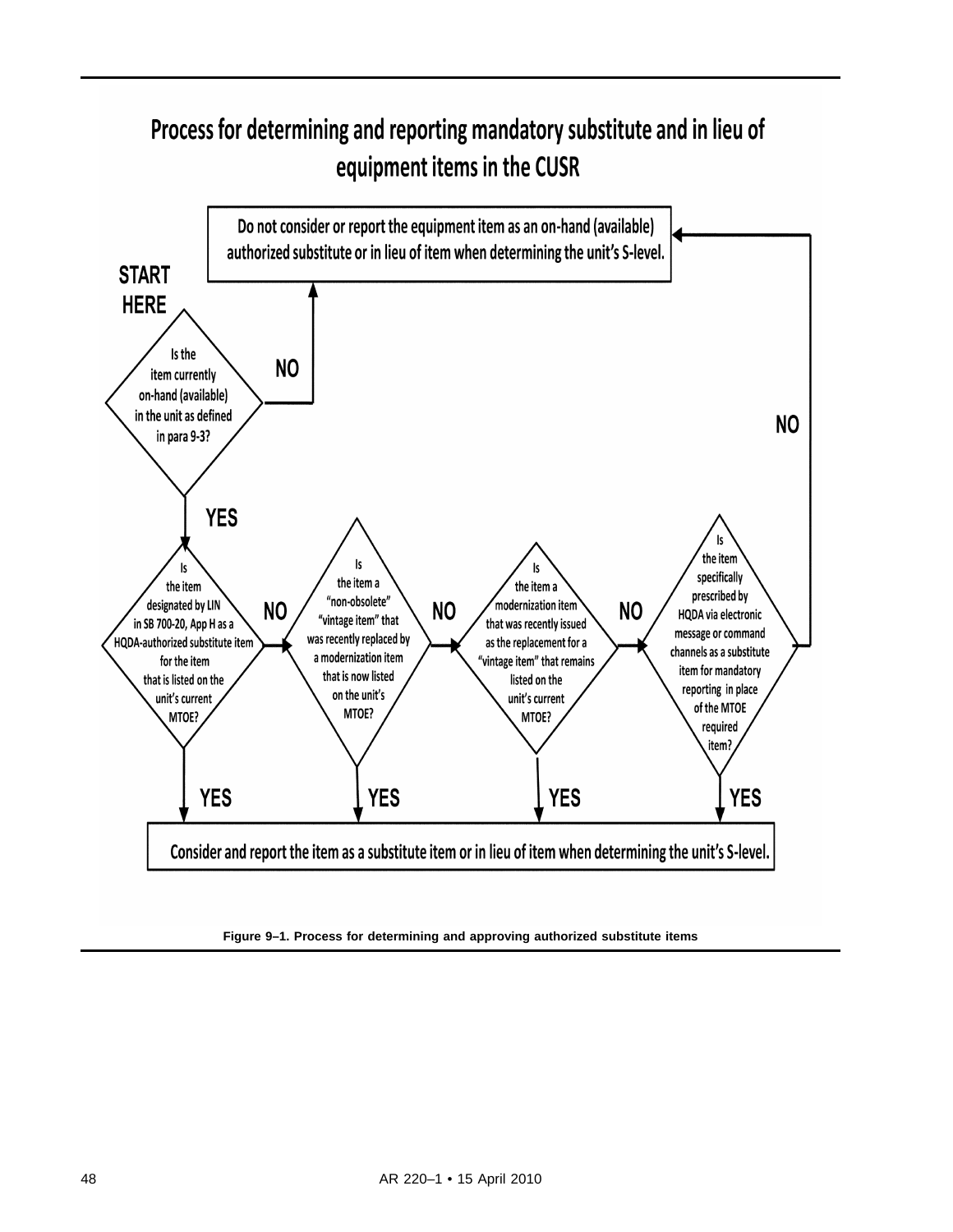## Process for determining and reporting mandatory substitute and in lieu of equipment items in the CUSR

**START HERE**

1. Is the item currently on-hand (available) in the unit as defined in para 9-3?
   - **NO** → Do not consider or report the equipment item as an on-hand (available) authorized substitute or in lieu of item when determining the unit's S-level.
   - **YES** → go to 2.
2. Is the item designated by LIN in SB 700-20, App H as a HQDA-authorized substitute item for the item that is listed on the unit's current MTOE?
   - **YES** → Consider and report the item as a substitute item or in lieu of item when determining the unit's S-level.
   - **NO** → go to 3.
3. Is the item a "non-obsolete" "vintage item" that was recently replaced by a modernization item that is now listed on the unit's MTOE?
   - **YES** → Consider and report the item as a substitute item or in lieu of item when determining the unit's S-level.
   - **NO** → go to 4.
4. Is the item a modernization item that was recently issued as the replacement for a "vintage item" that remains listed on the unit's current MTOE?
   - **YES** → Consider and report the item as a substitute item or in lieu of item when determining the unit's S-level.
   - **NO** → go to 5.
5. Is the item specifically prescribed by HQDA via electronic message or command channels as a substitute item for mandatory reporting in place of the MTOE required item?
   - **YES** → Consider and report the item as a substitute item or in lieu of item when determining the unit's S-level.
   - **NO** → Do not consider or report the equipment item as an on-hand (available) authorized substitute or in lieu of item when determining the unit's S-level.

**Figure 9–1. Process for determining and approving authorized substitute items**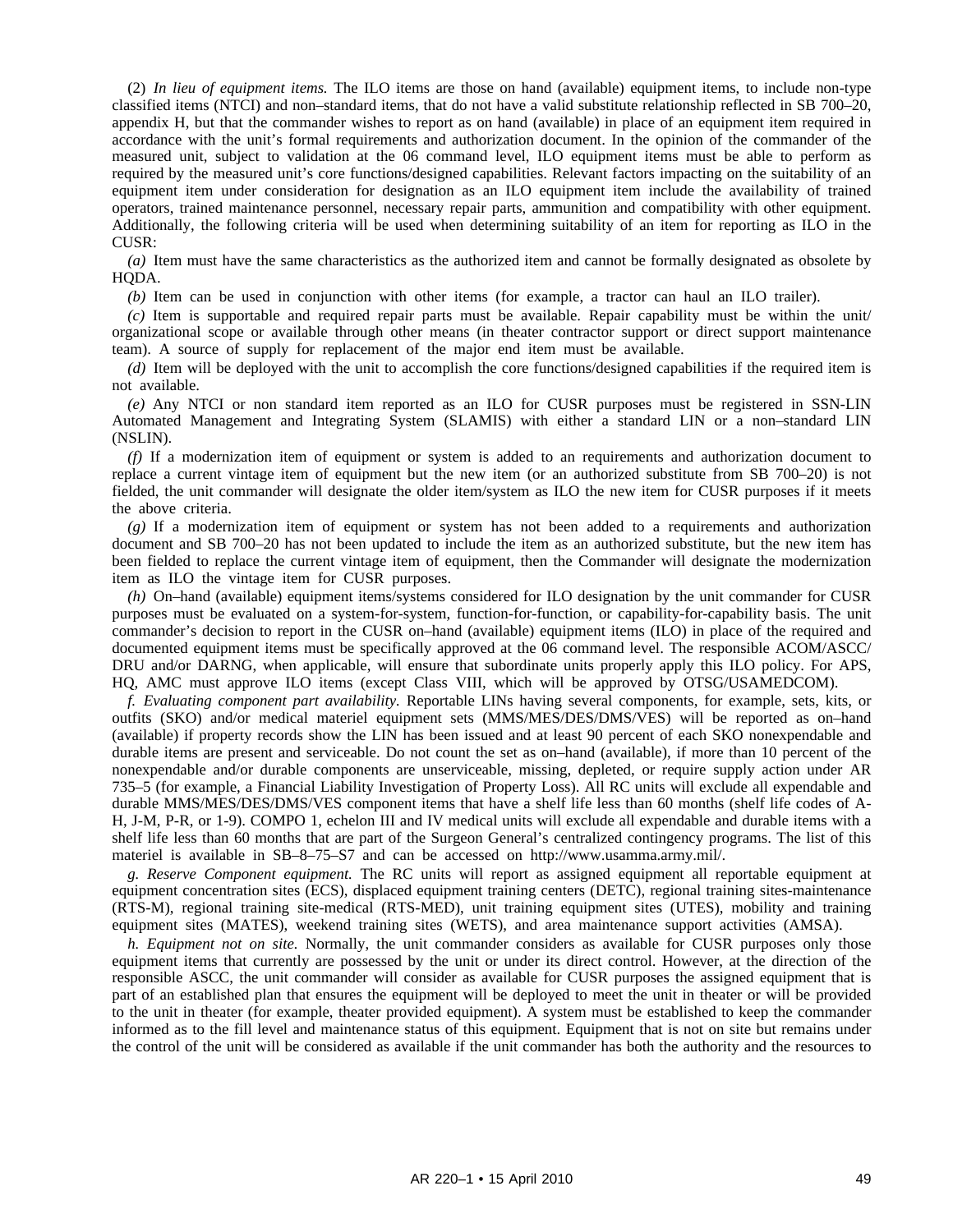(2) *In lieu of equipment items.* The ILO items are those on hand (available) equipment items, to include non-type classified items (NTCI) and non–standard items, that do not have a valid substitute relationship reflected in SB 700–20, appendix H, but that the commander wishes to report as on hand (available) in place of an equipment item required in accordance with the unit's formal requirements and authorization document. In the opinion of the commander of the measured unit, subject to validation at the 06 command level, ILO equipment items must be able to perform as required by the measured unit's core functions/designed capabilities. Relevant factors impacting on the suitability of an equipment item under consideration for designation as an ILO equipment item include the availability of trained operators, trained maintenance personnel, necessary repair parts, ammunition and compatibility with other equipment. Additionally, the following criteria will be used when determining suitability of an item for reporting as ILO in the CUSR:

*(a)* Item must have the same characteristics as the authorized item and cannot be formally designated as obsolete by HQDA.

*(b)* Item can be used in conjunction with other items (for example, a tractor can haul an ILO trailer).

*(c)* Item is supportable and required repair parts must be available. Repair capability must be within the unit/organizational scope or available through other means (in theater contractor support or direct support maintenance team). A source of supply for replacement of the major end item must be available.

*(d)* Item will be deployed with the unit to accomplish the core functions/designed capabilities if the required item is not available.

*(e)* Any NTCI or non standard item reported as an ILO for CUSR purposes must be registered in SSN-LIN Automated Management and Integrating System (SLAMIS) with either a standard LIN or a non–standard LIN (NSLIN).

*(f)* If a modernization item of equipment or system is added to an requirements and authorization document to replace a current vintage item of equipment but the new item (or an authorized substitute from SB 700–20) is not fielded, the unit commander will designate the older item/system as ILO the new item for CUSR purposes if it meets the above criteria.

*(g)* If a modernization item of equipment or system has not been added to a requirements and authorization document and SB 700–20 has not been updated to include the item as an authorized substitute, but the new item has been fielded to replace the current vintage item of equipment, then the Commander will designate the modernization item as ILO the vintage item for CUSR purposes.

*(h)* On–hand (available) equipment items/systems considered for ILO designation by the unit commander for CUSR purposes must be evaluated on a system-for-system, function-for-function, or capability-for-capability basis. The unit commander's decision to report in the CUSR on–hand (available) equipment items (ILO) in place of the required and documented equipment items must be specifically approved at the 06 command level. The responsible ACOM/ASCC/DRU and/or DARNG, when applicable, will ensure that subordinate units properly apply this ILO policy. For APS, HQ, AMC must approve ILO items (except Class VIII, which will be approved by OTSG/USAMEDCOM).

*f. Evaluating component part availability.* Reportable LINs having several components, for example, sets, kits, or outfits (SKO) and/or medical materiel equipment sets (MMS/MES/DES/DMS/VES) will be reported as on–hand (available) if property records show the LIN has been issued and at least 90 percent of each SKO nonexpendable and durable items are present and serviceable. Do not count the set as on–hand (available), if more than 10 percent of the nonexpendable and/or durable components are unserviceable, missing, depleted, or require supply action under AR 735–5 (for example, a Financial Liability Investigation of Property Loss). All RC units will exclude all expendable and durable MMS/MES/DES/DMS/VES component items that have a shelf life less than 60 months (shelf life codes of A-H, J-M, P-R, or 1-9). COMPO 1, echelon III and IV medical units will exclude all expendable and durable items with a shelf life less than 60 months that are part of the Surgeon General's centralized contingency programs. The list of this materiel is available in SB–8–75–S7 and can be accessed on http://www.usamma.army.mil/.

*g. Reserve Component equipment.* The RC units will report as assigned equipment all reportable equipment at equipment concentration sites (ECS), displaced equipment training centers (DETC), regional training sites-maintenance (RTS-M), regional training site-medical (RTS-MED), unit training equipment sites (UTES), mobility and training equipment sites (MATES), weekend training sites (WETS), and area maintenance support activities (AMSA).

*h. Equipment not on site.* Normally, the unit commander considers as available for CUSR purposes only those equipment items that currently are possessed by the unit or under its direct control. However, at the direction of the responsible ASCC, the unit commander will consider as available for CUSR purposes the assigned equipment that is part of an established plan that ensures the equipment will be deployed to meet the unit in theater or will be provided to the unit in theater (for example, theater provided equipment). A system must be established to keep the commander informed as to the fill level and maintenance status of this equipment. Equipment that is not on site but remains under the control of the unit will be considered as available if the unit commander has both the authority and the resources to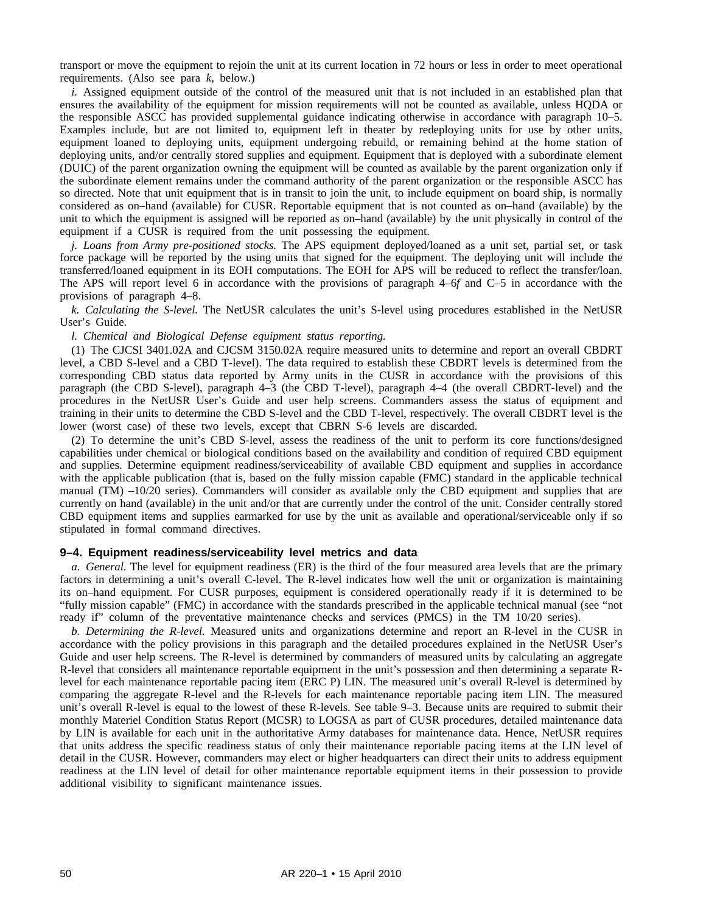transport or move the equipment to rejoin the unit at its current location in 72 hours or less in order to meet operational requirements. (Also see para *k*, below.)

*i.* Assigned equipment outside of the control of the measured unit that is not included in an established plan that ensures the availability of the equipment for mission requirements will not be counted as available, unless HQDA or the responsible ASCC has provided supplemental guidance indicating otherwise in accordance with paragraph 10–5. Examples include, but are not limited to, equipment left in theater by redeploying units for use by other units, equipment loaned to deploying units, equipment undergoing rebuild, or remaining behind at the home station of deploying units, and/or centrally stored supplies and equipment. Equipment that is deployed with a subordinate element (DUIC) of the parent organization owning the equipment will be counted as available by the parent organization only if the subordinate element remains under the command authority of the parent organization or the responsible ASCC has so directed. Note that unit equipment that is in transit to join the unit, to include equipment on board ship, is normally considered as on–hand (available) for CUSR. Reportable equipment that is not counted as on–hand (available) by the unit to which the equipment is assigned will be reported as on–hand (available) by the unit physically in control of the equipment if a CUSR is required from the unit possessing the equipment.

*j. Loans from Army pre-positioned stocks.* The APS equipment deployed/loaned as a unit set, partial set, or task force package will be reported by the using units that signed for the equipment. The deploying unit will include the transferred/loaned equipment in its EOH computations. The EOH for APS will be reduced to reflect the transfer/loan. The APS will report level 6 in accordance with the provisions of paragraph 4–6*f* and C–5 in accordance with the provisions of paragraph 4–8.

*k. Calculating the S-level.* The NetUSR calculates the unit's S-level using procedures established in the NetUSR User's Guide.

*l. Chemical and Biological Defense equipment status reporting.*

(1) The CJCSI 3401.02A and CJCSM 3150.02A require measured units to determine and report an overall CBDRT level, a CBD S-level and a CBD T-level). The data required to establish these CBDRT levels is determined from the corresponding CBD status data reported by Army units in the CUSR in accordance with the provisions of this paragraph (the CBD S-level), paragraph 4–3 (the CBD T-level), paragraph 4–4 (the overall CBDRT-level) and the procedures in the NetUSR User's Guide and user help screens. Commanders assess the status of equipment and training in their units to determine the CBD S-level and the CBD T-level, respectively. The overall CBDRT level is the lower (worst case) of these two levels, except that CBRN S-6 levels are discarded.

(2) To determine the unit's CBD S-level, assess the readiness of the unit to perform its core functions/designed capabilities under chemical or biological conditions based on the availability and condition of required CBD equipment and supplies. Determine equipment readiness/serviceability of available CBD equipment and supplies in accordance with the applicable publication (that is, based on the fully mission capable (FMC) standard in the applicable technical manual (TM) –10/20 series). Commanders will consider as available only the CBD equipment and supplies that are currently on hand (available) in the unit and/or that are currently under the control of the unit. Consider centrally stored CBD equipment items and supplies earmarked for use by the unit as available and operational/serviceable only if so stipulated in formal command directives.

## 9–4. Equipment readiness/serviceability level metrics and data

*a. General.* The level for equipment readiness (ER) is the third of the four measured area levels that are the primary factors in determining a unit's overall C-level. The R-level indicates how well the unit or organization is maintaining its on–hand equipment. For CUSR purposes, equipment is considered operationally ready if it is determined to be "fully mission capable" (FMC) in accordance with the standards prescribed in the applicable technical manual (see "not ready if" column of the preventative maintenance checks and services (PMCS) in the TM 10/20 series).

*b. Determining the R-level.* Measured units and organizations determine and report an R-level in the CUSR in accordance with the policy provisions in this paragraph and the detailed procedures explained in the NetUSR User's Guide and user help screens. The R-level is determined by commanders of measured units by calculating an aggregate R-level that considers all maintenance reportable equipment in the unit's possession and then determining a separate R-level for each maintenance reportable pacing item (ERC P) LIN. The measured unit's overall R-level is determined by comparing the aggregate R-level and the R-levels for each maintenance reportable pacing item LIN. The measured unit's overall R-level is equal to the lowest of these R-levels. See table 9–3. Because units are required to submit their monthly Materiel Condition Status Report (MCSR) to LOGSA as part of CUSR procedures, detailed maintenance data by LIN is available for each unit in the authoritative Army databases for maintenance data. Hence, NetUSR requires that units address the specific readiness status of only their maintenance reportable pacing items at the LIN level of detail in the CUSR. However, commanders may elect or higher headquarters can direct their units to address equipment readiness at the LIN level of detail for other maintenance reportable equipment items in their possession to provide additional visibility to significant maintenance issues.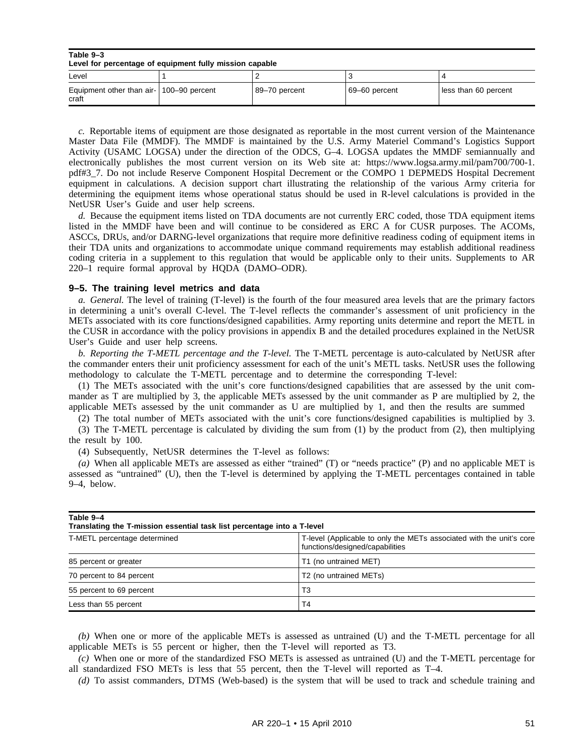**Table 9–3**
**Level for percentage of equipment fully mission capable**

| Level | 1 | 2 | 3 | 4 |
|---|---|---|---|---|
| Equipment other than aircraft | 100–90 percent | 89–70 percent | 69–60 percent | less than 60 percent |

*c.* Reportable items of equipment are those designated as reportable in the most current version of the Maintenance Master Data File (MMDF). The MMDF is maintained by the U.S. Army Materiel Command's Logistics Support Activity (USAMC LOGSA) under the direction of the ODCS, G–4. LOGSA updates the MMDF semiannually and electronically publishes the most current version on its Web site at: https://www.logsa.army.mil/pam700/700-1.pdf#3_7. Do not include Reserve Component Hospital Decrement or the COMPO 1 DEPMEDS Hospital Decrement equipment in calculations. A decision support chart illustrating the relationship of the various Army criteria for determining the equipment items whose operational status should be used in R-level calculations is provided in the NetUSR User's Guide and user help screens.

*d.* Because the equipment items listed on TDA documents are not currently ERC coded, those TDA equipment items listed in the MMDF have been and will continue to be considered as ERC A for CUSR purposes. The ACOMs, ASCCs, DRUs, and/or DARNG-level organizations that require more definitive readiness coding of equipment items in their TDA units and organizations to accommodate unique command requirements may establish additional readiness coding criteria in a supplement to this regulation that would be applicable only to their units. Supplements to AR 220–1 require formal approval by HQDA (DAMO–ODR).

### 9–5. The training level metrics and data

*a. General.* The level of training (T-level) is the fourth of the four measured area levels that are the primary factors in determining a unit's overall C-level. The T-level reflects the commander's assessment of unit proficiency in the METs associated with its core functions/designed capabilities. Army reporting units determine and report the METL in the CUSR in accordance with the policy provisions in appendix B and the detailed procedures explained in the NetUSR User's Guide and user help screens.

*b. Reporting the T-METL percentage and the T-level.* The T-METL percentage is auto-calculated by NetUSR after the commander enters their unit proficiency assessment for each of the unit's METL tasks. NetUSR uses the following methodology to calculate the T-METL percentage and to determine the corresponding T-level:

(1) The METs associated with the unit's core functions/designed capabilities that are assessed by the unit commander as T are multiplied by 3, the applicable METs assessed by the unit commander as P are multiplied by 2, the applicable METs assessed by the unit commander as U are multiplied by 1, and then the results are summed

(2) The total number of METs associated with the unit's core functions/designed capabilities is multiplied by 3.

(3) The T-METL percentage is calculated by dividing the sum from (1) by the product from (2), then multiplying the result by 100.

(4) Subsequently, NetUSR determines the T-level as follows:

*(a)* When all applicable METs are assessed as either "trained" (T) or "needs practice" (P) and no applicable MET is assessed as "untrained" (U), then the T-level is determined by applying the T-METL percentages contained in table 9–4, below.

**Table 9–4**
**Translating the T-mission essential task list percentage into a T-level**

| T-METL percentage determined | T-level (Applicable to only the METs associated with the unit's core functions/designed/capabilities |
|---|---|
| 85 percent or greater | T1 (no untrained MET) |
| 70 percent to 84 percent | T2 (no untrained METs) |
| 55 percent to 69 percent | T3 |
| Less than 55 percent | T4 |

*(b)* When one or more of the applicable METs is assessed as untrained (U) and the T-METL percentage for all applicable METs is 55 percent or higher, then the T-level will reported as T3.

*(c)* When one or more of the standardized FSO METs is assessed as untrained (U) and the T-METL percentage for all standardized FSO METs is less that 55 percent, then the T-level will reported as T–4.

*(d)* To assist commanders, DTMS (Web-based) is the system that will be used to track and schedule training and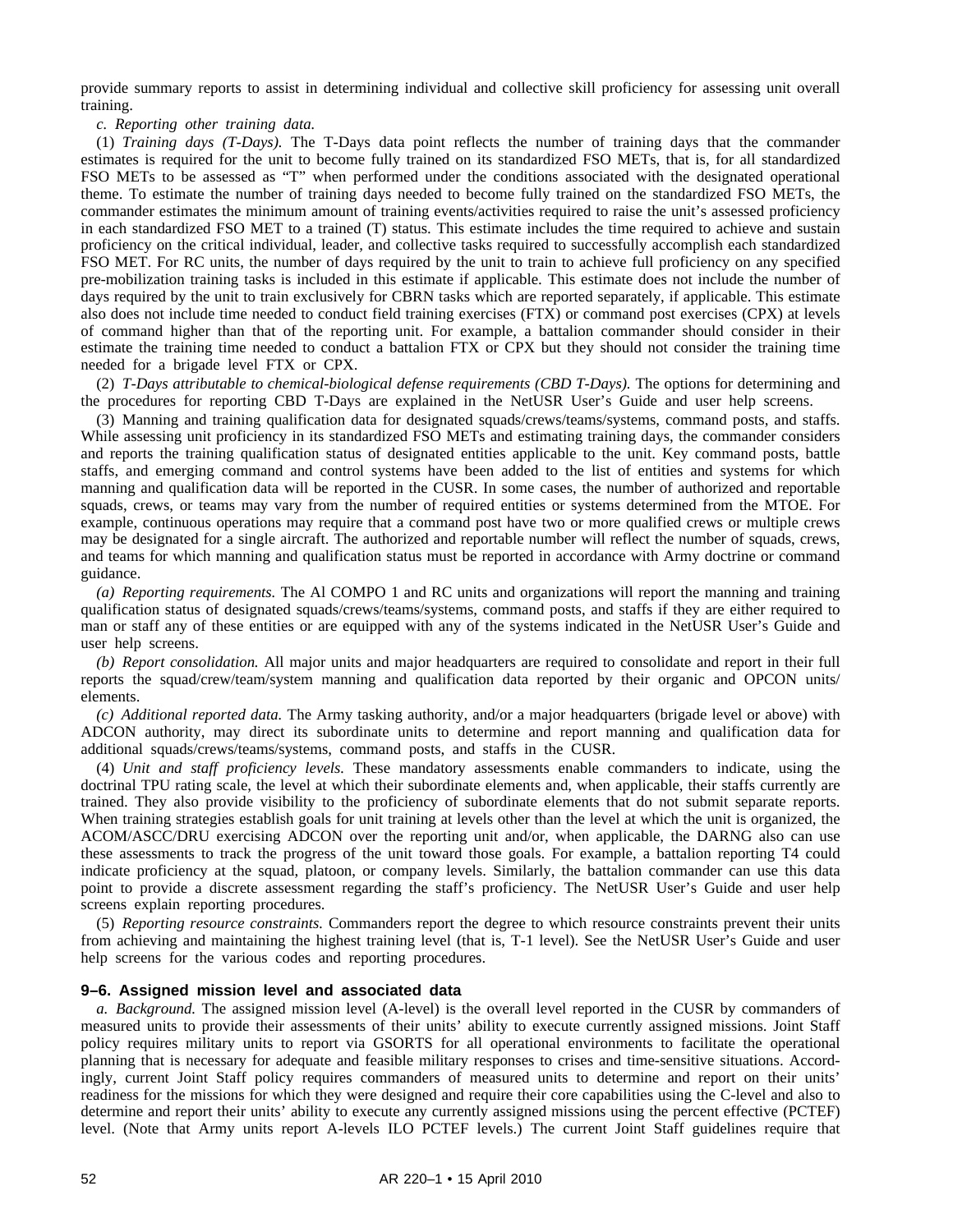provide summary reports to assist in determining individual and collective skill proficiency for assessing unit overall training.

*c. Reporting other training data.*

(1) *Training days (T-Days).* The T-Days data point reflects the number of training days that the commander estimates is required for the unit to become fully trained on its standardized FSO METs, that is, for all standardized FSO METs to be assessed as "T" when performed under the conditions associated with the designated operational theme. To estimate the number of training days needed to become fully trained on the standardized FSO METs, the commander estimates the minimum amount of training events/activities required to raise the unit's assessed proficiency in each standardized FSO MET to a trained (T) status. This estimate includes the time required to achieve and sustain proficiency on the critical individual, leader, and collective tasks required to successfully accomplish each standardized FSO MET. For RC units, the number of days required by the unit to train to achieve full proficiency on any specified pre-mobilization training tasks is included in this estimate if applicable. This estimate does not include the number of days required by the unit to train exclusively for CBRN tasks which are reported separately, if applicable. This estimate also does not include time needed to conduct field training exercises (FTX) or command post exercises (CPX) at levels of command higher than that of the reporting unit. For example, a battalion commander should consider in their estimate the training time needed to conduct a battalion FTX or CPX but they should not consider the training time needed for a brigade level FTX or CPX.

(2) *T-Days attributable to chemical-biological defense requirements (CBD T-Days).* The options for determining and the procedures for reporting CBD T-Days are explained in the NetUSR User's Guide and user help screens.

(3) Manning and training qualification data for designated squads/crews/teams/systems, command posts, and staffs. While assessing unit proficiency in its standardized FSO METs and estimating training days, the commander considers and reports the training qualification status of designated entities applicable to the unit. Key command posts, battle staffs, and emerging command and control systems have been added to the list of entities and systems for which manning and qualification data will be reported in the CUSR. In some cases, the number of authorized and reportable squads, crews, or teams may vary from the number of required entities or systems determined from the MTOE. For example, continuous operations may require that a command post have two or more qualified crews or multiple crews may be designated for a single aircraft. The authorized and reportable number will reflect the number of squads, crews, and teams for which manning and qualification status must be reported in accordance with Army doctrine or command guidance.

*(a) Reporting requirements.* The Al COMPO 1 and RC units and organizations will report the manning and training qualification status of designated squads/crews/teams/systems, command posts, and staffs if they are either required to man or staff any of these entities or are equipped with any of the systems indicated in the NetUSR User's Guide and user help screens.

*(b) Report consolidation.* All major units and major headquarters are required to consolidate and report in their full reports the squad/crew/team/system manning and qualification data reported by their organic and OPCON units/ elements.

*(c) Additional reported data.* The Army tasking authority, and/or a major headquarters (brigade level or above) with ADCON authority, may direct its subordinate units to determine and report manning and qualification data for additional squads/crews/teams/systems, command posts, and staffs in the CUSR.

(4) *Unit and staff proficiency levels.* These mandatory assessments enable commanders to indicate, using the doctrinal TPU rating scale, the level at which their subordinate elements and, when applicable, their staffs currently are trained. They also provide visibility to the proficiency of subordinate elements that do not submit separate reports. When training strategies establish goals for unit training at levels other than the level at which the unit is organized, the ACOM/ASCC/DRU exercising ADCON over the reporting unit and/or, when applicable, the DARNG also can use these assessments to track the progress of the unit toward those goals. For example, a battalion reporting T4 could indicate proficiency at the squad, platoon, or company levels. Similarly, the battalion commander can use this data point to provide a discrete assessment regarding the staff's proficiency. The NetUSR User's Guide and user help screens explain reporting procedures.

(5) *Reporting resource constraints.* Commanders report the degree to which resource constraints prevent their units from achieving and maintaining the highest training level (that is, T-1 level). See the NetUSR User's Guide and user help screens for the various codes and reporting procedures.

## 9–6. Assigned mission level and associated data

*a. Background.* The assigned mission level (A-level) is the overall level reported in the CUSR by commanders of measured units to provide their assessments of their units' ability to execute currently assigned missions. Joint Staff policy requires military units to report via GSORTS for all operational environments to facilitate the operational planning that is necessary for adequate and feasible military responses to crises and time-sensitive situations. Accordingly, current Joint Staff policy requires commanders of measured units to determine and report on their units' readiness for the missions for which they were designed and require their core capabilities using the C-level and also to determine and report their units' ability to execute any currently assigned missions using the percent effective (PCTEF) level. (Note that Army units report A-levels ILO PCTEF levels.) The current Joint Staff guidelines require that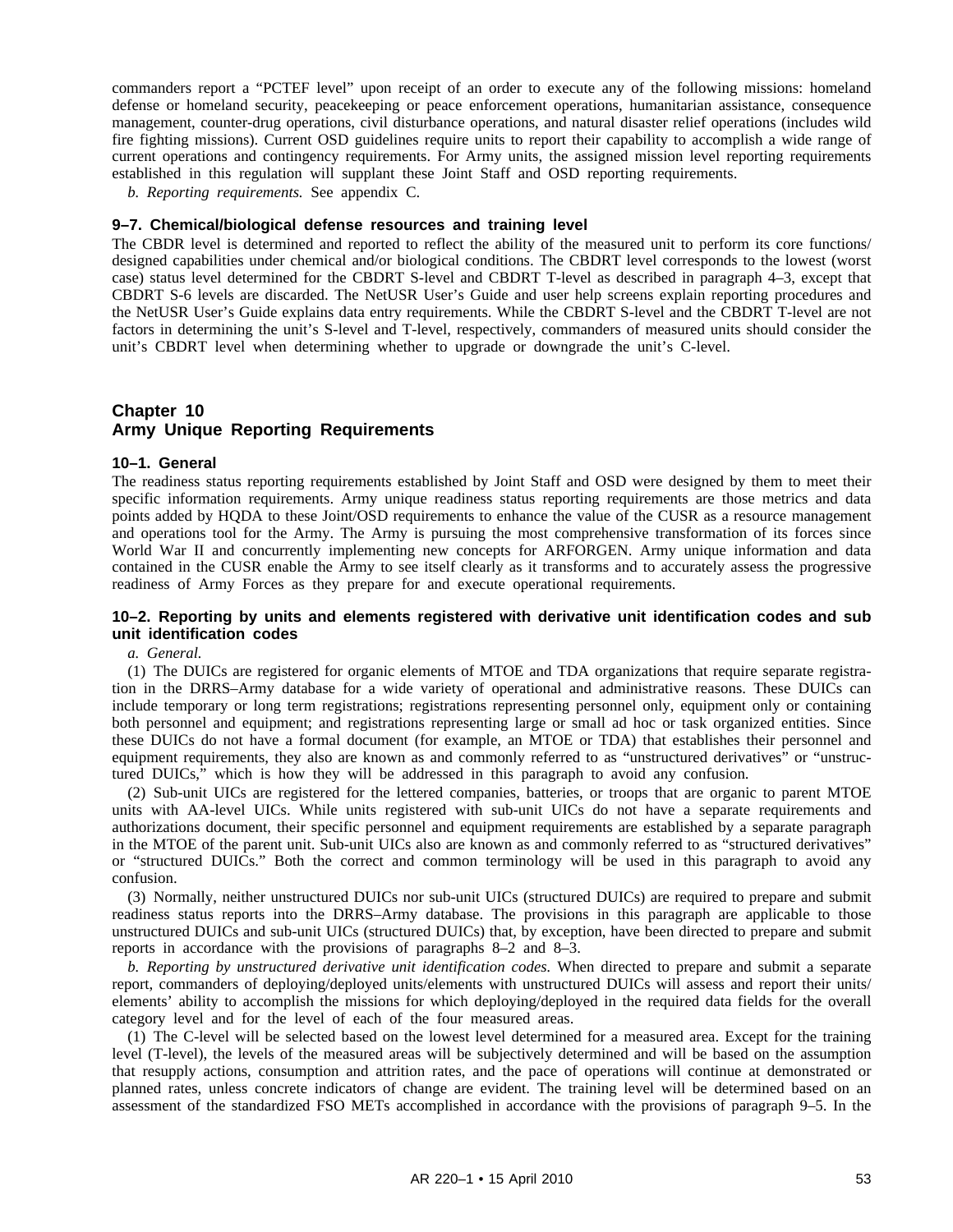commanders report a "PCTEF level" upon receipt of an order to execute any of the following missions: homeland defense or homeland security, peacekeeping or peace enforcement operations, humanitarian assistance, consequence management, counter-drug operations, civil disturbance operations, and natural disaster relief operations (includes wild fire fighting missions). Current OSD guidelines require units to report their capability to accomplish a wide range of current operations and contingency requirements. For Army units, the assigned mission level reporting requirements established in this regulation will supplant these Joint Staff and OSD reporting requirements.

*b. Reporting requirements.* See appendix C.

### 9–7. Chemical/biological defense resources and training level

The CBDR level is determined and reported to reflect the ability of the measured unit to perform its core functions/ designed capabilities under chemical and/or biological conditions. The CBDRT level corresponds to the lowest (worst case) status level determined for the CBDRT S-level and CBDRT T-level as described in paragraph 4–3, except that CBDRT S-6 levels are discarded. The NetUSR User's Guide and user help screens explain reporting procedures and the NetUSR User's Guide explains data entry requirements. While the CBDRT S-level and the CBDRT T-level are not factors in determining the unit's S-level and T-level, respectively, commanders of measured units should consider the unit's CBDRT level when determining whether to upgrade or downgrade the unit's C-level.

## Chapter 10
## Army Unique Reporting Requirements

### 10–1. General

The readiness status reporting requirements established by Joint Staff and OSD were designed by them to meet their specific information requirements. Army unique readiness status reporting requirements are those metrics and data points added by HQDA to these Joint/OSD requirements to enhance the value of the CUSR as a resource management and operations tool for the Army. The Army is pursuing the most comprehensive transformation of its forces since World War II and concurrently implementing new concepts for ARFORGEN. Army unique information and data contained in the CUSR enable the Army to see itself clearly as it transforms and to accurately assess the progressive readiness of Army Forces as they prepare for and execute operational requirements.

### 10–2. Reporting by units and elements registered with derivative unit identification codes and sub unit identification codes

*a. General.*

(1) The DUICs are registered for organic elements of MTOE and TDA organizations that require separate registration in the DRRS–Army database for a wide variety of operational and administrative reasons. These DUICs can include temporary or long term registrations; registrations representing personnel only, equipment only or containing both personnel and equipment; and registrations representing large or small ad hoc or task organized entities. Since these DUICs do not have a formal document (for example, an MTOE or TDA) that establishes their personnel and equipment requirements, they also are known as and commonly referred to as "unstructured derivatives" or "unstructured DUICs," which is how they will be addressed in this paragraph to avoid any confusion.

(2) Sub-unit UICs are registered for the lettered companies, batteries, or troops that are organic to parent MTOE units with AA-level UICs. While units registered with sub-unit UICs do not have a separate requirements and authorizations document, their specific personnel and equipment requirements are established by a separate paragraph in the MTOE of the parent unit. Sub-unit UICs also are known as and commonly referred to as "structured derivatives" or "structured DUICs." Both the correct and common terminology will be used in this paragraph to avoid any confusion.

(3) Normally, neither unstructured DUICs nor sub-unit UICs (structured DUICs) are required to prepare and submit readiness status reports into the DRRS–Army database. The provisions in this paragraph are applicable to those unstructured DUICs and sub-unit UICs (structured DUICs) that, by exception, have been directed to prepare and submit reports in accordance with the provisions of paragraphs 8–2 and 8–3.

*b. Reporting by unstructured derivative unit identification codes.* When directed to prepare and submit a separate report, commanders of deploying/deployed units/elements with unstructured DUICs will assess and report their units/ elements' ability to accomplish the missions for which deploying/deployed in the required data fields for the overall category level and for the level of each of the four measured areas.

(1) The C-level will be selected based on the lowest level determined for a measured area. Except for the training level (T-level), the levels of the measured areas will be subjectively determined and will be based on the assumption that resupply actions, consumption and attrition rates, and the pace of operations will continue at demonstrated or planned rates, unless concrete indicators of change are evident. The training level will be determined based on an assessment of the standardized FSO METs accomplished in accordance with the provisions of paragraph 9–5. In the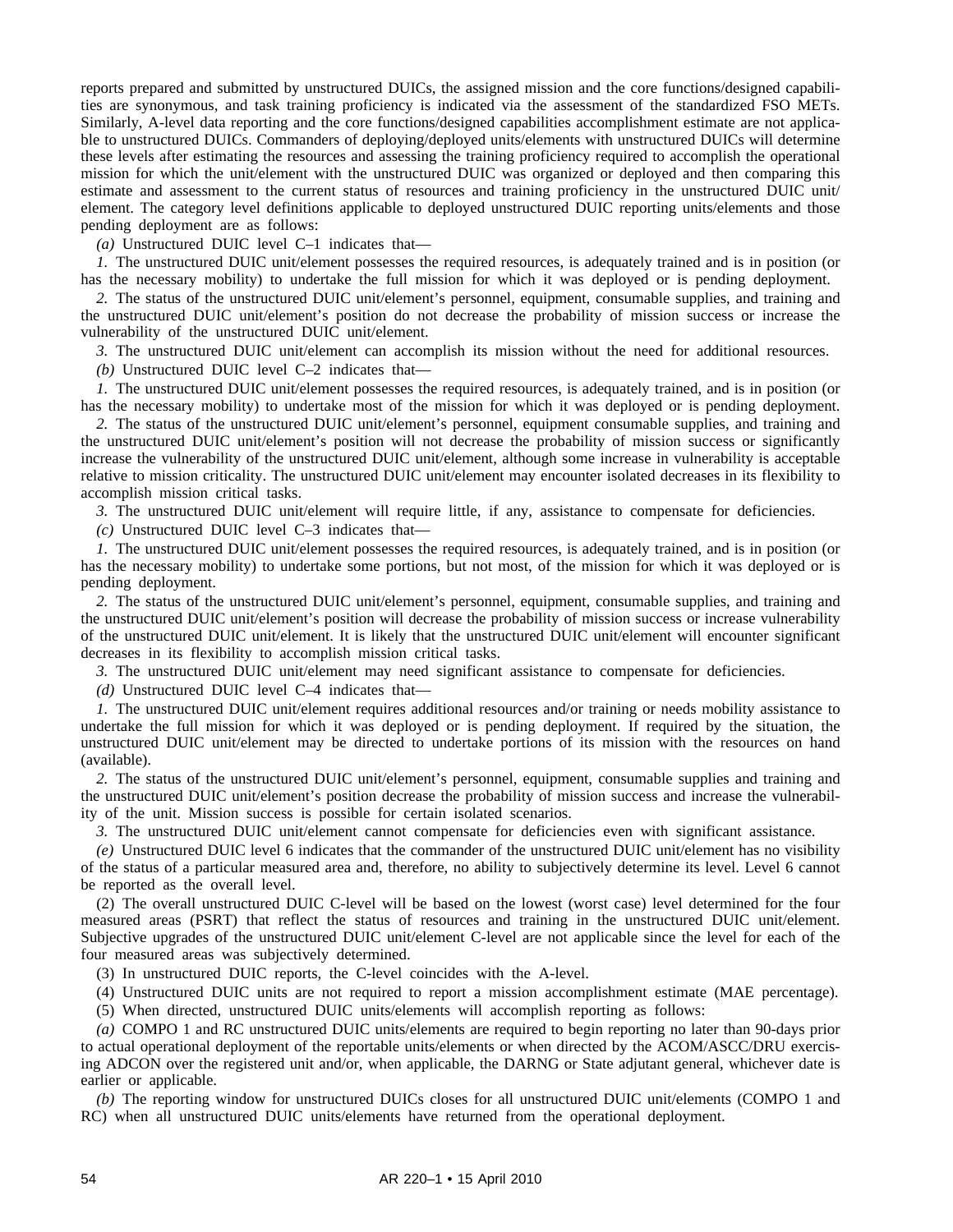reports prepared and submitted by unstructured DUICs, the assigned mission and the core functions/designed capabilities are synonymous, and task training proficiency is indicated via the assessment of the standardized FSO METs. Similarly, A-level data reporting and the core functions/designed capabilities accomplishment estimate are not applicable to unstructured DUICs. Commanders of deploying/deployed units/elements with unstructured DUICs will determine these levels after estimating the resources and assessing the training proficiency required to accomplish the operational mission for which the unit/element with the unstructured DUIC was organized or deployed and then comparing this estimate and assessment to the current status of resources and training proficiency in the unstructured DUIC unit/element. The category level definitions applicable to deployed unstructured DUIC reporting units/elements and those pending deployment are as follows:

*(a)* Unstructured DUIC level C–1 indicates that—

*1.* The unstructured DUIC unit/element possesses the required resources, is adequately trained and is in position (or has the necessary mobility) to undertake the full mission for which it was deployed or is pending deployment.

*2.* The status of the unstructured DUIC unit/element's personnel, equipment, consumable supplies, and training and the unstructured DUIC unit/element's position do not decrease the probability of mission success or increase the vulnerability of the unstructured DUIC unit/element.

*3.* The unstructured DUIC unit/element can accomplish its mission without the need for additional resources.

*(b)* Unstructured DUIC level C–2 indicates that—

*1.* The unstructured DUIC unit/element possesses the required resources, is adequately trained, and is in position (or has the necessary mobility) to undertake most of the mission for which it was deployed or is pending deployment.

*2.* The status of the unstructured DUIC unit/element's personnel, equipment consumable supplies, and training and the unstructured DUIC unit/element's position will not decrease the probability of mission success or significantly increase the vulnerability of the unstructured DUIC unit/element, although some increase in vulnerability is acceptable relative to mission criticality. The unstructured DUIC unit/element may encounter isolated decreases in its flexibility to accomplish mission critical tasks.

*3.* The unstructured DUIC unit/element will require little, if any, assistance to compensate for deficiencies.

*(c)* Unstructured DUIC level C–3 indicates that—

*1.* The unstructured DUIC unit/element possesses the required resources, is adequately trained, and is in position (or has the necessary mobility) to undertake some portions, but not most, of the mission for which it was deployed or is pending deployment.

*2.* The status of the unstructured DUIC unit/element's personnel, equipment, consumable supplies, and training and the unstructured DUIC unit/element's position will decrease the probability of mission success or increase vulnerability of the unstructured DUIC unit/element. It is likely that the unstructured DUIC unit/element will encounter significant decreases in its flexibility to accomplish mission critical tasks.

*3.* The unstructured DUIC unit/element may need significant assistance to compensate for deficiencies.

*(d)* Unstructured DUIC level C–4 indicates that—

*1.* The unstructured DUIC unit/element requires additional resources and/or training or needs mobility assistance to undertake the full mission for which it was deployed or is pending deployment. If required by the situation, the unstructured DUIC unit/element may be directed to undertake portions of its mission with the resources on hand (available).

*2.* The status of the unstructured DUIC unit/element's personnel, equipment, consumable supplies and training and the unstructured DUIC unit/element's position decrease the probability of mission success and increase the vulnerability of the unit. Mission success is possible for certain isolated scenarios.

*3.* The unstructured DUIC unit/element cannot compensate for deficiencies even with significant assistance.

*(e)* Unstructured DUIC level 6 indicates that the commander of the unstructured DUIC unit/element has no visibility of the status of a particular measured area and, therefore, no ability to subjectively determine its level. Level 6 cannot be reported as the overall level.

(2) The overall unstructured DUIC C-level will be based on the lowest (worst case) level determined for the four measured areas (PSRT) that reflect the status of resources and training in the unstructured DUIC unit/element. Subjective upgrades of the unstructured DUIC unit/element C-level are not applicable since the level for each of the four measured areas was subjectively determined.

(3) In unstructured DUIC reports, the C-level coincides with the A-level.

(4) Unstructured DUIC units are not required to report a mission accomplishment estimate (MAE percentage).

(5) When directed, unstructured DUIC units/elements will accomplish reporting as follows:

*(a)* COMPO 1 and RC unstructured DUIC units/elements are required to begin reporting no later than 90-days prior to actual operational deployment of the reportable units/elements or when directed by the ACOM/ASCC/DRU exercising ADCON over the registered unit and/or, when applicable, the DARNG or State adjutant general, whichever date is earlier or applicable.

*(b)* The reporting window for unstructured DUICs closes for all unstructured DUIC unit/elements (COMPO 1 and RC) when all unstructured DUIC units/elements have returned from the operational deployment.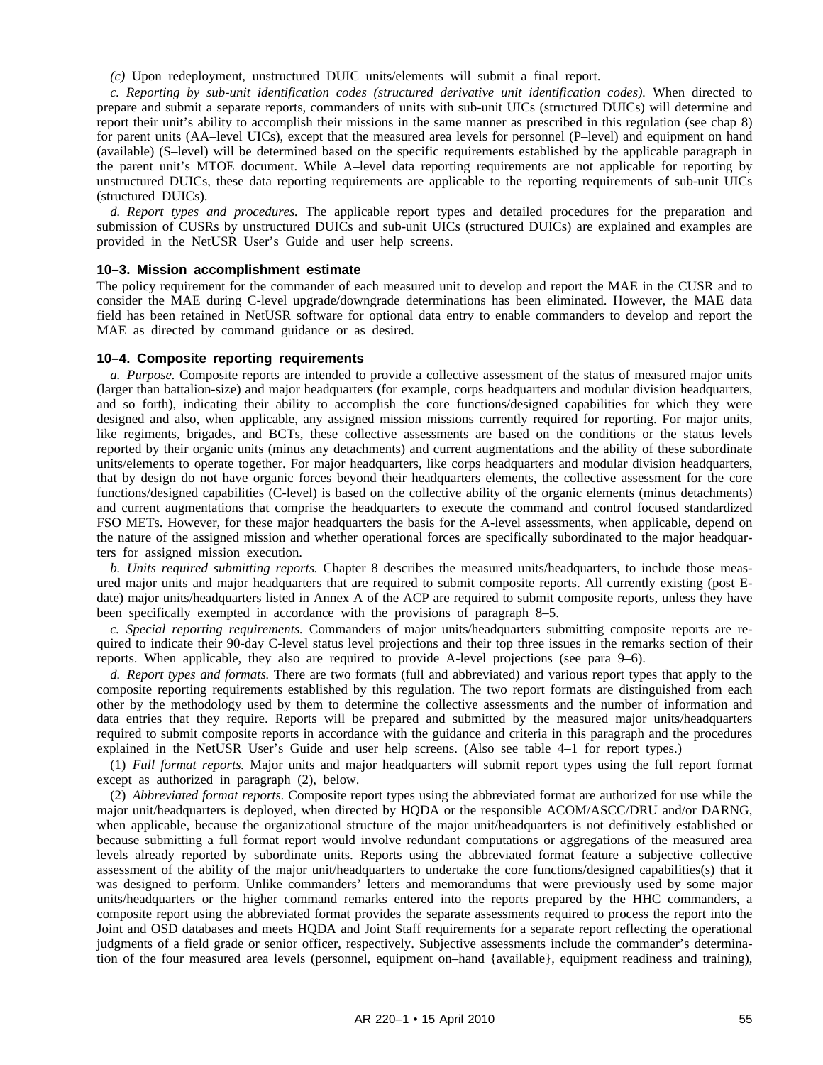*(c)* Upon redeployment, unstructured DUIC units/elements will submit a final report.

*c. Reporting by sub-unit identification codes (structured derivative unit identification codes).* When directed to prepare and submit a separate reports, commanders of units with sub-unit UICs (structured DUICs) will determine and report their unit's ability to accomplish their missions in the same manner as prescribed in this regulation (see chap 8) for parent units (AA–level UICs), except that the measured area levels for personnel (P–level) and equipment on hand (available) (S–level) will be determined based on the specific requirements established by the applicable paragraph in the parent unit's MTOE document. While A–level data reporting requirements are not applicable for reporting by unstructured DUICs, these data reporting requirements are applicable to the reporting requirements of sub-unit UICs (structured DUICs).

*d. Report types and procedures.* The applicable report types and detailed procedures for the preparation and submission of CUSRs by unstructured DUICs and sub-unit UICs (structured DUICs) are explained and examples are provided in the NetUSR User's Guide and user help screens.

### 10–3. Mission accomplishment estimate

The policy requirement for the commander of each measured unit to develop and report the MAE in the CUSR and to consider the MAE during C-level upgrade/downgrade determinations has been eliminated. However, the MAE data field has been retained in NetUSR software for optional data entry to enable commanders to develop and report the MAE as directed by command guidance or as desired.

### 10–4. Composite reporting requirements

*a. Purpose.* Composite reports are intended to provide a collective assessment of the status of measured major units (larger than battalion-size) and major headquarters (for example, corps headquarters and modular division headquarters, and so forth), indicating their ability to accomplish the core functions/designed capabilities for which they were designed and also, when applicable, any assigned mission missions currently required for reporting. For major units, like regiments, brigades, and BCTs, these collective assessments are based on the conditions or the status levels reported by their organic units (minus any detachments) and current augmentations and the ability of these subordinate units/elements to operate together. For major headquarters, like corps headquarters and modular division headquarters, that by design do not have organic forces beyond their headquarters elements, the collective assessment for the core functions/designed capabilities (C-level) is based on the collective ability of the organic elements (minus detachments) and current augmentations that comprise the headquarters to execute the command and control focused standardized FSO METs. However, for these major headquarters the basis for the A-level assessments, when applicable, depend on the nature of the assigned mission and whether operational forces are specifically subordinated to the major headquarters for assigned mission execution.

*b. Units required submitting reports.* Chapter 8 describes the measured units/headquarters, to include those measured major units and major headquarters that are required to submit composite reports. All currently existing (post E-date) major units/headquarters listed in Annex A of the ACP are required to submit composite reports, unless they have been specifically exempted in accordance with the provisions of paragraph 8–5.

*c. Special reporting requirements.* Commanders of major units/headquarters submitting composite reports are required to indicate their 90-day C-level status level projections and their top three issues in the remarks section of their reports. When applicable, they also are required to provide A-level projections (see para 9–6).

*d. Report types and formats.* There are two formats (full and abbreviated) and various report types that apply to the composite reporting requirements established by this regulation. The two report formats are distinguished from each other by the methodology used by them to determine the collective assessments and the number of information and data entries that they require. Reports will be prepared and submitted by the measured major units/headquarters required to submit composite reports in accordance with the guidance and criteria in this paragraph and the procedures explained in the NetUSR User's Guide and user help screens. (Also see table 4–1 for report types.)

(1) *Full format reports.* Major units and major headquarters will submit report types using the full report format except as authorized in paragraph (2), below.

(2) *Abbreviated format reports.* Composite report types using the abbreviated format are authorized for use while the major unit/headquarters is deployed, when directed by HQDA or the responsible ACOM/ASCC/DRU and/or DARNG, when applicable, because the organizational structure of the major unit/headquarters is not definitively established or because submitting a full format report would involve redundant computations or aggregations of the measured area levels already reported by subordinate units. Reports using the abbreviated format feature a subjective collective assessment of the ability of the major unit/headquarters to undertake the core functions/designed capabilities(s) that it was designed to perform. Unlike commanders' letters and memorandums that were previously used by some major units/headquarters or the higher command remarks entered into the reports prepared by the HHC commanders, a composite report using the abbreviated format provides the separate assessments required to process the report into the Joint and OSD databases and meets HQDA and Joint Staff requirements for a separate report reflecting the operational judgments of a field grade or senior officer, respectively. Subjective assessments include the commander's determination of the four measured area levels (personnel, equipment on–hand {available}, equipment readiness and training),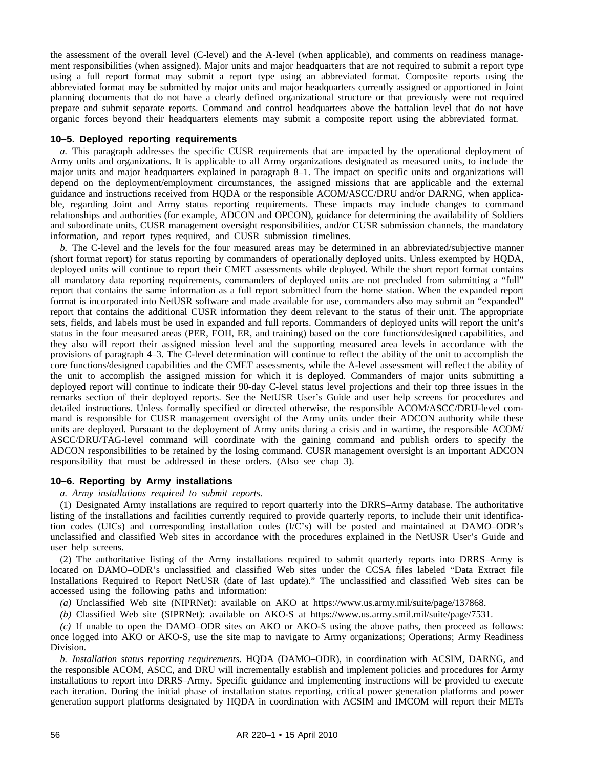the assessment of the overall level (C-level) and the A-level (when applicable), and comments on readiness management responsibilities (when assigned). Major units and major headquarters that are not required to submit a report type using a full report format may submit a report type using an abbreviated format. Composite reports using the abbreviated format may be submitted by major units and major headquarters currently assigned or apportioned in Joint planning documents that do not have a clearly defined organizational structure or that previously were not required prepare and submit separate reports. Command and control headquarters above the battalion level that do not have organic forces beyond their headquarters elements may submit a composite report using the abbreviated format.

### 10–5. Deployed reporting requirements

*a.* This paragraph addresses the specific CUSR requirements that are impacted by the operational deployment of Army units and organizations. It is applicable to all Army organizations designated as measured units, to include the major units and major headquarters explained in paragraph 8–1. The impact on specific units and organizations will depend on the deployment/employment circumstances, the assigned missions that are applicable and the external guidance and instructions received from HQDA or the responsible ACOM/ASCC/DRU and/or DARNG, when applicable, regarding Joint and Army status reporting requirements. These impacts may include changes to command relationships and authorities (for example, ADCON and OPCON), guidance for determining the availability of Soldiers and subordinate units, CUSR management oversight responsibilities, and/or CUSR submission channels, the mandatory information, and report types required, and CUSR submission timelines.

*b.* The C-level and the levels for the four measured areas may be determined in an abbreviated/subjective manner (short format report) for status reporting by commanders of operationally deployed units. Unless exempted by HQDA, deployed units will continue to report their CMET assessments while deployed. While the short report format contains all mandatory data reporting requirements, commanders of deployed units are not precluded from submitting a "full" report that contains the same information as a full report submitted from the home station. When the expanded report format is incorporated into NetUSR software and made available for use, commanders also may submit an "expanded" report that contains the additional CUSR information they deem relevant to the status of their unit. The appropriate sets, fields, and labels must be used in expanded and full reports. Commanders of deployed units will report the unit's status in the four measured areas (PER, EOH, ER, and training) based on the core functions/designed capabilities, and they also will report their assigned mission level and the supporting measured area levels in accordance with the provisions of paragraph 4–3. The C-level determination will continue to reflect the ability of the unit to accomplish the core functions/designed capabilities and the CMET assessments, while the A-level assessment will reflect the ability of the unit to accomplish the assigned mission for which it is deployed. Commanders of major units submitting a deployed report will continue to indicate their 90-day C-level status level projections and their top three issues in the remarks section of their deployed reports. See the NetUSR User's Guide and user help screens for procedures and detailed instructions. Unless formally specified or directed otherwise, the responsible ACOM/ASCC/DRU-level command is responsible for CUSR management oversight of the Army units under their ADCON authority while these units are deployed. Pursuant to the deployment of Army units during a crisis and in wartime, the responsible ACOM/ASCC/DRU/TAG-level command will coordinate with the gaining command and publish orders to specify the ADCON responsibilities to be retained by the losing command. CUSR management oversight is an important ADCON responsibility that must be addressed in these orders. (Also see chap 3).

### 10–6. Reporting by Army installations

*a. Army installations required to submit reports.*

(1) Designated Army installations are required to report quarterly into the DRRS–Army database. The authoritative listing of the installations and facilities currently required to provide quarterly reports, to include their unit identification codes (UICs) and corresponding installation codes (I/C's) will be posted and maintained at DAMO–ODR's unclassified and classified Web sites in accordance with the procedures explained in the NetUSR User's Guide and user help screens.

(2) The authoritative listing of the Army installations required to submit quarterly reports into DRRS–Army is located on DAMO–ODR's unclassified and classified Web sites under the CCSA files labeled "Data Extract file Installations Required to Report NetUSR (date of last update)." The unclassified and classified Web sites can be accessed using the following paths and information:

*(a)* Unclassified Web site (NIPRNet): available on AKO at https://www.us.army.mil/suite/page/137868.

*(b)* Classified Web site (SIPRNet): available on AKO-S at https://www.us.army.smil.mil/suite/page/7531.

*(c)* If unable to open the DAMO–ODR sites on AKO or AKO-S using the above paths, then proceed as follows: once logged into AKO or AKO-S, use the site map to navigate to Army organizations; Operations; Army Readiness Division.

*b. Installation status reporting requirements.* HQDA (DAMO–ODR), in coordination with ACSIM, DARNG, and the responsible ACOM, ASCC, and DRU will incrementally establish and implement policies and procedures for Army installations to report into DRRS–Army. Specific guidance and implementing instructions will be provided to execute each iteration. During the initial phase of installation status reporting, critical power generation platforms and power generation support platforms designated by HQDA in coordination with ACSIM and IMCOM will report their METs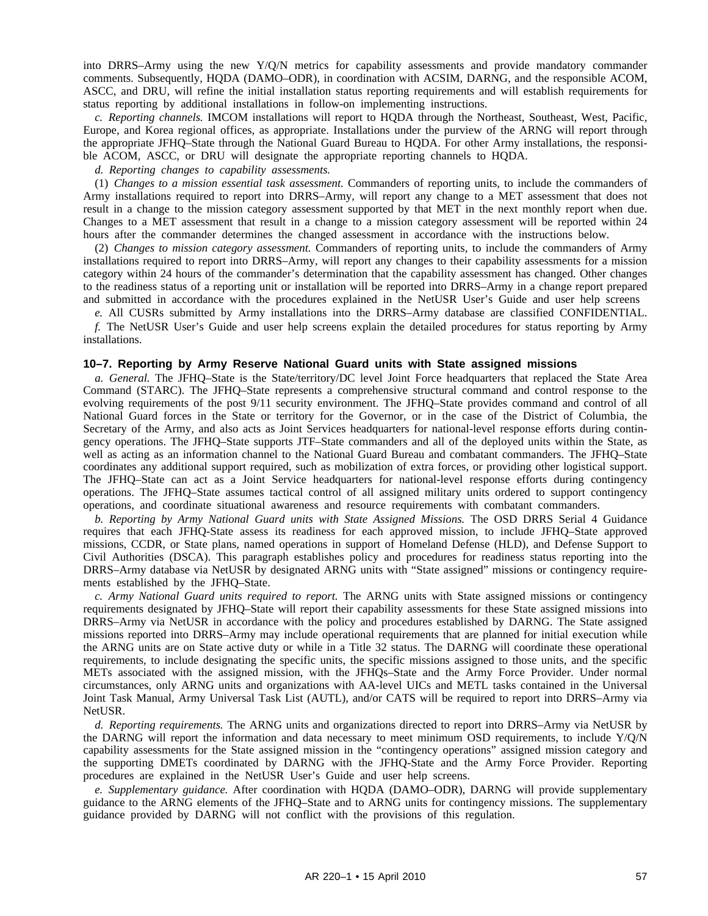into DRRS–Army using the new Y/Q/N metrics for capability assessments and provide mandatory commander comments. Subsequently, HQDA (DAMO–ODR), in coordination with ACSIM, DARNG, and the responsible ACOM, ASCC, and DRU, will refine the initial installation status reporting requirements and will establish requirements for status reporting by additional installations in follow-on implementing instructions.

*c. Reporting channels.* IMCOM installations will report to HQDA through the Northeast, Southeast, West, Pacific, Europe, and Korea regional offices, as appropriate. Installations under the purview of the ARNG will report through the appropriate JFHQ–State through the National Guard Bureau to HQDA. For other Army installations, the responsible ACOM, ASCC, or DRU will designate the appropriate reporting channels to HQDA.

*d. Reporting changes to capability assessments.*

(1) *Changes to a mission essential task assessment.* Commanders of reporting units, to include the commanders of Army installations required to report into DRRS–Army, will report any change to a MET assessment that does not result in a change to the mission category assessment supported by that MET in the next monthly report when due. Changes to a MET assessment that result in a change to a mission category assessment will be reported within 24 hours after the commander determines the changed assessment in accordance with the instructions below.

(2) *Changes to mission category assessment.* Commanders of reporting units, to include the commanders of Army installations required to report into DRRS–Army, will report any changes to their capability assessments for a mission category within 24 hours of the commander's determination that the capability assessment has changed. Other changes to the readiness status of a reporting unit or installation will be reported into DRRS–Army in a change report prepared and submitted in accordance with the procedures explained in the NetUSR User's Guide and user help screens

*e.* All CUSRs submitted by Army installations into the DRRS–Army database are classified CONFIDENTIAL.

*f.* The NetUSR User's Guide and user help screens explain the detailed procedures for status reporting by Army installations.

### 10–7. Reporting by Army Reserve National Guard units with State assigned missions

*a. General.* The JFHQ–State is the State/territory/DC level Joint Force headquarters that replaced the State Area Command (STARC). The JFHQ–State represents a comprehensive structural command and control response to the evolving requirements of the post 9/11 security environment. The JFHQ–State provides command and control of all National Guard forces in the State or territory for the Governor, or in the case of the District of Columbia, the Secretary of the Army, and also acts as Joint Services headquarters for national-level response efforts during contingency operations. The JFHQ–State supports JTF–State commanders and all of the deployed units within the State, as well as acting as an information channel to the National Guard Bureau and combatant commanders. The JFHQ–State coordinates any additional support required, such as mobilization of extra forces, or providing other logistical support. The JFHQ–State can act as a Joint Service headquarters for national-level response efforts during contingency operations. The JFHQ–State assumes tactical control of all assigned military units ordered to support contingency operations, and coordinate situational awareness and resource requirements with combatant commanders.

*b. Reporting by Army National Guard units with State Assigned Missions.* The OSD DRRS Serial 4 Guidance requires that each JFHQ-State assess its readiness for each approved mission, to include JFHQ–State approved missions, CCDR, or State plans, named operations in support of Homeland Defense (HLD), and Defense Support to Civil Authorities (DSCA). This paragraph establishes policy and procedures for readiness status reporting into the DRRS–Army database via NetUSR by designated ARNG units with "State assigned" missions or contingency requirements established by the JFHQ–State.

*c. Army National Guard units required to report.* The ARNG units with State assigned missions or contingency requirements designated by JFHQ–State will report their capability assessments for these State assigned missions into DRRS–Army via NetUSR in accordance with the policy and procedures established by DARNG. The State assigned missions reported into DRRS–Army may include operational requirements that are planned for initial execution while the ARNG units are on State active duty or while in a Title 32 status. The DARNG will coordinate these operational requirements, to include designating the specific units, the specific missions assigned to those units, and the specific METs associated with the assigned mission, with the JFHQs–State and the Army Force Provider. Under normal circumstances, only ARNG units and organizations with AA-level UICs and METL tasks contained in the Universal Joint Task Manual, Army Universal Task List (AUTL), and/or CATS will be required to report into DRRS–Army via NetUSR.

*d. Reporting requirements.* The ARNG units and organizations directed to report into DRRS–Army via NetUSR by the DARNG will report the information and data necessary to meet minimum OSD requirements, to include Y/Q/N capability assessments for the State assigned mission in the "contingency operations" assigned mission category and the supporting DMETs coordinated by DARNG with the JFHQ-State and the Army Force Provider. Reporting procedures are explained in the NetUSR User's Guide and user help screens.

*e. Supplementary guidance.* After coordination with HQDA (DAMO–ODR), DARNG will provide supplementary guidance to the ARNG elements of the JFHQ–State and to ARNG units for contingency missions. The supplementary guidance provided by DARNG will not conflict with the provisions of this regulation.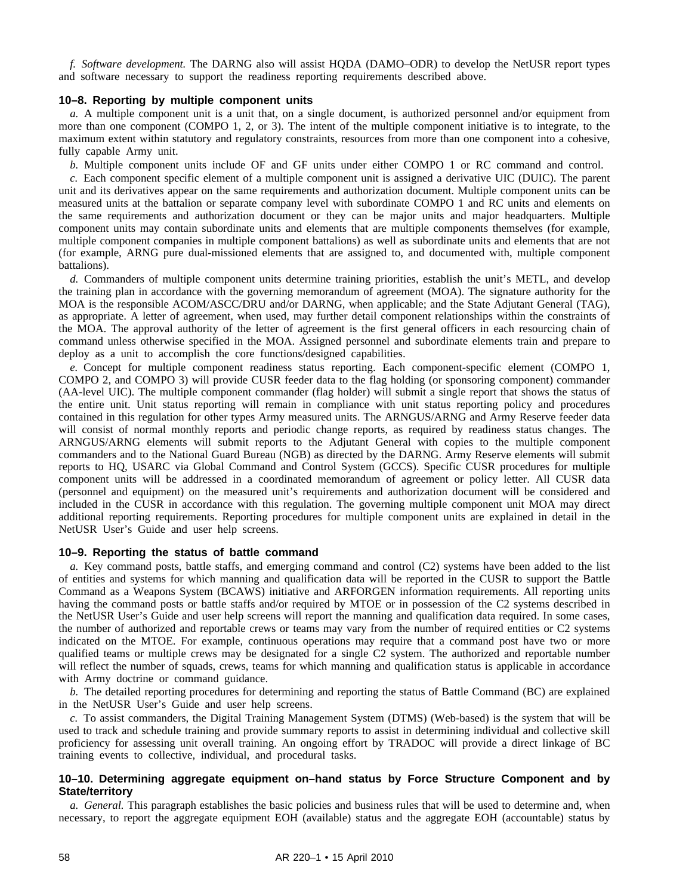*f. Software development.* The DARNG also will assist HQDA (DAMO–ODR) to develop the NetUSR report types and software necessary to support the readiness reporting requirements described above.

### 10–8. Reporting by multiple component units

*a.* A multiple component unit is a unit that, on a single document, is authorized personnel and/or equipment from more than one component (COMPO 1, 2, or 3). The intent of the multiple component initiative is to integrate, to the maximum extent within statutory and regulatory constraints, resources from more than one component into a cohesive, fully capable Army unit.

*b.* Multiple component units include OF and GF units under either COMPO 1 or RC command and control.

*c.* Each component specific element of a multiple component unit is assigned a derivative UIC (DUIC). The parent unit and its derivatives appear on the same requirements and authorization document. Multiple component units can be measured units at the battalion or separate company level with subordinate COMPO 1 and RC units and elements on the same requirements and authorization document or they can be major units and major headquarters. Multiple component units may contain subordinate units and elements that are multiple components themselves (for example, multiple component companies in multiple component battalions) as well as subordinate units and elements that are not (for example, ARNG pure dual-missioned elements that are assigned to, and documented with, multiple component battalions).

*d.* Commanders of multiple component units determine training priorities, establish the unit's METL, and develop the training plan in accordance with the governing memorandum of agreement (MOA). The signature authority for the MOA is the responsible ACOM/ASCC/DRU and/or DARNG, when applicable; and the State Adjutant General (TAG), as appropriate. A letter of agreement, when used, may further detail component relationships within the constraints of the MOA. The approval authority of the letter of agreement is the first general officers in each resourcing chain of command unless otherwise specified in the MOA. Assigned personnel and subordinate elements train and prepare to deploy as a unit to accomplish the core functions/designed capabilities.

*e.* Concept for multiple component readiness status reporting. Each component-specific element (COMPO 1, COMPO 2, and COMPO 3) will provide CUSR feeder data to the flag holding (or sponsoring component) commander (AA-level UIC). The multiple component commander (flag holder) will submit a single report that shows the status of the entire unit. Unit status reporting will remain in compliance with unit status reporting policy and procedures contained in this regulation for other types Army measured units. The ARNGUS/ARNG and Army Reserve feeder data will consist of normal monthly reports and periodic change reports, as required by readiness status changes. The ARNGUS/ARNG elements will submit reports to the Adjutant General with copies to the multiple component commanders and to the National Guard Bureau (NGB) as directed by the DARNG. Army Reserve elements will submit reports to HQ, USARC via Global Command and Control System (GCCS). Specific CUSR procedures for multiple component units will be addressed in a coordinated memorandum of agreement or policy letter. All CUSR data (personnel and equipment) on the measured unit's requirements and authorization document will be considered and included in the CUSR in accordance with this regulation. The governing multiple component unit MOA may direct additional reporting requirements. Reporting procedures for multiple component units are explained in detail in the NetUSR User's Guide and user help screens.

### 10–9. Reporting the status of battle command

*a.* Key command posts, battle staffs, and emerging command and control (C2) systems have been added to the list of entities and systems for which manning and qualification data will be reported in the CUSR to support the Battle Command as a Weapons System (BCAWS) initiative and ARFORGEN information requirements. All reporting units having the command posts or battle staffs and/or required by MTOE or in possession of the C2 systems described in the NetUSR User's Guide and user help screens will report the manning and qualification data required. In some cases, the number of authorized and reportable crews or teams may vary from the number of required entities or C2 systems indicated on the MTOE. For example, continuous operations may require that a command post have two or more qualified teams or multiple crews may be designated for a single C2 system. The authorized and reportable number will reflect the number of squads, crews, teams for which manning and qualification status is applicable in accordance with Army doctrine or command guidance.

*b.* The detailed reporting procedures for determining and reporting the status of Battle Command (BC) are explained in the NetUSR User's Guide and user help screens.

*c.* To assist commanders, the Digital Training Management System (DTMS) (Web-based) is the system that will be used to track and schedule training and provide summary reports to assist in determining individual and collective skill proficiency for assessing unit overall training. An ongoing effort by TRADOC will provide a direct linkage of BC training events to collective, individual, and procedural tasks.

### 10–10. Determining aggregate equipment on–hand status by Force Structure Component and by State/territory

*a. General.* This paragraph establishes the basic policies and business rules that will be used to determine and, when necessary, to report the aggregate equipment EOH (available) status and the aggregate EOH (accountable) status by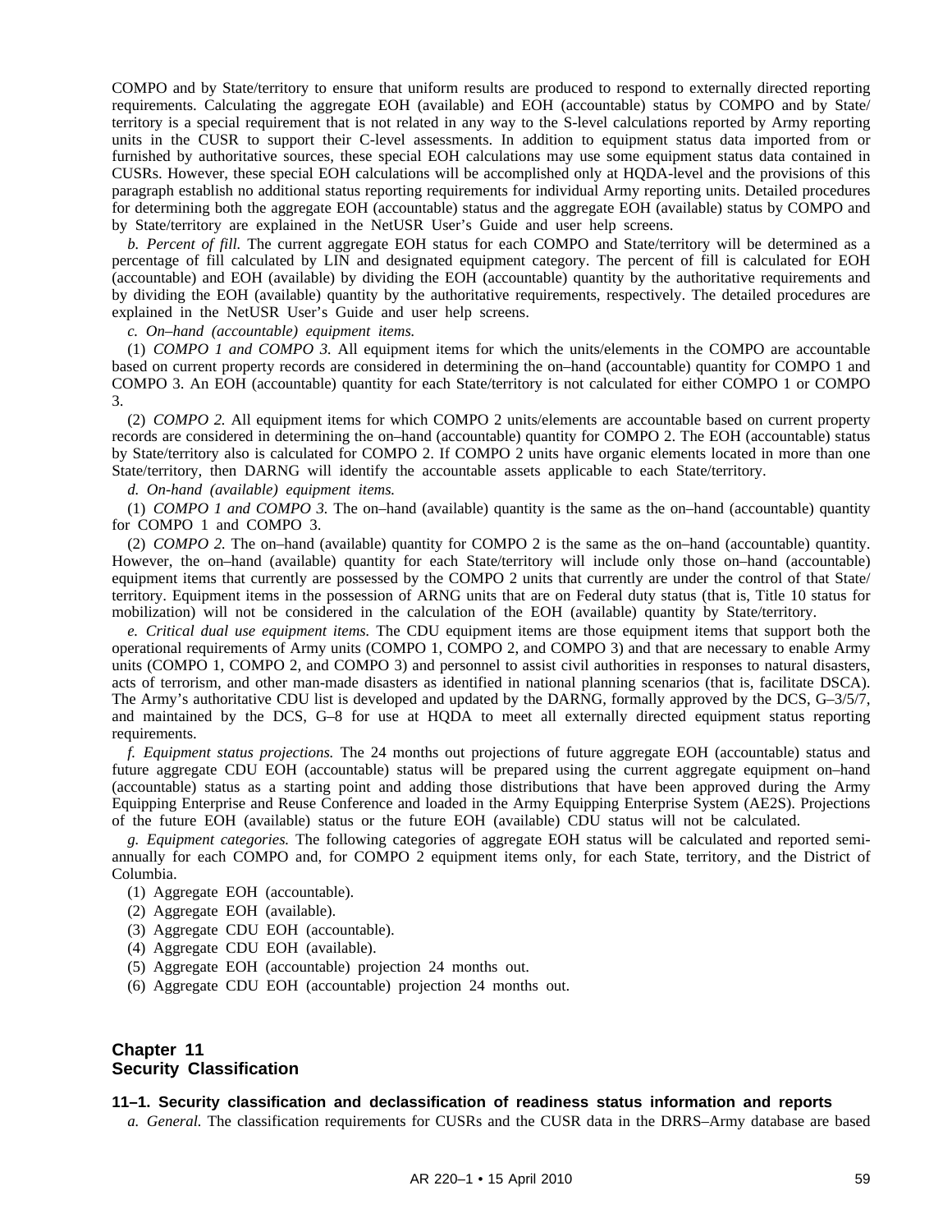COMPO and by State/territory to ensure that uniform results are produced to respond to externally directed reporting requirements. Calculating the aggregate EOH (available) and EOH (accountable) status by COMPO and by State/territory is a special requirement that is not related in any way to the S-level calculations reported by Army reporting units in the CUSR to support their C-level assessments. In addition to equipment status data imported from or furnished by authoritative sources, these special EOH calculations may use some equipment status data contained in CUSRs. However, these special EOH calculations will be accomplished only at HQDA-level and the provisions of this paragraph establish no additional status reporting requirements for individual Army reporting units. Detailed procedures for determining both the aggregate EOH (accountable) status and the aggregate EOH (available) status by COMPO and by State/territory are explained in the NetUSR User's Guide and user help screens.

*b. Percent of fill.* The current aggregate EOH status for each COMPO and State/territory will be determined as a percentage of fill calculated by LIN and designated equipment category. The percent of fill is calculated for EOH (accountable) and EOH (available) by dividing the EOH (accountable) quantity by the authoritative requirements and by dividing the EOH (available) quantity by the authoritative requirements, respectively. The detailed procedures are explained in the NetUSR User's Guide and user help screens.

*c. On–hand (accountable) equipment items.*

(1) *COMPO 1 and COMPO 3.* All equipment items for which the units/elements in the COMPO are accountable based on current property records are considered in determining the on–hand (accountable) quantity for COMPO 1 and COMPO 3. An EOH (accountable) quantity for each State/territory is not calculated for either COMPO 1 or COMPO 3.

(2) *COMPO 2.* All equipment items for which COMPO 2 units/elements are accountable based on current property records are considered in determining the on–hand (accountable) quantity for COMPO 2. The EOH (accountable) status by State/territory also is calculated for COMPO 2. If COMPO 2 units have organic elements located in more than one State/territory, then DARNG will identify the accountable assets applicable to each State/territory.

*d. On-hand (available) equipment items.*

(1) *COMPO 1 and COMPO 3.* The on–hand (available) quantity is the same as the on–hand (accountable) quantity for COMPO 1 and COMPO 3.

(2) *COMPO 2.* The on–hand (available) quantity for COMPO 2 is the same as the on–hand (accountable) quantity. However, the on–hand (available) quantity for each State/territory will include only those on–hand (accountable) equipment items that currently are possessed by the COMPO 2 units that currently are under the control of that State/territory. Equipment items in the possession of ARNG units that are on Federal duty status (that is, Title 10 status for mobilization) will not be considered in the calculation of the EOH (available) quantity by State/territory.

*e. Critical dual use equipment items.* The CDU equipment items are those equipment items that support both the operational requirements of Army units (COMPO 1, COMPO 2, and COMPO 3) and that are necessary to enable Army units (COMPO 1, COMPO 2, and COMPO 3) and personnel to assist civil authorities in responses to natural disasters, acts of terrorism, and other man-made disasters as identified in national planning scenarios (that is, facilitate DSCA). The Army's authoritative CDU list is developed and updated by the DARNG, formally approved by the DCS, G–3/5/7, and maintained by the DCS, G–8 for use at HQDA to meet all externally directed equipment status reporting requirements.

*f. Equipment status projections.* The 24 months out projections of future aggregate EOH (accountable) status and future aggregate CDU EOH (accountable) status will be prepared using the current aggregate equipment on–hand (accountable) status as a starting point and adding those distributions that have been approved during the Army Equipping Enterprise and Reuse Conference and loaded in the Army Equipping Enterprise System (AE2S). Projections of the future EOH (available) status or the future EOH (available) CDU status will not be calculated.

*g. Equipment categories.* The following categories of aggregate EOH status will be calculated and reported semi-annually for each COMPO and, for COMPO 2 equipment items only, for each State, territory, and the District of Columbia.

(1) Aggregate EOH (accountable).

(2) Aggregate EOH (available).

(3) Aggregate CDU EOH (accountable).

(4) Aggregate CDU EOH (available).

(5) Aggregate EOH (accountable) projection 24 months out.

(6) Aggregate CDU EOH (accountable) projection 24 months out.

# Chapter 11
# Security Classification

### 11–1. Security classification and declassification of readiness status information and reports

*a. General.* The classification requirements for CUSRs and the CUSR data in the DRRS–Army database are based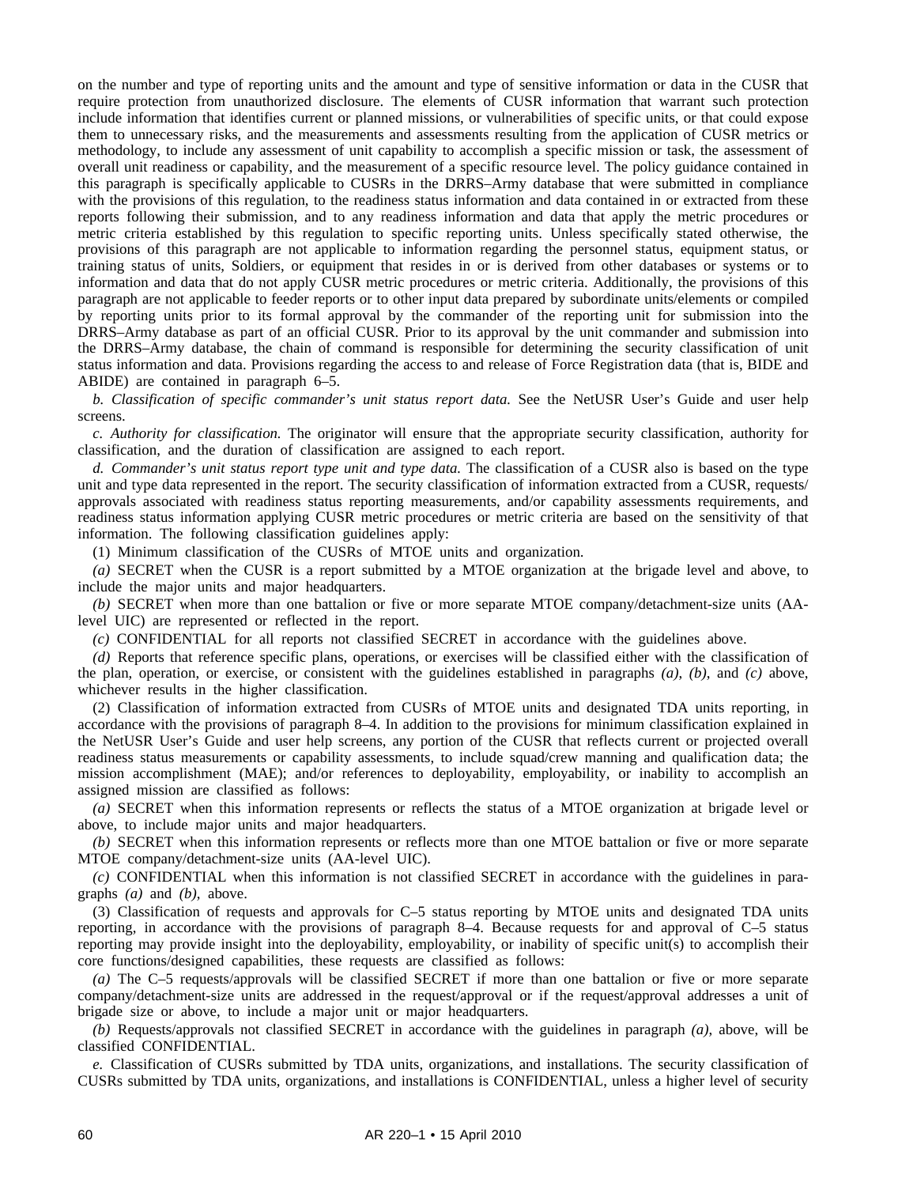on the number and type of reporting units and the amount and type of sensitive information or data in the CUSR that require protection from unauthorized disclosure. The elements of CUSR information that warrant such protection include information that identifies current or planned missions, or vulnerabilities of specific units, or that could expose them to unnecessary risks, and the measurements and assessments resulting from the application of CUSR metrics or methodology, to include any assessment of unit capability to accomplish a specific mission or task, the assessment of overall unit readiness or capability, and the measurement of a specific resource level. The policy guidance contained in this paragraph is specifically applicable to CUSRs in the DRRS–Army database that were submitted in compliance with the provisions of this regulation, to the readiness status information and data contained in or extracted from these reports following their submission, and to any readiness information and data that apply the metric procedures or metric criteria established by this regulation to specific reporting units. Unless specifically stated otherwise, the provisions of this paragraph are not applicable to information regarding the personnel status, equipment status, or training status of units, Soldiers, or equipment that resides in or is derived from other databases or systems or to information and data that do not apply CUSR metric procedures or metric criteria. Additionally, the provisions of this paragraph are not applicable to feeder reports or to other input data prepared by subordinate units/elements or compiled by reporting units prior to its formal approval by the commander of the reporting unit for submission into the DRRS–Army database as part of an official CUSR. Prior to its approval by the unit commander and submission into the DRRS–Army database, the chain of command is responsible for determining the security classification of unit status information and data. Provisions regarding the access to and release of Force Registration data (that is, BIDE and ABIDE) are contained in paragraph 6–5.

*b. Classification of specific commander's unit status report data.* See the NetUSR User's Guide and user help screens.

*c. Authority for classification.* The originator will ensure that the appropriate security classification, authority for classification, and the duration of classification are assigned to each report.

*d. Commander's unit status report type unit and type data.* The classification of a CUSR also is based on the type unit and type data represented in the report. The security classification of information extracted from a CUSR, requests/ approvals associated with readiness status reporting measurements, and/or capability assessments requirements, and readiness status information applying CUSR metric procedures or metric criteria are based on the sensitivity of that information. The following classification guidelines apply:

(1) Minimum classification of the CUSRs of MTOE units and organization.

*(a)* SECRET when the CUSR is a report submitted by a MTOE organization at the brigade level and above, to include the major units and major headquarters.

*(b)* SECRET when more than one battalion or five or more separate MTOE company/detachment-size units (AA-level UIC) are represented or reflected in the report.

*(c)* CONFIDENTIAL for all reports not classified SECRET in accordance with the guidelines above.

*(d)* Reports that reference specific plans, operations, or exercises will be classified either with the classification of the plan, operation, or exercise, or consistent with the guidelines established in paragraphs *(a)*, *(b)*, and *(c)* above, whichever results in the higher classification.

(2) Classification of information extracted from CUSRs of MTOE units and designated TDA units reporting, in accordance with the provisions of paragraph 8–4. In addition to the provisions for minimum classification explained in the NetUSR User's Guide and user help screens, any portion of the CUSR that reflects current or projected overall readiness status measurements or capability assessments, to include squad/crew manning and qualification data; the mission accomplishment (MAE); and/or references to deployability, employability, or inability to accomplish an assigned mission are classified as follows:

*(a)* SECRET when this information represents or reflects the status of a MTOE organization at brigade level or above, to include major units and major headquarters.

*(b)* SECRET when this information represents or reflects more than one MTOE battalion or five or more separate MTOE company/detachment-size units (AA-level UIC).

*(c)* CONFIDENTIAL when this information is not classified SECRET in accordance with the guidelines in paragraphs *(a)* and *(b)*, above.

(3) Classification of requests and approvals for C–5 status reporting by MTOE units and designated TDA units reporting, in accordance with the provisions of paragraph 8–4. Because requests for and approval of C–5 status reporting may provide insight into the deployability, employability, or inability of specific unit(s) to accomplish their core functions/designed capabilities, these requests are classified as follows:

*(a)* The C–5 requests/approvals will be classified SECRET if more than one battalion or five or more separate company/detachment-size units are addressed in the request/approval or if the request/approval addresses a unit of brigade size or above, to include a major unit or major headquarters.

*(b)* Requests/approvals not classified SECRET in accordance with the guidelines in paragraph *(a)*, above, will be classified CONFIDENTIAL.

*e.* Classification of CUSRs submitted by TDA units, organizations, and installations. The security classification of CUSRs submitted by TDA units, organizations, and installations is CONFIDENTIAL, unless a higher level of security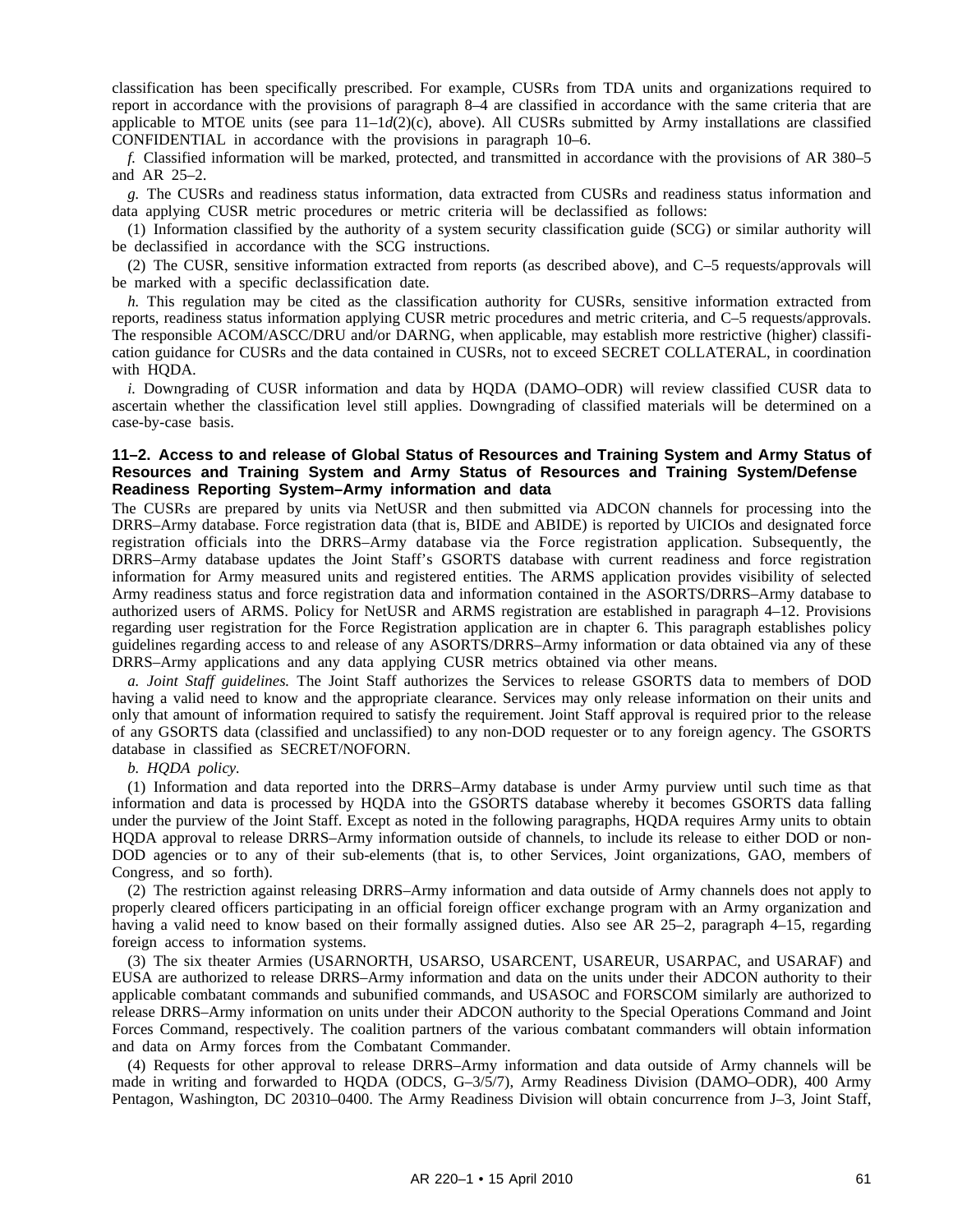classification has been specifically prescribed. For example, CUSRs from TDA units and organizations required to report in accordance with the provisions of paragraph 8–4 are classified in accordance with the same criteria that are applicable to MTOE units (see para 11–1*d*(2)(c), above). All CUSRs submitted by Army installations are classified CONFIDENTIAL in accordance with the provisions in paragraph 10–6.

*f.* Classified information will be marked, protected, and transmitted in accordance with the provisions of AR 380–5 and AR 25–2.

*g.* The CUSRs and readiness status information, data extracted from CUSRs and readiness status information and data applying CUSR metric procedures or metric criteria will be declassified as follows:

(1) Information classified by the authority of a system security classification guide (SCG) or similar authority will be declassified in accordance with the SCG instructions.

(2) The CUSR, sensitive information extracted from reports (as described above), and C–5 requests/approvals will be marked with a specific declassification date.

*h.* This regulation may be cited as the classification authority for CUSRs, sensitive information extracted from reports, readiness status information applying CUSR metric procedures and metric criteria, and C–5 requests/approvals. The responsible ACOM/ASCC/DRU and/or DARNG, when applicable, may establish more restrictive (higher) classification guidance for CUSRs and the data contained in CUSRs, not to exceed SECRET COLLATERAL, in coordination with HQDA.

*i.* Downgrading of CUSR information and data by HQDA (DAMO–ODR) will review classified CUSR data to ascertain whether the classification level still applies. Downgrading of classified materials will be determined on a case-by-case basis.

### 11–2. Access to and release of Global Status of Resources and Training System and Army Status of Resources and Training System and Army Status of Resources and Training System/Defense Readiness Reporting System–Army information and data

The CUSRs are prepared by units via NetUSR and then submitted via ADCON channels for processing into the DRRS–Army database. Force registration data (that is, BIDE and ABIDE) is reported by UICIOs and designated force registration officials into the DRRS–Army database via the Force registration application. Subsequently, the DRRS–Army database updates the Joint Staff's GSORTS database with current readiness and force registration information for Army measured units and registered entities. The ARMS application provides visibility of selected Army readiness status and force registration data and information contained in the ASORTS/DRRS–Army database to authorized users of ARMS. Policy for NetUSR and ARMS registration are established in paragraph 4–12. Provisions regarding user registration for the Force Registration application are in chapter 6. This paragraph establishes policy guidelines regarding access to and release of any ASORTS/DRRS–Army information or data obtained via any of these DRRS–Army applications and any data applying CUSR metrics obtained via other means.

*a. Joint Staff guidelines.* The Joint Staff authorizes the Services to release GSORTS data to members of DOD having a valid need to know and the appropriate clearance. Services may only release information on their units and only that amount of information required to satisfy the requirement. Joint Staff approval is required prior to the release of any GSORTS data (classified and unclassified) to any non-DOD requester or to any foreign agency. The GSORTS database in classified as SECRET/NOFORN.

*b. HQDA policy.*

(1) Information and data reported into the DRRS–Army database is under Army purview until such time as that information and data is processed by HQDA into the GSORTS database whereby it becomes GSORTS data falling under the purview of the Joint Staff. Except as noted in the following paragraphs, HQDA requires Army units to obtain HQDA approval to release DRRS–Army information outside of channels, to include its release to either DOD or non-DOD agencies or to any of their sub-elements (that is, to other Services, Joint organizations, GAO, members of Congress, and so forth).

(2) The restriction against releasing DRRS–Army information and data outside of Army channels does not apply to properly cleared officers participating in an official foreign officer exchange program with an Army organization and having a valid need to know based on their formally assigned duties. Also see AR 25–2, paragraph 4–15, regarding foreign access to information systems.

(3) The six theater Armies (USARNORTH, USARSO, USARCENT, USAREUR, USARPAC, and USARAF) and EUSA are authorized to release DRRS–Army information and data on the units under their ADCON authority to their applicable combatant commands and subunified commands, and USASOC and FORSCOM similarly are authorized to release DRRS–Army information on units under their ADCON authority to the Special Operations Command and Joint Forces Command, respectively. The coalition partners of the various combatant commanders will obtain information and data on Army forces from the Combatant Commander.

(4) Requests for other approval to release DRRS–Army information and data outside of Army channels will be made in writing and forwarded to HQDA (ODCS, G–3/5/7), Army Readiness Division (DAMO–ODR), 400 Army Pentagon, Washington, DC 20310–0400. The Army Readiness Division will obtain concurrence from J–3, Joint Staff,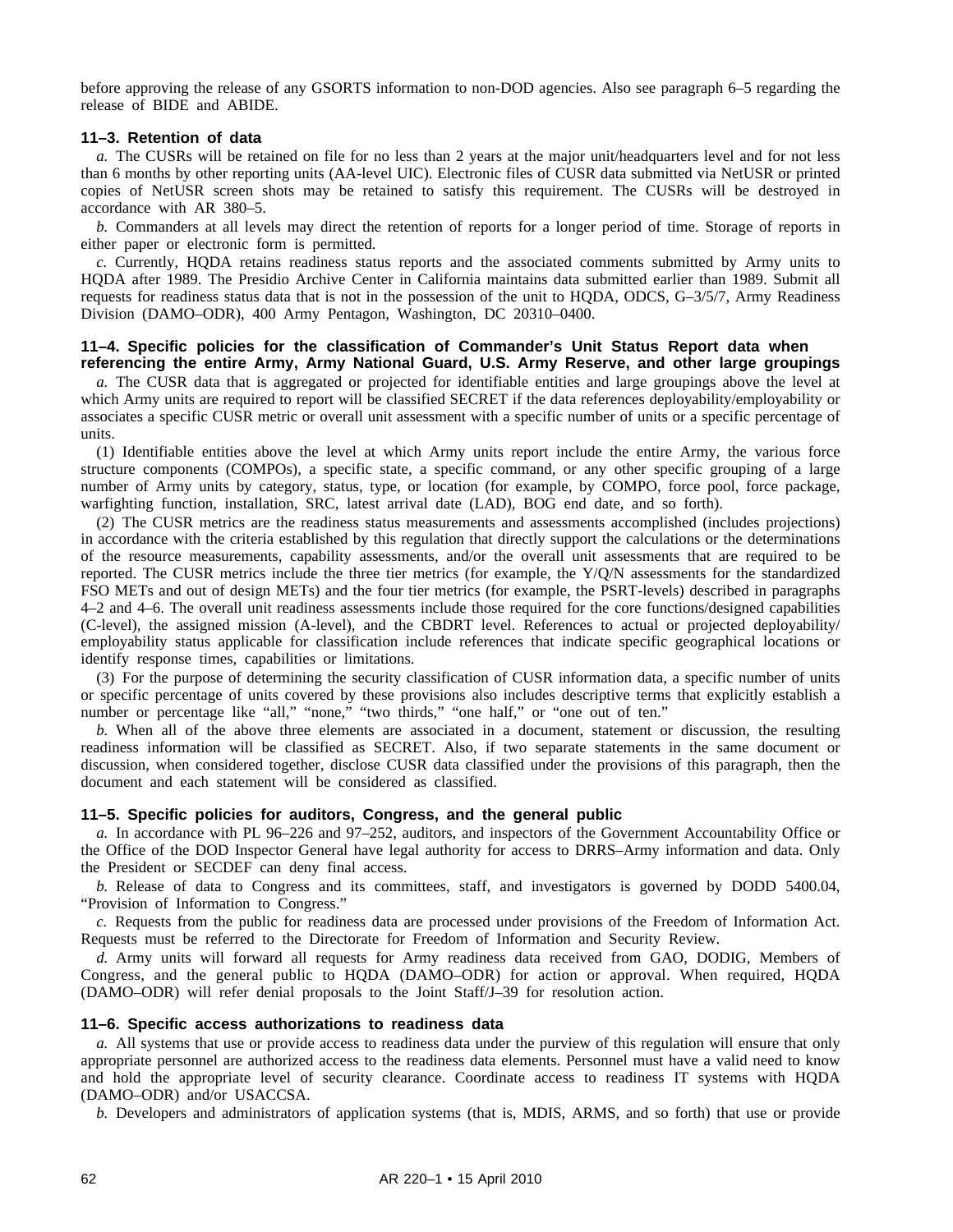before approving the release of any GSORTS information to non-DOD agencies. Also see paragraph 6–5 regarding the release of BIDE and ABIDE.

### 11–3. Retention of data

*a.* The CUSRs will be retained on file for no less than 2 years at the major unit/headquarters level and for not less than 6 months by other reporting units (AA-level UIC). Electronic files of CUSR data submitted via NetUSR or printed copies of NetUSR screen shots may be retained to satisfy this requirement. The CUSRs will be destroyed in accordance with AR 380–5.

*b.* Commanders at all levels may direct the retention of reports for a longer period of time. Storage of reports in either paper or electronic form is permitted.

*c.* Currently, HQDA retains readiness status reports and the associated comments submitted by Army units to HQDA after 1989. The Presidio Archive Center in California maintains data submitted earlier than 1989. Submit all requests for readiness status data that is not in the possession of the unit to HQDA, ODCS, G–3/5/7, Army Readiness Division (DAMO–ODR), 400 Army Pentagon, Washington, DC 20310–0400.

### 11–4. Specific policies for the classification of Commander's Unit Status Report data when referencing the entire Army, Army National Guard, U.S. Army Reserve, and other large groupings

*a.* The CUSR data that is aggregated or projected for identifiable entities and large groupings above the level at which Army units are required to report will be classified SECRET if the data references deployability/employability or associates a specific CUSR metric or overall unit assessment with a specific number of units or a specific percentage of units.

(1) Identifiable entities above the level at which Army units report include the entire Army, the various force structure components (COMPOs), a specific state, a specific command, or any other specific grouping of a large number of Army units by category, status, type, or location (for example, by COMPO, force pool, force package, warfighting function, installation, SRC, latest arrival date (LAD), BOG end date, and so forth).

(2) The CUSR metrics are the readiness status measurements and assessments accomplished (includes projections) in accordance with the criteria established by this regulation that directly support the calculations or the determinations of the resource measurements, capability assessments, and/or the overall unit assessments that are required to be reported. The CUSR metrics include the three tier metrics (for example, the Y/Q/N assessments for the standardized FSO METs and out of design METs) and the four tier metrics (for example, the PSRT-levels) described in paragraphs 4–2 and 4–6. The overall unit readiness assessments include those required for the core functions/designed capabilities (C-level), the assigned mission (A-level), and the CBDRT level. References to actual or projected deployability/ employability status applicable for classification include references that indicate specific geographical locations or identify response times, capabilities or limitations.

(3) For the purpose of determining the security classification of CUSR information data, a specific number of units or specific percentage of units covered by these provisions also includes descriptive terms that explicitly establish a number or percentage like "all," "none," "two thirds," "one half," or "one out of ten."

*b.* When all of the above three elements are associated in a document, statement or discussion, the resulting readiness information will be classified as SECRET. Also, if two separate statements in the same document or discussion, when considered together, disclose CUSR data classified under the provisions of this paragraph, then the document and each statement will be considered as classified.

### 11–5. Specific policies for auditors, Congress, and the general public

*a.* In accordance with PL 96–226 and 97–252, auditors, and inspectors of the Government Accountability Office or the Office of the DOD Inspector General have legal authority for access to DRRS–Army information and data. Only the President or SECDEF can deny final access.

*b.* Release of data to Congress and its committees, staff, and investigators is governed by DODD 5400.04, "Provision of Information to Congress."

*c.* Requests from the public for readiness data are processed under provisions of the Freedom of Information Act. Requests must be referred to the Directorate for Freedom of Information and Security Review.

*d.* Army units will forward all requests for Army readiness data received from GAO, DODIG, Members of Congress, and the general public to HQDA (DAMO–ODR) for action or approval. When required, HQDA (DAMO–ODR) will refer denial proposals to the Joint Staff/J–39 for resolution action.

### 11–6. Specific access authorizations to readiness data

*a.* All systems that use or provide access to readiness data under the purview of this regulation will ensure that only appropriate personnel are authorized access to the readiness data elements. Personnel must have a valid need to know and hold the appropriate level of security clearance. Coordinate access to readiness IT systems with HQDA (DAMO–ODR) and/or USACCSA.

*b.* Developers and administrators of application systems (that is, MDIS, ARMS, and so forth) that use or provide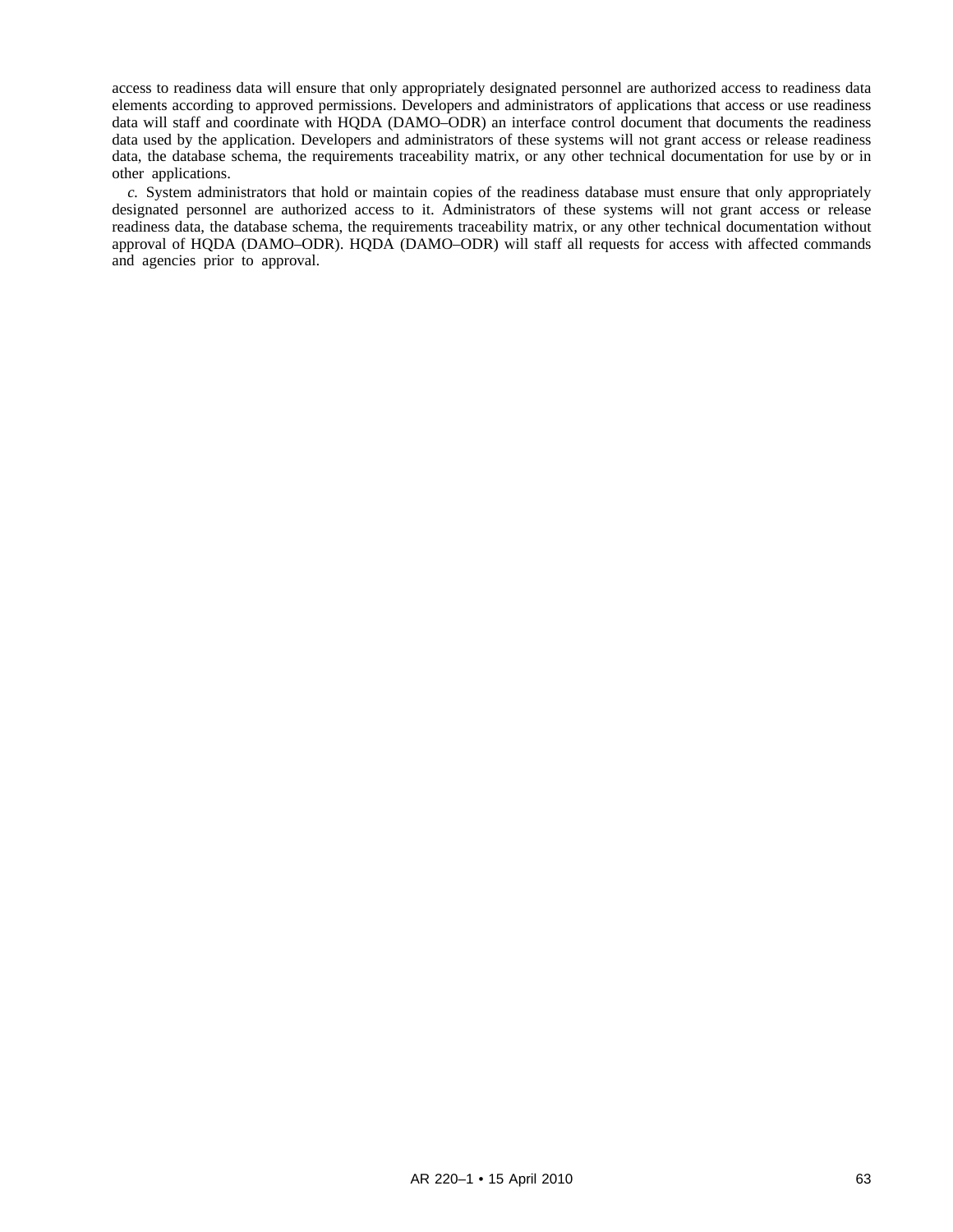access to readiness data will ensure that only appropriately designated personnel are authorized access to readiness data elements according to approved permissions. Developers and administrators of applications that access or use readiness data will staff and coordinate with HQDA (DAMO–ODR) an interface control document that documents the readiness data used by the application. Developers and administrators of these systems will not grant access or release readiness data, the database schema, the requirements traceability matrix, or any other technical documentation for use by or in other applications.

*c.* System administrators that hold or maintain copies of the readiness database must ensure that only appropriately designated personnel are authorized access to it. Administrators of these systems will not grant access or release readiness data, the database schema, the requirements traceability matrix, or any other technical documentation without approval of HQDA (DAMO–ODR). HQDA (DAMO–ODR) will staff all requests for access with affected commands and agencies prior to approval.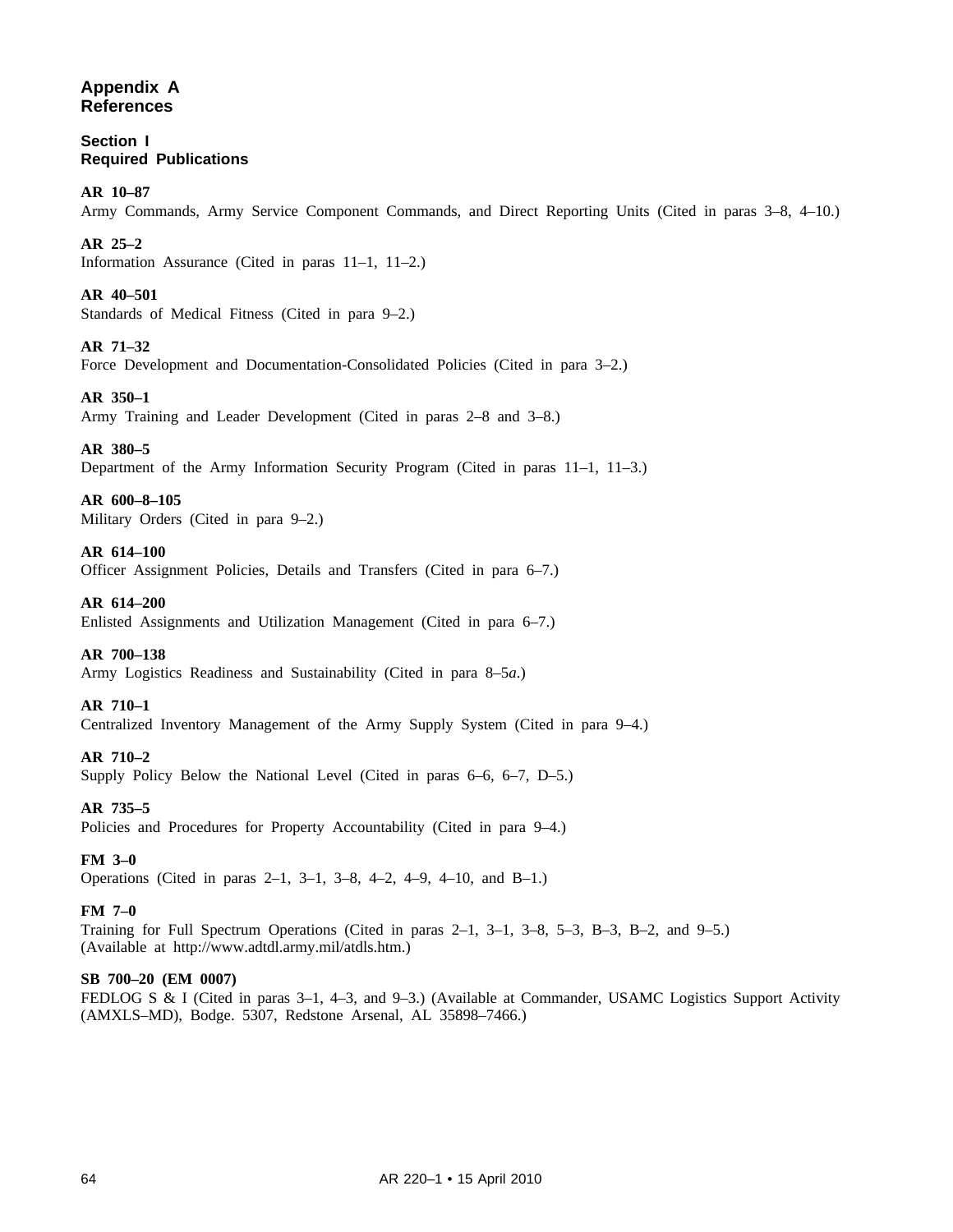# Appendix A
# References

## Section I
## Required Publications

**AR 10–87**
Army Commands, Army Service Component Commands, and Direct Reporting Units (Cited in paras 3–8, 4–10.)

**AR 25–2**
Information Assurance (Cited in paras 11–1, 11–2.)

**AR 40–501**
Standards of Medical Fitness (Cited in para 9–2.)

**AR 71–32**
Force Development and Documentation-Consolidated Policies (Cited in para 3–2.)

**AR 350–1**
Army Training and Leader Development (Cited in paras 2–8 and 3–8.)

**AR 380–5**
Department of the Army Information Security Program (Cited in paras 11–1, 11–3.)

**AR 600–8–105**
Military Orders (Cited in para 9–2.)

**AR 614–100**
Officer Assignment Policies, Details and Transfers (Cited in para 6–7.)

**AR 614–200**
Enlisted Assignments and Utilization Management (Cited in para 6–7.)

**AR 700–138**
Army Logistics Readiness and Sustainability (Cited in para 8–5*a*.)

**AR 710–1**
Centralized Inventory Management of the Army Supply System (Cited in para 9–4.)

**AR 710–2**
Supply Policy Below the National Level (Cited in paras 6–6, 6–7, D–5.)

**AR 735–5**
Policies and Procedures for Property Accountability (Cited in para 9–4.)

**FM 3–0**
Operations (Cited in paras 2–1, 3–1, 3–8, 4–2, 4–9, 4–10, and B–1.)

**FM 7–0**
Training for Full Spectrum Operations (Cited in paras 2–1, 3–1, 3–8, 5–3, B–3, B–2, and 9–5.) (Available at http://www.adtdl.army.mil/atdls.htm.)

**SB 700–20 (EM 0007)**
FEDLOG S & I (Cited in paras 3–1, 4–3, and 9–3.) (Available at Commander, USAMC Logistics Support Activity (AMXLS–MD), Bodge. 5307, Redstone Arsenal, AL 35898–7466.)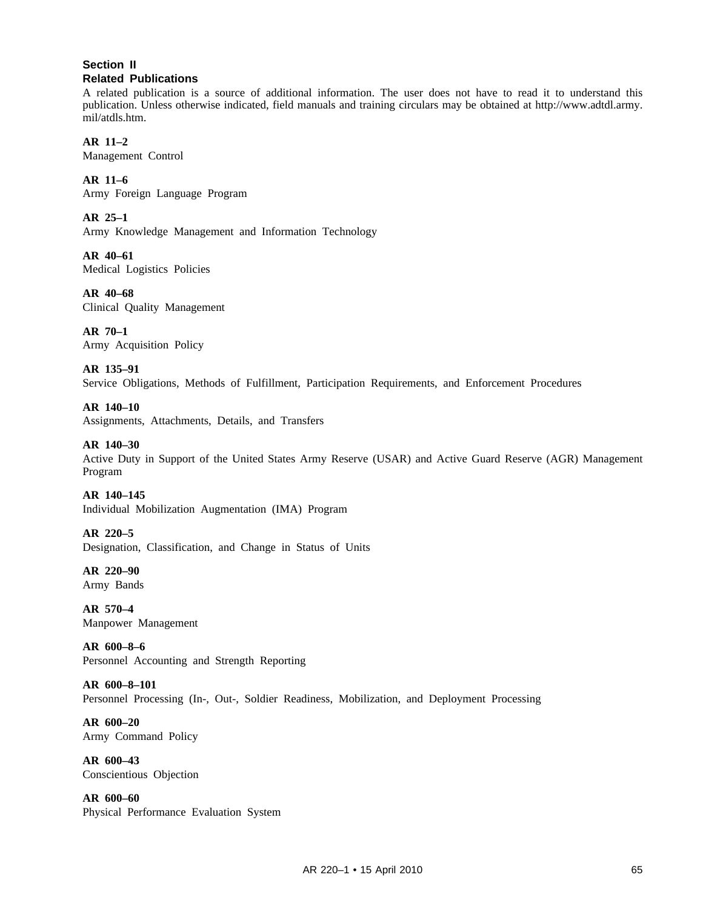## Section II
## Related Publications

A related publication is a source of additional information. The user does not have to read it to understand this publication. Unless otherwise indicated, field manuals and training circulars may be obtained at http://www.adtdl.army.mil/atdls.htm.

**AR 11–2**
Management Control

**AR 11–6**
Army Foreign Language Program

**AR 25–1**
Army Knowledge Management and Information Technology

**AR 40–61**
Medical Logistics Policies

**AR 40–68**
Clinical Quality Management

**AR 70–1**
Army Acquisition Policy

**AR 135–91**
Service Obligations, Methods of Fulfillment, Participation Requirements, and Enforcement Procedures

**AR 140–10**
Assignments, Attachments, Details, and Transfers

**AR 140–30**
Active Duty in Support of the United States Army Reserve (USAR) and Active Guard Reserve (AGR) Management Program

**AR 140–145**
Individual Mobilization Augmentation (IMA) Program

**AR 220–5**
Designation, Classification, and Change in Status of Units

**AR 220–90**
Army Bands

**AR 570–4**
Manpower Management

**AR 600–8–6**
Personnel Accounting and Strength Reporting

**AR 600–8–101**
Personnel Processing (In-, Out-, Soldier Readiness, Mobilization, and Deployment Processing

**AR 600–20**
Army Command Policy

**AR 600–43**
Conscientious Objection

**AR 600–60**
Physical Performance Evaluation System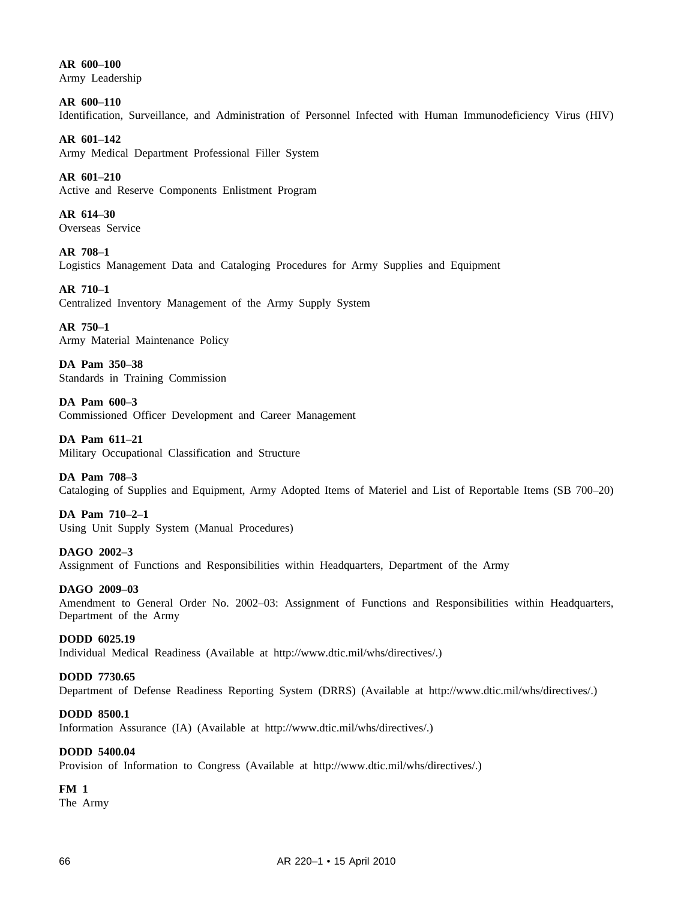**AR 600–100**
Army Leadership

**AR 600–110**
Identification, Surveillance, and Administration of Personnel Infected with Human Immunodeficiency Virus (HIV)

**AR 601–142**
Army Medical Department Professional Filler System

**AR 601–210**
Active and Reserve Components Enlistment Program

**AR 614–30**
Overseas Service

**AR 708–1**
Logistics Management Data and Cataloging Procedures for Army Supplies and Equipment

**AR 710–1**
Centralized Inventory Management of the Army Supply System

**AR 750–1**
Army Material Maintenance Policy

**DA Pam 350–38**
Standards in Training Commission

**DA Pam 600–3**
Commissioned Officer Development and Career Management

**DA Pam 611–21**
Military Occupational Classification and Structure

**DA Pam 708–3**
Cataloging of Supplies and Equipment, Army Adopted Items of Materiel and List of Reportable Items (SB 700–20)

**DA Pam 710–2–1**
Using Unit Supply System (Manual Procedures)

**DAGO 2002–3**
Assignment of Functions and Responsibilities within Headquarters, Department of the Army

**DAGO 2009–03**
Amendment to General Order No. 2002–03: Assignment of Functions and Responsibilities within Headquarters, Department of the Army

**DODD 6025.19**
Individual Medical Readiness (Available at http://www.dtic.mil/whs/directives/.)

**DODD 7730.65**
Department of Defense Readiness Reporting System (DRRS) (Available at http://www.dtic.mil/whs/directives/.)

**DODD 8500.1**
Information Assurance (IA) (Available at http://www.dtic.mil/whs/directives/.)

**DODD 5400.04**
Provision of Information to Congress (Available at http://www.dtic.mil/whs/directives/.)

**FM 1**
The Army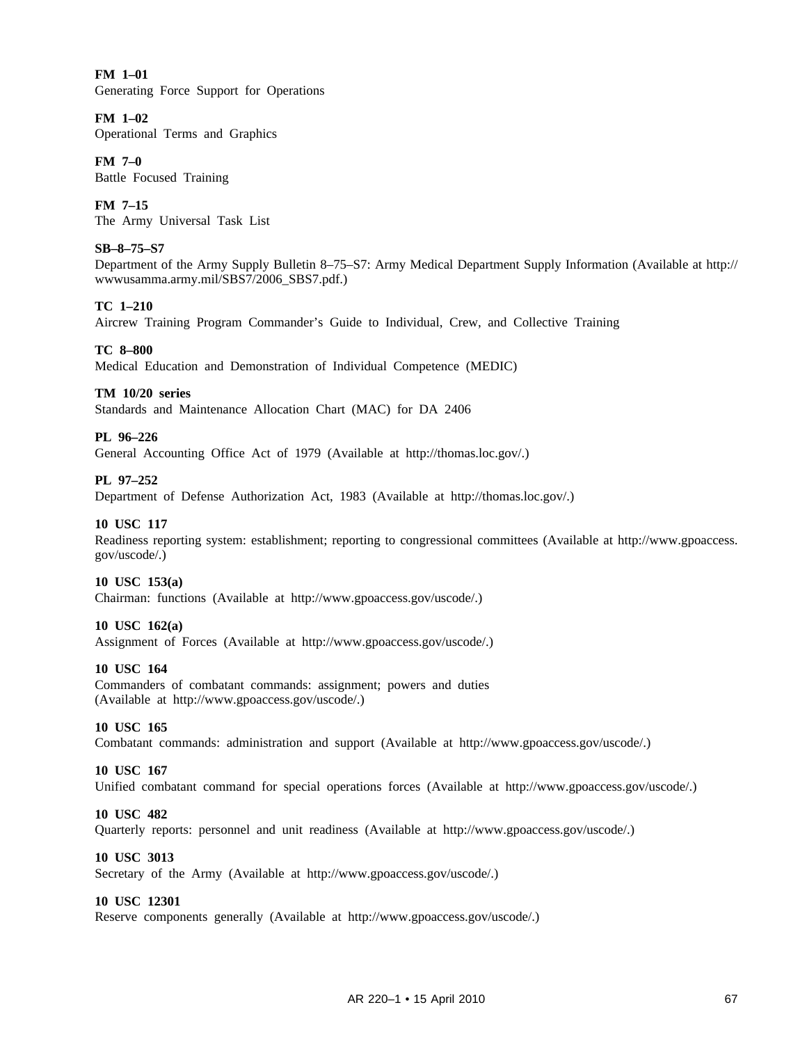**FM 1–01**
Generating Force Support for Operations

**FM 1–02**
Operational Terms and Graphics

**FM 7–0**
Battle Focused Training

**FM 7–15**
The Army Universal Task List

**SB–8–75–S7**
Department of the Army Supply Bulletin 8–75–S7: Army Medical Department Supply Information (Available at http://wwwusamma.army.mil/SBS7/2006_SBS7.pdf.)

**TC 1–210**
Aircrew Training Program Commander's Guide to Individual, Crew, and Collective Training

**TC 8–800**
Medical Education and Demonstration of Individual Competence (MEDIC)

**TM 10/20 series**
Standards and Maintenance Allocation Chart (MAC) for DA 2406

**PL 96–226**
General Accounting Office Act of 1979 (Available at http://thomas.loc.gov/.)

**PL 97–252**
Department of Defense Authorization Act, 1983 (Available at http://thomas.loc.gov/.)

**10 USC 117**
Readiness reporting system: establishment; reporting to congressional committees (Available at http://www.gpoaccess.gov/uscode/.)

**10 USC 153(a)**
Chairman: functions (Available at http://www.gpoaccess.gov/uscode/.)

**10 USC 162(a)**
Assignment of Forces (Available at http://www.gpoaccess.gov/uscode/.)

**10 USC 164**
Commanders of combatant commands: assignment; powers and duties
(Available at http://www.gpoaccess.gov/uscode/.)

**10 USC 165**
Combatant commands: administration and support (Available at http://www.gpoaccess.gov/uscode/.)

**10 USC 167**
Unified combatant command for special operations forces (Available at http://www.gpoaccess.gov/uscode/.)

**10 USC 482**
Quarterly reports: personnel and unit readiness (Available at http://www.gpoaccess.gov/uscode/.)

**10 USC 3013**
Secretary of the Army (Available at http://www.gpoaccess.gov/uscode/.)

**10 USC 12301**
Reserve components generally (Available at http://www.gpoaccess.gov/uscode/.)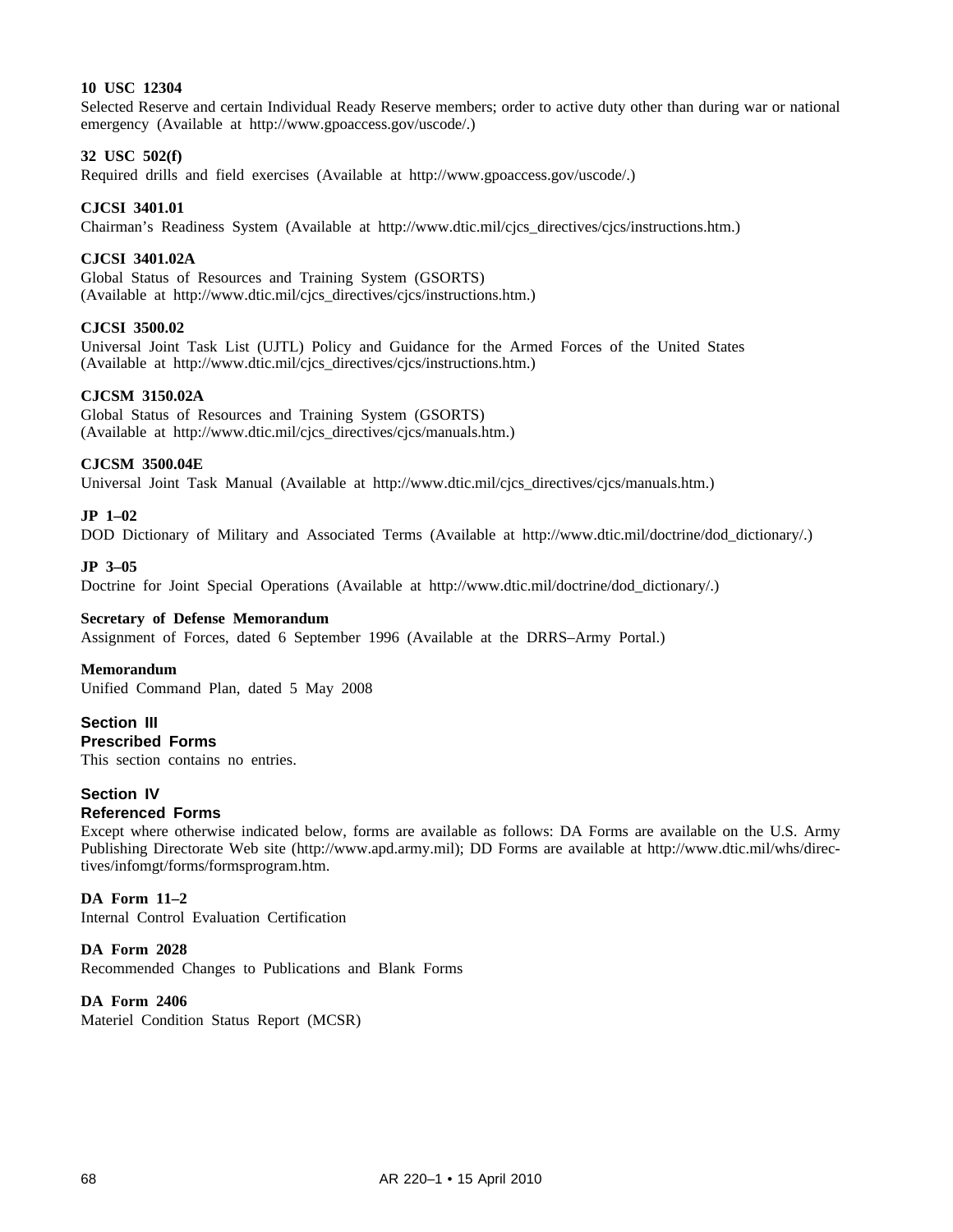**10 USC 12304**
Selected Reserve and certain Individual Ready Reserve members; order to active duty other than during war or national emergency (Available at http://www.gpoaccess.gov/uscode/.)

**32 USC 502(f)**
Required drills and field exercises (Available at http://www.gpoaccess.gov/uscode/.)

**CJCSI 3401.01**
Chairman's Readiness System (Available at http://www.dtic.mil/cjcs_directives/cjcs/instructions.htm.)

**CJCSI 3401.02A**
Global Status of Resources and Training System (GSORTS)
(Available at http://www.dtic.mil/cjcs_directives/cjcs/instructions.htm.)

**CJCSI 3500.02**
Universal Joint Task List (UJTL) Policy and Guidance for the Armed Forces of the United States
(Available at http://www.dtic.mil/cjcs_directives/cjcs/instructions.htm.)

**CJCSM 3150.02A**
Global Status of Resources and Training System (GSORTS)
(Available at http://www.dtic.mil/cjcs_directives/cjcs/manuals.htm.)

**CJCSM 3500.04E**
Universal Joint Task Manual (Available at http://www.dtic.mil/cjcs_directives/cjcs/manuals.htm.)

**JP 1–02**
DOD Dictionary of Military and Associated Terms (Available at http://www.dtic.mil/doctrine/dod_dictionary/.)

**JP 3–05**
Doctrine for Joint Special Operations (Available at http://www.dtic.mil/doctrine/dod_dictionary/.)

**Secretary of Defense Memorandum**
Assignment of Forces, dated 6 September 1996 (Available at the DRRS–Army Portal.)

**Memorandum**
Unified Command Plan, dated 5 May 2008

## Section III
## Prescribed Forms

This section contains no entries.

## Section IV
## Referenced Forms

Except where otherwise indicated below, forms are available as follows: DA Forms are available on the U.S. Army Publishing Directorate Web site (http://www.apd.army.mil); DD Forms are available at http://www.dtic.mil/whs/directives/infomgt/forms/formsprogram.htm.

**DA Form 11–2**
Internal Control Evaluation Certification

**DA Form 2028**
Recommended Changes to Publications and Blank Forms

**DA Form 2406**
Materiel Condition Status Report (MCSR)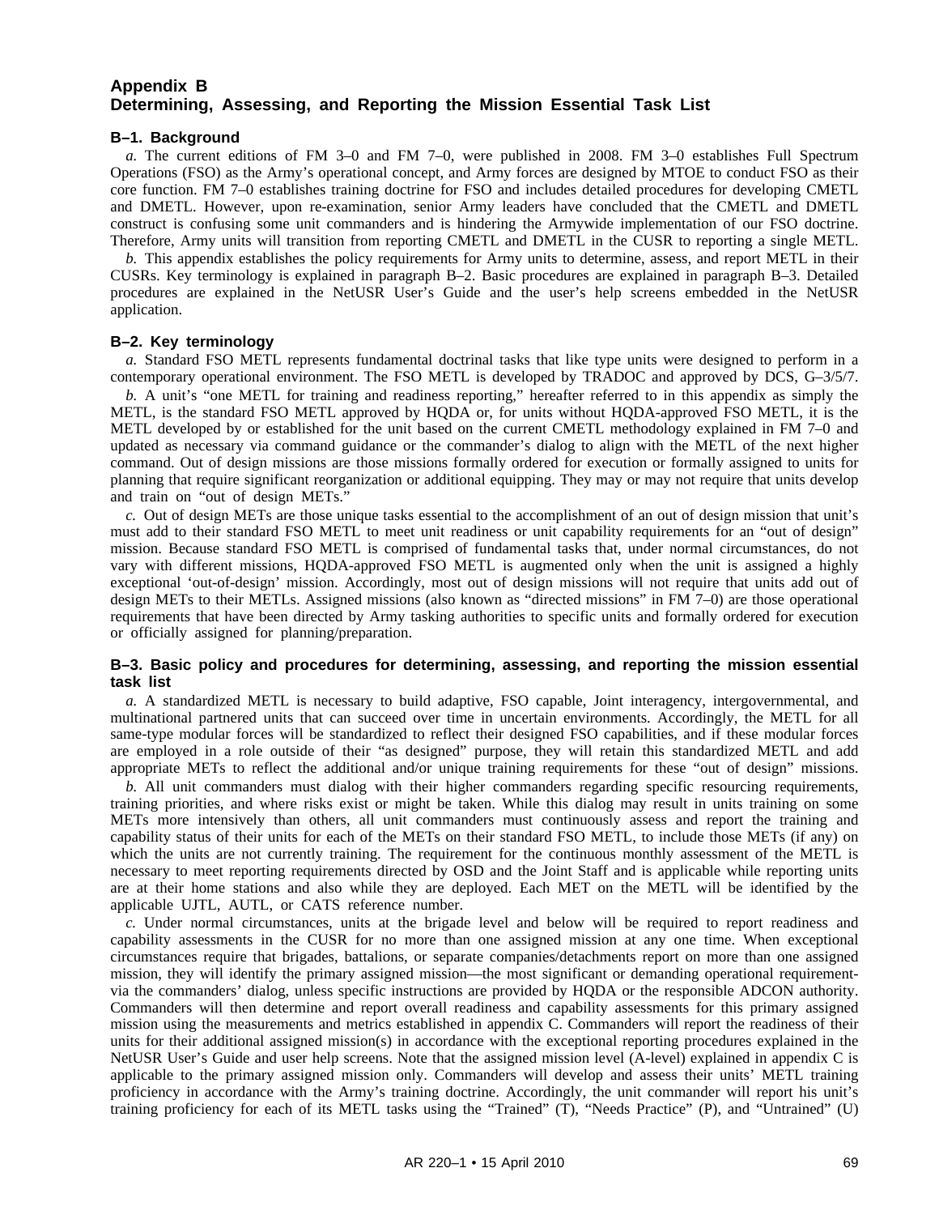## Appendix B
## Determining, Assessing, and Reporting the Mission Essential Task List

### B–1. Background

*a.* The current editions of FM 3–0 and FM 7–0, were published in 2008. FM 3–0 establishes Full Spectrum Operations (FSO) as the Army's operational concept, and Army forces are designed by MTOE to conduct FSO as their core function. FM 7–0 establishes training doctrine for FSO and includes detailed procedures for developing CMETL and DMETL. However, upon re-examination, senior Army leaders have concluded that the CMETL and DMETL construct is confusing some unit commanders and is hindering the Armywide implementation of our FSO doctrine. Therefore, Army units will transition from reporting CMETL and DMETL in the CUSR to reporting a single METL.

*b.* This appendix establishes the policy requirements for Army units to determine, assess, and report METL in their CUSRs. Key terminology is explained in paragraph B–2. Basic procedures are explained in paragraph B–3. Detailed procedures are explained in the NetUSR User's Guide and the user's help screens embedded in the NetUSR application.

### B–2. Key terminology

*a.* Standard FSO METL represents fundamental doctrinal tasks that like type units were designed to perform in a contemporary operational environment. The FSO METL is developed by TRADOC and approved by DCS, G–3/5/7.

*b.* A unit's "one METL for training and readiness reporting," hereafter referred to in this appendix as simply the METL, is the standard FSO METL approved by HQDA or, for units without HQDA-approved FSO METL, it is the METL developed by or established for the unit based on the current CMETL methodology explained in FM 7–0 and updated as necessary via command guidance or the commander's dialog to align with the METL of the next higher command. Out of design missions are those missions formally ordered for execution or formally assigned to units for planning that require significant reorganization or additional equipping. They may or may not require that units develop and train on "out of design METs."

*c.* Out of design METs are those unique tasks essential to the accomplishment of an out of design mission that unit's must add to their standard FSO METL to meet unit readiness or unit capability requirements for an "out of design" mission. Because standard FSO METL is comprised of fundamental tasks that, under normal circumstances, do not vary with different missions, HQDA-approved FSO METL is augmented only when the unit is assigned a highly exceptional 'out-of-design' mission. Accordingly, most out of design missions will not require that units add out of design METs to their METLs. Assigned missions (also known as "directed missions" in FM 7–0) are those operational requirements that have been directed by Army tasking authorities to specific units and formally ordered for execution or officially assigned for planning/preparation.

### B–3. Basic policy and procedures for determining, assessing, and reporting the mission essential task list

*a.* A standardized METL is necessary to build adaptive, FSO capable, Joint interagency, intergovernmental, and multinational partnered units that can succeed over time in uncertain environments. Accordingly, the METL for all same-type modular forces will be standardized to reflect their designed FSO capabilities, and if these modular forces are employed in a role outside of their "as designed" purpose, they will retain this standardized METL and add appropriate METs to reflect the additional and/or unique training requirements for these "out of design" missions.

*b.* All unit commanders must dialog with their higher commanders regarding specific resourcing requirements, training priorities, and where risks exist or might be taken. While this dialog may result in units training on some METs more intensively than others, all unit commanders must continuously assess and report the training and capability status of their units for each of the METs on their standard FSO METL, to include those METs (if any) on which the units are not currently training. The requirement for the continuous monthly assessment of the METL is necessary to meet reporting requirements directed by OSD and the Joint Staff and is applicable while reporting units are at their home stations and also while they are deployed. Each MET on the METL will be identified by the applicable UJTL, AUTL, or CATS reference number.

*c.* Under normal circumstances, units at the brigade level and below will be required to report readiness and capability assessments in the CUSR for no more than one assigned mission at any one time. When exceptional circumstances require that brigades, battalions, or separate companies/detachments report on more than one assigned mission, they will identify the primary assigned mission—the most significant or demanding operational requirement-via the commanders' dialog, unless specific instructions are provided by HQDA or the responsible ADCON authority. Commanders will then determine and report overall readiness and capability assessments for this primary assigned mission using the measurements and metrics established in appendix C. Commanders will report the readiness of their units for their additional assigned mission(s) in accordance with the exceptional reporting procedures explained in the NetUSR User's Guide and user help screens. Note that the assigned mission level (A-level) explained in appendix C is applicable to the primary assigned mission only. Commanders will develop and assess their units' METL training proficiency in accordance with the Army's training doctrine. Accordingly, the unit commander will report his unit's training proficiency for each of its METL tasks using the "Trained" (T), "Needs Practice" (P), and "Untrained" (U)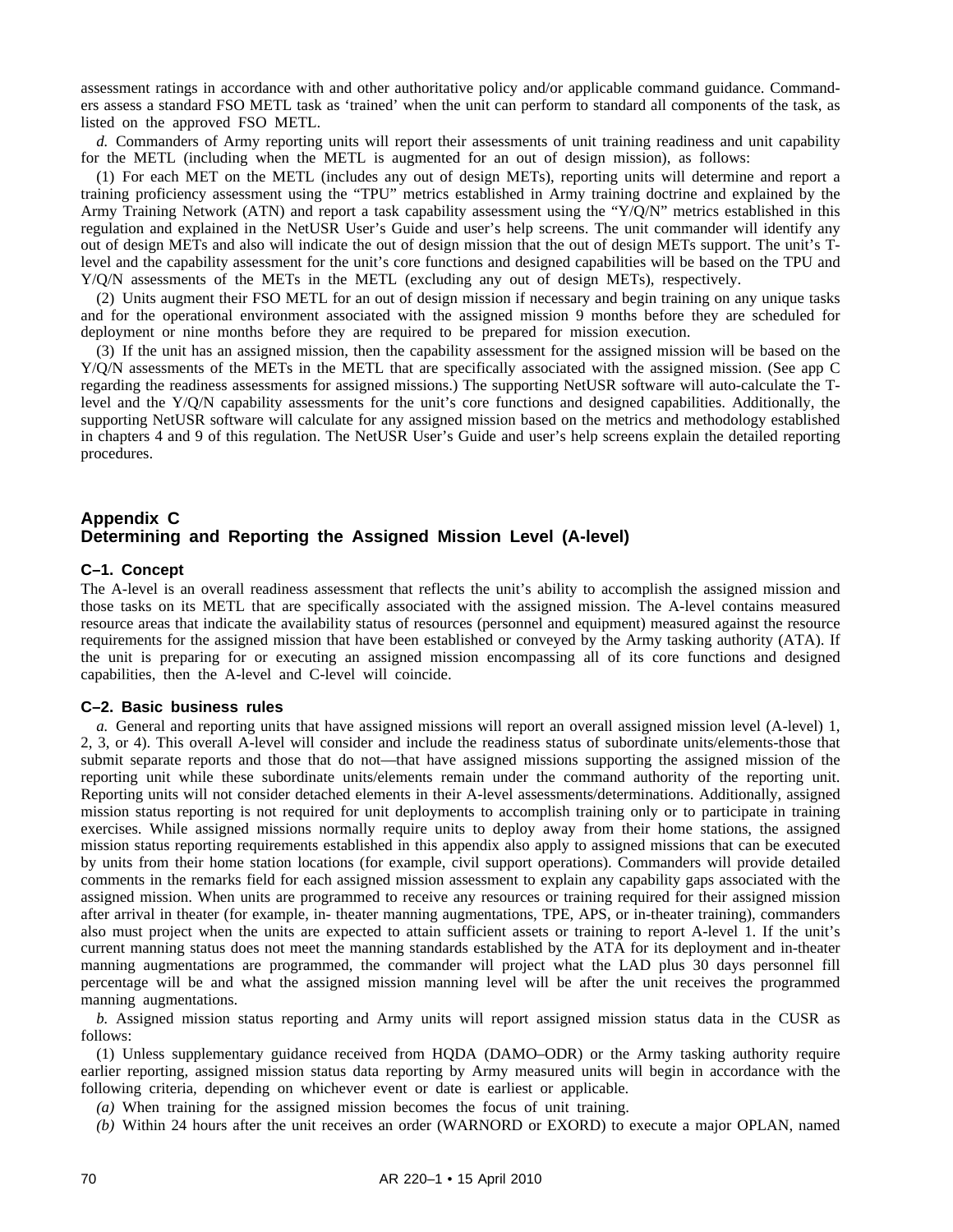assessment ratings in accordance with and other authoritative policy and/or applicable command guidance. Commanders assess a standard FSO METL task as 'trained' when the unit can perform to standard all components of the task, as listed on the approved FSO METL.

*d.* Commanders of Army reporting units will report their assessments of unit training readiness and unit capability for the METL (including when the METL is augmented for an out of design mission), as follows:

(1) For each MET on the METL (includes any out of design METs), reporting units will determine and report a training proficiency assessment using the "TPU" metrics established in Army training doctrine and explained by the Army Training Network (ATN) and report a task capability assessment using the "Y/Q/N" metrics established in this regulation and explained in the NetUSR User's Guide and user's help screens. The unit commander will identify any out of design METs and also will indicate the out of design mission that the out of design METs support. The unit's T-level and the capability assessment for the unit's core functions and designed capabilities will be based on the TPU and Y/Q/N assessments of the METs in the METL (excluding any out of design METs), respectively.

(2) Units augment their FSO METL for an out of design mission if necessary and begin training on any unique tasks and for the operational environment associated with the assigned mission 9 months before they are scheduled for deployment or nine months before they are required to be prepared for mission execution.

(3) If the unit has an assigned mission, then the capability assessment for the assigned mission will be based on the Y/Q/N assessments of the METs in the METL that are specifically associated with the assigned mission. (See app C regarding the readiness assessments for assigned missions.) The supporting NetUSR software will auto-calculate the T-level and the Y/Q/N capability assessments for the unit's core functions and designed capabilities. Additionally, the supporting NetUSR software will calculate for any assigned mission based on the metrics and methodology established in chapters 4 and 9 of this regulation. The NetUSR User's Guide and user's help screens explain the detailed reporting procedures.

## Appendix C
## Determining and Reporting the Assigned Mission Level (A-level)

### C–1. Concept

The A-level is an overall readiness assessment that reflects the unit's ability to accomplish the assigned mission and those tasks on its METL that are specifically associated with the assigned mission. The A-level contains measured resource areas that indicate the availability status of resources (personnel and equipment) measured against the resource requirements for the assigned mission that have been established or conveyed by the Army tasking authority (ATA). If the unit is preparing for or executing an assigned mission encompassing all of its core functions and designed capabilities, then the A-level and C-level will coincide.

### C–2. Basic business rules

*a.* General and reporting units that have assigned missions will report an overall assigned mission level (A-level) 1, 2, 3, or 4). This overall A-level will consider and include the readiness status of subordinate units/elements-those that submit separate reports and those that do not—that have assigned missions supporting the assigned mission of the reporting unit while these subordinate units/elements remain under the command authority of the reporting unit. Reporting units will not consider detached elements in their A-level assessments/determinations. Additionally, assigned mission status reporting is not required for unit deployments to accomplish training only or to participate in training exercises. While assigned missions normally require units to deploy away from their home stations, the assigned mission status reporting requirements established in this appendix also apply to assigned missions that can be executed by units from their home station locations (for example, civil support operations). Commanders will provide detailed comments in the remarks field for each assigned mission assessment to explain any capability gaps associated with the assigned mission. When units are programmed to receive any resources or training required for their assigned mission after arrival in theater (for example, in- theater manning augmentations, TPE, APS, or in-theater training), commanders also must project when the units are expected to attain sufficient assets or training to report A-level 1. If the unit's current manning status does not meet the manning standards established by the ATA for its deployment and in-theater manning augmentations are programmed, the commander will project what the LAD plus 30 days personnel fill percentage will be and what the assigned mission manning level will be after the unit receives the programmed manning augmentations.

*b.* Assigned mission status reporting and Army units will report assigned mission status data in the CUSR as follows:

(1) Unless supplementary guidance received from HQDA (DAMO–ODR) or the Army tasking authority require earlier reporting, assigned mission status data reporting by Army measured units will begin in accordance with the following criteria, depending on whichever event or date is earliest or applicable.

*(a)* When training for the assigned mission becomes the focus of unit training.

*(b)* Within 24 hours after the unit receives an order (WARNORD or EXORD) to execute a major OPLAN, named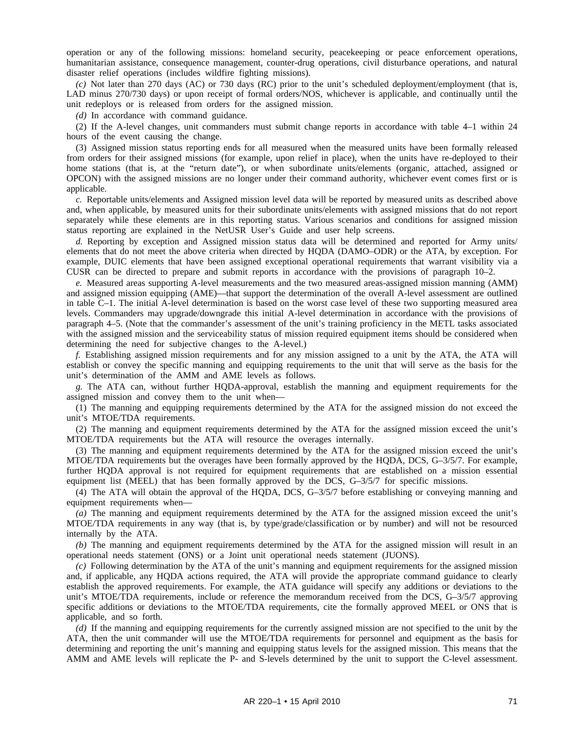operation or any of the following missions: homeland security, peacekeeping or peace enforcement operations, humanitarian assistance, consequence management, counter-drug operations, civil disturbance operations, and natural disaster relief operations (includes wildfire fighting missions).

*(c)* Not later than 270 days (AC) or 730 days (RC) prior to the unit's scheduled deployment/employment (that is, LAD minus 270/730 days) or upon receipt of formal orders/NOS, whichever is applicable, and continually until the unit redeploys or is released from orders for the assigned mission.

*(d)* In accordance with command guidance.

(2) If the A-level changes, unit commanders must submit change reports in accordance with table 4–1 within 24 hours of the event causing the change.

(3) Assigned mission status reporting ends for all measured when the measured units have been formally released from orders for their assigned missions (for example, upon relief in place), when the units have re-deployed to their home stations (that is, at the "return date"), or when subordinate units/elements (organic, attached, assigned or OPCON) with the assigned missions are no longer under their command authority, whichever event comes first or is applicable.

*c.* Reportable units/elements and Assigned mission level data will be reported by measured units as described above and, when applicable, by measured units for their subordinate units/elements with assigned missions that do not report separately while these elements are in this reporting status. Various scenarios and conditions for assigned mission status reporting are explained in the NetUSR User's Guide and user help screens.

*d.* Reporting by exception and Assigned mission status data will be determined and reported for Army units/elements that do not meet the above criteria when directed by HQDA (DAMO–ODR) or the ATA, by exception. For example, DUIC elements that have been assigned exceptional operational requirements that warrant visibility via a CUSR can be directed to prepare and submit reports in accordance with the provisions of paragraph 10–2.

*e.* Measured areas supporting A-level measurements and the two measured areas-assigned mission manning (AMM) and assigned mission equipping (AME)—that support the determination of the overall A-level assessment are outlined in table C–1. The initial A-level determination is based on the worst case level of these two supporting measured area levels. Commanders may upgrade/downgrade this initial A-level determination in accordance with the provisions of paragraph 4–5. (Note that the commander's assessment of the unit's training proficiency in the METL tasks associated with the assigned mission and the serviceability status of mission required equipment items should be considered when determining the need for subjective changes to the A-level.)

*f.* Establishing assigned mission requirements and for any mission assigned to a unit by the ATA, the ATA will establish or convey the specific manning and equipping requirements to the unit that will serve as the basis for the unit's determination of the AMM and AME levels as follows.

*g.* The ATA can, without further HQDA-approval, establish the manning and equipment requirements for the assigned mission and convey them to the unit when—

(1) The manning and equipping requirements determined by the ATA for the assigned mission do not exceed the unit's MTOE/TDA requirements.

(2) The manning and equipment requirements determined by the ATA for the assigned mission exceed the unit's MTOE/TDA requirements but the ATA will resource the overages internally.

(3) The manning and equipment requirements determined by the ATA for the assigned mission exceed the unit's MTOE/TDA requirements but the overages have been formally approved by the HQDA, DCS, G–3/5/7. For example, further HQDA approval is not required for equipment requirements that are established on a mission essential equipment list (MEEL) that has been formally approved by the DCS, G–3/5/7 for specific missions.

(4) The ATA will obtain the approval of the HQDA, DCS, G–3/5/7 before establishing or conveying manning and equipment requirements when—

*(a)* The manning and equipment requirements determined by the ATA for the assigned mission exceed the unit's MTOE/TDA requirements in any way (that is, by type/grade/classification or by number) and will not be resourced internally by the ATA.

*(b)* The manning and equipment requirements determined by the ATA for the assigned mission will result in an operational needs statement (ONS) or a Joint unit operational needs statement (JUONS).

*(c)* Following determination by the ATA of the unit's manning and equipment requirements for the assigned mission and, if applicable, any HQDA actions required, the ATA will provide the appropriate command guidance to clearly establish the approved requirements. For example, the ATA guidance will specify any additions or deviations to the unit's MTOE/TDA requirements, include or reference the memorandum received from the DCS, G–3/5/7 approving specific additions or deviations to the MTOE/TDA requirements, cite the formally approved MEEL or ONS that is applicable, and so forth.

*(d)* If the manning and equipping requirements for the currently assigned mission are not specified to the unit by the ATA, then the unit commander will use the MTOE/TDA requirements for personnel and equipment as the basis for determining and reporting the unit's manning and equipping status levels for the assigned mission. This means that the AMM and AME levels will replicate the P- and S-levels determined by the unit to support the C-level assessment.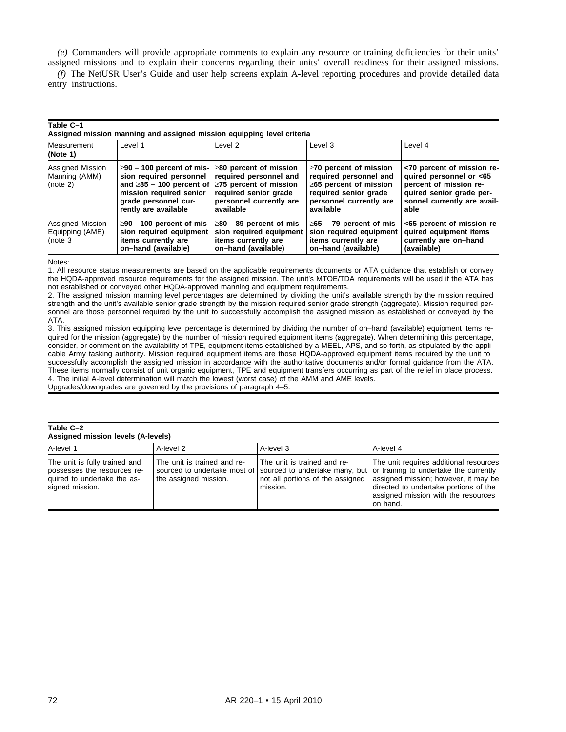*(e)* Commanders will provide appropriate comments to explain any resource or training deficiencies for their units' assigned missions and to explain their concerns regarding their units' overall readiness for their assigned missions.

*(f)* The NetUSR User's Guide and user help screens explain A-level reporting procedures and provide detailed data entry instructions.

**Table C–1**
**Assigned mission manning and assigned mission equipping level criteria**

| Measurement **(Note 1)** | Level 1 | Level 2 | Level 3 | Level 4 |
|---|---|---|---|---|
| Assigned Mission Manning (AMM) (note 2) | **≥90 – 100 percent of mission required personnel and ≥85 – 100 percent of mission required senior grade personnel currently are available** | **≥80 percent of mission required personnel and ≥75 percent of mission required senior grade personnel currently are available** | **≥70 percent of mission required personnel and ≥65 percent of mission required senior grade personnel currently are available** | **<70 percent of mission required personnel or <65 percent of mission required senior grade personnel currently are available** |
| Assigned Mission Equipping (AME) (note 3 | **≥90 - 100 percent of mission required equipment items currently are on–hand (available)** | **≥80 - 89 percent of mission required equipment items currently are on–hand (available)** | **≥65 – 79 percent of mission required equipment items currently are on–hand (available)** | **<65 percent of mission required equipment items currently are on–hand (available)** |

Notes:
1. All resource status measurements are based on the applicable requirements documents or ATA guidance that establish or convey the HQDA-approved resource requirements for the assigned mission. The unit's MTOE/TDA requirements will be used if the ATA has not established or conveyed other HQDA-approved manning and equipment requirements.
2. The assigned mission manning level percentages are determined by dividing the unit's available strength by the mission required strength and the unit's available senior grade strength by the mission required senior grade strength (aggregate). Mission required personnel are those personnel required by the unit to successfully accomplish the assigned mission as established or conveyed by the ATA.
3. This assigned mission equipping level percentage is determined by dividing the number of on–hand (available) equipment items required for the mission (aggregate) by the number of mission required equipment items (aggregate). When determining this percentage, consider, or comment on the availability of TPE, equipment items established by a MEEL, APS, and so forth, as stipulated by the applicable Army tasking authority. Mission required equipment items are those HQDA-approved equipment items required by the unit to successfully accomplish the assigned mission in accordance with the authoritative documents and/or formal guidance from the ATA. These items normally consist of unit organic equipment, TPE and equipment transfers occurring as part of the relief in place process.
4. The initial A-level determination will match the lowest (worst case) of the AMM and AME levels.
Upgrades/downgrades are governed by the provisions of paragraph 4–5.

**Table C–2**
**Assigned mission levels (A-levels)**

| A-level 1 | A-level 2 | A-level 3 | A-level 4 |
|---|---|---|---|
| The unit is fully trained and possesses the resources required to undertake the assigned mission. | The unit is trained and resourced to undertake most of the assigned mission. | The unit is trained and resourced to undertake many, but not all portions of the assigned mission. | The unit requires additional resources or training to undertake the currently assigned mission; however, it may be directed to undertake portions of the assigned mission with the resources on hand. |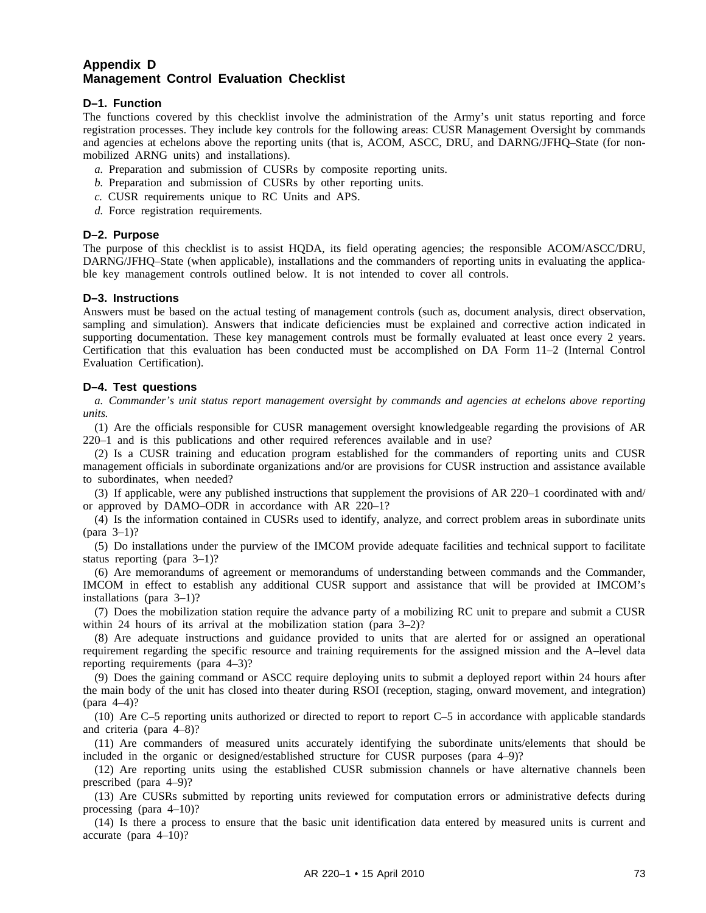# Appendix D
# Management Control Evaluation Checklist

### D–1. Function

The functions covered by this checklist involve the administration of the Army's unit status reporting and force registration processes. They include key controls for the following areas: CUSR Management Oversight by commands and agencies at echelons above the reporting units (that is, ACOM, ASCC, DRU, and DARNG/JFHQ–State (for non-mobilized ARNG units) and installations).

*a.* Preparation and submission of CUSRs by composite reporting units.

*b.* Preparation and submission of CUSRs by other reporting units.

*c.* CUSR requirements unique to RC Units and APS.

*d.* Force registration requirements.

### D–2. Purpose

The purpose of this checklist is to assist HQDA, its field operating agencies; the responsible ACOM/ASCC/DRU, DARNG/JFHQ–State (when applicable), installations and the commanders of reporting units in evaluating the applicable key management controls outlined below. It is not intended to cover all controls.

### D–3. Instructions

Answers must be based on the actual testing of management controls (such as, document analysis, direct observation, sampling and simulation). Answers that indicate deficiencies must be explained and corrective action indicated in supporting documentation. These key management controls must be formally evaluated at least once every 2 years. Certification that this evaluation has been conducted must be accomplished on DA Form 11–2 (Internal Control Evaluation Certification).

### D–4. Test questions

*a. Commander's unit status report management oversight by commands and agencies at echelons above reporting units.*

(1) Are the officials responsible for CUSR management oversight knowledgeable regarding the provisions of AR 220–1 and is this publications and other required references available and in use?

(2) Is a CUSR training and education program established for the commanders of reporting units and CUSR management officials in subordinate organizations and/or are provisions for CUSR instruction and assistance available to subordinates, when needed?

(3) If applicable, were any published instructions that supplement the provisions of AR 220–1 coordinated with and/or approved by DAMO–ODR in accordance with AR 220–1?

(4) Is the information contained in CUSRs used to identify, analyze, and correct problem areas in subordinate units (para 3–1)?

(5) Do installations under the purview of the IMCOM provide adequate facilities and technical support to facilitate status reporting (para 3–1)?

(6) Are memorandums of agreement or memorandums of understanding between commands and the Commander, IMCOM in effect to establish any additional CUSR support and assistance that will be provided at IMCOM's installations (para 3–1)?

(7) Does the mobilization station require the advance party of a mobilizing RC unit to prepare and submit a CUSR within 24 hours of its arrival at the mobilization station (para 3–2)?

(8) Are adequate instructions and guidance provided to units that are alerted for or assigned an operational requirement regarding the specific resource and training requirements for the assigned mission and the A–level data reporting requirements (para 4–3)?

(9) Does the gaining command or ASCC require deploying units to submit a deployed report within 24 hours after the main body of the unit has closed into theater during RSOI (reception, staging, onward movement, and integration) (para 4–4)?

(10) Are C–5 reporting units authorized or directed to report to report C–5 in accordance with applicable standards and criteria (para 4–8)?

(11) Are commanders of measured units accurately identifying the subordinate units/elements that should be included in the organic or designed/established structure for CUSR purposes (para 4–9)?

(12) Are reporting units using the established CUSR submission channels or have alternative channels been prescribed (para 4–9)?

(13) Are CUSRs submitted by reporting units reviewed for computation errors or administrative defects during processing (para 4–10)?

(14) Is there a process to ensure that the basic unit identification data entered by measured units is current and accurate (para 4–10)?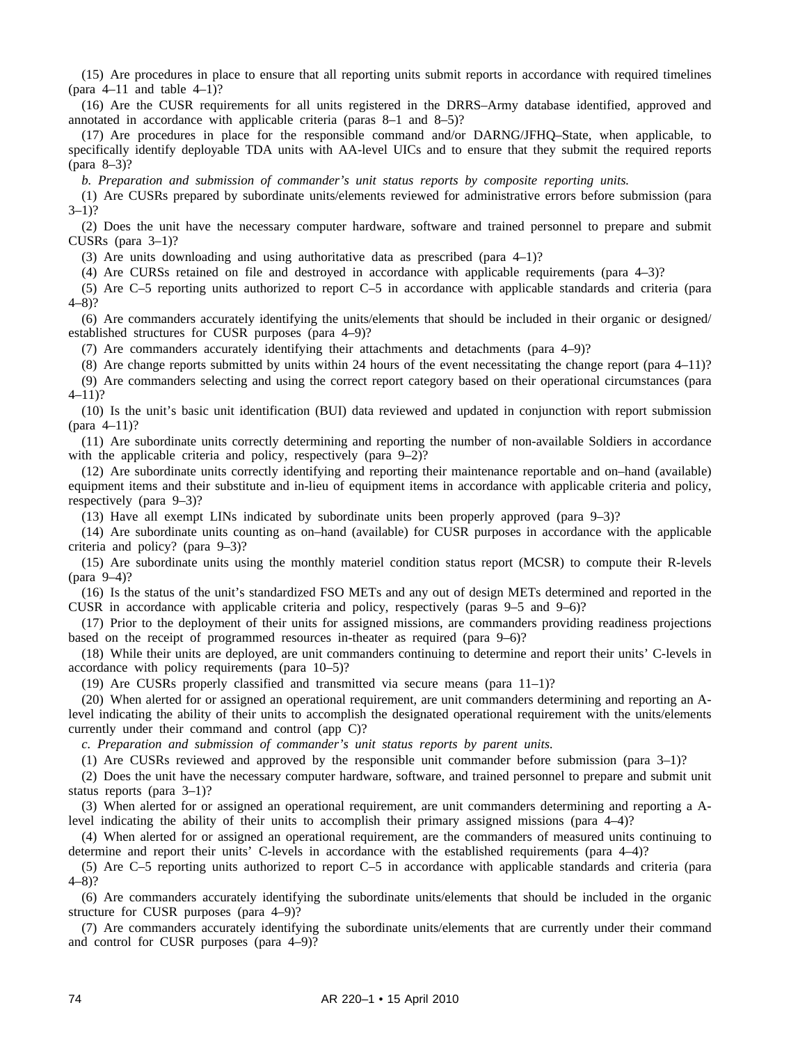(15) Are procedures in place to ensure that all reporting units submit reports in accordance with required timelines (para 4–11 and table 4–1)?

(16) Are the CUSR requirements for all units registered in the DRRS–Army database identified, approved and annotated in accordance with applicable criteria (paras 8–1 and 8–5)?

(17) Are procedures in place for the responsible command and/or DARNG/JFHQ–State, when applicable, to specifically identify deployable TDA units with AA-level UICs and to ensure that they submit the required reports (para 8–3)?

*b. Preparation and submission of commander's unit status reports by composite reporting units.*

(1) Are CUSRs prepared by subordinate units/elements reviewed for administrative errors before submission (para 3–1)?

(2) Does the unit have the necessary computer hardware, software and trained personnel to prepare and submit CUSRs (para 3–1)?

(3) Are units downloading and using authoritative data as prescribed (para 4–1)?

(4) Are CURSs retained on file and destroyed in accordance with applicable requirements (para 4–3)?

(5) Are C–5 reporting units authorized to report C–5 in accordance with applicable standards and criteria (para 4–8)?

(6) Are commanders accurately identifying the units/elements that should be included in their organic or designed/established structures for CUSR purposes (para 4–9)?

(7) Are commanders accurately identifying their attachments and detachments (para 4–9)?

(8) Are change reports submitted by units within 24 hours of the event necessitating the change report (para 4–11)?

(9) Are commanders selecting and using the correct report category based on their operational circumstances (para 4–11)?

(10) Is the unit's basic unit identification (BUI) data reviewed and updated in conjunction with report submission (para 4–11)?

(11) Are subordinate units correctly determining and reporting the number of non-available Soldiers in accordance with the applicable criteria and policy, respectively (para 9–2)?

(12) Are subordinate units correctly identifying and reporting their maintenance reportable and on–hand (available) equipment items and their substitute and in-lieu of equipment items in accordance with applicable criteria and policy, respectively (para 9–3)?

(13) Have all exempt LINs indicated by subordinate units been properly approved (para 9–3)?

(14) Are subordinate units counting as on–hand (available) for CUSR purposes in accordance with the applicable criteria and policy? (para 9–3)?

(15) Are subordinate units using the monthly materiel condition status report (MCSR) to compute their R-levels (para 9–4)?

(16) Is the status of the unit's standardized FSO METs and any out of design METs determined and reported in the CUSR in accordance with applicable criteria and policy, respectively (paras 9–5 and 9–6)?

(17) Prior to the deployment of their units for assigned missions, are commanders providing readiness projections based on the receipt of programmed resources in-theater as required (para 9–6)?

(18) While their units are deployed, are unit commanders continuing to determine and report their units' C-levels in accordance with policy requirements (para 10–5)?

(19) Are CUSRs properly classified and transmitted via secure means (para 11–1)?

(20) When alerted for or assigned an operational requirement, are unit commanders determining and reporting an A-level indicating the ability of their units to accomplish the designated operational requirement with the units/elements currently under their command and control (app C)?

*c. Preparation and submission of commander's unit status reports by parent units.*

(1) Are CUSRs reviewed and approved by the responsible unit commander before submission (para 3–1)?

(2) Does the unit have the necessary computer hardware, software, and trained personnel to prepare and submit unit status reports (para 3–1)?

(3) When alerted for or assigned an operational requirement, are unit commanders determining and reporting a A-level indicating the ability of their units to accomplish their primary assigned missions (para 4–4)?

(4) When alerted for or assigned an operational requirement, are the commanders of measured units continuing to determine and report their units' C-levels in accordance with the established requirements (para 4–4)?

(5) Are C–5 reporting units authorized to report C–5 in accordance with applicable standards and criteria (para 4–8)?

(6) Are commanders accurately identifying the subordinate units/elements that should be included in the organic structure for CUSR purposes (para 4–9)?

(7) Are commanders accurately identifying the subordinate units/elements that are currently under their command and control for CUSR purposes (para 4–9)?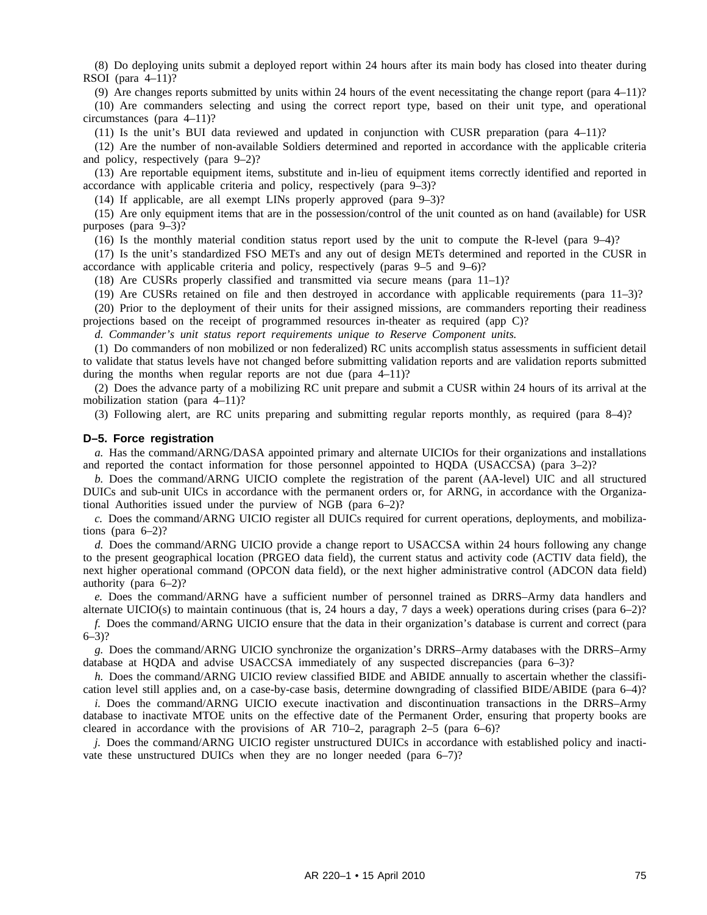(8) Do deploying units submit a deployed report within 24 hours after its main body has closed into theater during RSOI (para 4–11)?

(9) Are changes reports submitted by units within 24 hours of the event necessitating the change report (para 4–11)?

(10) Are commanders selecting and using the correct report type, based on their unit type, and operational circumstances (para 4–11)?

(11) Is the unit's BUI data reviewed and updated in conjunction with CUSR preparation (para 4–11)?

(12) Are the number of non-available Soldiers determined and reported in accordance with the applicable criteria and policy, respectively (para 9–2)?

(13) Are reportable equipment items, substitute and in-lieu of equipment items correctly identified and reported in accordance with applicable criteria and policy, respectively (para 9–3)?

(14) If applicable, are all exempt LINs properly approved (para 9–3)?

(15) Are only equipment items that are in the possession/control of the unit counted as on hand (available) for USR purposes (para 9–3)?

(16) Is the monthly material condition status report used by the unit to compute the R-level (para 9–4)?

(17) Is the unit's standardized FSO METs and any out of design METs determined and reported in the CUSR in accordance with applicable criteria and policy, respectively (paras 9–5 and 9–6)?

(18) Are CUSRs properly classified and transmitted via secure means (para 11–1)?

(19) Are CUSRs retained on file and then destroyed in accordance with applicable requirements (para 11–3)?

(20) Prior to the deployment of their units for their assigned missions, are commanders reporting their readiness projections based on the receipt of programmed resources in-theater as required (app C)?

*d. Commander's unit status report requirements unique to Reserve Component units.*

(1) Do commanders of non mobilized or non federalized) RC units accomplish status assessments in sufficient detail to validate that status levels have not changed before submitting validation reports and are validation reports submitted during the months when regular reports are not due (para 4–11)?

(2) Does the advance party of a mobilizing RC unit prepare and submit a CUSR within 24 hours of its arrival at the mobilization station (para 4–11)?

(3) Following alert, are RC units preparing and submitting regular reports monthly, as required (para 8–4)?

### D–5. Force registration

*a.* Has the command/ARNG/DASA appointed primary and alternate UICIOs for their organizations and installations and reported the contact information for those personnel appointed to HQDA (USACCSA) (para 3–2)?

*b.* Does the command/ARNG UICIO complete the registration of the parent (AA-level) UIC and all structured DUICs and sub-unit UICs in accordance with the permanent orders or, for ARNG, in accordance with the Organizational Authorities issued under the purview of NGB (para 6–2)?

*c.* Does the command/ARNG UICIO register all DUICs required for current operations, deployments, and mobilizations (para 6–2)?

*d.* Does the command/ARNG UICIO provide a change report to USACCSA within 24 hours following any change to the present geographical location (PRGEO data field), the current status and activity code (ACTIV data field), the next higher operational command (OPCON data field), or the next higher administrative control (ADCON data field) authority (para 6–2)?

*e.* Does the command/ARNG have a sufficient number of personnel trained as DRRS–Army data handlers and alternate UICIO(s) to maintain continuous (that is, 24 hours a day, 7 days a week) operations during crises (para 6–2)?

*f.* Does the command/ARNG UICIO ensure that the data in their organization's database is current and correct (para 6–3)?

*g.* Does the command/ARNG UICIO synchronize the organization's DRRS–Army databases with the DRRS–Army database at HQDA and advise USACCSA immediately of any suspected discrepancies (para 6–3)?

*h.* Does the command/ARNG UICIO review classified BIDE and ABIDE annually to ascertain whether the classification level still applies and, on a case-by-case basis, determine downgrading of classified BIDE/ABIDE (para 6–4)?

*i.* Does the command/ARNG UICIO execute inactivation and discontinuation transactions in the DRRS–Army database to inactivate MTOE units on the effective date of the Permanent Order, ensuring that property books are cleared in accordance with the provisions of AR 710–2, paragraph 2–5 (para 6–6)?

*j.* Does the command/ARNG UICIO register unstructured DUICs in accordance with established policy and inactivate these unstructured DUICs when they are no longer needed (para 6–7)?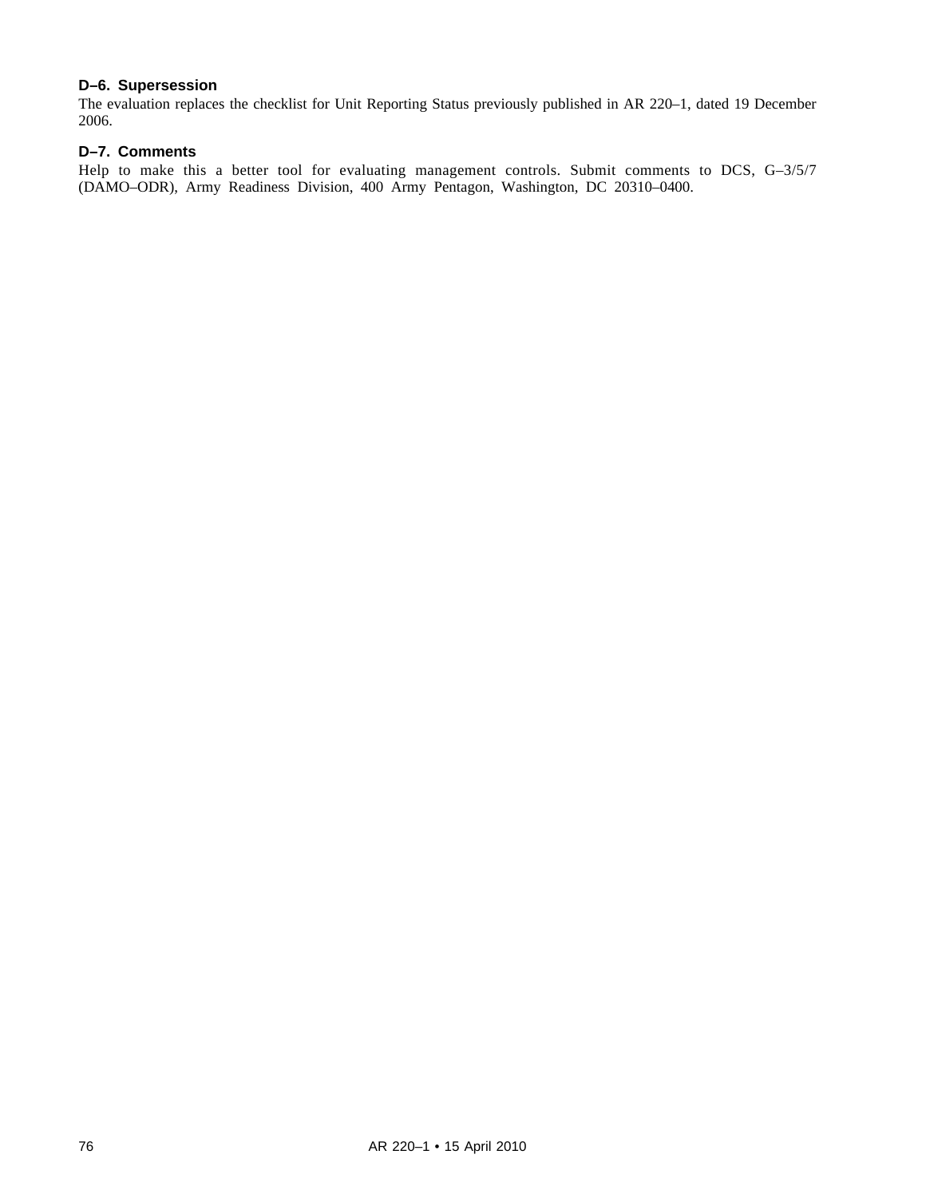### D–6. Supersession

The evaluation replaces the checklist for Unit Reporting Status previously published in AR 220–1, dated 19 December 2006.

### D–7. Comments

Help to make this a better tool for evaluating management controls. Submit comments to DCS, G–3/5/7 (DAMO–ODR), Army Readiness Division, 400 Army Pentagon, Washington, DC 20310–0400.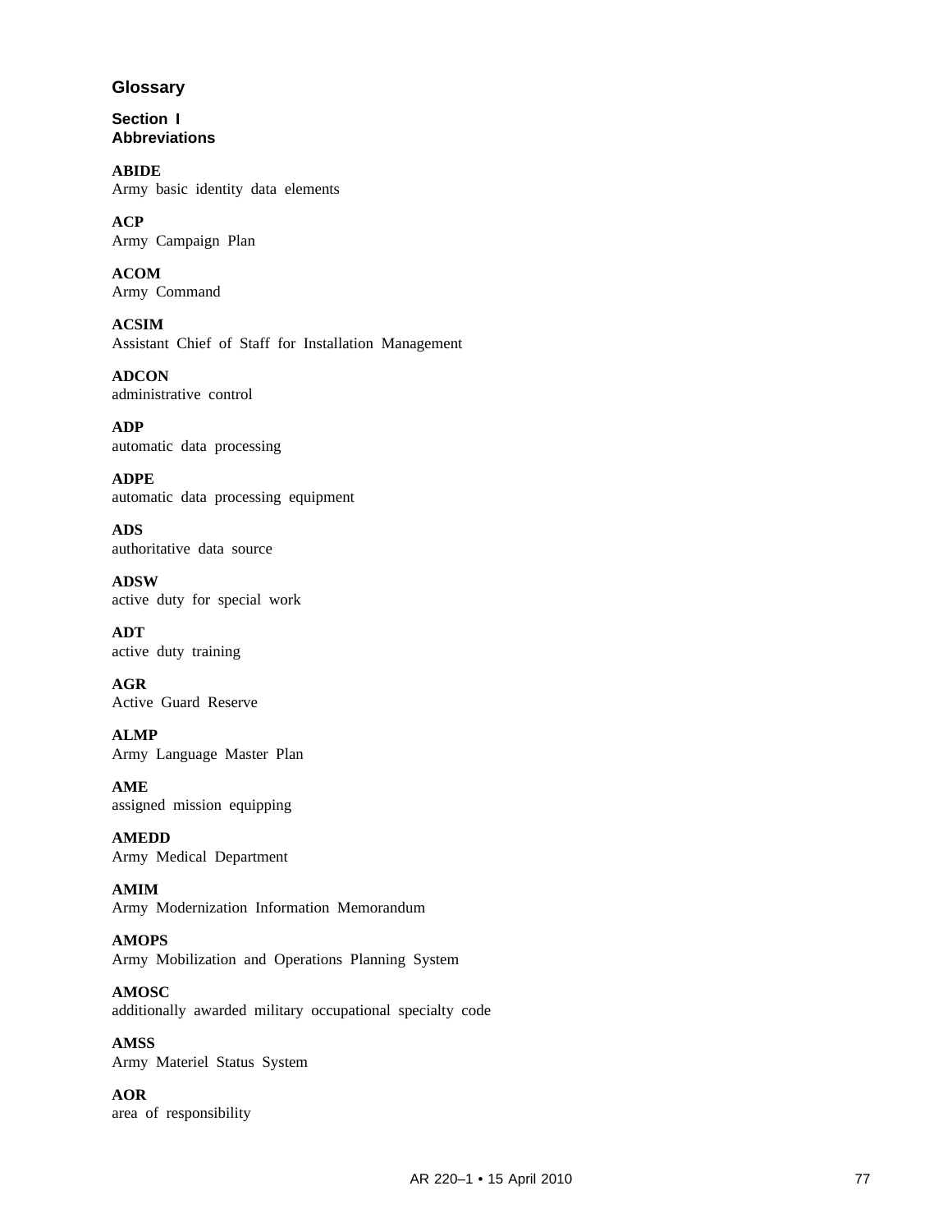# Glossary

## Section I
## Abbreviations

**ABIDE**
Army basic identity data elements

**ACP**
Army Campaign Plan

**ACOM**
Army Command

**ACSIM**
Assistant Chief of Staff for Installation Management

**ADCON**
administrative control

**ADP**
automatic data processing

**ADPE**
automatic data processing equipment

**ADS**
authoritative data source

**ADSW**
active duty for special work

**ADT**
active duty training

**AGR**
Active Guard Reserve

**ALMP**
Army Language Master Plan

**AME**
assigned mission equipping

**AMEDD**
Army Medical Department

**AMIM**
Army Modernization Information Memorandum

**AMOPS**
Army Mobilization and Operations Planning System

**AMOSC**
additionally awarded military occupational specialty code

**AMSS**
Army Materiel Status System

**AOR**
area of responsibility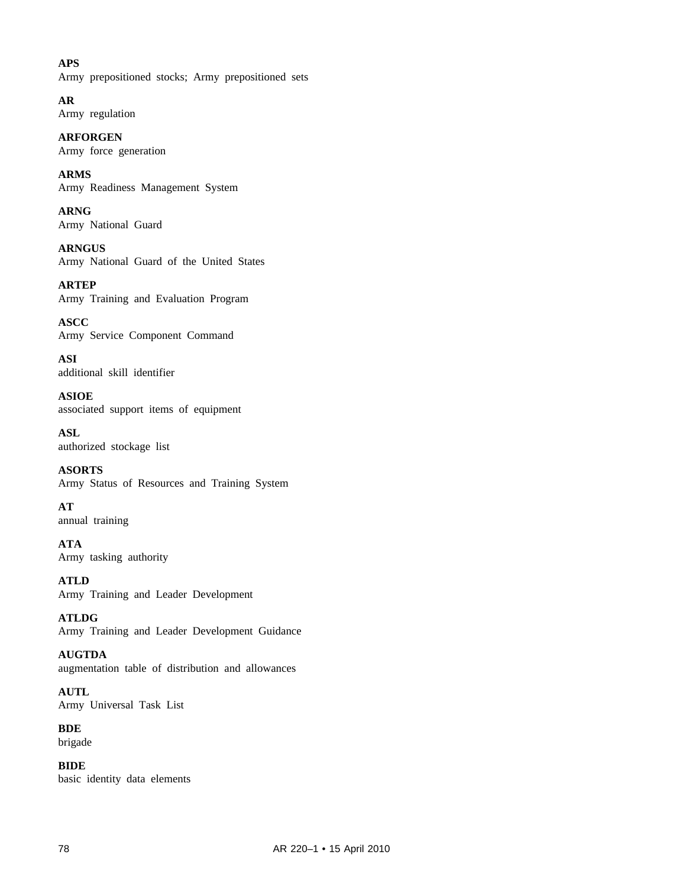**APS**
Army prepositioned stocks; Army prepositioned sets

**AR**
Army regulation

**ARFORGEN**
Army force generation

**ARMS**
Army Readiness Management System

**ARNG**
Army National Guard

**ARNGUS**
Army National Guard of the United States

**ARTEP**
Army Training and Evaluation Program

**ASCC**
Army Service Component Command

**ASI**
additional skill identifier

**ASIOE**
associated support items of equipment

**ASL**
authorized stockage list

**ASORTS**
Army Status of Resources and Training System

**AT**
annual training

**ATA**
Army tasking authority

**ATLD**
Army Training and Leader Development

**ATLDG**
Army Training and Leader Development Guidance

**AUGTDA**
augmentation table of distribution and allowances

**AUTL**
Army Universal Task List

**BDE**
brigade

**BIDE**
basic identity data elements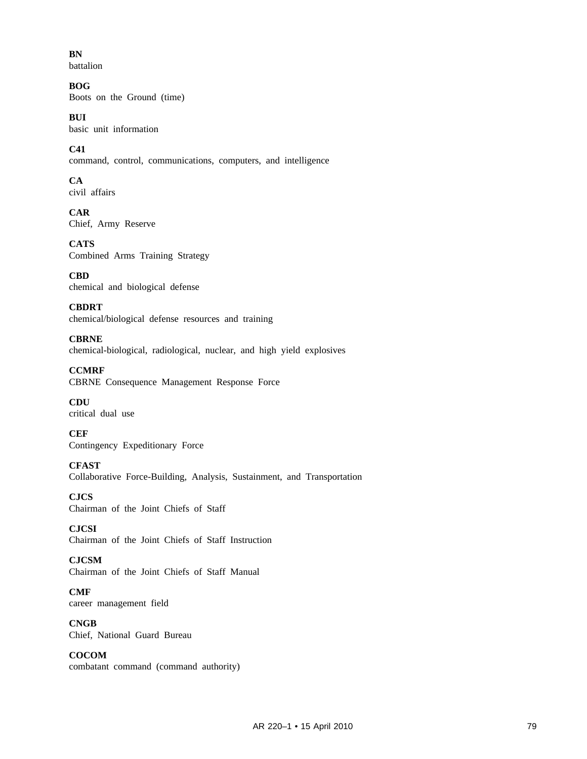**BN**
battalion

**BOG**
Boots on the Ground (time)

**BUI**
basic unit information

**C41**
command, control, communications, computers, and intelligence

**CA**
civil affairs

**CAR**
Chief, Army Reserve

**CATS**
Combined Arms Training Strategy

**CBD**
chemical and biological defense

**CBDRT**
chemical/biological defense resources and training

**CBRNE**
chemical-biological, radiological, nuclear, and high yield explosives

**CCMRF**
CBRNE Consequence Management Response Force

**CDU**
critical dual use

**CEF**
Contingency Expeditionary Force

**CFAST**
Collaborative Force-Building, Analysis, Sustainment, and Transportation

**CJCS**
Chairman of the Joint Chiefs of Staff

**CJCSI**
Chairman of the Joint Chiefs of Staff Instruction

**CJCSM**
Chairman of the Joint Chiefs of Staff Manual

**CMF**
career management field

**CNGB**
Chief, National Guard Bureau

**COCOM**
combatant command (command authority)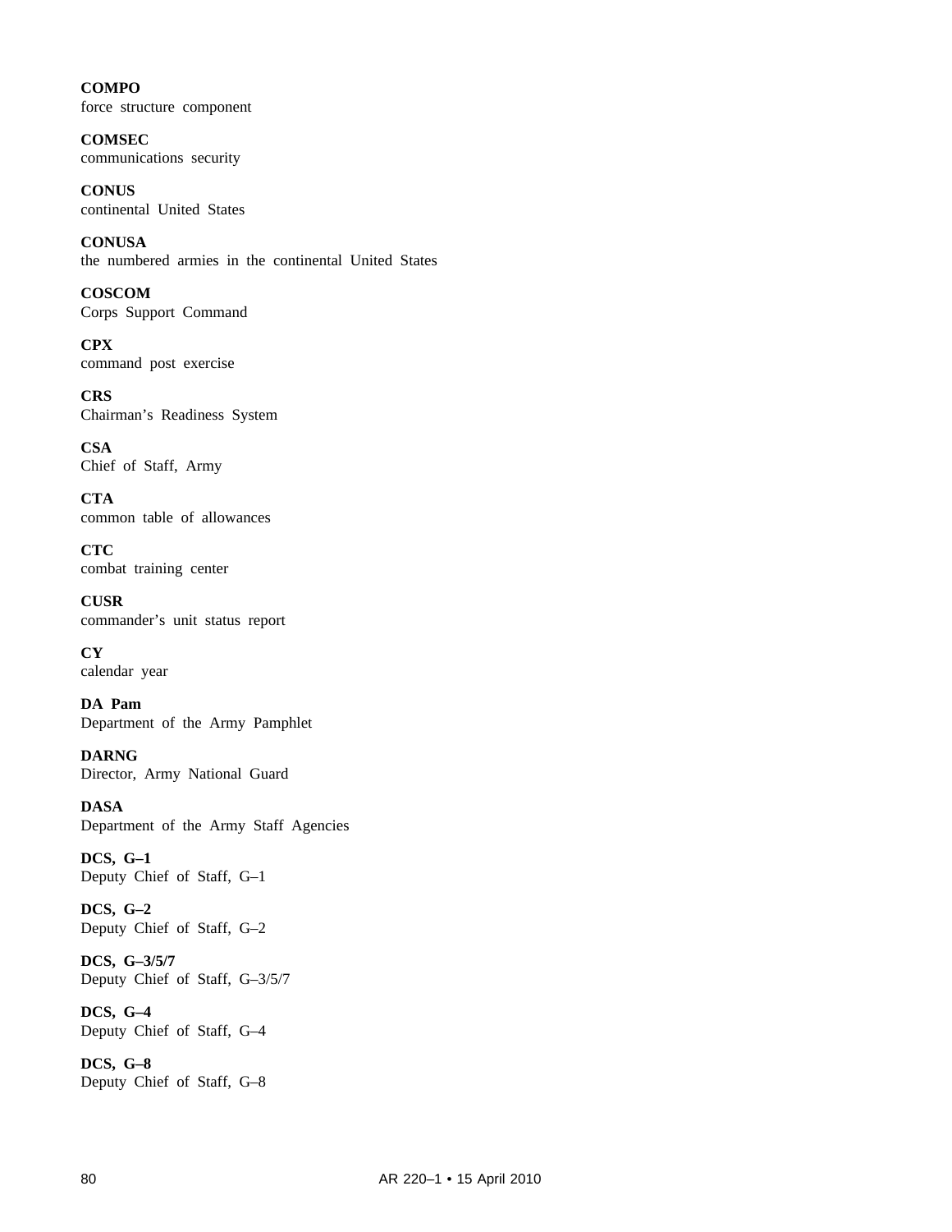**COMPO**
force structure component

**COMSEC**
communications security

**CONUS**
continental United States

**CONUSA**
the numbered armies in the continental United States

**COSCOM**
Corps Support Command

**CPX**
command post exercise

**CRS**
Chairman's Readiness System

**CSA**
Chief of Staff, Army

**CTA**
common table of allowances

**CTC**
combat training center

**CUSR**
commander's unit status report

**CY**
calendar year

**DA Pam**
Department of the Army Pamphlet

**DARNG**
Director, Army National Guard

**DASA**
Department of the Army Staff Agencies

**DCS, G–1**
Deputy Chief of Staff, G–1

**DCS, G–2**
Deputy Chief of Staff, G–2

**DCS, G–3/5/7**
Deputy Chief of Staff, G–3/5/7

**DCS, G–4**
Deputy Chief of Staff, G–4

**DCS, G–8**
Deputy Chief of Staff, G–8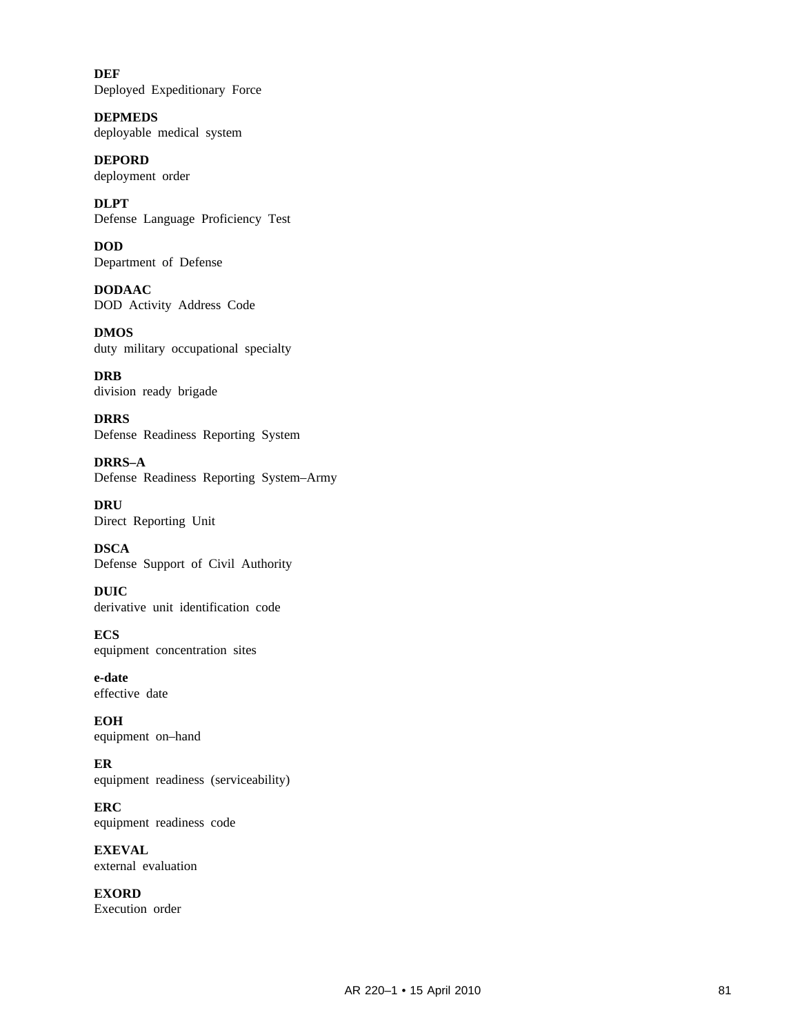**DEF**
Deployed Expeditionary Force

**DEPMEDS**
deployable medical system

**DEPORD**
deployment order

**DLPT**
Defense Language Proficiency Test

**DOD**
Department of Defense

**DODAAC**
DOD Activity Address Code

**DMOS**
duty military occupational specialty

**DRB**
division ready brigade

**DRRS**
Defense Readiness Reporting System

**DRRS–A**
Defense Readiness Reporting System–Army

**DRU**
Direct Reporting Unit

**DSCA**
Defense Support of Civil Authority

**DUIC**
derivative unit identification code

**ECS**
equipment concentration sites

**e-date**
effective date

**EOH**
equipment on–hand

**ER**
equipment readiness (serviceability)

**ERC**
equipment readiness code

**EXEVAL**
external evaluation

**EXORD**
Execution order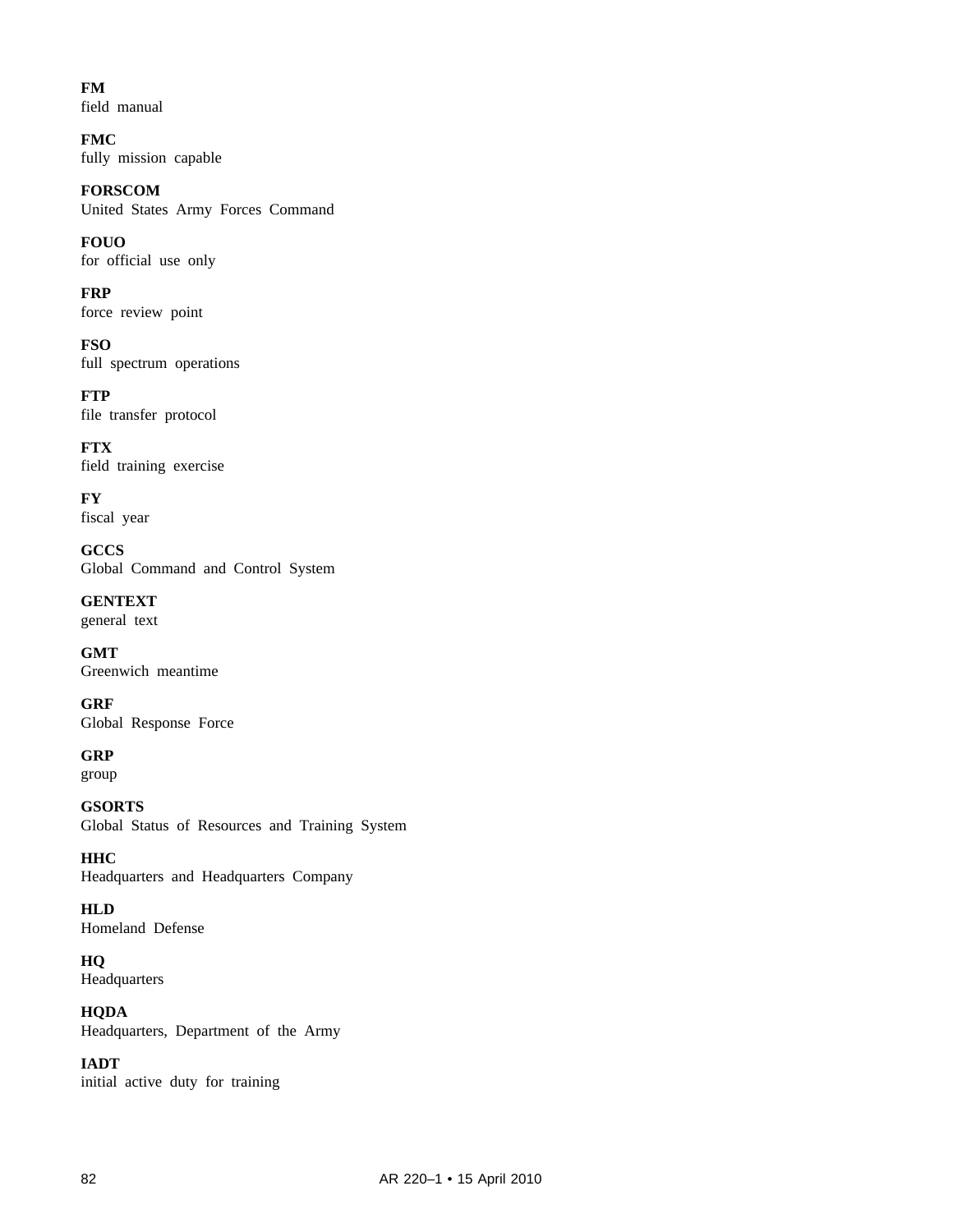**FM**
field manual

**FMC**
fully mission capable

**FORSCOM**
United States Army Forces Command

**FOUO**
for official use only

**FRP**
force review point

**FSO**
full spectrum operations

**FTP**
file transfer protocol

**FTX**
field training exercise

**FY**
fiscal year

**GCCS**
Global Command and Control System

**GENTEXT**
general text

**GMT**
Greenwich meantime

**GRF**
Global Response Force

**GRP**
group

**GSORTS**
Global Status of Resources and Training System

**HHC**
Headquarters and Headquarters Company

**HLD**
Homeland Defense

**HQ**
Headquarters

**HQDA**
Headquarters, Department of the Army

**IADT**
initial active duty for training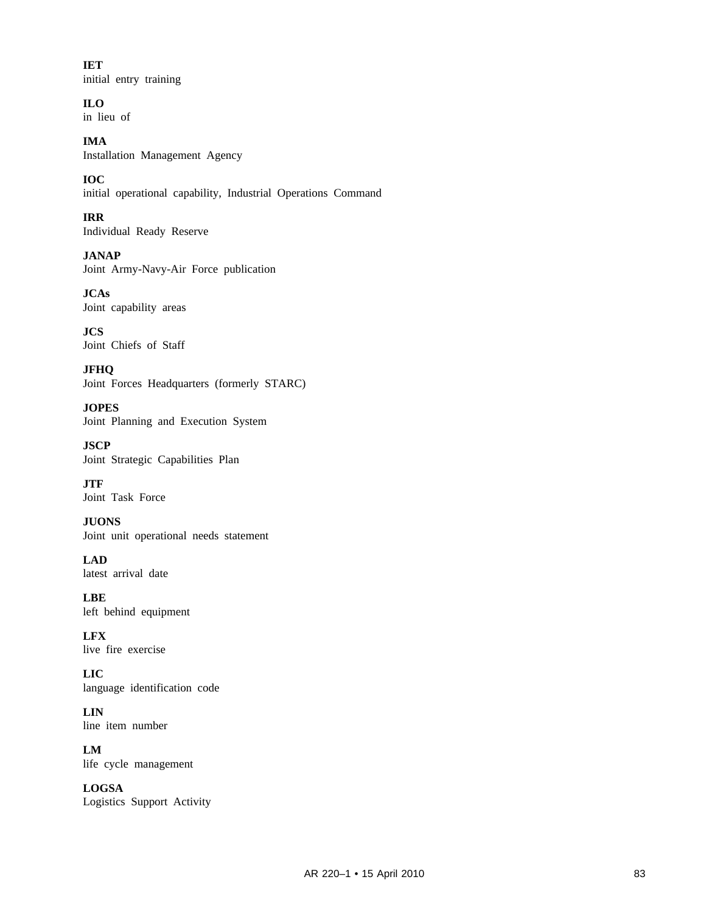**IET**
initial entry training

**ILO**
in lieu of

**IMA**
Installation Management Agency

**IOC**
initial operational capability, Industrial Operations Command

**IRR**
Individual Ready Reserve

**JANAP**
Joint Army-Navy-Air Force publication

**JCAs**
Joint capability areas

**JCS**
Joint Chiefs of Staff

**JFHQ**
Joint Forces Headquarters (formerly STARC)

**JOPES**
Joint Planning and Execution System

**JSCP**
Joint Strategic Capabilities Plan

**JTF**
Joint Task Force

**JUONS**
Joint unit operational needs statement

**LAD**
latest arrival date

**LBE**
left behind equipment

**LFX**
live fire exercise

**LIC**
language identification code

**LIN**
line item number

**LM**
life cycle management

**LOGSA**
Logistics Support Activity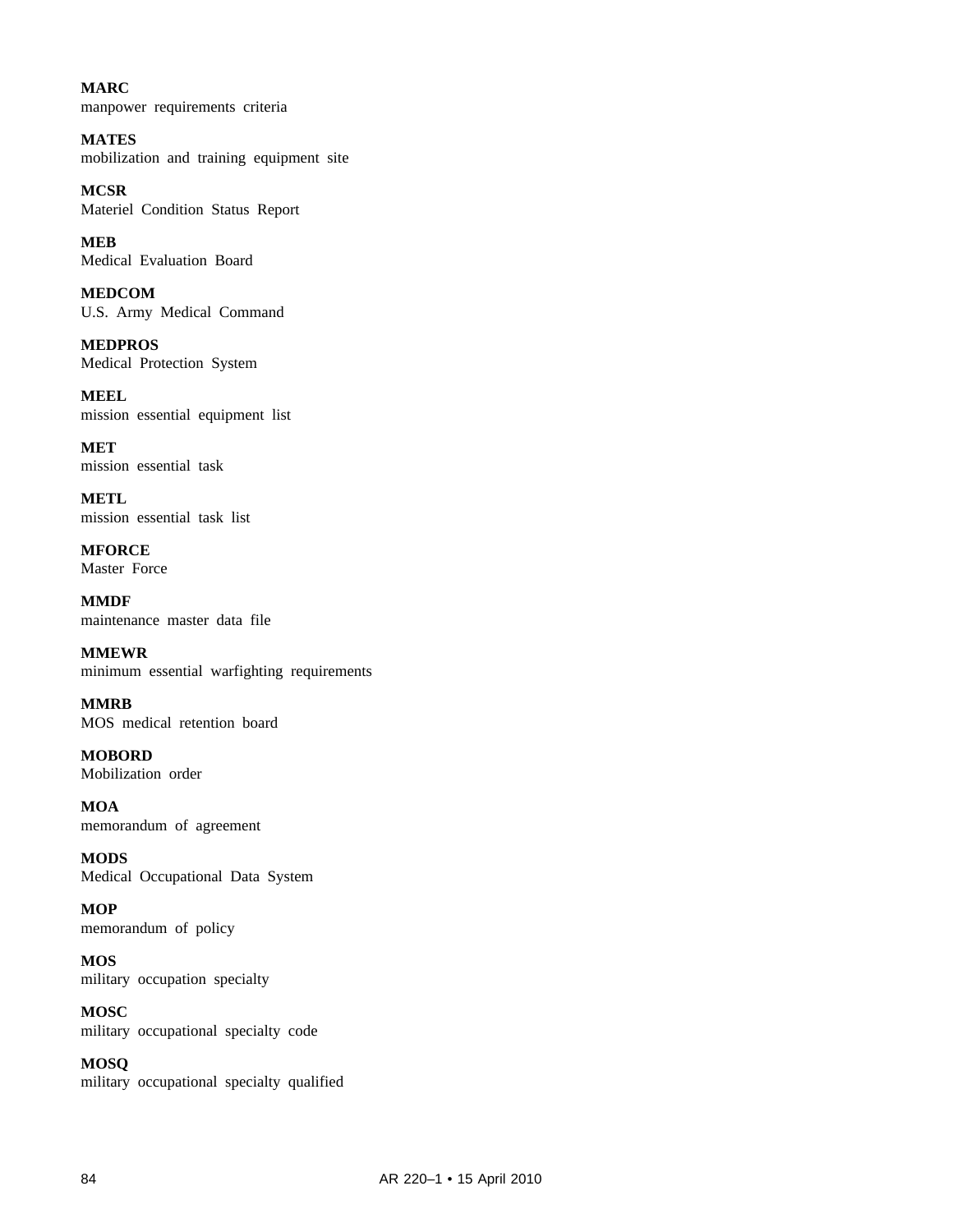**MARC**
manpower requirements criteria

**MATES**
mobilization and training equipment site

**MCSR**
Materiel Condition Status Report

**MEB**
Medical Evaluation Board

**MEDCOM**
U.S. Army Medical Command

**MEDPROS**
Medical Protection System

**MEEL**
mission essential equipment list

**MET**
mission essential task

**METL**
mission essential task list

**MFORCE**
Master Force

**MMDF**
maintenance master data file

**MMEWR**
minimum essential warfighting requirements

**MMRB**
MOS medical retention board

**MOBORD**
Mobilization order

**MOA**
memorandum of agreement

**MODS**
Medical Occupational Data System

**MOP**
memorandum of policy

**MOS**
military occupation specialty

**MOSC**
military occupational specialty code

**MOSQ**
military occupational specialty qualified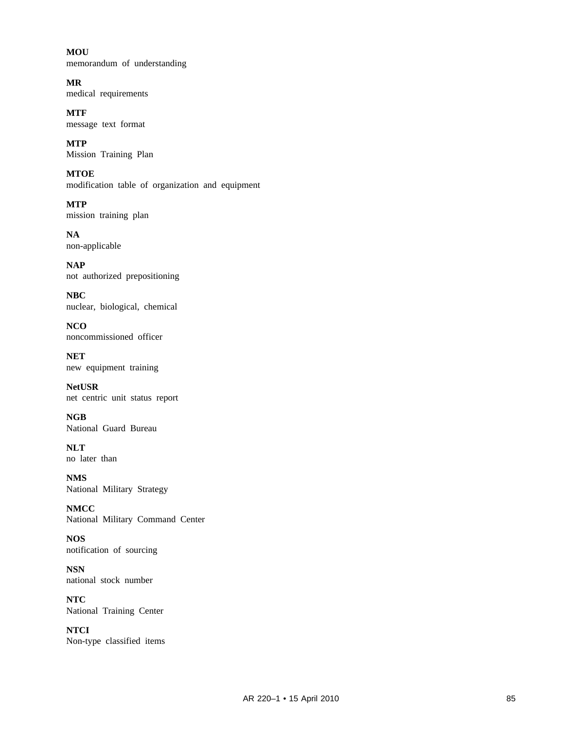**MOU**
memorandum of understanding

**MR**
medical requirements

**MTF**
message text format

**MTP**
Mission Training Plan

**MTOE**
modification table of organization and equipment

**MTP**
mission training plan

**NA**
non-applicable

**NAP**
not authorized prepositioning

**NBC**
nuclear, biological, chemical

**NCO**
noncommissioned officer

**NET**
new equipment training

**NetUSR**
net centric unit status report

**NGB**
National Guard Bureau

**NLT**
no later than

**NMS**
National Military Strategy

**NMCC**
National Military Command Center

**NOS**
notification of sourcing

**NSN**
national stock number

**NTC**
National Training Center

**NTCI**
Non-type classified items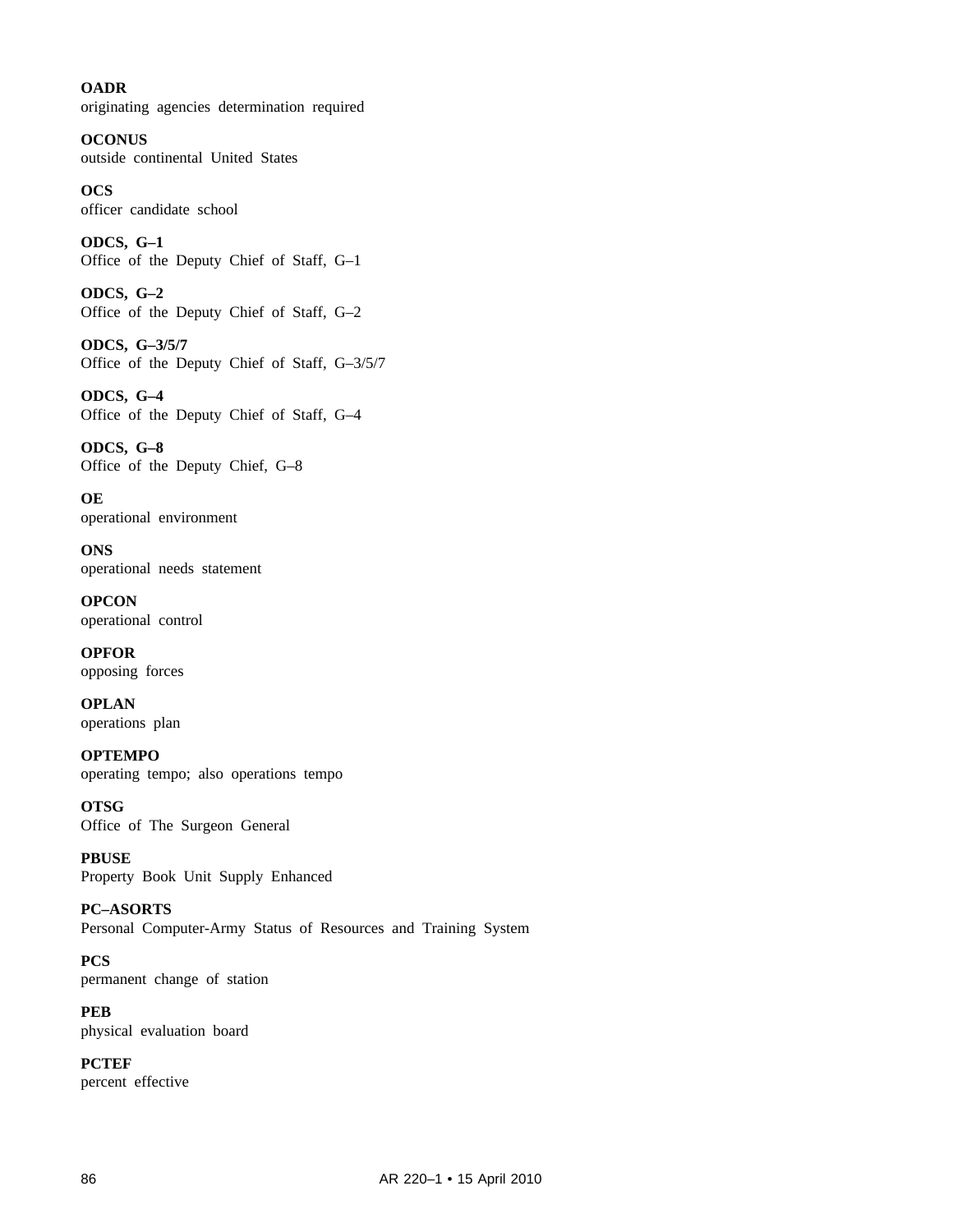**OADR**
originating agencies determination required

**OCONUS**
outside continental United States

**OCS**
officer candidate school

**ODCS, G–1**
Office of the Deputy Chief of Staff, G–1

**ODCS, G–2**
Office of the Deputy Chief of Staff, G–2

**ODCS, G–3/5/7**
Office of the Deputy Chief of Staff, G–3/5/7

**ODCS, G–4**
Office of the Deputy Chief of Staff, G–4

**ODCS, G–8**
Office of the Deputy Chief, G–8

**OE**
operational environment

**ONS**
operational needs statement

**OPCON**
operational control

**OPFOR**
opposing forces

**OPLAN**
operations plan

**OPTEMPO**
operating tempo; also operations tempo

**OTSG**
Office of The Surgeon General

**PBUSE**
Property Book Unit Supply Enhanced

**PC–ASORTS**
Personal Computer-Army Status of Resources and Training System

**PCS**
permanent change of station

**PEB**
physical evaluation board

**PCTEF**
percent effective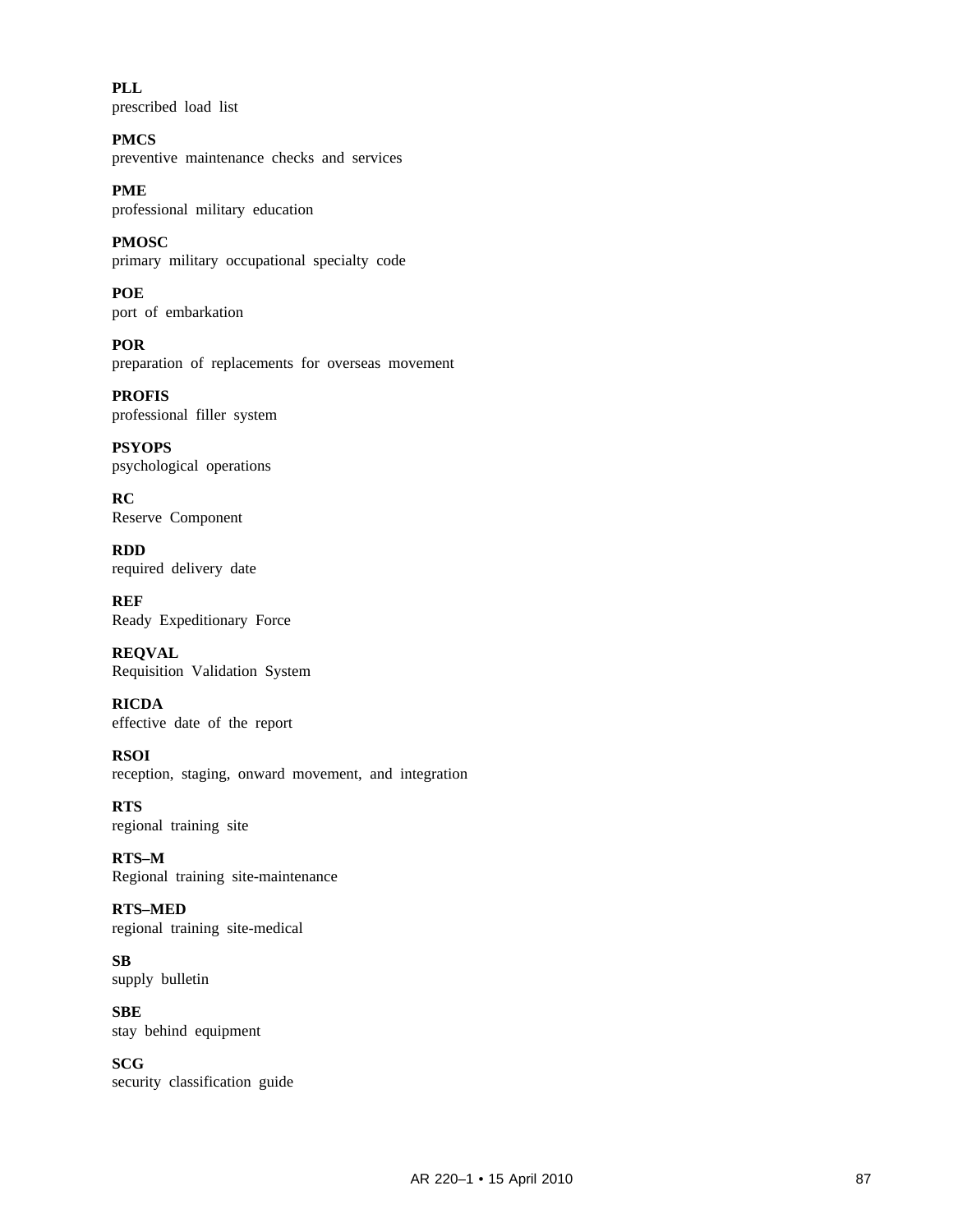**PLL**
prescribed load list

**PMCS**
preventive maintenance checks and services

**PME**
professional military education

**PMOSC**
primary military occupational specialty code

**POE**
port of embarkation

**POR**
preparation of replacements for overseas movement

**PROFIS**
professional filler system

**PSYOPS**
psychological operations

**RC**
Reserve Component

**RDD**
required delivery date

**REF**
Ready Expeditionary Force

**REQVAL**
Requisition Validation System

**RICDA**
effective date of the report

**RSOI**
reception, staging, onward movement, and integration

**RTS**
regional training site

**RTS–M**
Regional training site-maintenance

**RTS–MED**
regional training site-medical

**SB**
supply bulletin

**SBE**
stay behind equipment

**SCG**
security classification guide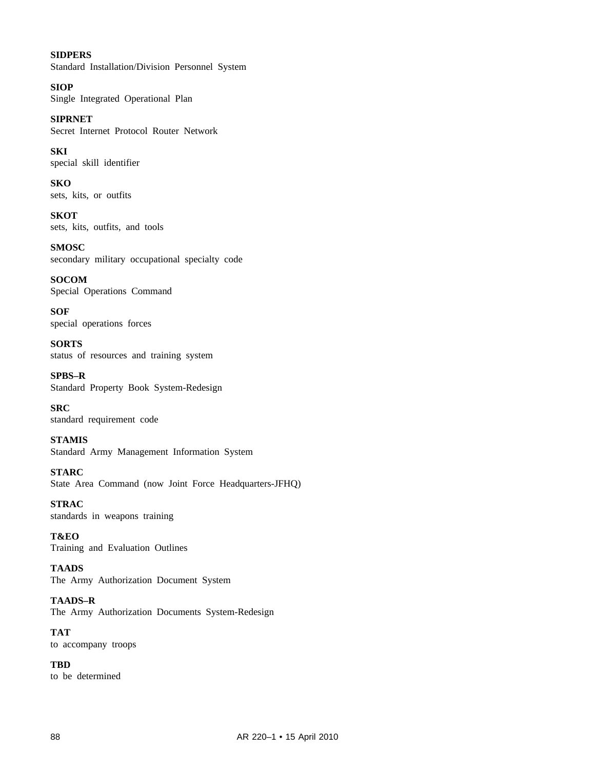**SIDPERS**
Standard Installation/Division Personnel System

**SIOP**
Single Integrated Operational Plan

**SIPRNET**
Secret Internet Protocol Router Network

**SKI**
special skill identifier

**SKO**
sets, kits, or outfits

**SKOT**
sets, kits, outfits, and tools

**SMOSC**
secondary military occupational specialty code

**SOCOM**
Special Operations Command

**SOF**
special operations forces

**SORTS**
status of resources and training system

**SPBS–R**
Standard Property Book System-Redesign

**SRC**
standard requirement code

**STAMIS**
Standard Army Management Information System

**STARC**
State Area Command (now Joint Force Headquarters-JFHQ)

**STRAC**
standards in weapons training

**T&EO**
Training and Evaluation Outlines

**TAADS**
The Army Authorization Document System

**TAADS–R**
The Army Authorization Documents System-Redesign

**TAT**
to accompany troops

**TBD**
to be determined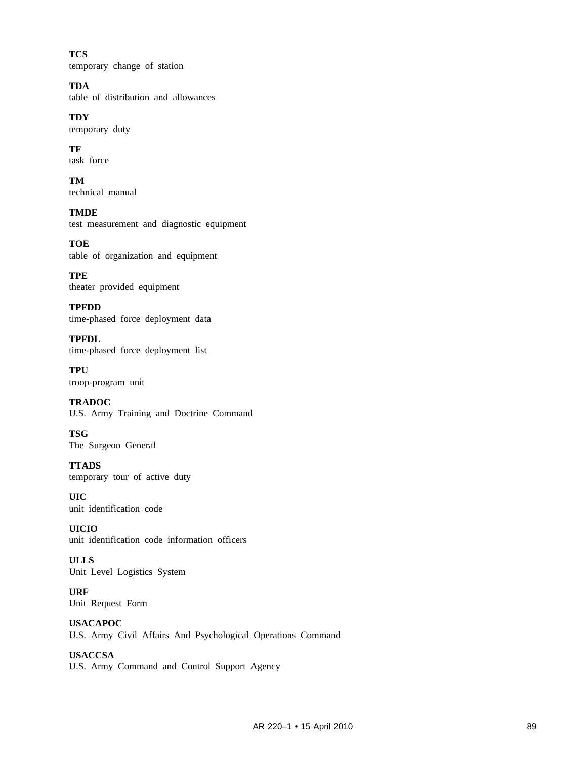**TCS**
temporary change of station

**TDA**
table of distribution and allowances

**TDY**
temporary duty

**TF**
task force

**TM**
technical manual

**TMDE**
test measurement and diagnostic equipment

**TOE**
table of organization and equipment

**TPE**
theater provided equipment

**TPFDD**
time-phased force deployment data

**TPFDL**
time-phased force deployment list

**TPU**
troop-program unit

**TRADOC**
U.S. Army Training and Doctrine Command

**TSG**
The Surgeon General

**TTADS**
temporary tour of active duty

**UIC**
unit identification code

**UICIO**
unit identification code information officers

**ULLS**
Unit Level Logistics System

**URF**
Unit Request Form

**USACAPOC**
U.S. Army Civil Affairs And Psychological Operations Command

**USACCSA**
U.S. Army Command and Control Support Agency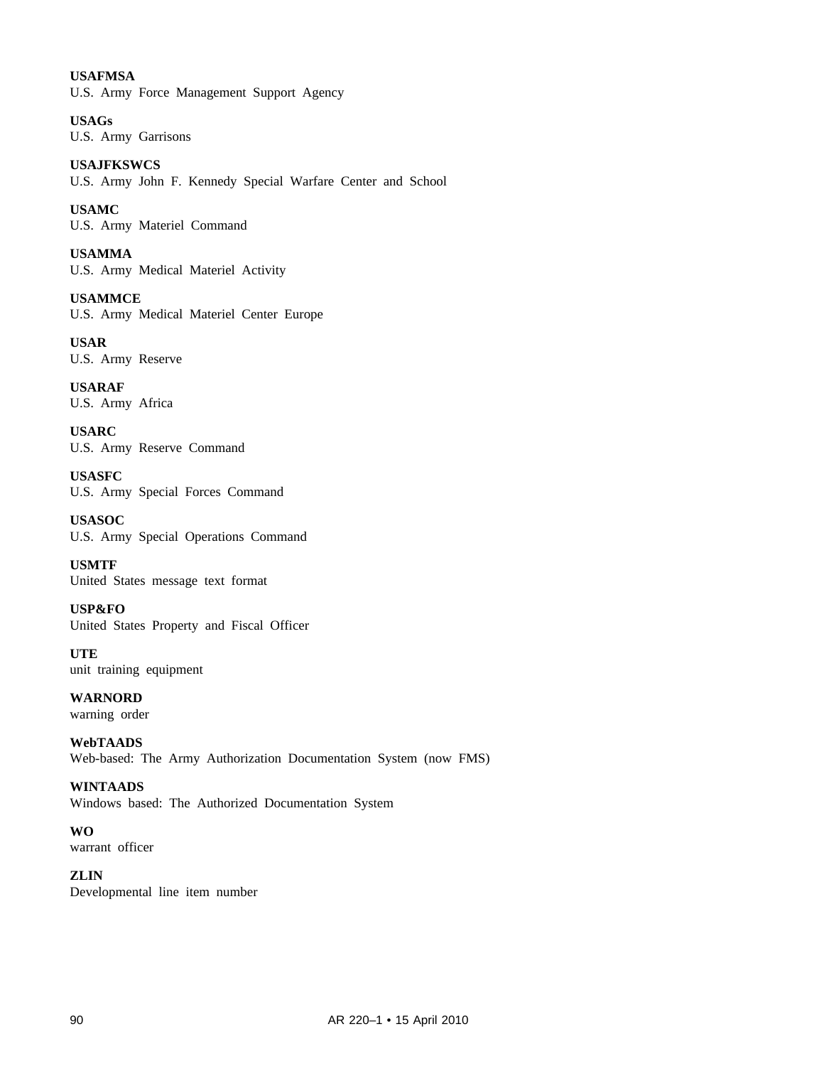**USAFMSA**
U.S. Army Force Management Support Agency

**USAGs**
U.S. Army Garrisons

**USAJFKSWCS**
U.S. Army John F. Kennedy Special Warfare Center and School

**USAMC**
U.S. Army Materiel Command

**USAMMA**
U.S. Army Medical Materiel Activity

**USAMMCE**
U.S. Army Medical Materiel Center Europe

**USAR**
U.S. Army Reserve

**USARAF**
U.S. Army Africa

**USARC**
U.S. Army Reserve Command

**USASFC**
U.S. Army Special Forces Command

**USASOC**
U.S. Army Special Operations Command

**USMTF**
United States message text format

**USP&FO**
United States Property and Fiscal Officer

**UTE**
unit training equipment

**WARNORD**
warning order

**WebTAADS**
Web-based: The Army Authorization Documentation System (now FMS)

**WINTAADS**
Windows based: The Authorized Documentation System

**WO**
warrant officer

**ZLIN**
Developmental line item number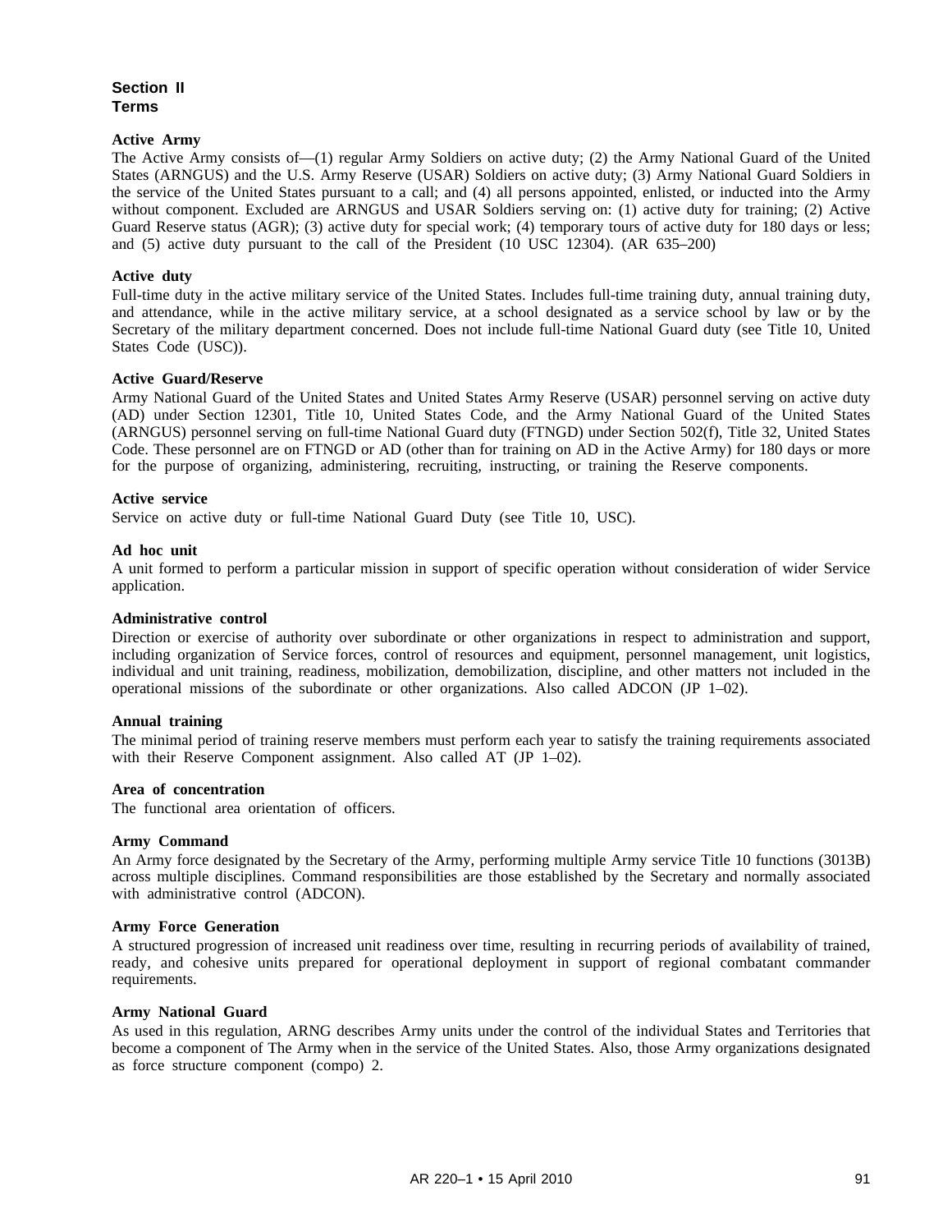## Section II
## Terms

**Active Army**

The Active Army consists of—(1) regular Army Soldiers on active duty; (2) the Army National Guard of the United States (ARNGUS) and the U.S. Army Reserve (USAR) Soldiers on active duty; (3) Army National Guard Soldiers in the service of the United States pursuant to a call; and (4) all persons appointed, enlisted, or inducted into the Army without component. Excluded are ARNGUS and USAR Soldiers serving on: (1) active duty for training; (2) Active Guard Reserve status (AGR); (3) active duty for special work; (4) temporary tours of active duty for 180 days or less; and (5) active duty pursuant to the call of the President (10 USC 12304). (AR 635–200)

**Active duty**

Full-time duty in the active military service of the United States. Includes full-time training duty, annual training duty, and attendance, while in the active military service, at a school designated as a service school by law or by the Secretary of the military department concerned. Does not include full-time National Guard duty (see Title 10, United States Code (USC)).

**Active Guard/Reserve**

Army National Guard of the United States and United States Army Reserve (USAR) personnel serving on active duty (AD) under Section 12301, Title 10, United States Code, and the Army National Guard of the United States (ARNGUS) personnel serving on full-time National Guard duty (FTNGD) under Section 502(f), Title 32, United States Code. These personnel are on FTNGD or AD (other than for training on AD in the Active Army) for 180 days or more for the purpose of organizing, administering, recruiting, instructing, or training the Reserve components.

**Active service**

Service on active duty or full-time National Guard Duty (see Title 10, USC).

**Ad hoc unit**

A unit formed to perform a particular mission in support of specific operation without consideration of wider Service application.

**Administrative control**

Direction or exercise of authority over subordinate or other organizations in respect to administration and support, including organization of Service forces, control of resources and equipment, personnel management, unit logistics, individual and unit training, readiness, mobilization, demobilization, discipline, and other matters not included in the operational missions of the subordinate or other organizations. Also called ADCON (JP 1–02).

**Annual training**

The minimal period of training reserve members must perform each year to satisfy the training requirements associated with their Reserve Component assignment. Also called AT (JP 1–02).

**Area of concentration**

The functional area orientation of officers.

**Army Command**

An Army force designated by the Secretary of the Army, performing multiple Army service Title 10 functions (3013B) across multiple disciplines. Command responsibilities are those established by the Secretary and normally associated with administrative control (ADCON).

**Army Force Generation**

A structured progression of increased unit readiness over time, resulting in recurring periods of availability of trained, ready, and cohesive units prepared for operational deployment in support of regional combatant commander requirements.

**Army National Guard**

As used in this regulation, ARNG describes Army units under the control of the individual States and Territories that become a component of The Army when in the service of the United States. Also, those Army organizations designated as force structure component (compo) 2.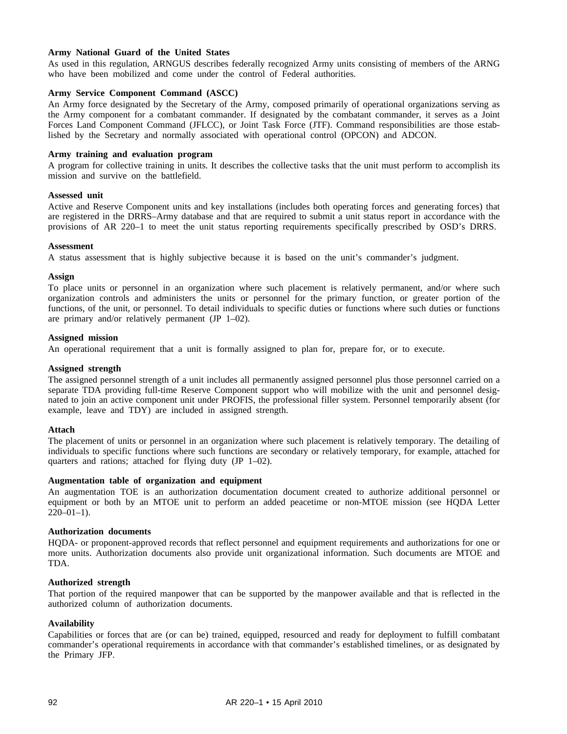**Army National Guard of the United States**
As used in this regulation, ARNGUS describes federally recognized Army units consisting of members of the ARNG who have been mobilized and come under the control of Federal authorities.

**Army Service Component Command (ASCC)**
An Army force designated by the Secretary of the Army, composed primarily of operational organizations serving as the Army component for a combatant commander. If designated by the combatant commander, it serves as a Joint Forces Land Component Command (JFLCC), or Joint Task Force (JTF). Command responsibilities are those established by the Secretary and normally associated with operational control (OPCON) and ADCON.

**Army training and evaluation program**
A program for collective training in units. It describes the collective tasks that the unit must perform to accomplish its mission and survive on the battlefield.

**Assessed unit**
Active and Reserve Component units and key installations (includes both operating forces and generating forces) that are registered in the DRRS–Army database and that are required to submit a unit status report in accordance with the provisions of AR 220–1 to meet the unit status reporting requirements specifically prescribed by OSD's DRRS.

**Assessment**
A status assessment that is highly subjective because it is based on the unit's commander's judgment.

**Assign**
To place units or personnel in an organization where such placement is relatively permanent, and/or where such organization controls and administers the units or personnel for the primary function, or greater portion of the functions, of the unit, or personnel. To detail individuals to specific duties or functions where such duties or functions are primary and/or relatively permanent (JP 1–02).

**Assigned mission**
An operational requirement that a unit is formally assigned to plan for, prepare for, or to execute.

**Assigned strength**
The assigned personnel strength of a unit includes all permanently assigned personnel plus those personnel carried on a separate TDA providing full-time Reserve Component support who will mobilize with the unit and personnel designated to join an active component unit under PROFIS, the professional filler system. Personnel temporarily absent (for example, leave and TDY) are included in assigned strength.

**Attach**
The placement of units or personnel in an organization where such placement is relatively temporary. The detailing of individuals to specific functions where such functions are secondary or relatively temporary, for example, attached for quarters and rations; attached for flying duty (JP 1–02).

**Augmentation table of organization and equipment**
An augmentation TOE is an authorization documentation document created to authorize additional personnel or equipment or both by an MTOE unit to perform an added peacetime or non-MTOE mission (see HQDA Letter 220–01–1).

**Authorization documents**
HQDA- or proponent-approved records that reflect personnel and equipment requirements and authorizations for one or more units. Authorization documents also provide unit organizational information. Such documents are MTOE and TDA.

**Authorized strength**
That portion of the required manpower that can be supported by the manpower available and that is reflected in the authorized column of authorization documents.

**Availability**
Capabilities or forces that are (or can be) trained, equipped, resourced and ready for deployment to fulfill combatant commander's operational requirements in accordance with that commander's established timelines, or as designated by the Primary JFP.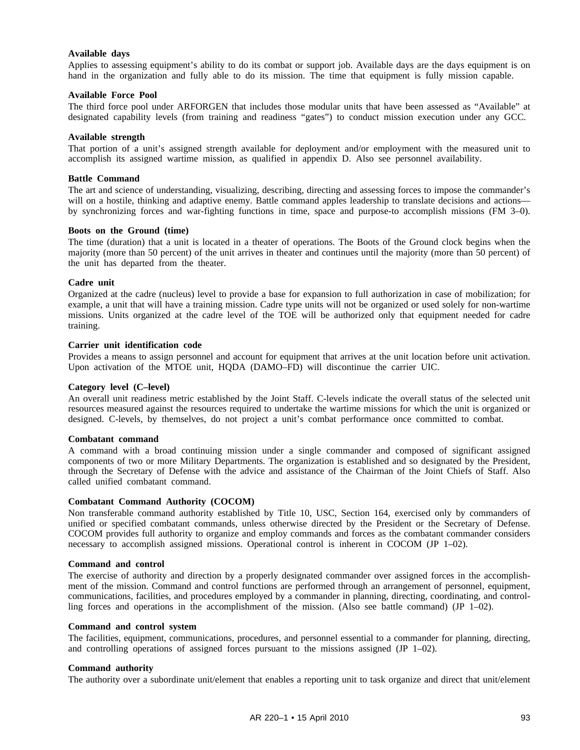**Available days**

Applies to assessing equipment's ability to do its combat or support job. Available days are the days equipment is on hand in the organization and fully able to do its mission. The time that equipment is fully mission capable.

**Available Force Pool**

The third force pool under ARFORGEN that includes those modular units that have been assessed as "Available" at designated capability levels (from training and readiness "gates") to conduct mission execution under any GCC.

**Available strength**

That portion of a unit's assigned strength available for deployment and/or employment with the measured unit to accomplish its assigned wartime mission, as qualified in appendix D. Also see personnel availability.

**Battle Command**

The art and science of understanding, visualizing, describing, directing and assessing forces to impose the commander's will on a hostile, thinking and adaptive enemy. Battle command apples leadership to translate decisions and actions—by synchronizing forces and war-fighting functions in time, space and purpose-to accomplish missions (FM 3–0).

**Boots on the Ground (time)**

The time (duration) that a unit is located in a theater of operations. The Boots of the Ground clock begins when the majority (more than 50 percent) of the unit arrives in theater and continues until the majority (more than 50 percent) of the unit has departed from the theater.

**Cadre unit**

Organized at the cadre (nucleus) level to provide a base for expansion to full authorization in case of mobilization; for example, a unit that will have a training mission. Cadre type units will not be organized or used solely for non-wartime missions. Units organized at the cadre level of the TOE will be authorized only that equipment needed for cadre training.

**Carrier unit identification code**

Provides a means to assign personnel and account for equipment that arrives at the unit location before unit activation. Upon activation of the MTOE unit, HQDA (DAMO–FD) will discontinue the carrier UIC.

**Category level (C–level)**

An overall unit readiness metric established by the Joint Staff. C-levels indicate the overall status of the selected unit resources measured against the resources required to undertake the wartime missions for which the unit is organized or designed. C-levels, by themselves, do not project a unit's combat performance once committed to combat.

**Combatant command**

A command with a broad continuing mission under a single commander and composed of significant assigned components of two or more Military Departments. The organization is established and so designated by the President, through the Secretary of Defense with the advice and assistance of the Chairman of the Joint Chiefs of Staff. Also called unified combatant command.

**Combatant Command Authority (COCOM)**

Non transferable command authority established by Title 10, USC, Section 164, exercised only by commanders of unified or specified combatant commands, unless otherwise directed by the President or the Secretary of Defense. COCOM provides full authority to organize and employ commands and forces as the combatant commander considers necessary to accomplish assigned missions. Operational control is inherent in COCOM (JP 1–02).

**Command and control**

The exercise of authority and direction by a properly designated commander over assigned forces in the accomplishment of the mission. Command and control functions are performed through an arrangement of personnel, equipment, communications, facilities, and procedures employed by a commander in planning, directing, coordinating, and controlling forces and operations in the accomplishment of the mission. (Also see battle command) (JP 1–02).

**Command and control system**

The facilities, equipment, communications, procedures, and personnel essential to a commander for planning, directing, and controlling operations of assigned forces pursuant to the missions assigned (JP 1–02).

**Command authority**

The authority over a subordinate unit/element that enables a reporting unit to task organize and direct that unit/element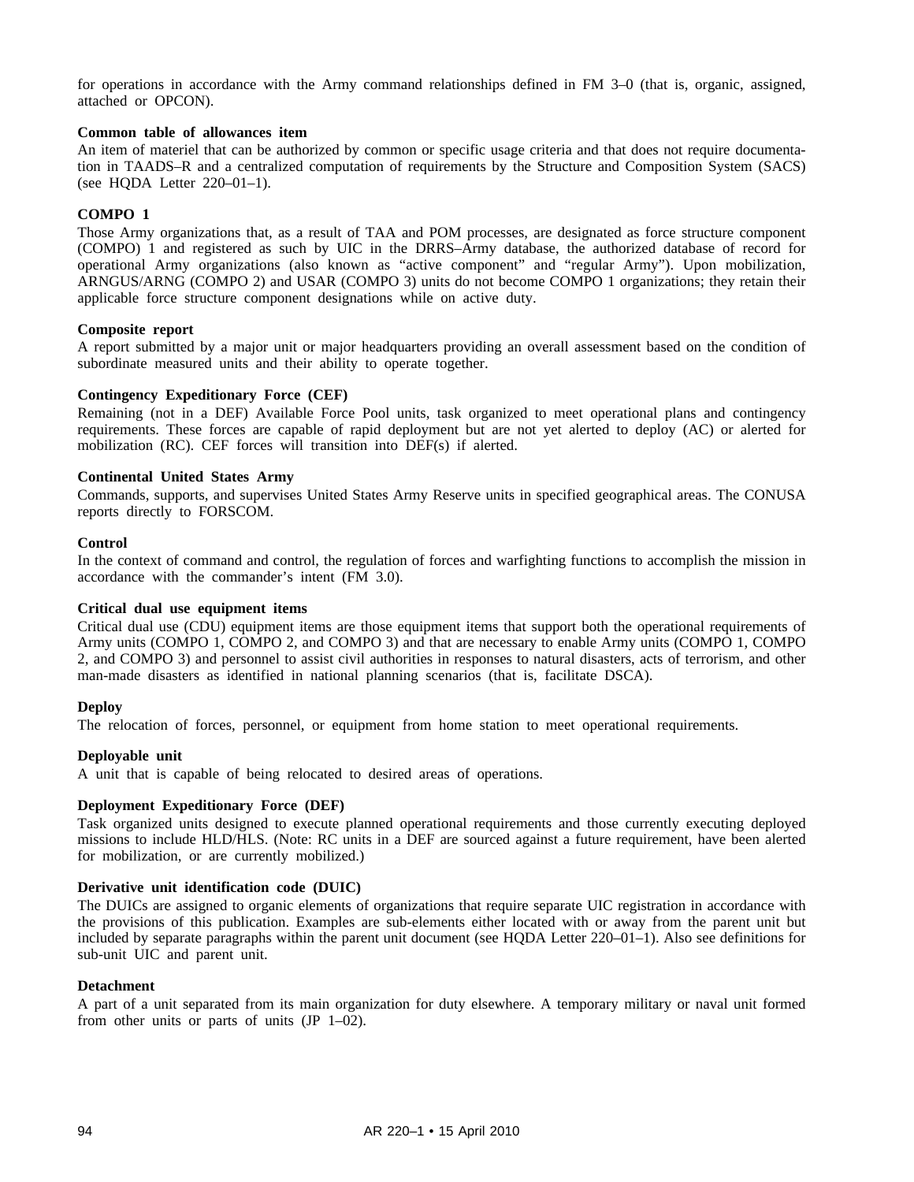for operations in accordance with the Army command relationships defined in FM 3–0 (that is, organic, assigned, attached or OPCON).

**Common table of allowances item**
An item of materiel that can be authorized by common or specific usage criteria and that does not require documentation in TAADS–R and a centralized computation of requirements by the Structure and Composition System (SACS) (see HQDA Letter 220–01–1).

**COMPO 1**
Those Army organizations that, as a result of TAA and POM processes, are designated as force structure component (COMPO) 1 and registered as such by UIC in the DRRS–Army database, the authorized database of record for operational Army organizations (also known as "active component" and "regular Army"). Upon mobilization, ARNGUS/ARNG (COMPO 2) and USAR (COMPO 3) units do not become COMPO 1 organizations; they retain their applicable force structure component designations while on active duty.

**Composite report**
A report submitted by a major unit or major headquarters providing an overall assessment based on the condition of subordinate measured units and their ability to operate together.

**Contingency Expeditionary Force (CEF)**
Remaining (not in a DEF) Available Force Pool units, task organized to meet operational plans and contingency requirements. These forces are capable of rapid deployment but are not yet alerted to deploy (AC) or alerted for mobilization (RC). CEF forces will transition into DEF(s) if alerted.

**Continental United States Army**
Commands, supports, and supervises United States Army Reserve units in specified geographical areas. The CONUSA reports directly to FORSCOM.

**Control**
In the context of command and control, the regulation of forces and warfighting functions to accomplish the mission in accordance with the commander's intent (FM 3.0).

**Critical dual use equipment items**
Critical dual use (CDU) equipment items are those equipment items that support both the operational requirements of Army units (COMPO 1, COMPO 2, and COMPO 3) and that are necessary to enable Army units (COMPO 1, COMPO 2, and COMPO 3) and personnel to assist civil authorities in responses to natural disasters, acts of terrorism, and other man-made disasters as identified in national planning scenarios (that is, facilitate DSCA).

**Deploy**
The relocation of forces, personnel, or equipment from home station to meet operational requirements.

**Deployable unit**
A unit that is capable of being relocated to desired areas of operations.

**Deployment Expeditionary Force (DEF)**
Task organized units designed to execute planned operational requirements and those currently executing deployed missions to include HLD/HLS. (Note: RC units in a DEF are sourced against a future requirement, have been alerted for mobilization, or are currently mobilized.)

**Derivative unit identification code (DUIC)**
The DUICs are assigned to organic elements of organizations that require separate UIC registration in accordance with the provisions of this publication. Examples are sub-elements either located with or away from the parent unit but included by separate paragraphs within the parent unit document (see HQDA Letter 220–01–1). Also see definitions for sub-unit UIC and parent unit.

**Detachment**
A part of a unit separated from its main organization for duty elsewhere. A temporary military or naval unit formed from other units or parts of units (JP 1–02).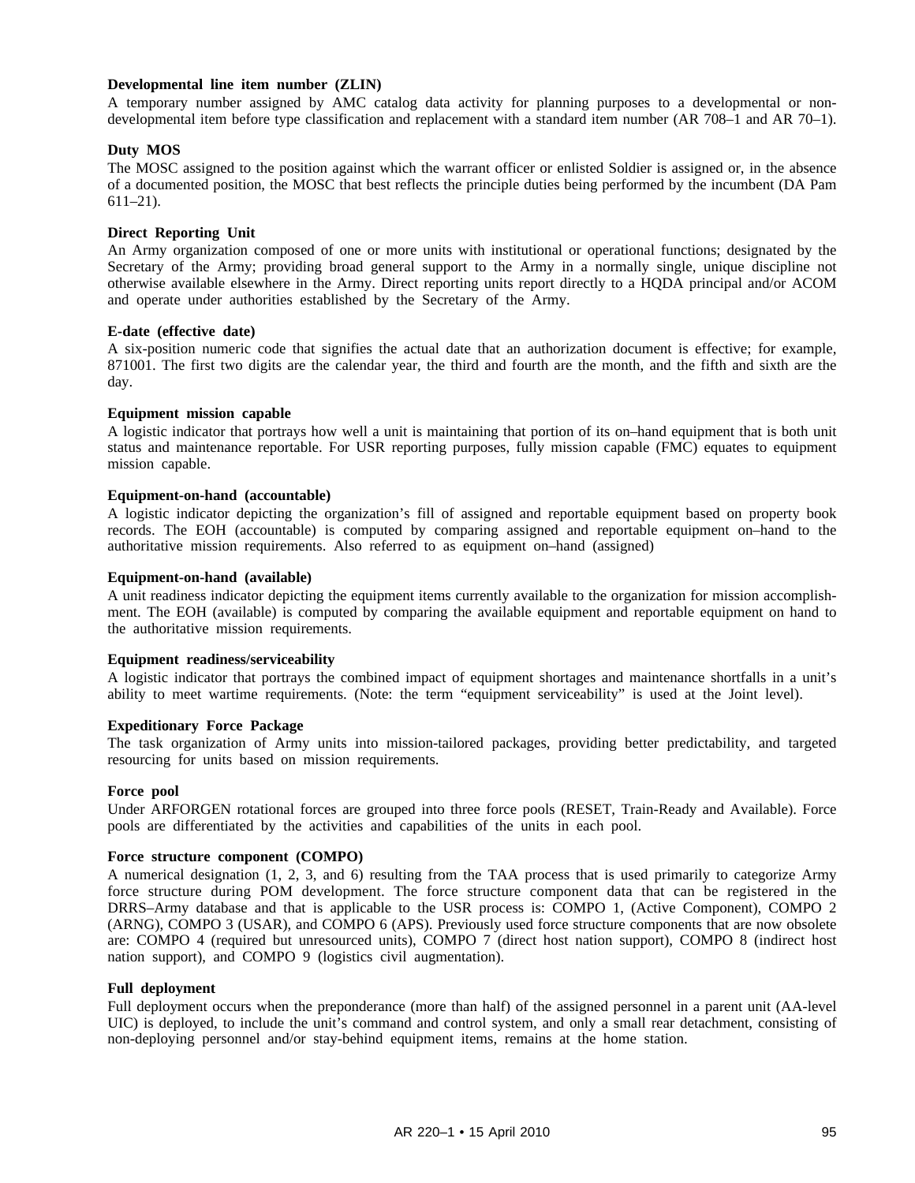**Developmental line item number (ZLIN)**

A temporary number assigned by AMC catalog data activity for planning purposes to a developmental or non-developmental item before type classification and replacement with a standard item number (AR 708–1 and AR 70–1).

**Duty MOS**

The MOSC assigned to the position against which the warrant officer or enlisted Soldier is assigned or, in the absence of a documented position, the MOSC that best reflects the principle duties being performed by the incumbent (DA Pam 611–21).

**Direct Reporting Unit**

An Army organization composed of one or more units with institutional or operational functions; designated by the Secretary of the Army; providing broad general support to the Army in a normally single, unique discipline not otherwise available elsewhere in the Army. Direct reporting units report directly to a HQDA principal and/or ACOM and operate under authorities established by the Secretary of the Army.

**E-date (effective date)**

A six-position numeric code that signifies the actual date that an authorization document is effective; for example, 871001. The first two digits are the calendar year, the third and fourth are the month, and the fifth and sixth are the day.

**Equipment mission capable**

A logistic indicator that portrays how well a unit is maintaining that portion of its on–hand equipment that is both unit status and maintenance reportable. For USR reporting purposes, fully mission capable (FMC) equates to equipment mission capable.

**Equipment-on-hand (accountable)**

A logistic indicator depicting the organization's fill of assigned and reportable equipment based on property book records. The EOH (accountable) is computed by comparing assigned and reportable equipment on–hand to the authoritative mission requirements. Also referred to as equipment on–hand (assigned)

**Equipment-on-hand (available)**

A unit readiness indicator depicting the equipment items currently available to the organization for mission accomplishment. The EOH (available) is computed by comparing the available equipment and reportable equipment on hand to the authoritative mission requirements.

**Equipment readiness/serviceability**

A logistic indicator that portrays the combined impact of equipment shortages and maintenance shortfalls in a unit's ability to meet wartime requirements. (Note: the term "equipment serviceability" is used at the Joint level).

**Expeditionary Force Package**

The task organization of Army units into mission-tailored packages, providing better predictability, and targeted resourcing for units based on mission requirements.

**Force pool**

Under ARFORGEN rotational forces are grouped into three force pools (RESET, Train-Ready and Available). Force pools are differentiated by the activities and capabilities of the units in each pool.

**Force structure component (COMPO)**

A numerical designation (1, 2, 3, and 6) resulting from the TAA process that is used primarily to categorize Army force structure during POM development. The force structure component data that can be registered in the DRRS–Army database and that is applicable to the USR process is: COMPO 1, (Active Component), COMPO 2 (ARNG), COMPO 3 (USAR), and COMPO 6 (APS). Previously used force structure components that are now obsolete are: COMPO 4 (required but unresourced units), COMPO 7 (direct host nation support), COMPO 8 (indirect host nation support), and COMPO 9 (logistics civil augmentation).

**Full deployment**

Full deployment occurs when the preponderance (more than half) of the assigned personnel in a parent unit (AA-level UIC) is deployed, to include the unit's command and control system, and only a small rear detachment, consisting of non-deploying personnel and/or stay-behind equipment items, remains at the home station.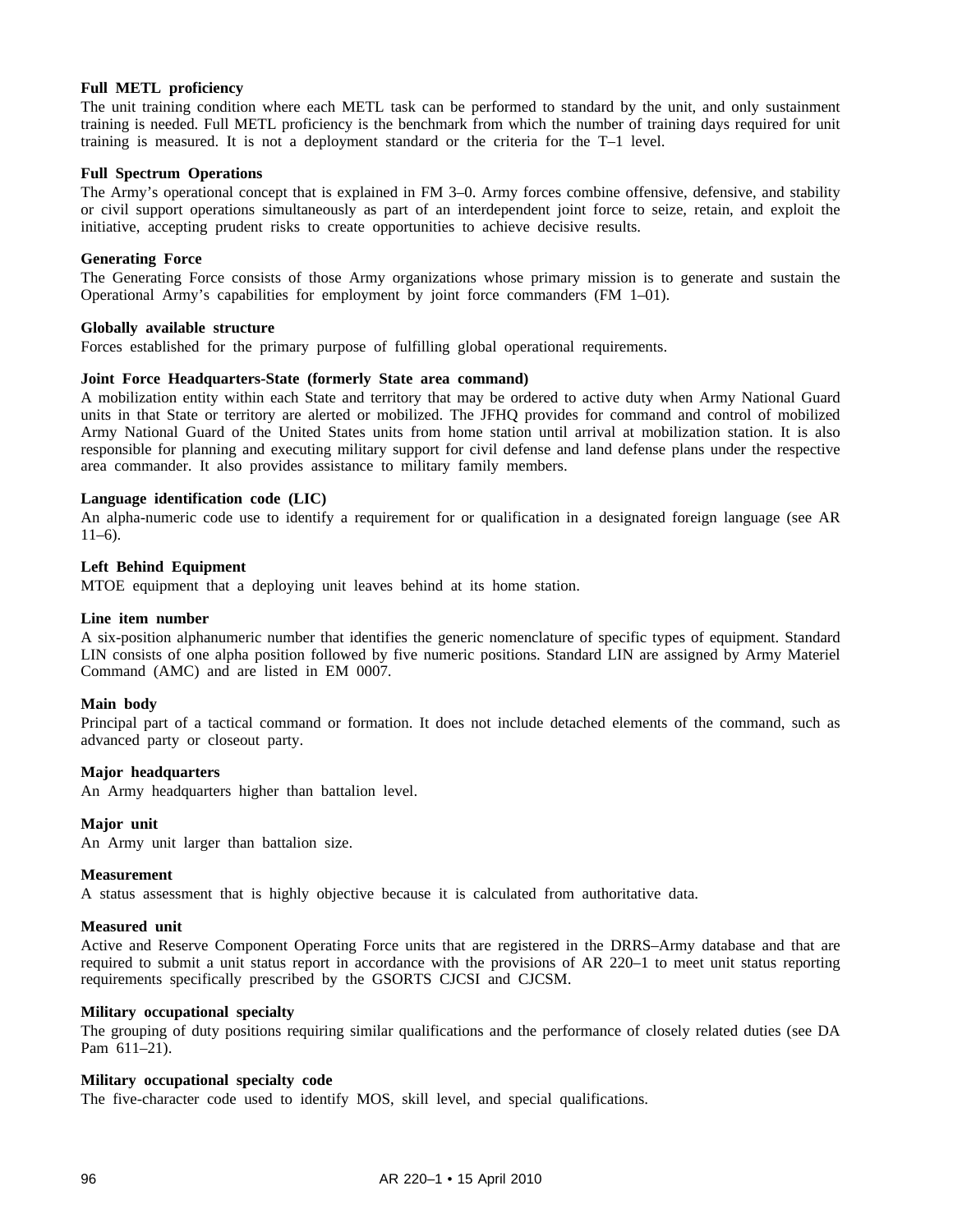**Full METL proficiency**
The unit training condition where each METL task can be performed to standard by the unit, and only sustainment training is needed. Full METL proficiency is the benchmark from which the number of training days required for unit training is measured. It is not a deployment standard or the criteria for the T–1 level.

**Full Spectrum Operations**
The Army's operational concept that is explained in FM 3–0. Army forces combine offensive, defensive, and stability or civil support operations simultaneously as part of an interdependent joint force to seize, retain, and exploit the initiative, accepting prudent risks to create opportunities to achieve decisive results.

**Generating Force**
The Generating Force consists of those Army organizations whose primary mission is to generate and sustain the Operational Army's capabilities for employment by joint force commanders (FM 1–01).

**Globally available structure**
Forces established for the primary purpose of fulfilling global operational requirements.

**Joint Force Headquarters-State (formerly State area command)**
A mobilization entity within each State and territory that may be ordered to active duty when Army National Guard units in that State or territory are alerted or mobilized. The JFHQ provides for command and control of mobilized Army National Guard of the United States units from home station until arrival at mobilization station. It is also responsible for planning and executing military support for civil defense and land defense plans under the respective area commander. It also provides assistance to military family members.

**Language identification code (LIC)**
An alpha-numeric code use to identify a requirement for or qualification in a designated foreign language (see AR 11–6).

**Left Behind Equipment**
MTOE equipment that a deploying unit leaves behind at its home station.

**Line item number**
A six-position alphanumeric number that identifies the generic nomenclature of specific types of equipment. Standard LIN consists of one alpha position followed by five numeric positions. Standard LIN are assigned by Army Materiel Command (AMC) and are listed in EM 0007.

**Main body**
Principal part of a tactical command or formation. It does not include detached elements of the command, such as advanced party or closeout party.

**Major headquarters**
An Army headquarters higher than battalion level.

**Major unit**
An Army unit larger than battalion size.

**Measurement**
A status assessment that is highly objective because it is calculated from authoritative data.

**Measured unit**
Active and Reserve Component Operating Force units that are registered in the DRRS–Army database and that are required to submit a unit status report in accordance with the provisions of AR 220–1 to meet unit status reporting requirements specifically prescribed by the GSORTS CJCSI and CJCSM.

**Military occupational specialty**
The grouping of duty positions requiring similar qualifications and the performance of closely related duties (see DA Pam 611–21).

**Military occupational specialty code**
The five-character code used to identify MOS, skill level, and special qualifications.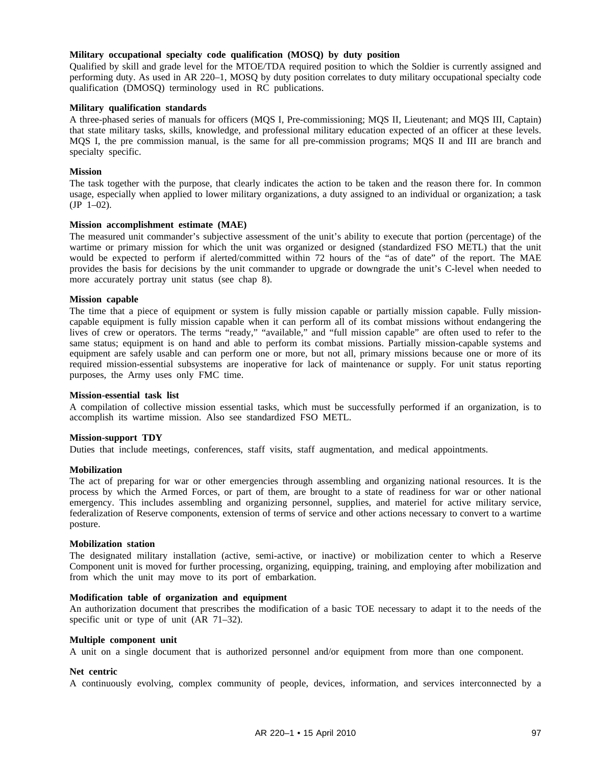**Military occupational specialty code qualification (MOSQ) by duty position**
Qualified by skill and grade level for the MTOE/TDA required position to which the Soldier is currently assigned and performing duty. As used in AR 220–1, MOSQ by duty position correlates to duty military occupational specialty code qualification (DMOSQ) terminology used in RC publications.

**Military qualification standards**
A three-phased series of manuals for officers (MQS I, Pre-commissioning; MQS II, Lieutenant; and MQS III, Captain) that state military tasks, skills, knowledge, and professional military education expected of an officer at these levels. MQS I, the pre commission manual, is the same for all pre-commission programs; MQS II and III are branch and specialty specific.

**Mission**
The task together with the purpose, that clearly indicates the action to be taken and the reason there for. In common usage, especially when applied to lower military organizations, a duty assigned to an individual or organization; a task (JP 1–02).

**Mission accomplishment estimate (MAE)**
The measured unit commander's subjective assessment of the unit's ability to execute that portion (percentage) of the wartime or primary mission for which the unit was organized or designed (standardized FSO METL) that the unit would be expected to perform if alerted/committed within 72 hours of the "as of date" of the report. The MAE provides the basis for decisions by the unit commander to upgrade or downgrade the unit's C-level when needed to more accurately portray unit status (see chap 8).

**Mission capable**
The time that a piece of equipment or system is fully mission capable or partially mission capable. Fully mission-capable equipment is fully mission capable when it can perform all of its combat missions without endangering the lives of crew or operators. The terms "ready," "available," and "full mission capable" are often used to refer to the same status; equipment is on hand and able to perform its combat missions. Partially mission-capable systems and equipment are safely usable and can perform one or more, but not all, primary missions because one or more of its required mission-essential subsystems are inoperative for lack of maintenance or supply. For unit status reporting purposes, the Army uses only FMC time.

**Mission-essential task list**
A compilation of collective mission essential tasks, which must be successfully performed if an organization, is to accomplish its wartime mission. Also see standardized FSO METL.

**Mission-support TDY**
Duties that include meetings, conferences, staff visits, staff augmentation, and medical appointments.

**Mobilization**
The act of preparing for war or other emergencies through assembling and organizing national resources. It is the process by which the Armed Forces, or part of them, are brought to a state of readiness for war or other national emergency. This includes assembling and organizing personnel, supplies, and materiel for active military service, federalization of Reserve components, extension of terms of service and other actions necessary to convert to a wartime posture.

**Mobilization station**
The designated military installation (active, semi-active, or inactive) or mobilization center to which a Reserve Component unit is moved for further processing, organizing, equipping, training, and employing after mobilization and from which the unit may move to its port of embarkation.

**Modification table of organization and equipment**
An authorization document that prescribes the modification of a basic TOE necessary to adapt it to the needs of the specific unit or type of unit (AR 71–32).

**Multiple component unit**
A unit on a single document that is authorized personnel and/or equipment from more than one component.

**Net centric**
A continuously evolving, complex community of people, devices, information, and services interconnected by a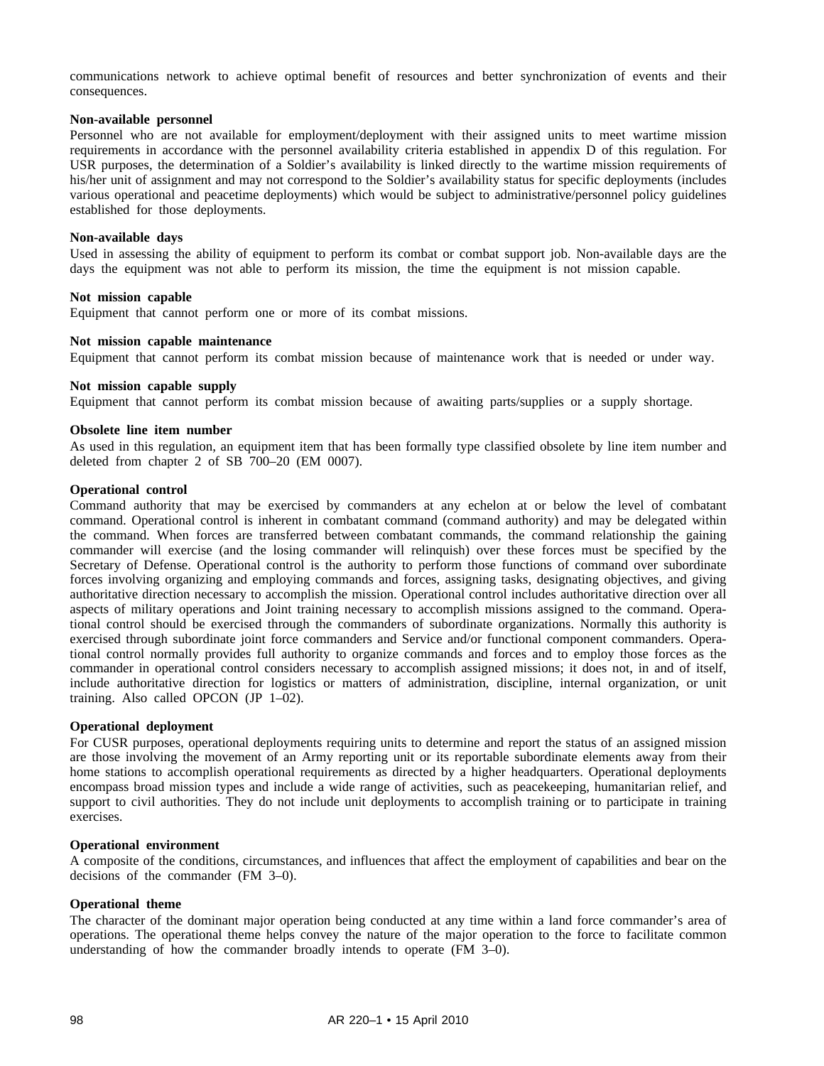communications network to achieve optimal benefit of resources and better synchronization of events and their consequences.

**Non-available personnel**

Personnel who are not available for employment/deployment with their assigned units to meet wartime mission requirements in accordance with the personnel availability criteria established in appendix D of this regulation. For USR purposes, the determination of a Soldier's availability is linked directly to the wartime mission requirements of his/her unit of assignment and may not correspond to the Soldier's availability status for specific deployments (includes various operational and peacetime deployments) which would be subject to administrative/personnel policy guidelines established for those deployments.

**Non-available days**

Used in assessing the ability of equipment to perform its combat or combat support job. Non-available days are the days the equipment was not able to perform its mission, the time the equipment is not mission capable.

**Not mission capable**

Equipment that cannot perform one or more of its combat missions.

**Not mission capable maintenance**

Equipment that cannot perform its combat mission because of maintenance work that is needed or under way.

**Not mission capable supply**

Equipment that cannot perform its combat mission because of awaiting parts/supplies or a supply shortage.

**Obsolete line item number**

As used in this regulation, an equipment item that has been formally type classified obsolete by line item number and deleted from chapter 2 of SB 700–20 (EM 0007).

**Operational control**

Command authority that may be exercised by commanders at any echelon at or below the level of combatant command. Operational control is inherent in combatant command (command authority) and may be delegated within the command. When forces are transferred between combatant commands, the command relationship the gaining commander will exercise (and the losing commander will relinquish) over these forces must be specified by the Secretary of Defense. Operational control is the authority to perform those functions of command over subordinate forces involving organizing and employing commands and forces, assigning tasks, designating objectives, and giving authoritative direction necessary to accomplish the mission. Operational control includes authoritative direction over all aspects of military operations and Joint training necessary to accomplish missions assigned to the command. Operational control should be exercised through the commanders of subordinate organizations. Normally this authority is exercised through subordinate joint force commanders and Service and/or functional component commanders. Operational control normally provides full authority to organize commands and forces and to employ those forces as the commander in operational control considers necessary to accomplish assigned missions; it does not, in and of itself, include authoritative direction for logistics or matters of administration, discipline, internal organization, or unit training. Also called OPCON (JP 1–02).

**Operational deployment**

For CUSR purposes, operational deployments requiring units to determine and report the status of an assigned mission are those involving the movement of an Army reporting unit or its reportable subordinate elements away from their home stations to accomplish operational requirements as directed by a higher headquarters. Operational deployments encompass broad mission types and include a wide range of activities, such as peacekeeping, humanitarian relief, and support to civil authorities. They do not include unit deployments to accomplish training or to participate in training exercises.

**Operational environment**

A composite of the conditions, circumstances, and influences that affect the employment of capabilities and bear on the decisions of the commander (FM 3–0).

**Operational theme**

The character of the dominant major operation being conducted at any time within a land force commander's area of operations. The operational theme helps convey the nature of the major operation to the force to facilitate common understanding of how the commander broadly intends to operate (FM 3–0).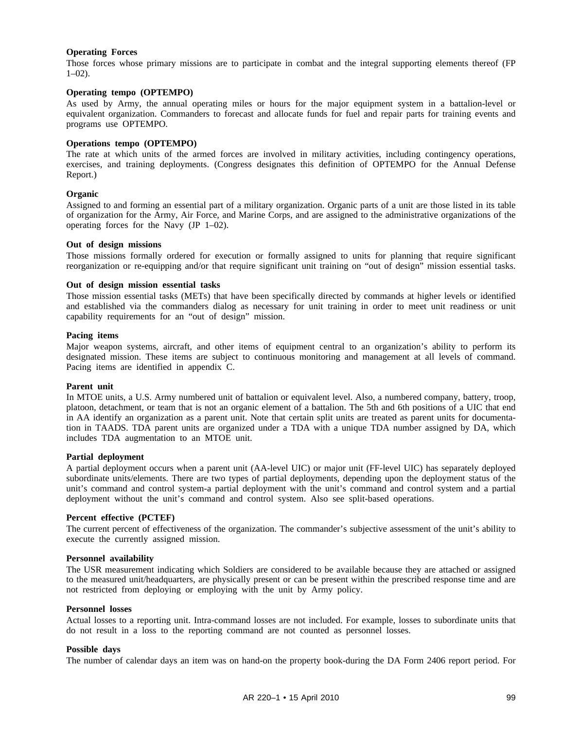**Operating Forces**

Those forces whose primary missions are to participate in combat and the integral supporting elements thereof (FP 1–02).

**Operating tempo (OPTEMPO)**

As used by Army, the annual operating miles or hours for the major equipment system in a battalion-level or equivalent organization. Commanders to forecast and allocate funds for fuel and repair parts for training events and programs use OPTEMPO.

**Operations tempo (OPTEMPO)**

The rate at which units of the armed forces are involved in military activities, including contingency operations, exercises, and training deployments. (Congress designates this definition of OPTEMPO for the Annual Defense Report.)

**Organic**

Assigned to and forming an essential part of a military organization. Organic parts of a unit are those listed in its table of organization for the Army, Air Force, and Marine Corps, and are assigned to the administrative organizations of the operating forces for the Navy (JP 1–02).

**Out of design missions**

Those missions formally ordered for execution or formally assigned to units for planning that require significant reorganization or re-equipping and/or that require significant unit training on "out of design" mission essential tasks.

**Out of design mission essential tasks**

Those mission essential tasks (METs) that have been specifically directed by commands at higher levels or identified and established via the commanders dialog as necessary for unit training in order to meet unit readiness or unit capability requirements for an "out of design" mission.

**Pacing items**

Major weapon systems, aircraft, and other items of equipment central to an organization's ability to perform its designated mission. These items are subject to continuous monitoring and management at all levels of command. Pacing items are identified in appendix C.

**Parent unit**

In MTOE units, a U.S. Army numbered unit of battalion or equivalent level. Also, a numbered company, battery, troop, platoon, detachment, or team that is not an organic element of a battalion. The 5th and 6th positions of a UIC that end in AA identify an organization as a parent unit. Note that certain split units are treated as parent units for documentation in TAADS. TDA parent units are organized under a TDA with a unique TDA number assigned by DA, which includes TDA augmentation to an MTOE unit.

**Partial deployment**

A partial deployment occurs when a parent unit (AA-level UIC) or major unit (FF-level UIC) has separately deployed subordinate units/elements. There are two types of partial deployments, depending upon the deployment status of the unit's command and control system-a partial deployment with the unit's command and control system and a partial deployment without the unit's command and control system. Also see split-based operations.

**Percent effective (PCTEF)**

The current percent of effectiveness of the organization. The commander's subjective assessment of the unit's ability to execute the currently assigned mission.

**Personnel availability**

The USR measurement indicating which Soldiers are considered to be available because they are attached or assigned to the measured unit/headquarters, are physically present or can be present within the prescribed response time and are not restricted from deploying or employing with the unit by Army policy.

**Personnel losses**

Actual losses to a reporting unit. Intra-command losses are not included. For example, losses to subordinate units that do not result in a loss to the reporting command are not counted as personnel losses.

**Possible days**

The number of calendar days an item was on hand-on the property book-during the DA Form 2406 report period. For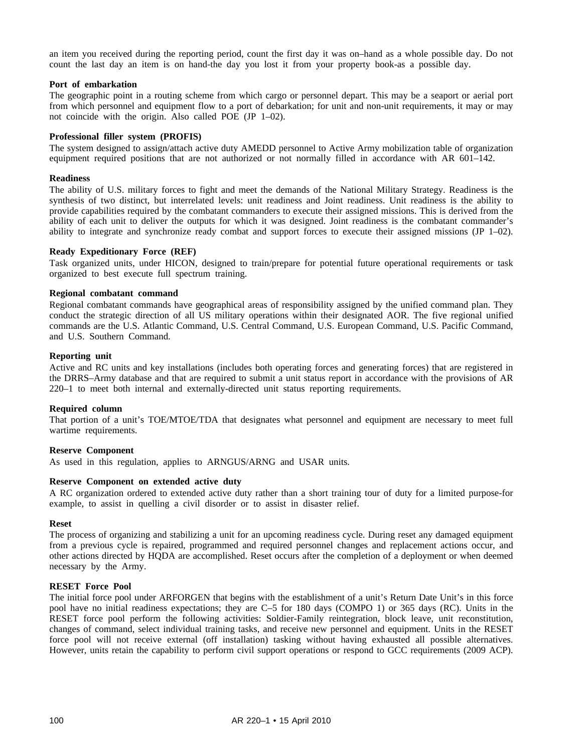an item you received during the reporting period, count the first day it was on–hand as a whole possible day. Do not count the last day an item is on hand-the day you lost it from your property book-as a possible day.

**Port of embarkation**
The geographic point in a routing scheme from which cargo or personnel depart. This may be a seaport or aerial port from which personnel and equipment flow to a port of debarkation; for unit and non-unit requirements, it may or may not coincide with the origin. Also called POE (JP 1–02).

**Professional filler system (PROFIS)**
The system designed to assign/attach active duty AMEDD personnel to Active Army mobilization table of organization equipment required positions that are not authorized or not normally filled in accordance with AR 601–142.

**Readiness**
The ability of U.S. military forces to fight and meet the demands of the National Military Strategy. Readiness is the synthesis of two distinct, but interrelated levels: unit readiness and Joint readiness. Unit readiness is the ability to provide capabilities required by the combatant commanders to execute their assigned missions. This is derived from the ability of each unit to deliver the outputs for which it was designed. Joint readiness is the combatant commander's ability to integrate and synchronize ready combat and support forces to execute their assigned missions (JP 1–02).

**Ready Expeditionary Force (REF)**
Task organized units, under HICON, designed to train/prepare for potential future operational requirements or task organized to best execute full spectrum training.

**Regional combatant command**
Regional combatant commands have geographical areas of responsibility assigned by the unified command plan. They conduct the strategic direction of all US military operations within their designated AOR. The five regional unified commands are the U.S. Atlantic Command, U.S. Central Command, U.S. European Command, U.S. Pacific Command, and U.S. Southern Command.

**Reporting unit**
Active and RC units and key installations (includes both operating forces and generating forces) that are registered in the DRRS–Army database and that are required to submit a unit status report in accordance with the provisions of AR 220–1 to meet both internal and externally-directed unit status reporting requirements.

**Required column**
That portion of a unit's TOE/MTOE/TDA that designates what personnel and equipment are necessary to meet full wartime requirements.

**Reserve Component**
As used in this regulation, applies to ARNGUS/ARNG and USAR units.

**Reserve Component on extended active duty**
A RC organization ordered to extended active duty rather than a short training tour of duty for a limited purpose-for example, to assist in quelling a civil disorder or to assist in disaster relief.

**Reset**
The process of organizing and stabilizing a unit for an upcoming readiness cycle. During reset any damaged equipment from a previous cycle is repaired, programmed and required personnel changes and replacement actions occur, and other actions directed by HQDA are accomplished. Reset occurs after the completion of a deployment or when deemed necessary by the Army.

**RESET Force Pool**
The initial force pool under ARFORGEN that begins with the establishment of a unit's Return Date Unit's in this force pool have no initial readiness expectations; they are C–5 for 180 days (COMPO 1) or 365 days (RC). Units in the RESET force pool perform the following activities: Soldier-Family reintegration, block leave, unit reconstitution, changes of command, select individual training tasks, and receive new personnel and equipment. Units in the RESET force pool will not receive external (off installation) tasking without having exhausted all possible alternatives. However, units retain the capability to perform civil support operations or respond to GCC requirements (2009 ACP).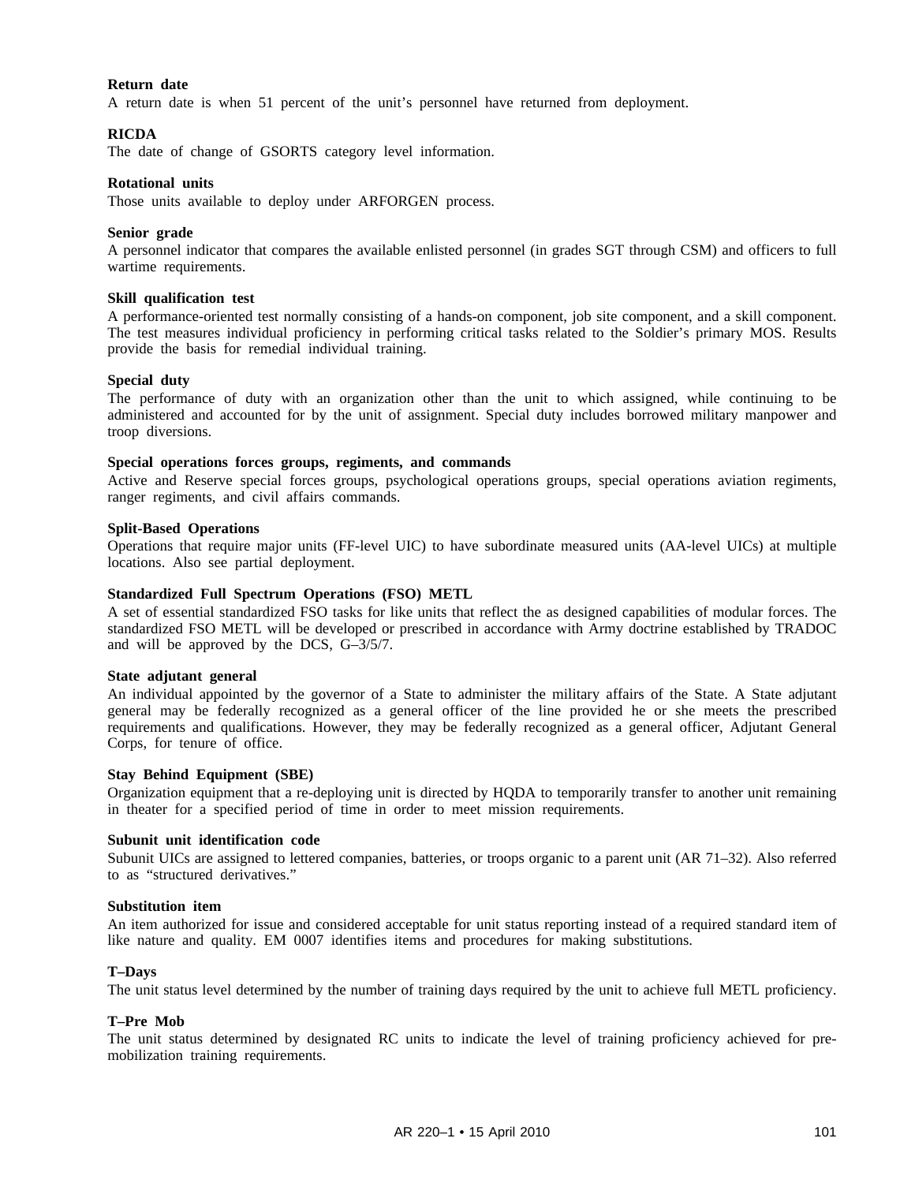**Return date**
A return date is when 51 percent of the unit's personnel have returned from deployment.

**RICDA**
The date of change of GSORTS category level information.

**Rotational units**
Those units available to deploy under ARFORGEN process.

**Senior grade**
A personnel indicator that compares the available enlisted personnel (in grades SGT through CSM) and officers to full wartime requirements.

**Skill qualification test**
A performance-oriented test normally consisting of a hands-on component, job site component, and a skill component. The test measures individual proficiency in performing critical tasks related to the Soldier's primary MOS. Results provide the basis for remedial individual training.

**Special duty**
The performance of duty with an organization other than the unit to which assigned, while continuing to be administered and accounted for by the unit of assignment. Special duty includes borrowed military manpower and troop diversions.

**Special operations forces groups, regiments, and commands**
Active and Reserve special forces groups, psychological operations groups, special operations aviation regiments, ranger regiments, and civil affairs commands.

**Split-Based Operations**
Operations that require major units (FF-level UIC) to have subordinate measured units (AA-level UICs) at multiple locations. Also see partial deployment.

**Standardized Full Spectrum Operations (FSO) METL**
A set of essential standardized FSO tasks for like units that reflect the as designed capabilities of modular forces. The standardized FSO METL will be developed or prescribed in accordance with Army doctrine established by TRADOC and will be approved by the DCS, G–3/5/7.

**State adjutant general**
An individual appointed by the governor of a State to administer the military affairs of the State. A State adjutant general may be federally recognized as a general officer of the line provided he or she meets the prescribed requirements and qualifications. However, they may be federally recognized as a general officer, Adjutant General Corps, for tenure of office.

**Stay Behind Equipment (SBE)**
Organization equipment that a re-deploying unit is directed by HQDA to temporarily transfer to another unit remaining in theater for a specified period of time in order to meet mission requirements.

**Subunit unit identification code**
Subunit UICs are assigned to lettered companies, batteries, or troops organic to a parent unit (AR 71–32). Also referred to as "structured derivatives."

**Substitution item**
An item authorized for issue and considered acceptable for unit status reporting instead of a required standard item of like nature and quality. EM 0007 identifies items and procedures for making substitutions.

**T–Days**
The unit status level determined by the number of training days required by the unit to achieve full METL proficiency.

**T–Pre Mob**
The unit status determined by designated RC units to indicate the level of training proficiency achieved for pre-mobilization training requirements.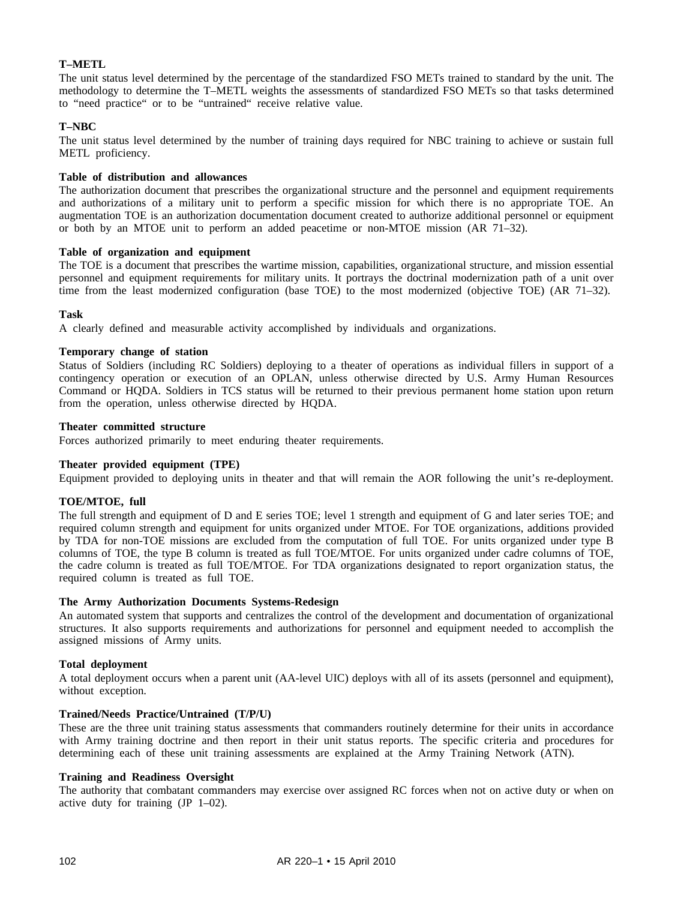**T–METL**

The unit status level determined by the percentage of the standardized FSO METs trained to standard by the unit. The methodology to determine the T–METL weights the assessments of standardized FSO METs so that tasks determined to "need practice" or to be "untrained" receive relative value.

**T–NBC**

The unit status level determined by the number of training days required for NBC training to achieve or sustain full METL proficiency.

**Table of distribution and allowances**

The authorization document that prescribes the organizational structure and the personnel and equipment requirements and authorizations of a military unit to perform a specific mission for which there is no appropriate TOE. An augmentation TOE is an authorization documentation document created to authorize additional personnel or equipment or both by an MTOE unit to perform an added peacetime or non-MTOE mission (AR 71–32).

**Table of organization and equipment**

The TOE is a document that prescribes the wartime mission, capabilities, organizational structure, and mission essential personnel and equipment requirements for military units. It portrays the doctrinal modernization path of a unit over time from the least modernized configuration (base TOE) to the most modernized (objective TOE) (AR 71–32).

**Task**

A clearly defined and measurable activity accomplished by individuals and organizations.

**Temporary change of station**

Status of Soldiers (including RC Soldiers) deploying to a theater of operations as individual fillers in support of a contingency operation or execution of an OPLAN, unless otherwise directed by U.S. Army Human Resources Command or HQDA. Soldiers in TCS status will be returned to their previous permanent home station upon return from the operation, unless otherwise directed by HQDA.

**Theater committed structure**

Forces authorized primarily to meet enduring theater requirements.

**Theater provided equipment (TPE)**

Equipment provided to deploying units in theater and that will remain the AOR following the unit's re-deployment.

**TOE/MTOE, full**

The full strength and equipment of D and E series TOE; level 1 strength and equipment of G and later series TOE; and required column strength and equipment for units organized under MTOE. For TOE organizations, additions provided by TDA for non-TOE missions are excluded from the computation of full TOE. For units organized under type B columns of TOE, the type B column is treated as full TOE/MTOE. For units organized under cadre columns of TOE, the cadre column is treated as full TOE/MTOE. For TDA organizations designated to report organization status, the required column is treated as full TOE.

**The Army Authorization Documents Systems-Redesign**

An automated system that supports and centralizes the control of the development and documentation of organizational structures. It also supports requirements and authorizations for personnel and equipment needed to accomplish the assigned missions of Army units.

**Total deployment**

A total deployment occurs when a parent unit (AA-level UIC) deploys with all of its assets (personnel and equipment), without exception.

**Trained/Needs Practice/Untrained (T/P/U)**

These are the three unit training status assessments that commanders routinely determine for their units in accordance with Army training doctrine and then report in their unit status reports. The specific criteria and procedures for determining each of these unit training assessments are explained at the Army Training Network (ATN).

**Training and Readiness Oversight**

The authority that combatant commanders may exercise over assigned RC forces when not on active duty or when on active duty for training (JP 1–02).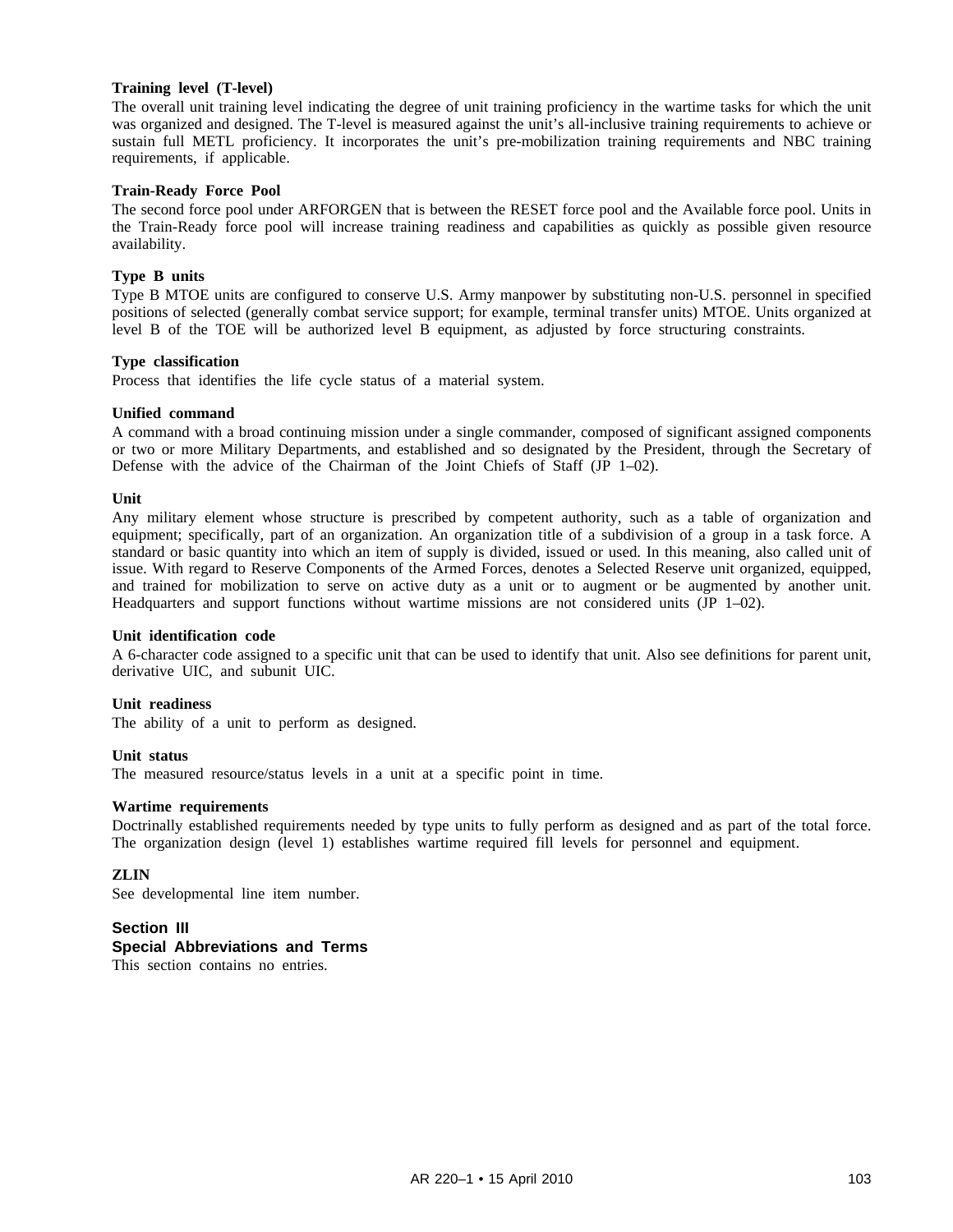**Training level (T-level)**
The overall unit training level indicating the degree of unit training proficiency in the wartime tasks for which the unit was organized and designed. The T-level is measured against the unit's all-inclusive training requirements to achieve or sustain full METL proficiency. It incorporates the unit's pre-mobilization training requirements and NBC training requirements, if applicable.

**Train-Ready Force Pool**
The second force pool under ARFORGEN that is between the RESET force pool and the Available force pool. Units in the Train-Ready force pool will increase training readiness and capabilities as quickly as possible given resource availability.

**Type B units**
Type B MTOE units are configured to conserve U.S. Army manpower by substituting non-U.S. personnel in specified positions of selected (generally combat service support; for example, terminal transfer units) MTOE. Units organized at level B of the TOE will be authorized level B equipment, as adjusted by force structuring constraints.

**Type classification**
Process that identifies the life cycle status of a material system.

**Unified command**
A command with a broad continuing mission under a single commander, composed of significant assigned components or two or more Military Departments, and established and so designated by the President, through the Secretary of Defense with the advice of the Chairman of the Joint Chiefs of Staff (JP 1–02).

**Unit**
Any military element whose structure is prescribed by competent authority, such as a table of organization and equipment; specifically, part of an organization. An organization title of a subdivision of a group in a task force. A standard or basic quantity into which an item of supply is divided, issued or used. In this meaning, also called unit of issue. With regard to Reserve Components of the Armed Forces, denotes a Selected Reserve unit organized, equipped, and trained for mobilization to serve on active duty as a unit or to augment or be augmented by another unit. Headquarters and support functions without wartime missions are not considered units (JP 1–02).

**Unit identification code**
A 6-character code assigned to a specific unit that can be used to identify that unit. Also see definitions for parent unit, derivative UIC, and subunit UIC.

**Unit readiness**
The ability of a unit to perform as designed.

**Unit status**
The measured resource/status levels in a unit at a specific point in time.

**Wartime requirements**
Doctrinally established requirements needed by type units to fully perform as designed and as part of the total force. The organization design (level 1) establishes wartime required fill levels for personnel and equipment.

**ZLIN**
See developmental line item number.

## Section III
## Special Abbreviations and Terms

This section contains no entries.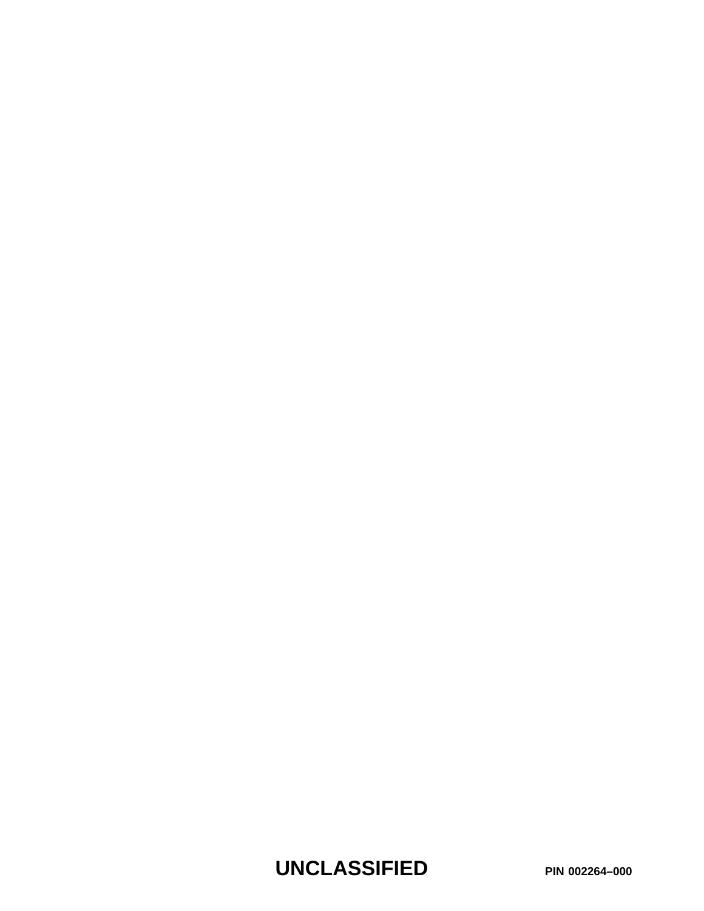UNCLASSIFIED

PIN 002264–000